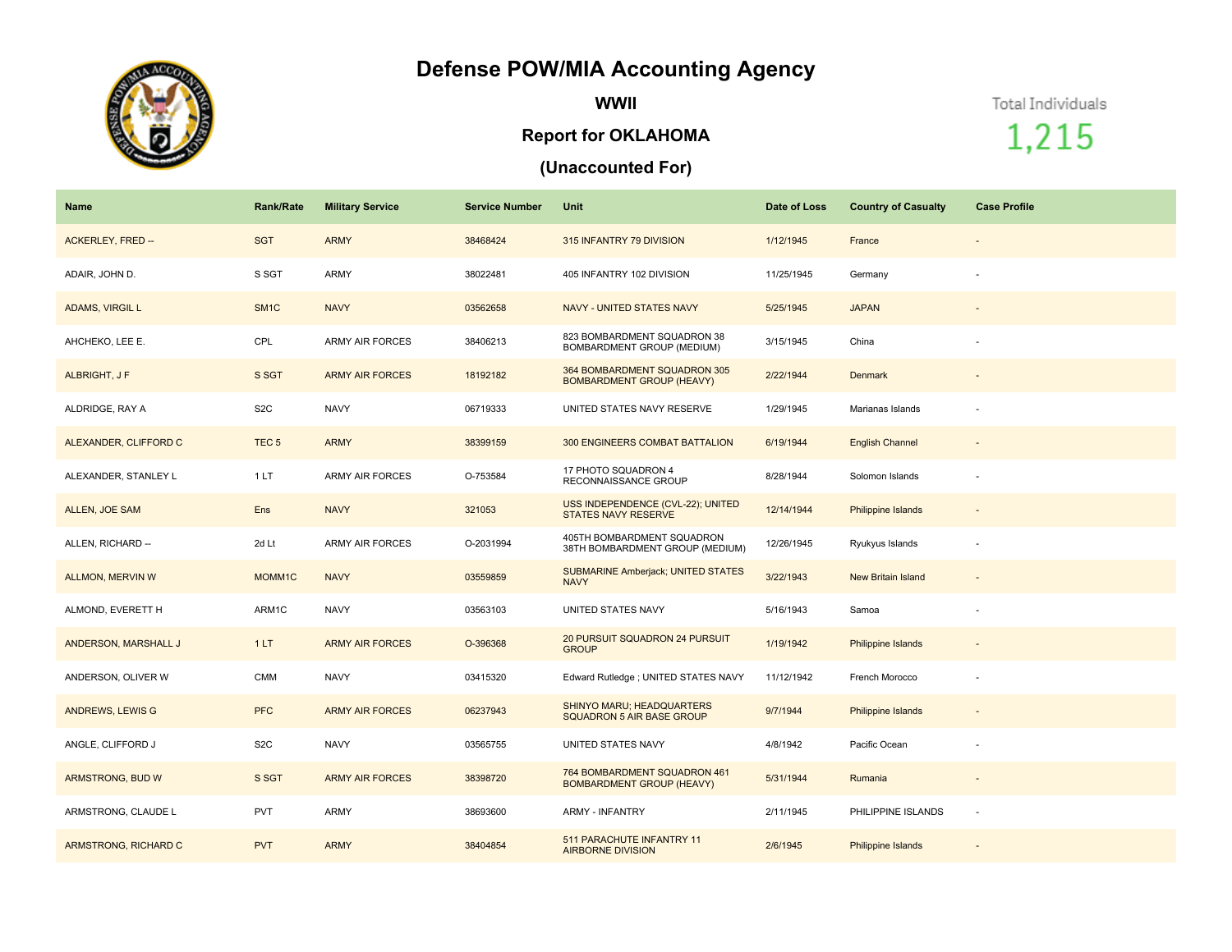# Defense POW/MIA Accounting Agency

## WWII

## Report for OKLAHOMA

## (Unaccounted For)

Total Individuals

1,215

| Name | Rank/Rate | Military Service | Service Number | Unit | Date of Loss | Country of Casualty | Case Profile |
|---|---|---|---|---|---|---|---|
| ACKERLEY, FRED -- | SGT | ARMY | 38468424 | 315 INFANTRY 79 DIVISION | 1/12/1945 | France | - |
| ADAIR, JOHN D. | S SGT | ARMY | 38022481 | 405 INFANTRY 102 DIVISION | 11/25/1945 | Germany | - |
| ADAMS, VIRGIL L | SM1C | NAVY | 03562658 | NAVY - UNITED STATES NAVY | 5/25/1945 | JAPAN | - |
| AHCHEKO, LEE E. | CPL | ARMY AIR FORCES | 38406213 | 823 BOMBARDMENT SQUADRON 38 BOMBARDMENT GROUP (MEDIUM) | 3/15/1945 | China | - |
| ALBRIGHT, J F | S SGT | ARMY AIR FORCES | 18192182 | 364 BOMBARDMENT SQUADRON 305 BOMBARDMENT GROUP (HEAVY) | 2/22/1944 | Denmark | - |
| ALDRIDGE, RAY A | S2C | NAVY | 06719333 | UNITED STATES NAVY RESERVE | 1/29/1945 | Marianas Islands | - |
| ALEXANDER, CLIFFORD C | TEC 5 | ARMY | 38399159 | 300 ENGINEERS COMBAT BATTALION | 6/19/1944 | English Channel | - |
| ALEXANDER, STANLEY L | 1 LT | ARMY AIR FORCES | O-753584 | 17 PHOTO SQUADRON 4 RECONNAISSANCE GROUP | 8/28/1944 | Solomon Islands | - |
| ALLEN, JOE SAM | Ens | NAVY | 321053 | USS INDEPENDENCE (CVL-22); UNITED STATES NAVY RESERVE | 12/14/1944 | Philippine Islands | - |
| ALLEN, RICHARD -- | 2d Lt | ARMY AIR FORCES | O-2031994 | 405TH BOMBARDMENT SQUADRON 38TH BOMBARDMENT GROUP (MEDIUM) | 12/26/1945 | Ryukyus Islands | - |
| ALLMON, MERVIN W | MOMM1C | NAVY | 03559859 | SUBMARINE Amberjack; UNITED STATES NAVY | 3/22/1943 | New Britain Island | - |
| ALMOND, EVERETT H | ARM1C | NAVY | 03563103 | UNITED STATES NAVY | 5/16/1943 | Samoa | - |
| ANDERSON, MARSHALL J | 1 LT | ARMY AIR FORCES | O-396368 | 20 PURSUIT SQUADRON 24 PURSUIT GROUP | 1/19/1942 | Philippine Islands | - |
| ANDERSON, OLIVER W | CMM | NAVY | 03415320 | Edward Rutledge ; UNITED STATES NAVY | 11/12/1942 | French Morocco | - |
| ANDREWS, LEWIS G | PFC | ARMY AIR FORCES | 06237943 | SHINYO MARU; HEADQUARTERS SQUADRON 5 AIR BASE GROUP | 9/7/1944 | Philippine Islands | - |
| ANGLE, CLIFFORD J | S2C | NAVY | 03565755 | UNITED STATES NAVY | 4/8/1942 | Pacific Ocean | - |
| ARMSTRONG, BUD W | S SGT | ARMY AIR FORCES | 38398720 | 764 BOMBARDMENT SQUADRON 461 BOMBARDMENT GROUP (HEAVY) | 5/31/1944 | Rumania | - |
| ARMSTRONG, CLAUDE L | PVT | ARMY | 38693600 | ARMY - INFANTRY | 2/11/1945 | PHILIPPINE ISLANDS | - |
| ARMSTRONG, RICHARD C | PVT | ARMY | 38404854 | 511 PARACHUTE INFANTRY 11 AIRBORNE DIVISION | 2/6/1945 | Philippine Islands | - |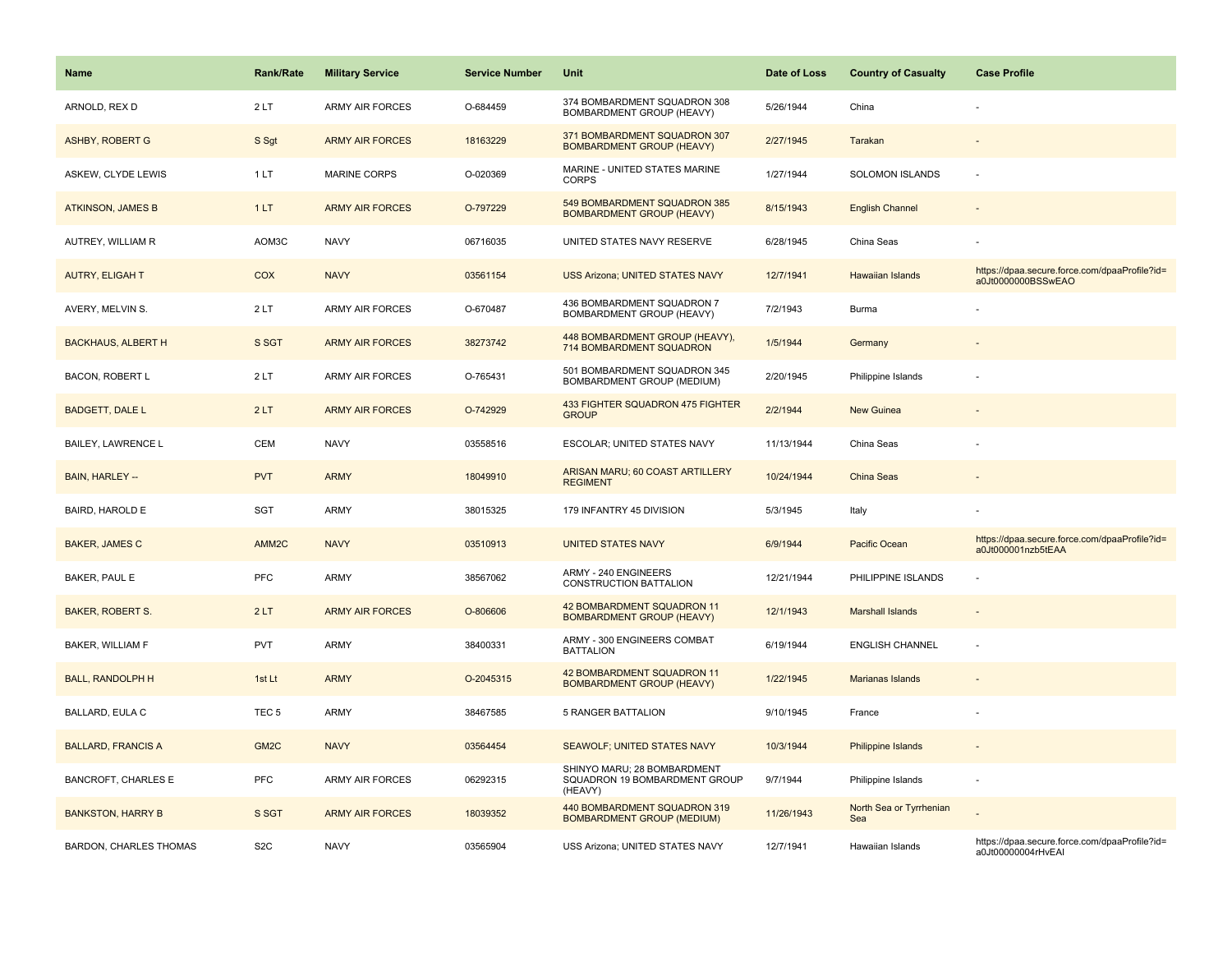| Name | Rank/Rate | Military Service | Service Number | Unit | Date of Loss | Country of Casualty | Case Profile |
| --- | --- | --- | --- | --- | --- | --- | --- |
| ARNOLD, REX D | 2 LT | ARMY AIR FORCES | O-684459 | 374 BOMBARDMENT SQUADRON 308 BOMBARDMENT GROUP (HEAVY) | 5/26/1944 | China | - |
| ASHBY, ROBERT G | S Sgt | ARMY AIR FORCES | 18163229 | 371 BOMBARDMENT SQUADRON 307 BOMBARDMENT GROUP (HEAVY) | 2/27/1945 | Tarakan | - |
| ASKEW, CLYDE LEWIS | 1 LT | MARINE CORPS | O-020369 | MARINE - UNITED STATES MARINE CORPS | 1/27/1944 | SOLOMON ISLANDS | - |
| ATKINSON, JAMES B | 1 LT | ARMY AIR FORCES | O-797229 | 549 BOMBARDMENT SQUADRON 385 BOMBARDMENT GROUP (HEAVY) | 8/15/1943 | English Channel | - |
| AUTREY, WILLIAM R | AOM3C | NAVY | 06716035 | UNITED STATES NAVY RESERVE | 6/28/1945 | China Seas | - |
| AUTRY, ELIGAH T | COX | NAVY | 03561154 | USS Arizona; UNITED STATES NAVY | 12/7/1941 | Hawaiian Islands | https://dpaa.secure.force.com/dpaaProfile?id=a0Jt0000000BSSwEAO |
| AVERY, MELVIN S. | 2 LT | ARMY AIR FORCES | O-670487 | 436 BOMBARDMENT SQUADRON 7 BOMBARDMENT GROUP (HEAVY) | 7/2/1943 | Burma | - |
| BACKHAUS, ALBERT H | S SGT | ARMY AIR FORCES | 38273742 | 448 BOMBARDMENT GROUP (HEAVY), 714 BOMBARDMENT SQUADRON | 1/5/1944 | Germany | - |
| BACON, ROBERT L | 2 LT | ARMY AIR FORCES | O-765431 | 501 BOMBARDMENT SQUADRON 345 BOMBARDMENT GROUP (MEDIUM) | 2/20/1945 | Philippine Islands | - |
| BADGETT, DALE L | 2 LT | ARMY AIR FORCES | O-742929 | 433 FIGHTER SQUADRON 475 FIGHTER GROUP | 2/2/1944 | New Guinea | - |
| BAILEY, LAWRENCE L | CEM | NAVY | 03558516 | ESCOLAR; UNITED STATES NAVY | 11/13/1944 | China Seas | - |
| BAIN, HARLEY -- | PVT | ARMY | 18049910 | ARISAN MARU; 60 COAST ARTILLERY REGIMENT | 10/24/1944 | China Seas | - |
| BAIRD, HAROLD E | SGT | ARMY | 38015325 | 179 INFANTRY 45 DIVISION | 5/3/1945 | Italy | - |
| BAKER, JAMES C | AMM2C | NAVY | 03510913 | UNITED STATES NAVY | 6/9/1944 | Pacific Ocean | https://dpaa.secure.force.com/dpaaProfile?id=a0Jt000001nzb5tEAA |
| BAKER, PAUL E | PFC | ARMY | 38567062 | ARMY - 240 ENGINEERS CONSTRUCTION BATTALION | 12/21/1944 | PHILIPPINE ISLANDS | - |
| BAKER, ROBERT S. | 2 LT | ARMY AIR FORCES | O-806606 | 42 BOMBARDMENT SQUADRON 11 BOMBARDMENT GROUP (HEAVY) | 12/1/1943 | Marshall Islands | - |
| BAKER, WILLIAM F | PVT | ARMY | 38400331 | ARMY - 300 ENGINEERS COMBAT BATTALION | 6/19/1944 | ENGLISH CHANNEL | - |
| BALL, RANDOLPH H | 1st Lt | ARMY | O-2045315 | 42 BOMBARDMENT SQUADRON 11 BOMBARDMENT GROUP (HEAVY) | 1/22/1945 | Marianas Islands | - |
| BALLARD, EULA C | TEC 5 | ARMY | 38467585 | 5 RANGER BATTALION | 9/10/1945 | France | - |
| BALLARD, FRANCIS A | GM2C | NAVY | 03564454 | SEAWOLF; UNITED STATES NAVY | 10/3/1944 | Philippine Islands | - |
| BANCROFT, CHARLES E | PFC | ARMY AIR FORCES | 06292315 | SHINYO MARU; 28 BOMBARDMENT SQUADRON 19 BOMBARDMENT GROUP (HEAVY) | 9/7/1944 | Philippine Islands | - |
| BANKSTON, HARRY B | S SGT | ARMY AIR FORCES | 18039352 | 440 BOMBARDMENT SQUADRON 319 BOMBARDMENT GROUP (MEDIUM) | 11/26/1943 | North Sea or Tyrrhenian Sea | - |
| BARDON, CHARLES THOMAS | S2C | NAVY | 03565904 | USS Arizona; UNITED STATES NAVY | 12/7/1941 | Hawaiian Islands | https://dpaa.secure.force.com/dpaaProfile?id=a0Jt00000004rHvEAI |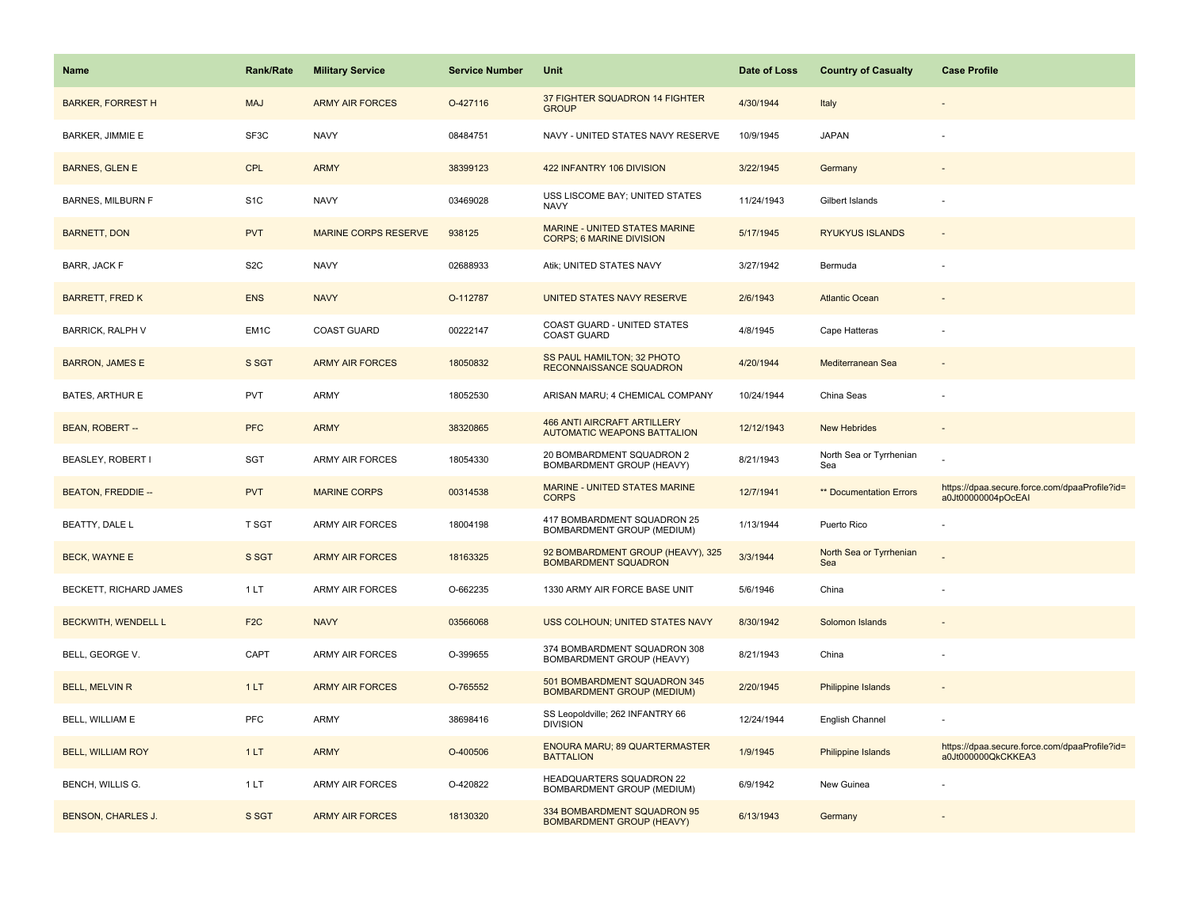| Name | Rank/Rate | Military Service | Service Number | Unit | Date of Loss | Country of Casualty | Case Profile |
|---|---|---|---|---|---|---|---|
| BARKER, FORREST H | MAJ | ARMY AIR FORCES | O-427116 | 37 FIGHTER SQUADRON 14 FIGHTER GROUP | 4/30/1944 | Italy | - |
| BARKER, JIMMIE E | SF3C | NAVY | 08484751 | NAVY - UNITED STATES NAVY RESERVE | 10/9/1945 | JAPAN | - |
| BARNES, GLEN E | CPL | ARMY | 38399123 | 422 INFANTRY 106 DIVISION | 3/22/1945 | Germany | - |
| BARNES, MILBURN F | S1C | NAVY | 03469028 | USS LISCOME BAY; UNITED STATES NAVY | 11/24/1943 | Gilbert Islands | - |
| BARNETT, DON | PVT | MARINE CORPS RESERVE | 938125 | MARINE - UNITED STATES MARINE CORPS; 6 MARINE DIVISION | 5/17/1945 | RYUKYUS ISLANDS | - |
| BARR, JACK F | S2C | NAVY | 02688933 | Atik; UNITED STATES NAVY | 3/27/1942 | Bermuda | - |
| BARRETT, FRED K | ENS | NAVY | O-112787 | UNITED STATES NAVY RESERVE | 2/6/1943 | Atlantic Ocean | - |
| BARRICK, RALPH V | EM1C | COAST GUARD | 00222147 | COAST GUARD - UNITED STATES COAST GUARD | 4/8/1945 | Cape Hatteras | - |
| BARRON, JAMES E | S SGT | ARMY AIR FORCES | 18050832 | SS PAUL HAMILTON; 32 PHOTO RECONNAISSANCE SQUADRON | 4/20/1944 | Mediterranean Sea | - |
| BATES, ARTHUR E | PVT | ARMY | 18052530 | ARISAN MARU; 4 CHEMICAL COMPANY | 10/24/1944 | China Seas | - |
| BEAN, ROBERT -- | PFC | ARMY | 38320865 | 466 ANTI AIRCRAFT ARTILLERY AUTOMATIC WEAPONS BATTALION | 12/12/1943 | New Hebrides | - |
| BEASLEY, ROBERT I | SGT | ARMY AIR FORCES | 18054330 | 20 BOMBARDMENT SQUADRON 2 BOMBARDMENT GROUP (HEAVY) | 8/21/1943 | North Sea or Tyrrhenian Sea | - |
| BEATON, FREDDIE -- | PVT | MARINE CORPS | 00314538 | MARINE - UNITED STATES MARINE CORPS | 12/7/1941 | ** Documentation Errors | https://dpaa.secure.force.com/dpaaProfile?id=a0Jt00000004pOcEAI |
| BEATTY, DALE L | T SGT | ARMY AIR FORCES | 18004198 | 417 BOMBARDMENT SQUADRON 25 BOMBARDMENT GROUP (MEDIUM) | 1/13/1944 | Puerto Rico | - |
| BECK, WAYNE E | S SGT | ARMY AIR FORCES | 18163325 | 92 BOMBARDMENT GROUP (HEAVY), 325 BOMBARDMENT SQUADRON | 3/3/1944 | North Sea or Tyrrhenian Sea | - |
| BECKETT, RICHARD JAMES | 1 LT | ARMY AIR FORCES | O-662235 | 1330 ARMY AIR FORCE BASE UNIT | 5/6/1946 | China | - |
| BECKWITH, WENDELL L | F2C | NAVY | 03566068 | USS COLHOUN; UNITED STATES NAVY | 8/30/1942 | Solomon Islands | - |
| BELL, GEORGE V. | CAPT | ARMY AIR FORCES | O-399655 | 374 BOMBARDMENT SQUADRON 308 BOMBARDMENT GROUP (HEAVY) | 8/21/1943 | China | - |
| BELL, MELVIN R | 1 LT | ARMY AIR FORCES | O-765552 | 501 BOMBARDMENT SQUADRON 345 BOMBARDMENT GROUP (MEDIUM) | 2/20/1945 | Philippine Islands | - |
| BELL, WILLIAM E | PFC | ARMY | 38698416 | SS Leopoldville; 262 INFANTRY 66 DIVISION | 12/24/1944 | English Channel | - |
| BELL, WILLIAM ROY | 1 LT | ARMY | O-400506 | ENOURA MARU; 89 QUARTERMASTER BATTALION | 1/9/1945 | Philippine Islands | https://dpaa.secure.force.com/dpaaProfile?id=a0Jt000000QkCKKEA3 |
| BENCH, WILLIS G. | 1 LT | ARMY AIR FORCES | O-420822 | HEADQUARTERS SQUADRON 22 BOMBARDMENT GROUP (MEDIUM) | 6/9/1942 | New Guinea | - |
| BENSON, CHARLES J. | S SGT | ARMY AIR FORCES | 18130320 | 334 BOMBARDMENT SQUADRON 95 BOMBARDMENT GROUP (HEAVY) | 6/13/1943 | Germany | - |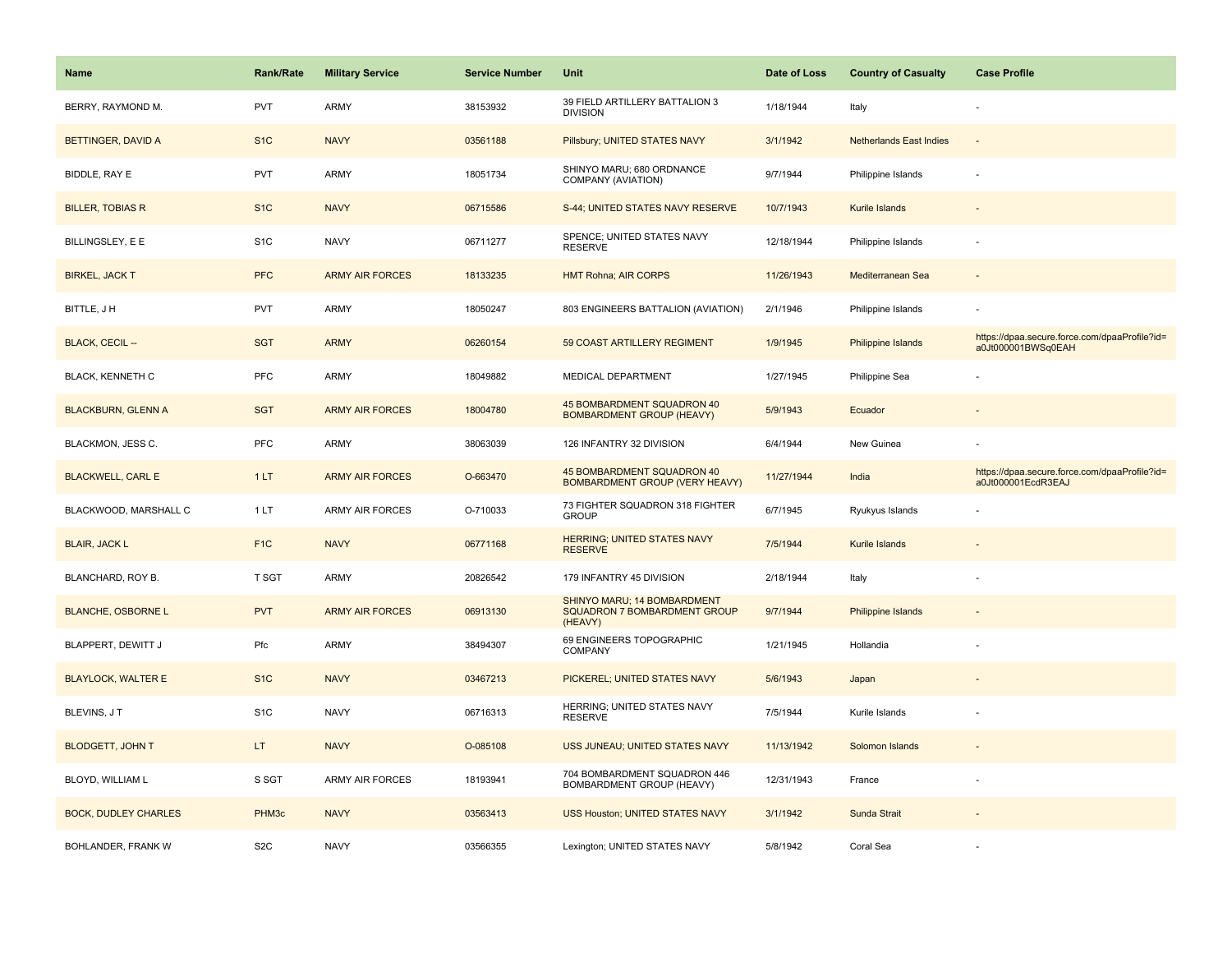| Name | Rank/Rate | Military Service | Service Number | Unit | Date of Loss | Country of Casualty | Case Profile |
|---|---|---|---|---|---|---|---|
| BERRY, RAYMOND M. | PVT | ARMY | 38153932 | 39 FIELD ARTILLERY BATTALION 3 DIVISION | 1/18/1944 | Italy | - |
| BETTINGER, DAVID A | S1C | NAVY | 03561188 | Pillsbury; UNITED STATES NAVY | 3/1/1942 | Netherlands East Indies | - |
| BIDDLE, RAY E | PVT | ARMY | 18051734 | SHINYO MARU; 680 ORDNANCE COMPANY (AVIATION) | 9/7/1944 | Philippine Islands | - |
| BILLER, TOBIAS R | S1C | NAVY | 06715586 | S-44; UNITED STATES NAVY RESERVE | 10/7/1943 | Kurile Islands | - |
| BILLINGSLEY, E E | S1C | NAVY | 06711277 | SPENCE; UNITED STATES NAVY RESERVE | 12/18/1944 | Philippine Islands | - |
| BIRKEL, JACK T | PFC | ARMY AIR FORCES | 18133235 | HMT Rohna; AIR CORPS | 11/26/1943 | Mediterranean Sea | - |
| BITTLE, J H | PVT | ARMY | 18050247 | 803 ENGINEERS BATTALION (AVIATION) | 2/1/1946 | Philippine Islands | - |
| BLACK, CECIL -- | SGT | ARMY | 06260154 | 59 COAST ARTILLERY REGIMENT | 1/9/1945 | Philippine Islands | https://dpaa.secure.force.com/dpaaProfile?id=a0Jt000001BWSq0EAH |
| BLACK, KENNETH C | PFC | ARMY | 18049882 | MEDICAL DEPARTMENT | 1/27/1945 | Philippine Sea | - |
| BLACKBURN, GLENN A | SGT | ARMY AIR FORCES | 18004780 | 45 BOMBARDMENT SQUADRON 40 BOMBARDMENT GROUP (HEAVY) | 5/9/1943 | Ecuador | - |
| BLACKMON, JESS C. | PFC | ARMY | 38063039 | 126 INFANTRY 32 DIVISION | 6/4/1944 | New Guinea | - |
| BLACKWELL, CARL E | 1 LT | ARMY AIR FORCES | O-663470 | 45 BOMBARDMENT SQUADRON 40 BOMBARDMENT GROUP (VERY HEAVY) | 11/27/1944 | India | https://dpaa.secure.force.com/dpaaProfile?id=a0Jt000001EcdR3EAJ |
| BLACKWOOD, MARSHALL C | 1 LT | ARMY AIR FORCES | O-710033 | 73 FIGHTER SQUADRON 318 FIGHTER GROUP | 6/7/1945 | Ryukyus Islands | - |
| BLAIR, JACK L | F1C | NAVY | 06771168 | HERRING; UNITED STATES NAVY RESERVE | 7/5/1944 | Kurile Islands | - |
| BLANCHARD, ROY B. | T SGT | ARMY | 20826542 | 179 INFANTRY 45 DIVISION | 2/18/1944 | Italy | - |
| BLANCHE, OSBORNE L | PVT | ARMY AIR FORCES | 06913130 | SHINYO MARU; 14 BOMBARDMENT SQUADRON 7 BOMBARDMENT GROUP (HEAVY) | 9/7/1944 | Philippine Islands | - |
| BLAPPERT, DEWITT J | Pfc | ARMY | 38494307 | 69 ENGINEERS TOPOGRAPHIC COMPANY | 1/21/1945 | Hollandia | - |
| BLAYLOCK, WALTER E | S1C | NAVY | 03467213 | PICKEREL; UNITED STATES NAVY | 5/6/1943 | Japan | - |
| BLEVINS, J T | S1C | NAVY | 06716313 | HERRING; UNITED STATES NAVY RESERVE | 7/5/1944 | Kurile Islands | - |
| BLODGETT, JOHN T | LT | NAVY | O-085108 | USS JUNEAU; UNITED STATES NAVY | 11/13/1942 | Solomon Islands | - |
| BLOYD, WILLIAM L | S SGT | ARMY AIR FORCES | 18193941 | 704 BOMBARDMENT SQUADRON 446 BOMBARDMENT GROUP (HEAVY) | 12/31/1943 | France | - |
| BOCK, DUDLEY CHARLES | PHM3c | NAVY | 03563413 | USS Houston; UNITED STATES NAVY | 3/1/1942 | Sunda Strait | - |
| BOHLANDER, FRANK W | S2C | NAVY | 03566355 | Lexington; UNITED STATES NAVY | 5/8/1942 | Coral Sea | - |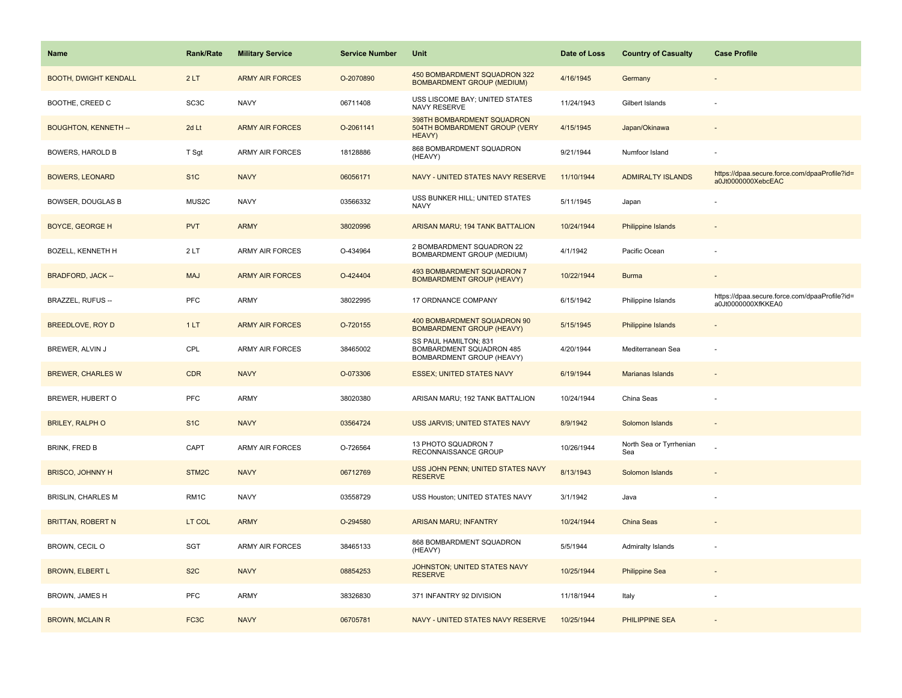| Name | Rank/Rate | Military Service | Service Number | Unit | Date of Loss | Country of Casualty | Case Profile |
|---|---|---|---|---|---|---|---|
| BOOTH, DWIGHT KENDALL | 2 LT | ARMY AIR FORCES | O-2070890 | 450 BOMBARDMENT SQUADRON 322 BOMBARDMENT GROUP (MEDIUM) | 4/16/1945 | Germany | - |
| BOOTHE, CREED C | SC3C | NAVY | 06711408 | USS LISCOME BAY; UNITED STATES NAVY RESERVE | 11/24/1943 | Gilbert Islands | - |
| BOUGHTON, KENNETH -- | 2d Lt | ARMY AIR FORCES | O-2061141 | 398TH BOMBARDMENT SQUADRON 504TH BOMBARDMENT GROUP (VERY HEAVY) | 4/15/1945 | Japan/Okinawa | - |
| BOWERS, HAROLD B | T Sgt | ARMY AIR FORCES | 18128886 | 868 BOMBARDMENT SQUADRON (HEAVY) | 9/21/1944 | Numfoor Island | - |
| BOWERS, LEONARD | S1C | NAVY | 06056171 | NAVY - UNITED STATES NAVY RESERVE | 11/10/1944 | ADMIRALTY ISLANDS | https://dpaa.secure.force.com/dpaaProfile?id=a0Jt0000000XebcEAC |
| BOWSER, DOUGLAS B | MUS2C | NAVY | 03566332 | USS BUNKER HILL; UNITED STATES NAVY | 5/11/1945 | Japan | - |
| BOYCE, GEORGE H | PVT | ARMY | 38020996 | ARISAN MARU; 194 TANK BATTALION | 10/24/1944 | Philippine Islands | - |
| BOZELL, KENNETH H | 2 LT | ARMY AIR FORCES | O-434964 | 2 BOMBARDMENT SQUADRON 22 BOMBARDMENT GROUP (MEDIUM) | 4/1/1942 | Pacific Ocean | - |
| BRADFORD, JACK -- | MAJ | ARMY AIR FORCES | O-424404 | 493 BOMBARDMENT SQUADRON 7 BOMBARDMENT GROUP (HEAVY) | 10/22/1944 | Burma | - |
| BRAZZEL, RUFUS -- | PFC | ARMY | 38022995 | 17 ORDNANCE COMPANY | 6/15/1942 | Philippine Islands | https://dpaa.secure.force.com/dpaaProfile?id=a0Jt0000000XfKKEA0 |
| BREEDLOVE, ROY D | 1 LT | ARMY AIR FORCES | O-720155 | 400 BOMBARDMENT SQUADRON 90 BOMBARDMENT GROUP (HEAVY) | 5/15/1945 | Philippine Islands | - |
| BREWER, ALVIN J | CPL | ARMY AIR FORCES | 38465002 | SS PAUL HAMILTON; 831 BOMBARDMENT SQUADRON 485 BOMBARDMENT GROUP (HEAVY) | 4/20/1944 | Mediterranean Sea | - |
| BREWER, CHARLES W | CDR | NAVY | O-073306 | ESSEX; UNITED STATES NAVY | 6/19/1944 | Marianas Islands | - |
| BREWER, HUBERT O | PFC | ARMY | 38020380 | ARISAN MARU; 192 TANK BATTALION | 10/24/1944 | China Seas | - |
| BRILEY, RALPH O | S1C | NAVY | 03564724 | USS JARVIS; UNITED STATES NAVY | 8/9/1942 | Solomon Islands | - |
| BRINK, FRED B | CAPT | ARMY AIR FORCES | O-726564 | 13 PHOTO SQUADRON 7 RECONNAISSANCE GROUP | 10/26/1944 | North Sea or Tyrrhenian Sea | - |
| BRISCO, JOHNNY H | STM2C | NAVY | 06712769 | USS JOHN PENN; UNITED STATES NAVY RESERVE | 8/13/1943 | Solomon Islands | - |
| BRISLIN, CHARLES M | RM1C | NAVY | 03558729 | USS Houston; UNITED STATES NAVY | 3/1/1942 | Java | - |
| BRITTAN, ROBERT N | LT COL | ARMY | O-294580 | ARISAN MARU; INFANTRY | 10/24/1944 | China Seas | - |
| BROWN, CECIL O | SGT | ARMY AIR FORCES | 38465133 | 868 BOMBARDMENT SQUADRON (HEAVY) | 5/5/1944 | Admiralty Islands | - |
| BROWN, ELBERT L | S2C | NAVY | 08854253 | JOHNSTON; UNITED STATES NAVY RESERVE | 10/25/1944 | Philippine Sea | - |
| BROWN, JAMES H | PFC | ARMY | 38326830 | 371 INFANTRY 92 DIVISION | 11/18/1944 | Italy | - |
| BROWN, MCLAIN R | FC3C | NAVY | 06705781 | NAVY - UNITED STATES NAVY RESERVE | 10/25/1944 | PHILIPPINE SEA | - |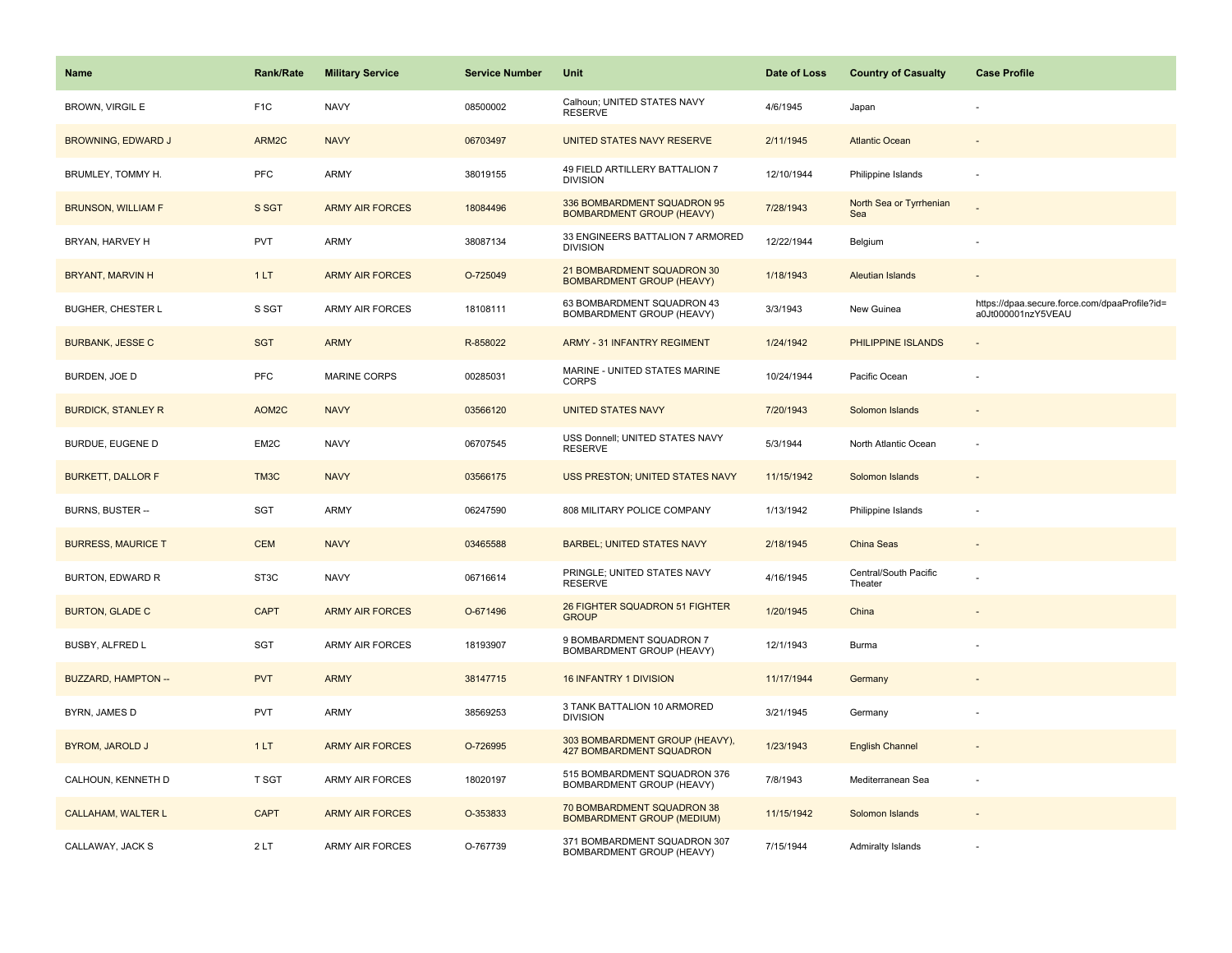| Name | Rank/Rate | Military Service | Service Number | Unit | Date of Loss | Country of Casualty | Case Profile |
|---|---|---|---|---|---|---|---|
| BROWN, VIRGIL E | F1C | NAVY | 08500002 | Calhoun; UNITED STATES NAVY RESERVE | 4/6/1945 | Japan | - |
| BROWNING, EDWARD J | ARM2C | NAVY | 06703497 | UNITED STATES NAVY RESERVE | 2/11/1945 | Atlantic Ocean | - |
| BRUMLEY, TOMMY H. | PFC | ARMY | 38019155 | 49 FIELD ARTILLERY BATTALION 7 DIVISION | 12/10/1944 | Philippine Islands | - |
| BRUNSON, WILLIAM F | S SGT | ARMY AIR FORCES | 18084496 | 336 BOMBARDMENT SQUADRON 95 BOMBARDMENT GROUP (HEAVY) | 7/28/1943 | North Sea or Tyrrhenian Sea | - |
| BRYAN, HARVEY H | PVT | ARMY | 38087134 | 33 ENGINEERS BATTALION 7 ARMORED DIVISION | 12/22/1944 | Belgium | - |
| BRYANT, MARVIN H | 1 LT | ARMY AIR FORCES | O-725049 | 21 BOMBARDMENT SQUADRON 30 BOMBARDMENT GROUP (HEAVY) | 1/18/1943 | Aleutian Islands | - |
| BUGHER, CHESTER L | S SGT | ARMY AIR FORCES | 18108111 | 63 BOMBARDMENT SQUADRON 43 BOMBARDMENT GROUP (HEAVY) | 3/3/1943 | New Guinea | https://dpaa.secure.force.com/dpaaProfile?id=a0Jt000001nzY5VEAU |
| BURBANK, JESSE C | SGT | ARMY | R-858022 | ARMY - 31 INFANTRY REGIMENT | 1/24/1942 | PHILIPPINE ISLANDS | - |
| BURDEN, JOE D | PFC | MARINE CORPS | 00285031 | MARINE - UNITED STATES MARINE CORPS | 10/24/1944 | Pacific Ocean | - |
| BURDICK, STANLEY R | AOM2C | NAVY | 03566120 | UNITED STATES NAVY | 7/20/1943 | Solomon Islands | - |
| BURDUE, EUGENE D | EM2C | NAVY | 06707545 | USS Donnell; UNITED STATES NAVY RESERVE | 5/3/1944 | North Atlantic Ocean | - |
| BURKETT, DALLOR F | TM3C | NAVY | 03566175 | USS PRESTON; UNITED STATES NAVY | 11/15/1942 | Solomon Islands | - |
| BURNS, BUSTER -- | SGT | ARMY | 06247590 | 808 MILITARY POLICE COMPANY | 1/13/1942 | Philippine Islands | - |
| BURRESS, MAURICE T | CEM | NAVY | 03465588 | BARBEL; UNITED STATES NAVY | 2/18/1945 | China Seas | - |
| BURTON, EDWARD R | ST3C | NAVY | 06716614 | PRINGLE; UNITED STATES NAVY RESERVE | 4/16/1945 | Central/South Pacific Theater | - |
| BURTON, GLADE C | CAPT | ARMY AIR FORCES | O-671496 | 26 FIGHTER SQUADRON 51 FIGHTER GROUP | 1/20/1945 | China | - |
| BUSBY, ALFRED L | SGT | ARMY AIR FORCES | 18193907 | 9 BOMBARDMENT SQUADRON 7 BOMBARDMENT GROUP (HEAVY) | 12/1/1943 | Burma | - |
| BUZZARD, HAMPTON -- | PVT | ARMY | 38147715 | 16 INFANTRY 1 DIVISION | 11/17/1944 | Germany | - |
| BYRN, JAMES D | PVT | ARMY | 38569253 | 3 TANK BATTALION 10 ARMORED DIVISION | 3/21/1945 | Germany | - |
| BYROM, JAROLD J | 1 LT | ARMY AIR FORCES | O-726995 | 303 BOMBARDMENT GROUP (HEAVY), 427 BOMBARDMENT SQUADRON | 1/23/1943 | English Channel | - |
| CALHOUN, KENNETH D | T SGT | ARMY AIR FORCES | 18020197 | 515 BOMBARDMENT SQUADRON 376 BOMBARDMENT GROUP (HEAVY) | 7/8/1943 | Mediterranean Sea | - |
| CALLAHAM, WALTER L | CAPT | ARMY AIR FORCES | O-353833 | 70 BOMBARDMENT SQUADRON 38 BOMBARDMENT GROUP (MEDIUM) | 11/15/1942 | Solomon Islands | - |
| CALLAWAY, JACK S | 2 LT | ARMY AIR FORCES | O-767739 | 371 BOMBARDMENT SQUADRON 307 BOMBARDMENT GROUP (HEAVY) | 7/15/1944 | Admiralty Islands | - |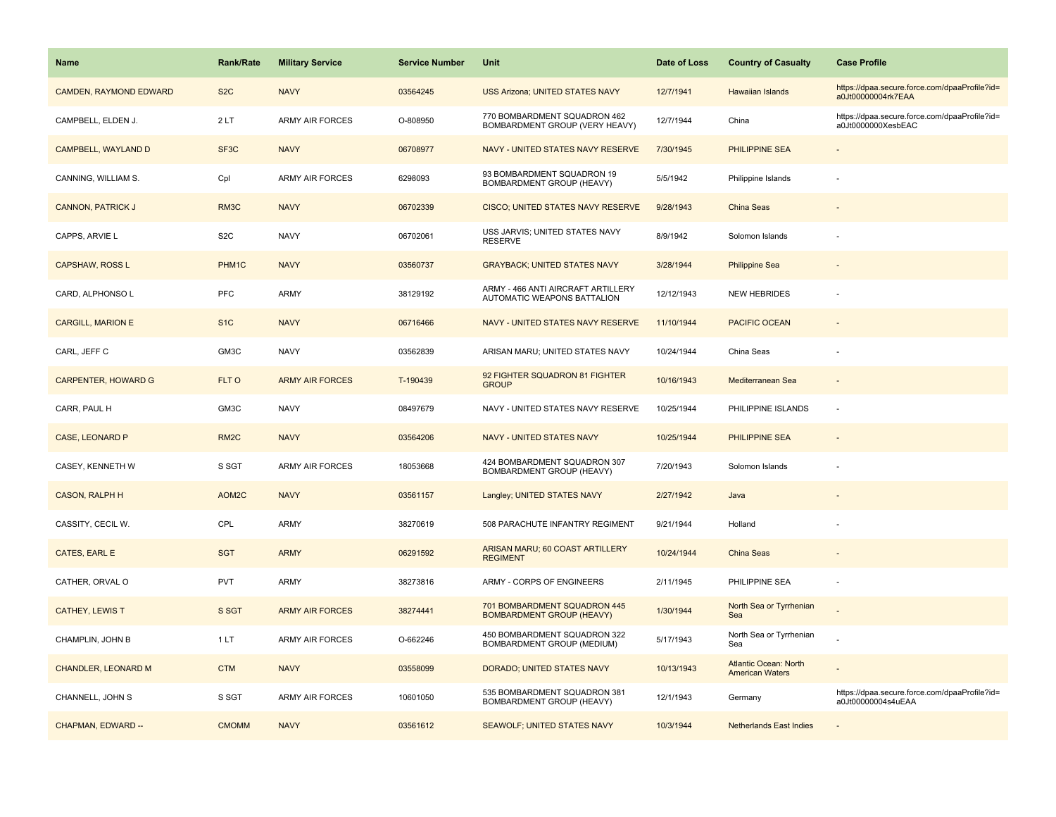| Name | Rank/Rate | Military Service | Service Number | Unit | Date of Loss | Country of Casualty | Case Profile |
|---|---|---|---|---|---|---|---|
| CAMDEN, RAYMOND EDWARD | S2C | NAVY | 03564245 | USS Arizona; UNITED STATES NAVY | 12/7/1941 | Hawaiian Islands | https://dpaa.secure.force.com/dpaaProfile?id=a0Jt00000004rk7EAA |
| CAMPBELL, ELDEN J. | 2 LT | ARMY AIR FORCES | O-808950 | 770 BOMBARDMENT SQUADRON 462 BOMBARDMENT GROUP (VERY HEAVY) | 12/7/1944 | China | https://dpaa.secure.force.com/dpaaProfile?id=a0Jt0000000XesbEAC |
| CAMPBELL, WAYLAND D | SF3C | NAVY | 06708977 | NAVY - UNITED STATES NAVY RESERVE | 7/30/1945 | PHILIPPINE SEA | - |
| CANNING, WILLIAM S. | Cpl | ARMY AIR FORCES | 6298093 | 93 BOMBARDMENT SQUADRON 19 BOMBARDMENT GROUP (HEAVY) | 5/5/1942 | Philippine Islands | - |
| CANNON, PATRICK J | RM3C | NAVY | 06702339 | CISCO; UNITED STATES NAVY RESERVE | 9/28/1943 | China Seas | - |
| CAPPS, ARVIE L | S2C | NAVY | 06702061 | USS JARVIS; UNITED STATES NAVY RESERVE | 8/9/1942 | Solomon Islands | - |
| CAPSHAW, ROSS L | PHM1C | NAVY | 03560737 | GRAYBACK; UNITED STATES NAVY | 3/28/1944 | Philippine Sea | - |
| CARD, ALPHONSO L | PFC | ARMY | 38129192 | ARMY - 466 ANTI AIRCRAFT ARTILLERY AUTOMATIC WEAPONS BATTALION | 12/12/1943 | NEW HEBRIDES | - |
| CARGILL, MARION E | S1C | NAVY | 06716466 | NAVY - UNITED STATES NAVY RESERVE | 11/10/1944 | PACIFIC OCEAN | - |
| CARL, JEFF C | GM3C | NAVY | 03562839 | ARISAN MARU; UNITED STATES NAVY | 10/24/1944 | China Seas | - |
| CARPENTER, HOWARD G | FLT O | ARMY AIR FORCES | T-190439 | 92 FIGHTER SQUADRON 81 FIGHTER GROUP | 10/16/1943 | Mediterranean Sea | - |
| CARR, PAUL H | GM3C | NAVY | 08497679 | NAVY - UNITED STATES NAVY RESERVE | 10/25/1944 | PHILIPPINE ISLANDS | - |
| CASE, LEONARD P | RM2C | NAVY | 03564206 | NAVY - UNITED STATES NAVY | 10/25/1944 | PHILIPPINE SEA | - |
| CASEY, KENNETH W | S SGT | ARMY AIR FORCES | 18053668 | 424 BOMBARDMENT SQUADRON 307 BOMBARDMENT GROUP (HEAVY) | 7/20/1943 | Solomon Islands | - |
| CASON, RALPH H | AOM2C | NAVY | 03561157 | Langley; UNITED STATES NAVY | 2/27/1942 | Java | - |
| CASSITY, CECIL W. | CPL | ARMY | 38270619 | 508 PARACHUTE INFANTRY REGIMENT | 9/21/1944 | Holland | - |
| CATES, EARL E | SGT | ARMY | 06291592 | ARISAN MARU; 60 COAST ARTILLERY REGIMENT | 10/24/1944 | China Seas | - |
| CATHER, ORVAL O | PVT | ARMY | 38273816 | ARMY - CORPS OF ENGINEERS | 2/11/1945 | PHILIPPINE SEA | - |
| CATHEY, LEWIS T | S SGT | ARMY AIR FORCES | 38274441 | 701 BOMBARDMENT SQUADRON 445 BOMBARDMENT GROUP (HEAVY) | 1/30/1944 | North Sea or Tyrrhenian Sea | - |
| CHAMPLIN, JOHN B | 1 LT | ARMY AIR FORCES | O-662246 | 450 BOMBARDMENT SQUADRON 322 BOMBARDMENT GROUP (MEDIUM) | 5/17/1943 | North Sea or Tyrrhenian Sea | - |
| CHANDLER, LEONARD M | CTM | NAVY | 03558099 | DORADO; UNITED STATES NAVY | 10/13/1943 | Atlantic Ocean: North American Waters | - |
| CHANNELL, JOHN S | S SGT | ARMY AIR FORCES | 10601050 | 535 BOMBARDMENT SQUADRON 381 BOMBARDMENT GROUP (HEAVY) | 12/1/1943 | Germany | https://dpaa.secure.force.com/dpaaProfile?id=a0Jt00000004s4uEAA |
| CHAPMAN, EDWARD -- | CMOMM | NAVY | 03561612 | SEAWOLF; UNITED STATES NAVY | 10/3/1944 | Netherlands East Indies | - |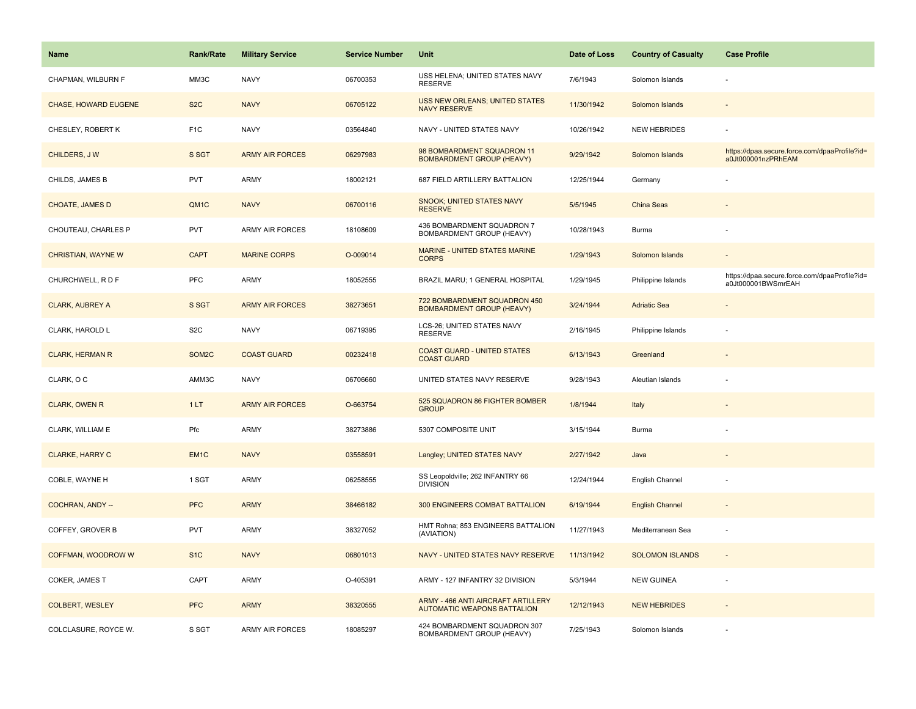| Name | Rank/Rate | Military Service | Service Number | Unit | Date of Loss | Country of Casualty | Case Profile |
|---|---|---|---|---|---|---|---|
| CHAPMAN, WILBURN F | MM3C | NAVY | 06700353 | USS HELENA; UNITED STATES NAVY RESERVE | 7/6/1943 | Solomon Islands | - |
| CHASE, HOWARD EUGENE | S2C | NAVY | 06705122 | USS NEW ORLEANS; UNITED STATES NAVY RESERVE | 11/30/1942 | Solomon Islands | - |
| CHESLEY, ROBERT K | F1C | NAVY | 03564840 | NAVY - UNITED STATES NAVY | 10/26/1942 | NEW HEBRIDES | - |
| CHILDERS, J W | S SGT | ARMY AIR FORCES | 06297983 | 98 BOMBARDMENT SQUADRON 11 BOMBARDMENT GROUP (HEAVY) | 9/29/1942 | Solomon Islands | https://dpaa.secure.force.com/dpaaProfile?id=a0Jt000001nzPRhEAM |
| CHILDS, JAMES B | PVT | ARMY | 18002121 | 687 FIELD ARTILLERY BATTALION | 12/25/1944 | Germany | - |
| CHOATE, JAMES D | QM1C | NAVY | 06700116 | SNOOK; UNITED STATES NAVY RESERVE | 5/5/1945 | China Seas | - |
| CHOUTEAU, CHARLES P | PVT | ARMY AIR FORCES | 18108609 | 436 BOMBARDMENT SQUADRON 7 BOMBARDMENT GROUP (HEAVY) | 10/28/1943 | Burma | - |
| CHRISTIAN, WAYNE W | CAPT | MARINE CORPS | O-009014 | MARINE - UNITED STATES MARINE CORPS | 1/29/1943 | Solomon Islands | - |
| CHURCHWELL, R D F | PFC | ARMY | 18052555 | BRAZIL MARU; 1 GENERAL HOSPITAL | 1/29/1945 | Philippine Islands | https://dpaa.secure.force.com/dpaaProfile?id=a0Jt000001BWSmrEAH |
| CLARK, AUBREY A | S SGT | ARMY AIR FORCES | 38273651 | 722 BOMBARDMENT SQUADRON 450 BOMBARDMENT GROUP (HEAVY) | 3/24/1944 | Adriatic Sea | - |
| CLARK, HAROLD L | S2C | NAVY | 06719395 | LCS-26; UNITED STATES NAVY RESERVE | 2/16/1945 | Philippine Islands | - |
| CLARK, HERMAN R | SOM2C | COAST GUARD | 00232418 | COAST GUARD - UNITED STATES COAST GUARD | 6/13/1943 | Greenland | - |
| CLARK, O C | AMM3C | NAVY | 06706660 | UNITED STATES NAVY RESERVE | 9/28/1943 | Aleutian Islands | - |
| CLARK, OWEN R | 1 LT | ARMY AIR FORCES | O-663754 | 525 SQUADRON 86 FIGHTER BOMBER GROUP | 1/8/1944 | Italy | - |
| CLARK, WILLIAM E | Pfc | ARMY | 38273886 | 5307 COMPOSITE UNIT | 3/15/1944 | Burma | - |
| CLARKE, HARRY C | EM1C | NAVY | 03558591 | Langley; UNITED STATES NAVY | 2/27/1942 | Java | - |
| COBLE, WAYNE H | 1 SGT | ARMY | 06258555 | SS Leopoldville; 262 INFANTRY 66 DIVISION | 12/24/1944 | English Channel | - |
| COCHRAN, ANDY -- | PFC | ARMY | 38466182 | 300 ENGINEERS COMBAT BATTALION | 6/19/1944 | English Channel | - |
| COFFEY, GROVER B | PVT | ARMY | 38327052 | HMT Rohna; 853 ENGINEERS BATTALION (AVIATION) | 11/27/1943 | Mediterranean Sea | - |
| COFFMAN, WOODROW W | S1C | NAVY | 06801013 | NAVY - UNITED STATES NAVY RESERVE | 11/13/1942 | SOLOMON ISLANDS | - |
| COKER, JAMES T | CAPT | ARMY | O-405391 | ARMY - 127 INFANTRY 32 DIVISION | 5/3/1944 | NEW GUINEA | - |
| COLBERT, WESLEY | PFC | ARMY | 38320555 | ARMY - 466 ANTI AIRCRAFT ARTILLERY AUTOMATIC WEAPONS BATTALION | 12/12/1943 | NEW HEBRIDES | - |
| COLCLASURE, ROYCE W. | S SGT | ARMY AIR FORCES | 18085297 | 424 BOMBARDMENT SQUADRON 307 BOMBARDMENT GROUP (HEAVY) | 7/25/1943 | Solomon Islands | - |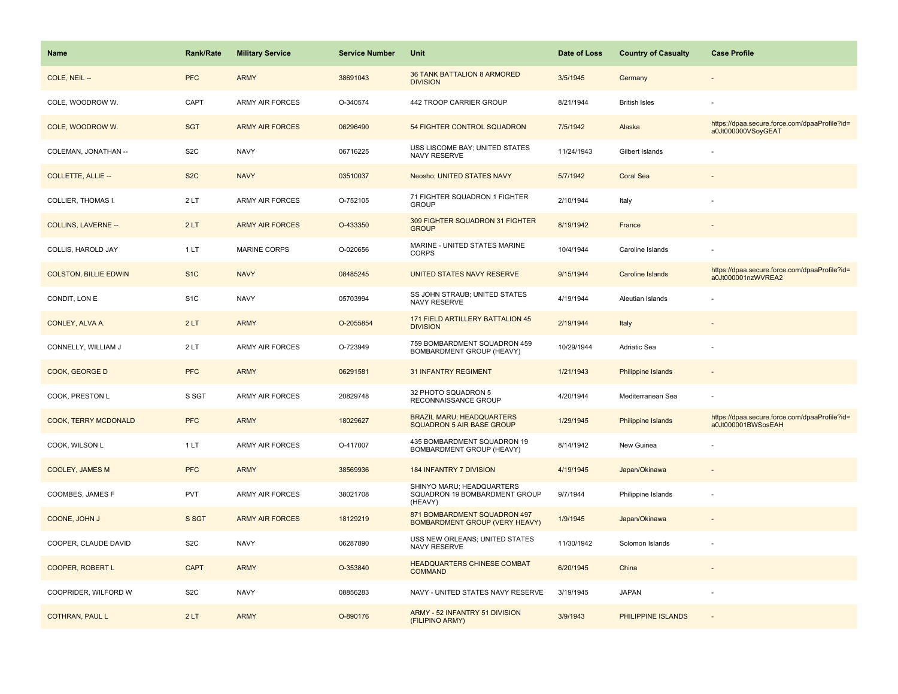| Name | Rank/Rate | Military Service | Service Number | Unit | Date of Loss | Country of Casualty | Case Profile |
|---|---|---|---|---|---|---|---|
| COLE, NEIL -- | PFC | ARMY | 38691043 | 36 TANK BATTALION 8 ARMORED DIVISION | 3/5/1945 | Germany | - |
| COLE, WOODROW W. | CAPT | ARMY AIR FORCES | O-340574 | 442 TROOP CARRIER GROUP | 8/21/1944 | British Isles | - |
| COLE, WOODROW W. | SGT | ARMY AIR FORCES | 06296490 | 54 FIGHTER CONTROL SQUADRON | 7/5/1942 | Alaska | https://dpaa.secure.force.com/dpaaProfile?id=a0Jt000000VSoyGEAT |
| COLEMAN, JONATHAN -- | S2C | NAVY | 06716225 | USS LISCOME BAY; UNITED STATES NAVY RESERVE | 11/24/1943 | Gilbert Islands | - |
| COLLETTE, ALLIE -- | S2C | NAVY | 03510037 | Neosho; UNITED STATES NAVY | 5/7/1942 | Coral Sea | - |
| COLLIER, THOMAS I. | 2 LT | ARMY AIR FORCES | O-752105 | 71 FIGHTER SQUADRON 1 FIGHTER GROUP | 2/10/1944 | Italy | - |
| COLLINS, LAVERNE -- | 2 LT | ARMY AIR FORCES | O-433350 | 309 FIGHTER SQUADRON 31 FIGHTER GROUP | 8/19/1942 | France | - |
| COLLIS, HAROLD JAY | 1 LT | MARINE CORPS | O-020656 | MARINE - UNITED STATES MARINE CORPS | 10/4/1944 | Caroline Islands | - |
| COLSTON, BILLIE EDWIN | S1C | NAVY | 08485245 | UNITED STATES NAVY RESERVE | 9/15/1944 | Caroline Islands | https://dpaa.secure.force.com/dpaaProfile?id=a0Jt000001nzWVREA2 |
| CONDIT, LON E | S1C | NAVY | 05703994 | SS JOHN STRAUB; UNITED STATES NAVY RESERVE | 4/19/1944 | Aleutian Islands | - |
| CONLEY, ALVA A. | 2 LT | ARMY | O-2055854 | 171 FIELD ARTILLERY BATTALION 45 DIVISION | 2/19/1944 | Italy | - |
| CONNELLY, WILLIAM J | 2 LT | ARMY AIR FORCES | O-723949 | 759 BOMBARDMENT SQUADRON 459 BOMBARDMENT GROUP (HEAVY) | 10/29/1944 | Adriatic Sea | - |
| COOK, GEORGE D | PFC | ARMY | 06291581 | 31 INFANTRY REGIMENT | 1/21/1943 | Philippine Islands | - |
| COOK, PRESTON L | S SGT | ARMY AIR FORCES | 20829748 | 32 PHOTO SQUADRON 5 RECONNAISSANCE GROUP | 4/20/1944 | Mediterranean Sea | - |
| COOK, TERRY MCDONALD | PFC | ARMY | 18029627 | BRAZIL MARU; HEADQUARTERS SQUADRON 5 AIR BASE GROUP | 1/29/1945 | Philippine Islands | https://dpaa.secure.force.com/dpaaProfile?id=a0Jt000001BWSosEAH |
| COOK, WILSON L | 1 LT | ARMY AIR FORCES | O-417007 | 435 BOMBARDMENT SQUADRON 19 BOMBARDMENT GROUP (HEAVY) | 8/14/1942 | New Guinea | - |
| COOLEY, JAMES M | PFC | ARMY | 38569936 | 184 INFANTRY 7 DIVISION | 4/19/1945 | Japan/Okinawa | - |
| COOMBES, JAMES F | PVT | ARMY AIR FORCES | 38021708 | SHINYO MARU; HEADQUARTERS SQUADRON 19 BOMBARDMENT GROUP (HEAVY) | 9/7/1944 | Philippine Islands | - |
| COONE, JOHN J | S SGT | ARMY AIR FORCES | 18129219 | 871 BOMBARDMENT SQUADRON 497 BOMBARDMENT GROUP (VERY HEAVY) | 1/9/1945 | Japan/Okinawa | - |
| COOPER, CLAUDE DAVID | S2C | NAVY | 06287890 | USS NEW ORLEANS; UNITED STATES NAVY RESERVE | 11/30/1942 | Solomon Islands | - |
| COOPER, ROBERT L | CAPT | ARMY | O-353840 | HEADQUARTERS CHINESE COMBAT COMMAND | 6/20/1945 | China | - |
| COOPRIDER, WILFORD W | S2C | NAVY | 08856283 | NAVY - UNITED STATES NAVY RESERVE | 3/19/1945 | JAPAN | - |
| COTHRAN, PAUL L | 2 LT | ARMY | O-890176 | ARMY - 52 INFANTRY 51 DIVISION (FILIPINO ARMY) | 3/9/1943 | PHILIPPINE ISLANDS | - |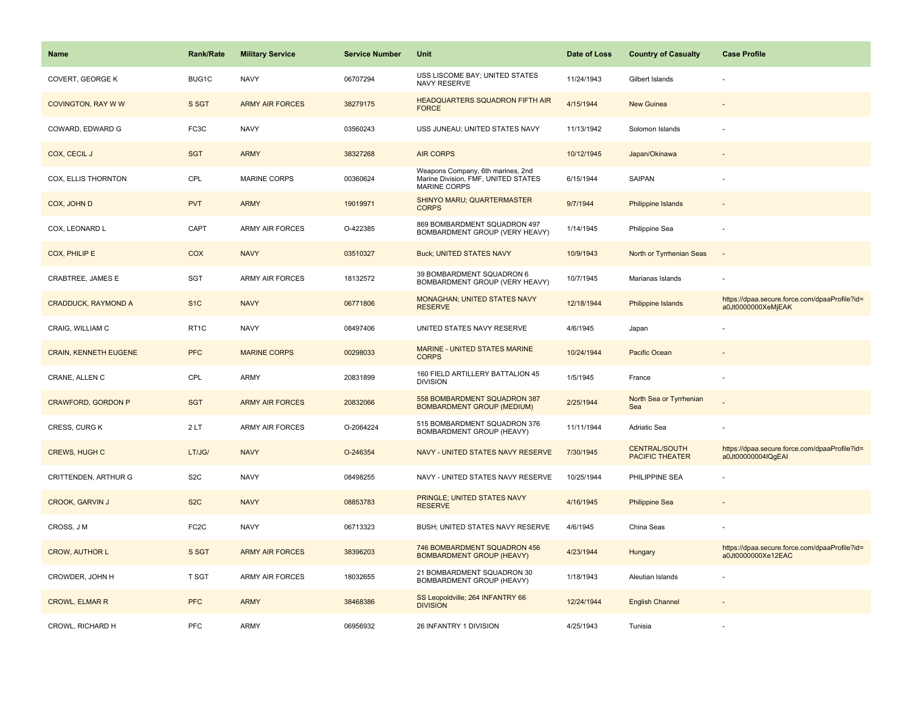| Name | Rank/Rate | Military Service | Service Number | Unit | Date of Loss | Country of Casualty | Case Profile |
|---|---|---|---|---|---|---|---|
| COVERT, GEORGE K | BUG1C | NAVY | 06707294 | USS LISCOME BAY; UNITED STATES NAVY RESERVE | 11/24/1943 | Gilbert Islands | - |
| COVINGTON, RAY W W | S SGT | ARMY AIR FORCES | 38279175 | HEADQUARTERS SQUADRON FIFTH AIR FORCE | 4/15/1944 | New Guinea | - |
| COWARD, EDWARD G | FC3C | NAVY | 03560243 | USS JUNEAU; UNITED STATES NAVY | 11/13/1942 | Solomon Islands | - |
| COX, CECIL J | SGT | ARMY | 38327268 | AIR CORPS | 10/12/1945 | Japan/Okinawa | - |
| COX, ELLIS THORNTON | CPL | MARINE CORPS | 00360624 | Weapons Company, 6th marines, 2nd Marine Division, FMF, UNITED STATES MARINE CORPS | 6/15/1944 | SAIPAN | - |
| COX, JOHN D | PVT | ARMY | 19019971 | SHINYO MARU; QUARTERMASTER CORPS | 9/7/1944 | Philippine Islands | - |
| COX, LEONARD L | CAPT | ARMY AIR FORCES | O-422385 | 869 BOMBARDMENT SQUADRON 497 BOMBARDMENT GROUP (VERY HEAVY) | 1/14/1945 | Philippine Sea | - |
| COX, PHILIP E | COX | NAVY | 03510327 | Buck; UNITED STATES NAVY | 10/9/1943 | North or Tyrrhenian Seas | - |
| CRABTREE, JAMES E | SGT | ARMY AIR FORCES | 18132572 | 39 BOMBARDMENT SQUADRON 6 BOMBARDMENT GROUP (VERY HEAVY) | 10/7/1945 | Marianas Islands | - |
| CRADDUCK, RAYMOND A | S1C | NAVY | 06771806 | MONAGHAN; UNITED STATES NAVY RESERVE | 12/18/1944 | Philippine Islands | https://dpaa.secure.force.com/dpaaProfile?id=a0Jt0000000XeMjEAK |
| CRAIG, WILLIAM C | RT1C | NAVY | 08497406 | UNITED STATES NAVY RESERVE | 4/6/1945 | Japan | - |
| CRAIN, KENNETH EUGENE | PFC | MARINE CORPS | 00298033 | MARINE - UNITED STATES MARINE CORPS | 10/24/1944 | Pacific Ocean | - |
| CRANE, ALLEN C | CPL | ARMY | 20831899 | 160 FIELD ARTILLERY BATTALION 45 DIVISION | 1/5/1945 | France | - |
| CRAWFORD, GORDON P | SGT | ARMY AIR FORCES | 20832066 | 558 BOMBARDMENT SQUADRON 387 BOMBARDMENT GROUP (MEDIUM) | 2/25/1944 | North Sea or Tyrrhenian Sea | - |
| CRESS, CURG K | 2 LT | ARMY AIR FORCES | O-2064224 | 515 BOMBARDMENT SQUADRON 376 BOMBARDMENT GROUP (HEAVY) | 11/11/1944 | Adriatic Sea | - |
| CREWS, HUGH C | LT/JG/ | NAVY | O-246354 | NAVY - UNITED STATES NAVY RESERVE | 7/30/1945 | CENTRAL/SOUTH PACIFIC THEATER | https://dpaa.secure.force.com/dpaaProfile?id=a0Jt00000004lQgEAI |
| CRITTENDEN, ARTHUR G | S2C | NAVY | 08498255 | NAVY - UNITED STATES NAVY RESERVE | 10/25/1944 | PHILIPPINE SEA | - |
| CROOK, GARVIN J | S2C | NAVY | 08853783 | PRINGLE; UNITED STATES NAVY RESERVE | 4/16/1945 | Philippine Sea | - |
| CROSS, J M | FC2C | NAVY | 06713323 | BUSH; UNITED STATES NAVY RESERVE | 4/6/1945 | China Seas | - |
| CROW, AUTHOR L | S SGT | ARMY AIR FORCES | 38396203 | 746 BOMBARDMENT SQUADRON 456 BOMBARDMENT GROUP (HEAVY) | 4/23/1944 | Hungary | https://dpaa.secure.force.com/dpaaProfile?id=a0Jt0000000Xe12EAC |
| CROWDER, JOHN H | T SGT | ARMY AIR FORCES | 18032655 | 21 BOMBARDMENT SQUADRON 30 BOMBARDMENT GROUP (HEAVY) | 1/18/1943 | Aleutian Islands | - |
| CROWL, ELMAR R | PFC | ARMY | 38468386 | SS Leopoldville; 264 INFANTRY 66 DIVISION | 12/24/1944 | English Channel | - |
| CROWL, RICHARD H | PFC | ARMY | 06956932 | 26 INFANTRY 1 DIVISION | 4/25/1943 | Tunisia | - |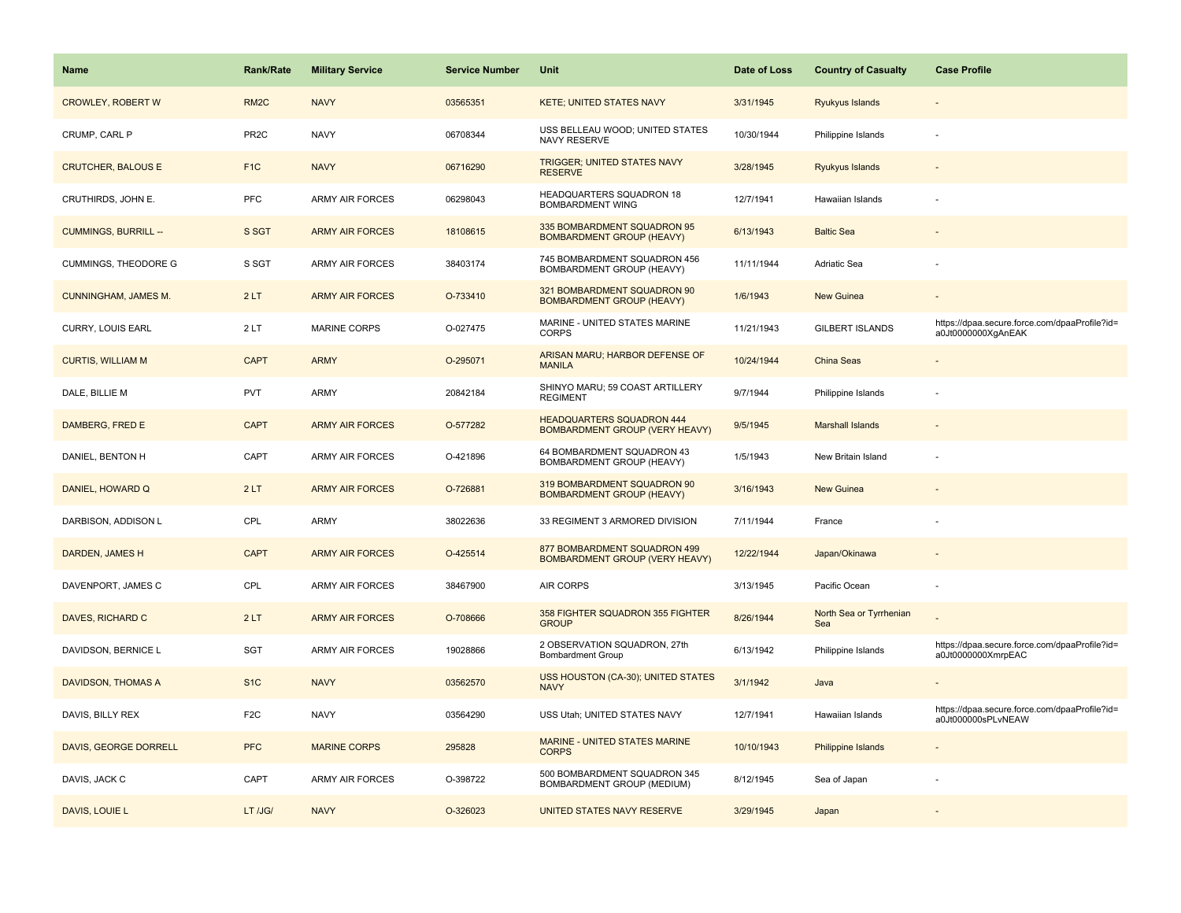| Name | Rank/Rate | Military Service | Service Number | Unit | Date of Loss | Country of Casualty | Case Profile |
|---|---|---|---|---|---|---|---|
| CROWLEY, ROBERT W | RM2C | NAVY | 03565351 | KETE; UNITED STATES NAVY | 3/31/1945 | Ryukyus Islands | - |
| CRUMP, CARL P | PR2C | NAVY | 06708344 | USS BELLEAU WOOD; UNITED STATES NAVY RESERVE | 10/30/1944 | Philippine Islands | - |
| CRUTCHER, BALOUS E | F1C | NAVY | 06716290 | TRIGGER; UNITED STATES NAVY RESERVE | 3/28/1945 | Ryukyus Islands | - |
| CRUTHIRDS, JOHN E. | PFC | ARMY AIR FORCES | 06298043 | HEADQUARTERS SQUADRON 18 BOMBARDMENT WING | 12/7/1941 | Hawaiian Islands | - |
| CUMMINGS, BURRILL -- | S SGT | ARMY AIR FORCES | 18108615 | 335 BOMBARDMENT SQUADRON 95 BOMBARDMENT GROUP (HEAVY) | 6/13/1943 | Baltic Sea | - |
| CUMMINGS, THEODORE G | S SGT | ARMY AIR FORCES | 38403174 | 745 BOMBARDMENT SQUADRON 456 BOMBARDMENT GROUP (HEAVY) | 11/11/1944 | Adriatic Sea | - |
| CUNNINGHAM, JAMES M. | 2 LT | ARMY AIR FORCES | O-733410 | 321 BOMBARDMENT SQUADRON 90 BOMBARDMENT GROUP (HEAVY) | 1/6/1943 | New Guinea | - |
| CURRY, LOUIS EARL | 2 LT | MARINE CORPS | O-027475 | MARINE - UNITED STATES MARINE CORPS | 11/21/1943 | GILBERT ISLANDS | https://dpaa.secure.force.com/dpaaProfile?id=a0Jt0000000XgAnEAK |
| CURTIS, WILLIAM M | CAPT | ARMY | O-295071 | ARISAN MARU; HARBOR DEFENSE OF MANILA | 10/24/1944 | China Seas | - |
| DALE, BILLIE M | PVT | ARMY | 20842184 | SHINYO MARU; 59 COAST ARTILLERY REGIMENT | 9/7/1944 | Philippine Islands | - |
| DAMBERG, FRED E | CAPT | ARMY AIR FORCES | O-577282 | HEADQUARTERS SQUADRON 444 BOMBARDMENT GROUP (VERY HEAVY) | 9/5/1945 | Marshall Islands | - |
| DANIEL, BENTON H | CAPT | ARMY AIR FORCES | O-421896 | 64 BOMBARDMENT SQUADRON 43 BOMBARDMENT GROUP (HEAVY) | 1/5/1943 | New Britain Island | - |
| DANIEL, HOWARD Q | 2 LT | ARMY AIR FORCES | O-726881 | 319 BOMBARDMENT SQUADRON 90 BOMBARDMENT GROUP (HEAVY) | 3/16/1943 | New Guinea | - |
| DARBISON, ADDISON L | CPL | ARMY | 38022636 | 33 REGIMENT 3 ARMORED DIVISION | 7/11/1944 | France | - |
| DARDEN, JAMES H | CAPT | ARMY AIR FORCES | O-425514 | 877 BOMBARDMENT SQUADRON 499 BOMBARDMENT GROUP (VERY HEAVY) | 12/22/1944 | Japan/Okinawa | - |
| DAVENPORT, JAMES C | CPL | ARMY AIR FORCES | 38467900 | AIR CORPS | 3/13/1945 | Pacific Ocean | - |
| DAVES, RICHARD C | 2 LT | ARMY AIR FORCES | O-708666 | 358 FIGHTER SQUADRON 355 FIGHTER GROUP | 8/26/1944 | North Sea or Tyrrhenian Sea | - |
| DAVIDSON, BERNICE L | SGT | ARMY AIR FORCES | 19028866 | 2 OBSERVATION SQUADRON, 27th Bombardment Group | 6/13/1942 | Philippine Islands | https://dpaa.secure.force.com/dpaaProfile?id=a0Jt0000000XmrpEAC |
| DAVIDSON, THOMAS A | S1C | NAVY | 03562570 | USS HOUSTON (CA-30); UNITED STATES NAVY | 3/1/1942 | Java | - |
| DAVIS, BILLY REX | F2C | NAVY | 03564290 | USS Utah; UNITED STATES NAVY | 12/7/1941 | Hawaiian Islands | https://dpaa.secure.force.com/dpaaProfile?id=a0Jt000000sPLvNEAW |
| DAVIS, GEORGE DORRELL | PFC | MARINE CORPS | 295828 | MARINE - UNITED STATES MARINE CORPS | 10/10/1943 | Philippine Islands | - |
| DAVIS, JACK C | CAPT | ARMY AIR FORCES | O-398722 | 500 BOMBARDMENT SQUADRON 345 BOMBARDMENT GROUP (MEDIUM) | 8/12/1945 | Sea of Japan | - |
| DAVIS, LOUIE L | LT /JG/ | NAVY | O-326023 | UNITED STATES NAVY RESERVE | 3/29/1945 | Japan | - |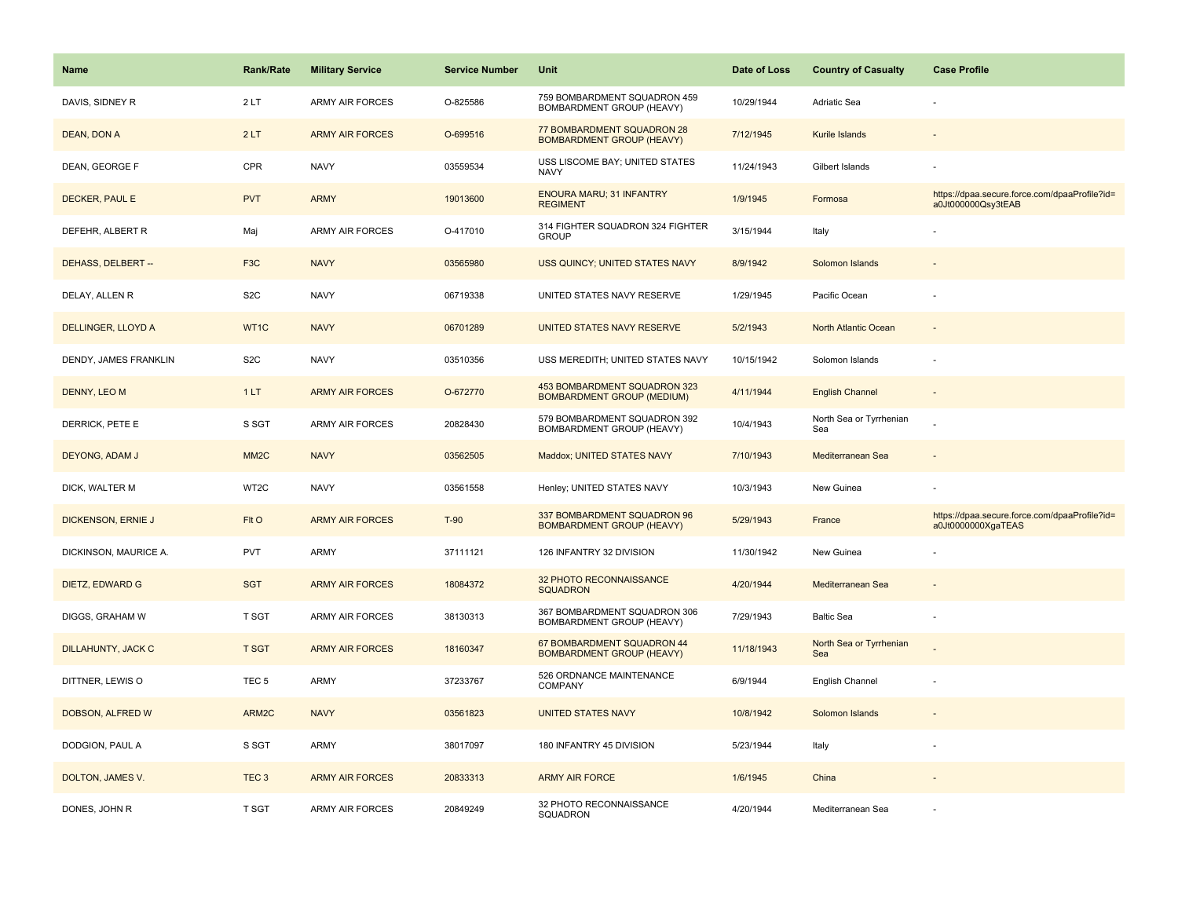| Name | Rank/Rate | Military Service | Service Number | Unit | Date of Loss | Country of Casualty | Case Profile |
| --- | --- | --- | --- | --- | --- | --- | --- |
| DAVIS, SIDNEY R | 2 LT | ARMY AIR FORCES | O-825586 | 759 BOMBARDMENT SQUADRON 459 BOMBARDMENT GROUP (HEAVY) | 10/29/1944 | Adriatic Sea | - |
| DEAN, DON A | 2 LT | ARMY AIR FORCES | O-699516 | 77 BOMBARDMENT SQUADRON 28 BOMBARDMENT GROUP (HEAVY) | 7/12/1945 | Kurile Islands | - |
| DEAN, GEORGE F | CPR | NAVY | 03559534 | USS LISCOME BAY; UNITED STATES NAVY | 11/24/1943 | Gilbert Islands | - |
| DECKER, PAUL E | PVT | ARMY | 19013600 | ENOURA MARU; 31 INFANTRY REGIMENT | 1/9/1945 | Formosa | https://dpaa.secure.force.com/dpaaProfile?id=a0Jt000000Qsy3tEAB |
| DEFEHR, ALBERT R | Maj | ARMY AIR FORCES | O-417010 | 314 FIGHTER SQUADRON 324 FIGHTER GROUP | 3/15/1944 | Italy | - |
| DEHASS, DELBERT -- | F3C | NAVY | 03565980 | USS QUINCY; UNITED STATES NAVY | 8/9/1942 | Solomon Islands | - |
| DELAY, ALLEN R | S2C | NAVY | 06719338 | UNITED STATES NAVY RESERVE | 1/29/1945 | Pacific Ocean | - |
| DELLINGER, LLOYD A | WT1C | NAVY | 06701289 | UNITED STATES NAVY RESERVE | 5/2/1943 | North Atlantic Ocean | - |
| DENDY, JAMES FRANKLIN | S2C | NAVY | 03510356 | USS MEREDITH; UNITED STATES NAVY | 10/15/1942 | Solomon Islands | - |
| DENNY, LEO M | 1 LT | ARMY AIR FORCES | O-672770 | 453 BOMBARDMENT SQUADRON 323 BOMBARDMENT GROUP (MEDIUM) | 4/11/1944 | English Channel | - |
| DERRICK, PETE E | S SGT | ARMY AIR FORCES | 20828430 | 579 BOMBARDMENT SQUADRON 392 BOMBARDMENT GROUP (HEAVY) | 10/4/1943 | North Sea or Tyrrhenian Sea | - |
| DEYONG, ADAM J | MM2C | NAVY | 03562505 | Maddox; UNITED STATES NAVY | 7/10/1943 | Mediterranean Sea | - |
| DICK, WALTER M | WT2C | NAVY | 03561558 | Henley; UNITED STATES NAVY | 10/3/1943 | New Guinea | - |
| DICKENSON, ERNIE J | Flt O | ARMY AIR FORCES | T-90 | 337 BOMBARDMENT SQUADRON 96 BOMBARDMENT GROUP (HEAVY) | 5/29/1943 | France | https://dpaa.secure.force.com/dpaaProfile?id=a0Jt0000000XgaTEAS |
| DICKINSON, MAURICE A. | PVT | ARMY | 37111121 | 126 INFANTRY 32 DIVISION | 11/30/1942 | New Guinea | - |
| DIETZ, EDWARD G | SGT | ARMY AIR FORCES | 18084372 | 32 PHOTO RECONNAISSANCE SQUADRON | 4/20/1944 | Mediterranean Sea | - |
| DIGGS, GRAHAM W | T SGT | ARMY AIR FORCES | 38130313 | 367 BOMBARDMENT SQUADRON 306 BOMBARDMENT GROUP (HEAVY) | 7/29/1943 | Baltic Sea | - |
| DILLAHUNTY, JACK C | T SGT | ARMY AIR FORCES | 18160347 | 67 BOMBARDMENT SQUADRON 44 BOMBARDMENT GROUP (HEAVY) | 11/18/1943 | North Sea or Tyrrhenian Sea | - |
| DITTNER, LEWIS O | TEC 5 | ARMY | 37233767 | 526 ORDNANCE MAINTENANCE COMPANY | 6/9/1944 | English Channel | - |
| DOBSON, ALFRED W | ARM2C | NAVY | 03561823 | UNITED STATES NAVY | 10/8/1942 | Solomon Islands | - |
| DODGION, PAUL A | S SGT | ARMY | 38017097 | 180 INFANTRY 45 DIVISION | 5/23/1944 | Italy | - |
| DOLTON, JAMES V. | TEC 3 | ARMY AIR FORCES | 20833313 | ARMY AIR FORCE | 1/6/1945 | China | - |
| DONES, JOHN R | T SGT | ARMY AIR FORCES | 20849249 | 32 PHOTO RECONNAISSANCE SQUADRON | 4/20/1944 | Mediterranean Sea | - |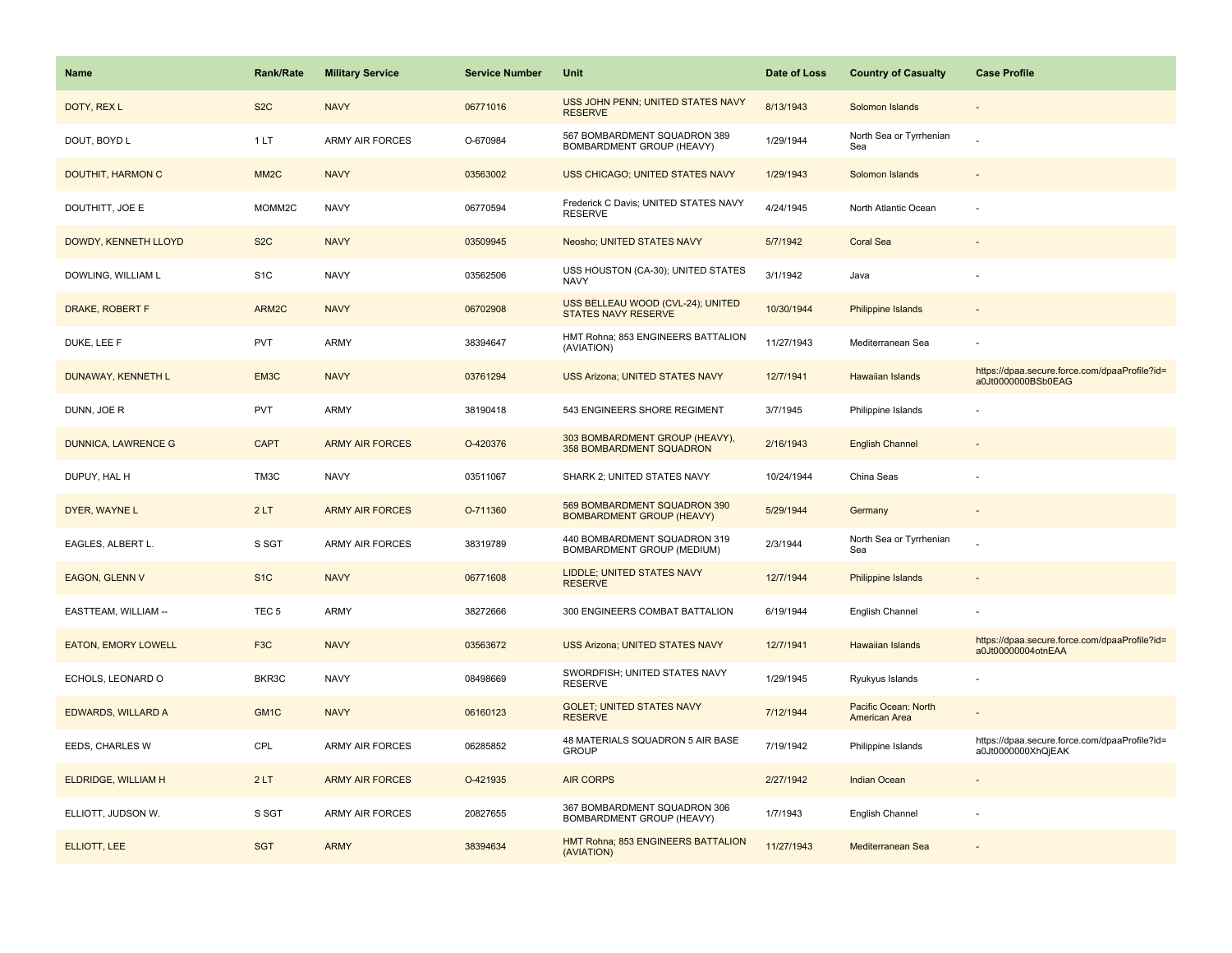| Name | Rank/Rate | Military Service | Service Number | Unit | Date of Loss | Country of Casualty | Case Profile |
|---|---|---|---|---|---|---|---|
| DOTY, REX L | S2C | NAVY | 06771016 | USS JOHN PENN; UNITED STATES NAVY RESERVE | 8/13/1943 | Solomon Islands | - |
| DOUT, BOYD L | 1 LT | ARMY AIR FORCES | O-670984 | 567 BOMBARDMENT SQUADRON 389 BOMBARDMENT GROUP (HEAVY) | 1/29/1944 | North Sea or Tyrrhenian Sea | - |
| DOUTHIT, HARMON C | MM2C | NAVY | 03563002 | USS CHICAGO; UNITED STATES NAVY | 1/29/1943 | Solomon Islands | - |
| DOUTHITT, JOE E | MOMM2C | NAVY | 06770594 | Frederick C Davis; UNITED STATES NAVY RESERVE | 4/24/1945 | North Atlantic Ocean | - |
| DOWDY, KENNETH LLOYD | S2C | NAVY | 03509945 | Neosho; UNITED STATES NAVY | 5/7/1942 | Coral Sea | - |
| DOWLING, WILLIAM L | S1C | NAVY | 03562506 | USS HOUSTON (CA-30); UNITED STATES NAVY | 3/1/1942 | Java | - |
| DRAKE, ROBERT F | ARM2C | NAVY | 06702908 | USS BELLEAU WOOD (CVL-24); UNITED STATES NAVY RESERVE | 10/30/1944 | Philippine Islands | - |
| DUKE, LEE F | PVT | ARMY | 38394647 | HMT Rohna; 853 ENGINEERS BATTALION (AVIATION) | 11/27/1943 | Mediterranean Sea | - |
| DUNAWAY, KENNETH L | EM3C | NAVY | 03761294 | USS Arizona; UNITED STATES NAVY | 12/7/1941 | Hawaiian Islands | https://dpaa.secure.force.com/dpaaProfile?id=a0Jt0000000BSb0EAG |
| DUNN, JOE R | PVT | ARMY | 38190418 | 543 ENGINEERS SHORE REGIMENT | 3/7/1945 | Philippine Islands | - |
| DUNNICA, LAWRENCE G | CAPT | ARMY AIR FORCES | O-420376 | 303 BOMBARDMENT GROUP (HEAVY), 358 BOMBARDMENT SQUADRON | 2/16/1943 | English Channel | - |
| DUPUY, HAL H | TM3C | NAVY | 03511067 | SHARK 2; UNITED STATES NAVY | 10/24/1944 | China Seas | - |
| DYER, WAYNE L | 2 LT | ARMY AIR FORCES | O-711360 | 569 BOMBARDMENT SQUADRON 390 BOMBARDMENT GROUP (HEAVY) | 5/29/1944 | Germany | - |
| EAGLES, ALBERT L. | S SGT | ARMY AIR FORCES | 38319789 | 440 BOMBARDMENT SQUADRON 319 BOMBARDMENT GROUP (MEDIUM) | 2/3/1944 | North Sea or Tyrrhenian Sea | - |
| EAGON, GLENN V | S1C | NAVY | 06771608 | LIDDLE; UNITED STATES NAVY RESERVE | 12/7/1944 | Philippine Islands | - |
| EASTTEAM, WILLIAM -- | TEC 5 | ARMY | 38272666 | 300 ENGINEERS COMBAT BATTALION | 6/19/1944 | English Channel | - |
| EATON, EMORY LOWELL | F3C | NAVY | 03563672 | USS Arizona; UNITED STATES NAVY | 12/7/1941 | Hawaiian Islands | https://dpaa.secure.force.com/dpaaProfile?id=a0Jt00000004otnEAA |
| ECHOLS, LEONARD O | BKR3C | NAVY | 08498669 | SWORDFISH; UNITED STATES NAVY RESERVE | 1/29/1945 | Ryukyus Islands | - |
| EDWARDS, WILLARD A | GM1C | NAVY | 06160123 | GOLET; UNITED STATES NAVY RESERVE | 7/12/1944 | Pacific Ocean: North American Area | - |
| EEDS, CHARLES W | CPL | ARMY AIR FORCES | 06285852 | 48 MATERIALS SQUADRON 5 AIR BASE GROUP | 7/19/1942 | Philippine Islands | https://dpaa.secure.force.com/dpaaProfile?id=a0Jt0000000XhQjEAK |
| ELDRIDGE, WILLIAM H | 2 LT | ARMY AIR FORCES | O-421935 | AIR CORPS | 2/27/1942 | Indian Ocean | - |
| ELLIOTT, JUDSON W. | S SGT | ARMY AIR FORCES | 20827655 | 367 BOMBARDMENT SQUADRON 306 BOMBARDMENT GROUP (HEAVY) | 1/7/1943 | English Channel | - |
| ELLIOTT, LEE | SGT | ARMY | 38394634 | HMT Rohna; 853 ENGINEERS BATTALION (AVIATION) | 11/27/1943 | Mediterranean Sea | - |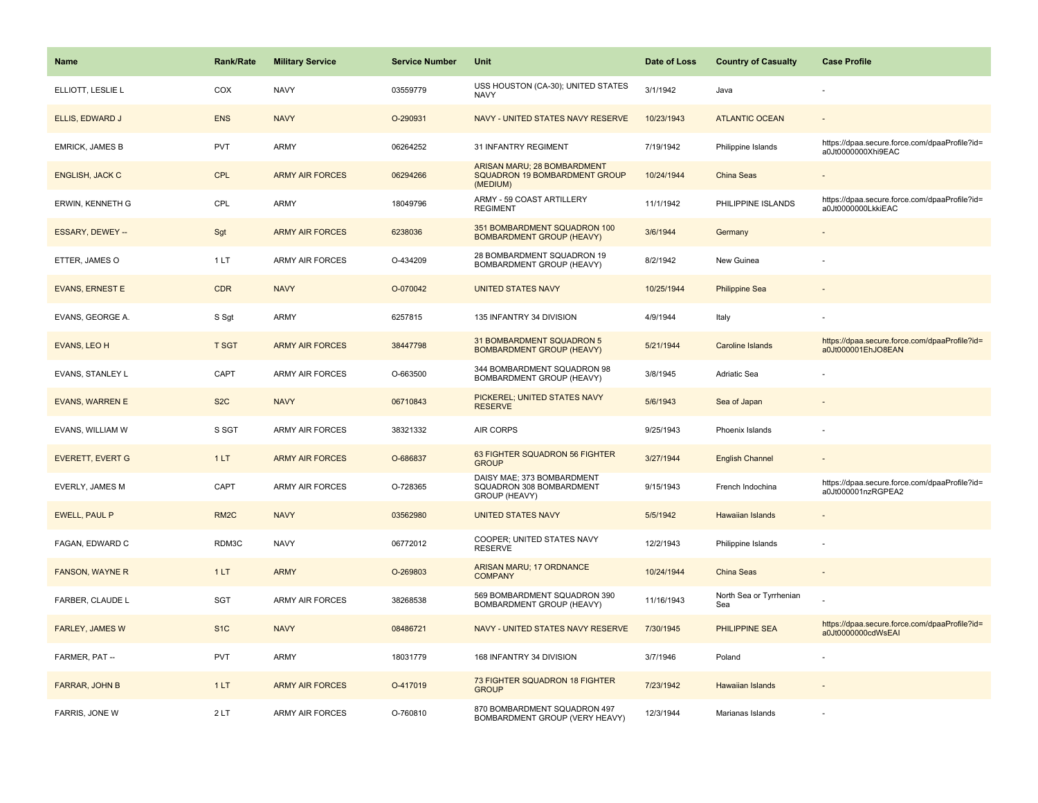| Name | Rank/Rate | Military Service | Service Number | Unit | Date of Loss | Country of Casualty | Case Profile |
|---|---|---|---|---|---|---|---|
| ELLIOTT, LESLIE L | COX | NAVY | 03559779 | USS HOUSTON (CA-30); UNITED STATES NAVY | 3/1/1942 | Java | - |
| ELLIS, EDWARD J | ENS | NAVY | O-290931 | NAVY - UNITED STATES NAVY RESERVE | 10/23/1943 | ATLANTIC OCEAN | - |
| EMRICK, JAMES B | PVT | ARMY | 06264252 | 31 INFANTRY REGIMENT | 7/19/1942 | Philippine Islands | https://dpaa.secure.force.com/dpaaProfile?id=a0Jt0000000Xhi9EAC |
| ENGLISH, JACK C | CPL | ARMY AIR FORCES | 06294266 | ARISAN MARU; 28 BOMBARDMENT SQUADRON 19 BOMBARDMENT GROUP (MEDIUM) | 10/24/1944 | China Seas | - |
| ERWIN, KENNETH G | CPL | ARMY | 18049796 | ARMY - 59 COAST ARTILLERY REGIMENT | 11/1/1942 | PHILIPPINE ISLANDS | https://dpaa.secure.force.com/dpaaProfile?id=a0Jt0000000LkkiEAC |
| ESSARY, DEWEY -- | Sgt | ARMY AIR FORCES | 6238036 | 351 BOMBARDMENT SQUADRON 100 BOMBARDMENT GROUP (HEAVY) | 3/6/1944 | Germany | - |
| ETTER, JAMES O | 1 LT | ARMY AIR FORCES | O-434209 | 28 BOMBARDMENT SQUADRON 19 BOMBARDMENT GROUP (HEAVY) | 8/2/1942 | New Guinea | - |
| EVANS, ERNEST E | CDR | NAVY | O-070042 | UNITED STATES NAVY | 10/25/1944 | Philippine Sea | - |
| EVANS, GEORGE A. | S Sgt | ARMY | 6257815 | 135 INFANTRY 34 DIVISION | 4/9/1944 | Italy | - |
| EVANS, LEO H | T SGT | ARMY AIR FORCES | 38447798 | 31 BOMBARDMENT SQUADRON 5 BOMBARDMENT GROUP (HEAVY) | 5/21/1944 | Caroline Islands | https://dpaa.secure.force.com/dpaaProfile?id=a0Jt000001EhJO8EAN |
| EVANS, STANLEY L | CAPT | ARMY AIR FORCES | O-663500 | 344 BOMBARDMENT SQUADRON 98 BOMBARDMENT GROUP (HEAVY) | 3/8/1945 | Adriatic Sea | - |
| EVANS, WARREN E | S2C | NAVY | 06710843 | PICKEREL; UNITED STATES NAVY RESERVE | 5/6/1943 | Sea of Japan | - |
| EVANS, WILLIAM W | S SGT | ARMY AIR FORCES | 38321332 | AIR CORPS | 9/25/1943 | Phoenix Islands | - |
| EVERETT, EVERT G | 1 LT | ARMY AIR FORCES | O-686837 | 63 FIGHTER SQUADRON 56 FIGHTER GROUP | 3/27/1944 | English Channel | - |
| EVERLY, JAMES M | CAPT | ARMY AIR FORCES | O-728365 | DAISY MAE; 373 BOMBARDMENT SQUADRON 308 BOMBARDMENT GROUP (HEAVY) | 9/15/1943 | French Indochina | https://dpaa.secure.force.com/dpaaProfile?id=a0Jt000001nzRGPEA2 |
| EWELL, PAUL P | RM2C | NAVY | 03562980 | UNITED STATES NAVY | 5/5/1942 | Hawaiian Islands | - |
| FAGAN, EDWARD C | RDM3C | NAVY | 06772012 | COOPER; UNITED STATES NAVY RESERVE | 12/2/1943 | Philippine Islands | - |
| FANSON, WAYNE R | 1 LT | ARMY | O-269803 | ARISAN MARU; 17 ORDNANCE COMPANY | 10/24/1944 | China Seas | - |
| FARBER, CLAUDE L | SGT | ARMY AIR FORCES | 38268538 | 569 BOMBARDMENT SQUADRON 390 BOMBARDMENT GROUP (HEAVY) | 11/16/1943 | North Sea or Tyrrhenian Sea | - |
| FARLEY, JAMES W | S1C | NAVY | 08486721 | NAVY - UNITED STATES NAVY RESERVE | 7/30/1945 | PHILIPPINE SEA | https://dpaa.secure.force.com/dpaaProfile?id=a0Jt0000000cdWsEAI |
| FARMER, PAT -- | PVT | ARMY | 18031779 | 168 INFANTRY 34 DIVISION | 3/7/1946 | Poland | - |
| FARRAR, JOHN B | 1 LT | ARMY AIR FORCES | O-417019 | 73 FIGHTER SQUADRON 18 FIGHTER GROUP | 7/23/1942 | Hawaiian Islands | - |
| FARRIS, JONE W | 2 LT | ARMY AIR FORCES | O-760810 | 870 BOMBARDMENT SQUADRON 497 BOMBARDMENT GROUP (VERY HEAVY) | 12/3/1944 | Marianas Islands | - |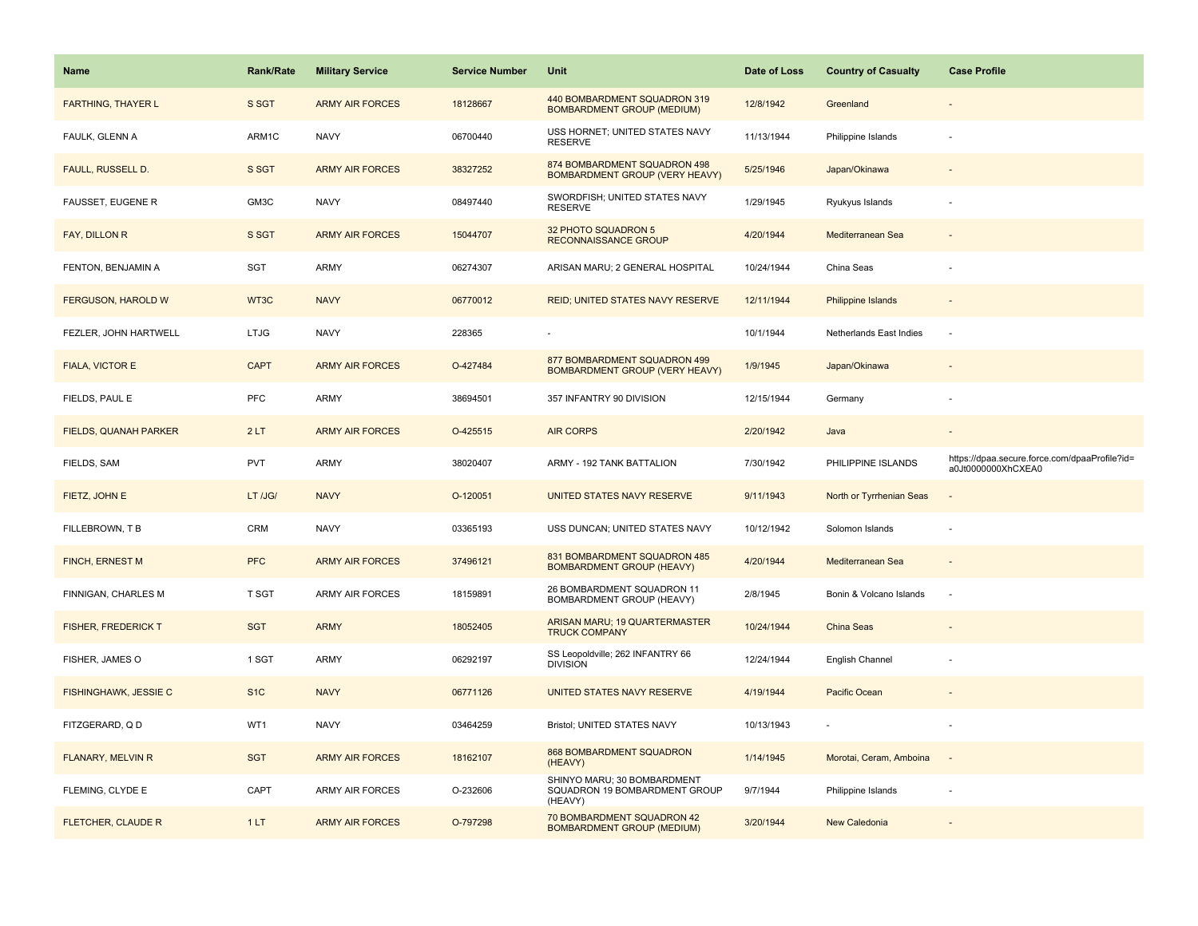| Name | Rank/Rate | Military Service | Service Number | Unit | Date of Loss | Country of Casualty | Case Profile |
|---|---|---|---|---|---|---|---|
| FARTHING, THAYER L | S SGT | ARMY AIR FORCES | 18128667 | 440 BOMBARDMENT SQUADRON 319 BOMBARDMENT GROUP (MEDIUM) | 12/8/1942 | Greenland | - |
| FAULK, GLENN A | ARM1C | NAVY | 06700440 | USS HORNET; UNITED STATES NAVY RESERVE | 11/13/1944 | Philippine Islands | - |
| FAULL, RUSSELL D. | S SGT | ARMY AIR FORCES | 38327252 | 874 BOMBARDMENT SQUADRON 498 BOMBARDMENT GROUP (VERY HEAVY) | 5/25/1946 | Japan/Okinawa | - |
| FAUSSET, EUGENE R | GM3C | NAVY | 08497440 | SWORDFISH; UNITED STATES NAVY RESERVE | 1/29/1945 | Ryukyus Islands | - |
| FAY, DILLON R | S SGT | ARMY AIR FORCES | 15044707 | 32 PHOTO SQUADRON 5 RECONNAISSANCE GROUP | 4/20/1944 | Mediterranean Sea | - |
| FENTON, BENJAMIN A | SGT | ARMY | 06274307 | ARISAN MARU; 2 GENERAL HOSPITAL | 10/24/1944 | China Seas | - |
| FERGUSON, HAROLD W | WT3C | NAVY | 06770012 | REID; UNITED STATES NAVY RESERVE | 12/11/1944 | Philippine Islands | - |
| FEZLER, JOHN HARTWELL | LTJG | NAVY | 228365 | - | 10/1/1944 | Netherlands East Indies | - |
| FIALA, VICTOR E | CAPT | ARMY AIR FORCES | O-427484 | 877 BOMBARDMENT SQUADRON 499 BOMBARDMENT GROUP (VERY HEAVY) | 1/9/1945 | Japan/Okinawa | - |
| FIELDS, PAUL E | PFC | ARMY | 38694501 | 357 INFANTRY 90 DIVISION | 12/15/1944 | Germany | - |
| FIELDS, QUANAH PARKER | 2 LT | ARMY AIR FORCES | O-425515 | AIR CORPS | 2/20/1942 | Java | - |
| FIELDS, SAM | PVT | ARMY | 38020407 | ARMY - 192 TANK BATTALION | 7/30/1942 | PHILIPPINE ISLANDS | https://dpaa.secure.force.com/dpaaProfile?id=a0Jt0000000XhCXEA0 |
| FIETZ, JOHN E | LT /JG/ | NAVY | O-120051 | UNITED STATES NAVY RESERVE | 9/11/1943 | North or Tyrrhenian Seas | - |
| FILLEBROWN, T B | CRM | NAVY | 03365193 | USS DUNCAN; UNITED STATES NAVY | 10/12/1942 | Solomon Islands | - |
| FINCH, ERNEST M | PFC | ARMY AIR FORCES | 37496121 | 831 BOMBARDMENT SQUADRON 485 BOMBARDMENT GROUP (HEAVY) | 4/20/1944 | Mediterranean Sea | - |
| FINNIGAN, CHARLES M | T SGT | ARMY AIR FORCES | 18159891 | 26 BOMBARDMENT SQUADRON 11 BOMBARDMENT GROUP (HEAVY) | 2/8/1945 | Bonin & Volcano Islands | - |
| FISHER, FREDERICK T | SGT | ARMY | 18052405 | ARISAN MARU; 19 QUARTERMASTER TRUCK COMPANY | 10/24/1944 | China Seas | - |
| FISHER, JAMES O | 1 SGT | ARMY | 06292197 | SS Leopoldville; 262 INFANTRY 66 DIVISION | 12/24/1944 | English Channel | - |
| FISHINGHAWK, JESSIE C | S1C | NAVY | 06771126 | UNITED STATES NAVY RESERVE | 4/19/1944 | Pacific Ocean | - |
| FITZGERARD, Q D | WT1 | NAVY | 03464259 | Bristol; UNITED STATES NAVY | 10/13/1943 | - | - |
| FLANARY, MELVIN R | SGT | ARMY AIR FORCES | 18162107 | 868 BOMBARDMENT SQUADRON (HEAVY) | 1/14/1945 | Morotai, Ceram, Amboina | - |
| FLEMING, CLYDE E | CAPT | ARMY AIR FORCES | O-232606 | SHINYO MARU; 30 BOMBARDMENT SQUADRON 19 BOMBARDMENT GROUP (HEAVY) | 9/7/1944 | Philippine Islands | - |
| FLETCHER, CLAUDE R | 1 LT | ARMY AIR FORCES | O-797298 | 70 BOMBARDMENT SQUADRON 42 BOMBARDMENT GROUP (MEDIUM) | 3/20/1944 | New Caledonia | - |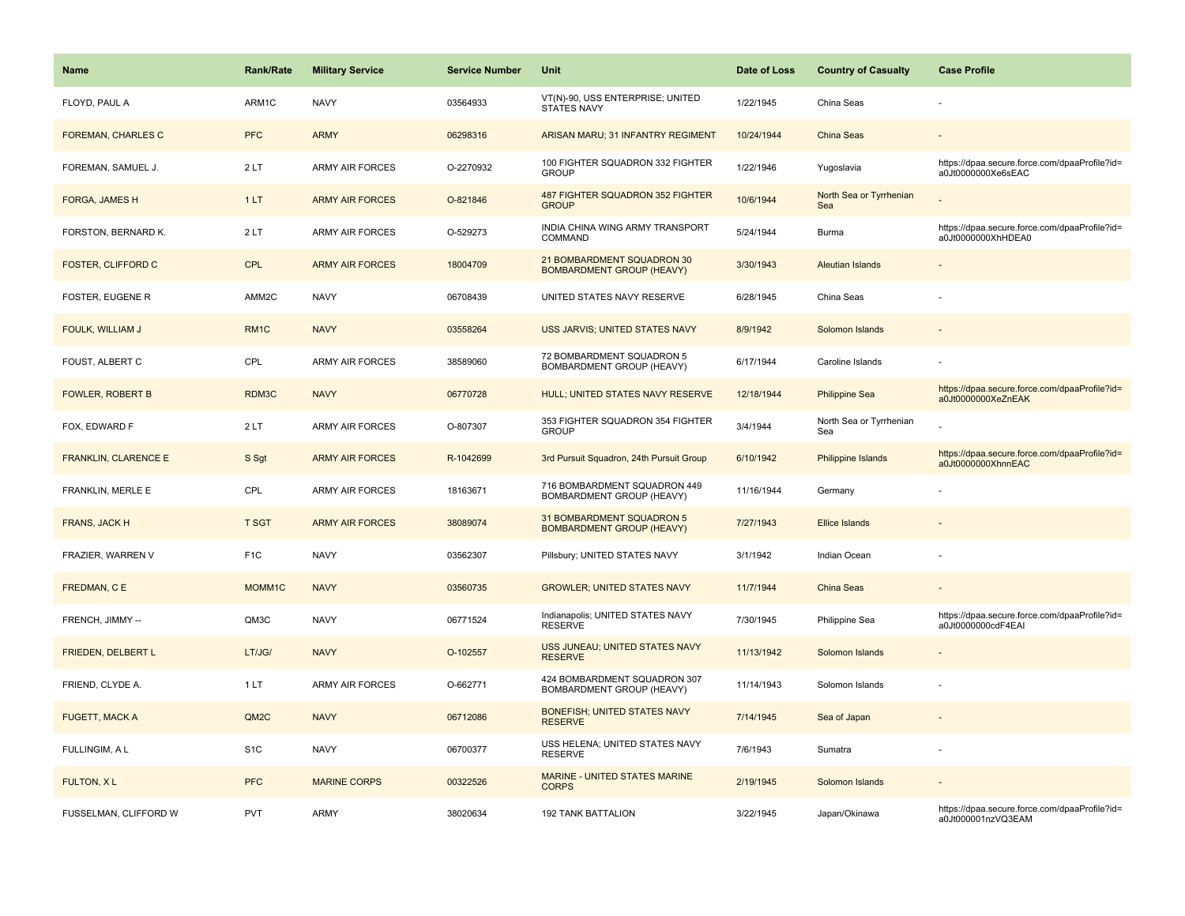| Name | Rank/Rate | Military Service | Service Number | Unit | Date of Loss | Country of Casualty | Case Profile |
|---|---|---|---|---|---|---|---|
| FLOYD, PAUL A | ARM1C | NAVY | 03564933 | VT(N)-90, USS ENTERPRISE; UNITED STATES NAVY | 1/22/1945 | China Seas | - |
| FOREMAN, CHARLES C | PFC | ARMY | 06298316 | ARISAN MARU; 31 INFANTRY REGIMENT | 10/24/1944 | China Seas | - |
| FOREMAN, SAMUEL J. | 2 LT | ARMY AIR FORCES | O-2270932 | 100 FIGHTER SQUADRON 332 FIGHTER GROUP | 1/22/1946 | Yugoslavia | https://dpaa.secure.force.com/dpaaProfile?id=a0Jt0000000Xe6sEAC |
| FORGA, JAMES H | 1 LT | ARMY AIR FORCES | O-821846 | 487 FIGHTER SQUADRON 352 FIGHTER GROUP | 10/6/1944 | North Sea or Tyrrhenian Sea | - |
| FORSTON, BERNARD K. | 2 LT | ARMY AIR FORCES | O-529273 | INDIA CHINA WING ARMY TRANSPORT COMMAND | 5/24/1944 | Burma | https://dpaa.secure.force.com/dpaaProfile?id=a0Jt0000000XhHDEA0 |
| FOSTER, CLIFFORD C | CPL | ARMY AIR FORCES | 18004709 | 21 BOMBARDMENT SQUADRON 30 BOMBARDMENT GROUP (HEAVY) | 3/30/1943 | Aleutian Islands | - |
| FOSTER, EUGENE R | AMM2C | NAVY | 06708439 | UNITED STATES NAVY RESERVE | 6/28/1945 | China Seas | - |
| FOULK, WILLIAM J | RM1C | NAVY | 03558264 | USS JARVIS; UNITED STATES NAVY | 8/9/1942 | Solomon Islands | - |
| FOUST, ALBERT C | CPL | ARMY AIR FORCES | 38589060 | 72 BOMBARDMENT SQUADRON 5 BOMBARDMENT GROUP (HEAVY) | 6/17/1944 | Caroline Islands | - |
| FOWLER, ROBERT B | RDM3C | NAVY | 06770728 | HULL; UNITED STATES NAVY RESERVE | 12/18/1944 | Philippine Sea | https://dpaa.secure.force.com/dpaaProfile?id=a0Jt0000000XeZnEAK |
| FOX, EDWARD F | 2 LT | ARMY AIR FORCES | O-807307 | 353 FIGHTER SQUADRON 354 FIGHTER GROUP | 3/4/1944 | North Sea or Tyrrhenian Sea | - |
| FRANKLIN, CLARENCE E | S Sgt | ARMY AIR FORCES | R-1042699 | 3rd Pursuit Squadron, 24th Pursuit Group | 6/10/1942 | Philippine Islands | https://dpaa.secure.force.com/dpaaProfile?id=a0Jt0000000XhnnEAC |
| FRANKLIN, MERLE E | CPL | ARMY AIR FORCES | 18163671 | 716 BOMBARDMENT SQUADRON 449 BOMBARDMENT GROUP (HEAVY) | 11/16/1944 | Germany | - |
| FRANS, JACK H | T SGT | ARMY AIR FORCES | 38089074 | 31 BOMBARDMENT SQUADRON 5 BOMBARDMENT GROUP (HEAVY) | 7/27/1943 | Ellice Islands | - |
| FRAZIER, WARREN V | F1C | NAVY | 03562307 | Pillsbury; UNITED STATES NAVY | 3/1/1942 | Indian Ocean | - |
| FREDMAN, C E | MOMM1C | NAVY | 03560735 | GROWLER; UNITED STATES NAVY | 11/7/1944 | China Seas | - |
| FRENCH, JIMMY -- | QM3C | NAVY | 06771524 | Indianapolis; UNITED STATES NAVY RESERVE | 7/30/1945 | Philippine Sea | https://dpaa.secure.force.com/dpaaProfile?id=a0Jt0000000cdF4EAI |
| FRIEDEN, DELBERT L | LT/JG/ | NAVY | O-102557 | USS JUNEAU; UNITED STATES NAVY RESERVE | 11/13/1942 | Solomon Islands | - |
| FRIEND, CLYDE A. | 1 LT | ARMY AIR FORCES | O-662771 | 424 BOMBARDMENT SQUADRON 307 BOMBARDMENT GROUP (HEAVY) | 11/14/1943 | Solomon Islands | - |
| FUGETT, MACK A | QM2C | NAVY | 06712086 | BONEFISH; UNITED STATES NAVY RESERVE | 7/14/1945 | Sea of Japan | - |
| FULLINGIM, A L | S1C | NAVY | 06700377 | USS HELENA; UNITED STATES NAVY RESERVE | 7/6/1943 | Sumatra | - |
| FULTON, X L | PFC | MARINE CORPS | 00322526 | MARINE - UNITED STATES MARINE CORPS | 2/19/1945 | Solomon Islands | - |
| FUSSELMAN, CLIFFORD W | PVT | ARMY | 38020634 | 192 TANK BATTALION | 3/22/1945 | Japan/Okinawa | https://dpaa.secure.force.com/dpaaProfile?id=a0Jt000001nzVQ3EAM |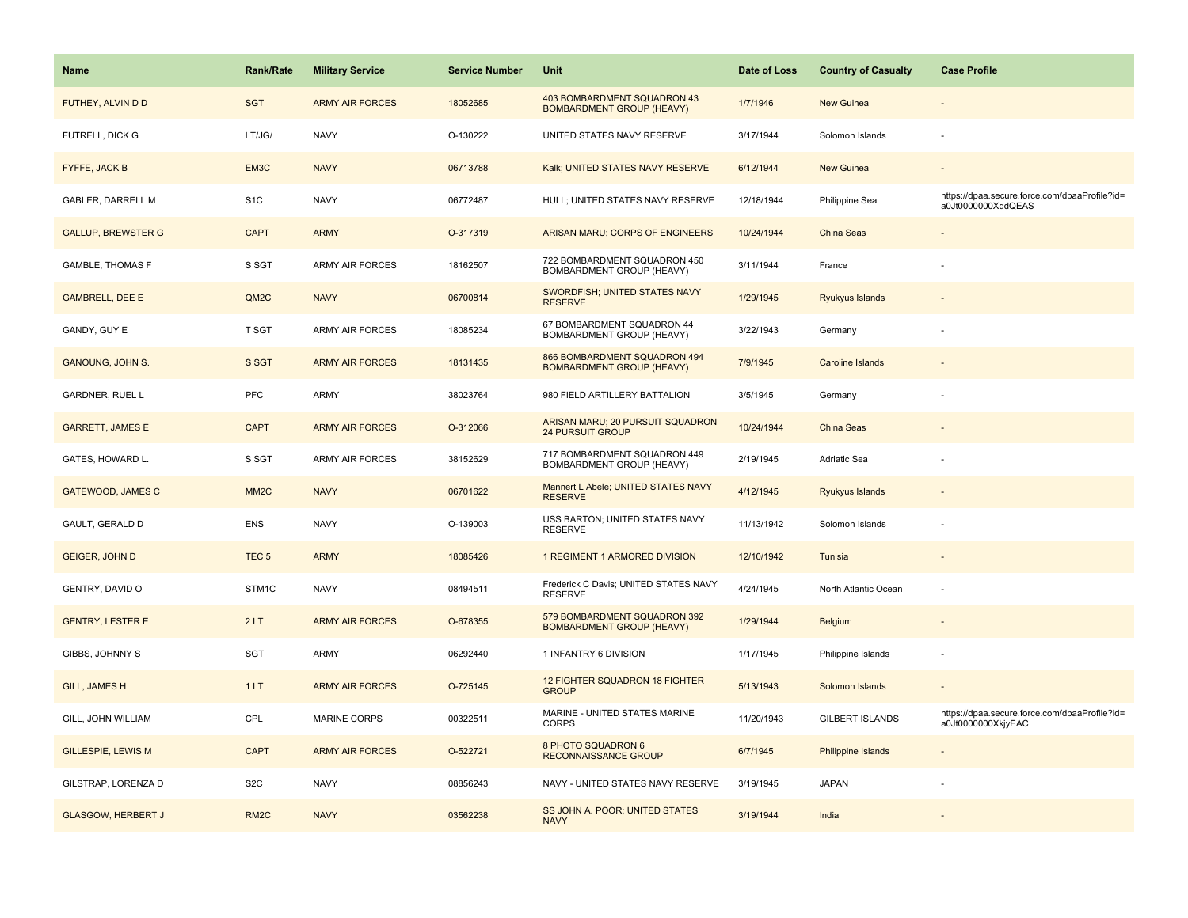| Name | Rank/Rate | Military Service | Service Number | Unit | Date of Loss | Country of Casualty | Case Profile |
|---|---|---|---|---|---|---|---|
| FUTHEY, ALVIN D D | SGT | ARMY AIR FORCES | 18052685 | 403 BOMBARDMENT SQUADRON 43 BOMBARDMENT GROUP (HEAVY) | 1/7/1946 | New Guinea | - |
| FUTRELL, DICK G | LT/JG/ | NAVY | O-130222 | UNITED STATES NAVY RESERVE | 3/17/1944 | Solomon Islands | - |
| FYFFE, JACK B | EM3C | NAVY | 06713788 | Kalk; UNITED STATES NAVY RESERVE | 6/12/1944 | New Guinea | - |
| GABLER, DARRELL M | S1C | NAVY | 06772487 | HULL; UNITED STATES NAVY RESERVE | 12/18/1944 | Philippine Sea | https://dpaa.secure.force.com/dpaaProfile?id=a0Jt0000000XddQEAS |
| GALLUP, BREWSTER G | CAPT | ARMY | O-317319 | ARISAN MARU; CORPS OF ENGINEERS | 10/24/1944 | China Seas | - |
| GAMBLE, THOMAS F | S SGT | ARMY AIR FORCES | 18162507 | 722 BOMBARDMENT SQUADRON 450 BOMBARDMENT GROUP (HEAVY) | 3/11/1944 | France | - |
| GAMBRELL, DEE E | QM2C | NAVY | 06700814 | SWORDFISH; UNITED STATES NAVY RESERVE | 1/29/1945 | Ryukyus Islands | - |
| GANDY, GUY E | T SGT | ARMY AIR FORCES | 18085234 | 67 BOMBARDMENT SQUADRON 44 BOMBARDMENT GROUP (HEAVY) | 3/22/1943 | Germany | - |
| GANOUNG, JOHN S. | S SGT | ARMY AIR FORCES | 18131435 | 866 BOMBARDMENT SQUADRON 494 BOMBARDMENT GROUP (HEAVY) | 7/9/1945 | Caroline Islands | - |
| GARDNER, RUEL L | PFC | ARMY | 38023764 | 980 FIELD ARTILLERY BATTALION | 3/5/1945 | Germany | - |
| GARRETT, JAMES E | CAPT | ARMY AIR FORCES | O-312066 | ARISAN MARU; 20 PURSUIT SQUADRON 24 PURSUIT GROUP | 10/24/1944 | China Seas | - |
| GATES, HOWARD L. | S SGT | ARMY AIR FORCES | 38152629 | 717 BOMBARDMENT SQUADRON 449 BOMBARDMENT GROUP (HEAVY) | 2/19/1945 | Adriatic Sea | - |
| GATEWOOD, JAMES C | MM2C | NAVY | 06701622 | Mannert L Abele; UNITED STATES NAVY RESERVE | 4/12/1945 | Ryukyus Islands | - |
| GAULT, GERALD D | ENS | NAVY | O-139003 | USS BARTON; UNITED STATES NAVY RESERVE | 11/13/1942 | Solomon Islands | - |
| GEIGER, JOHN D | TEC 5 | ARMY | 18085426 | 1 REGIMENT 1 ARMORED DIVISION | 12/10/1942 | Tunisia | - |
| GENTRY, DAVID O | STM1C | NAVY | 08494511 | Frederick C Davis; UNITED STATES NAVY RESERVE | 4/24/1945 | North Atlantic Ocean | - |
| GENTRY, LESTER E | 2 LT | ARMY AIR FORCES | O-678355 | 579 BOMBARDMENT SQUADRON 392 BOMBARDMENT GROUP (HEAVY) | 1/29/1944 | Belgium | - |
| GIBBS, JOHNNY S | SGT | ARMY | 06292440 | 1 INFANTRY 6 DIVISION | 1/17/1945 | Philippine Islands | - |
| GILL, JAMES H | 1 LT | ARMY AIR FORCES | O-725145 | 12 FIGHTER SQUADRON 18 FIGHTER GROUP | 5/13/1943 | Solomon Islands | - |
| GILL, JOHN WILLIAM | CPL | MARINE CORPS | 00322511 | MARINE - UNITED STATES MARINE CORPS | 11/20/1943 | GILBERT ISLANDS | https://dpaa.secure.force.com/dpaaProfile?id=a0Jt0000000XkjyEAC |
| GILLESPIE, LEWIS M | CAPT | ARMY AIR FORCES | O-522721 | 8 PHOTO SQUADRON 6 RECONNAISSANCE GROUP | 6/7/1945 | Philippine Islands | - |
| GILSTRAP, LORENZA D | S2C | NAVY | 08856243 | NAVY - UNITED STATES NAVY RESERVE | 3/19/1945 | JAPAN | - |
| GLASGOW, HERBERT J | RM2C | NAVY | 03562238 | SS JOHN A. POOR; UNITED STATES NAVY | 3/19/1944 | India | - |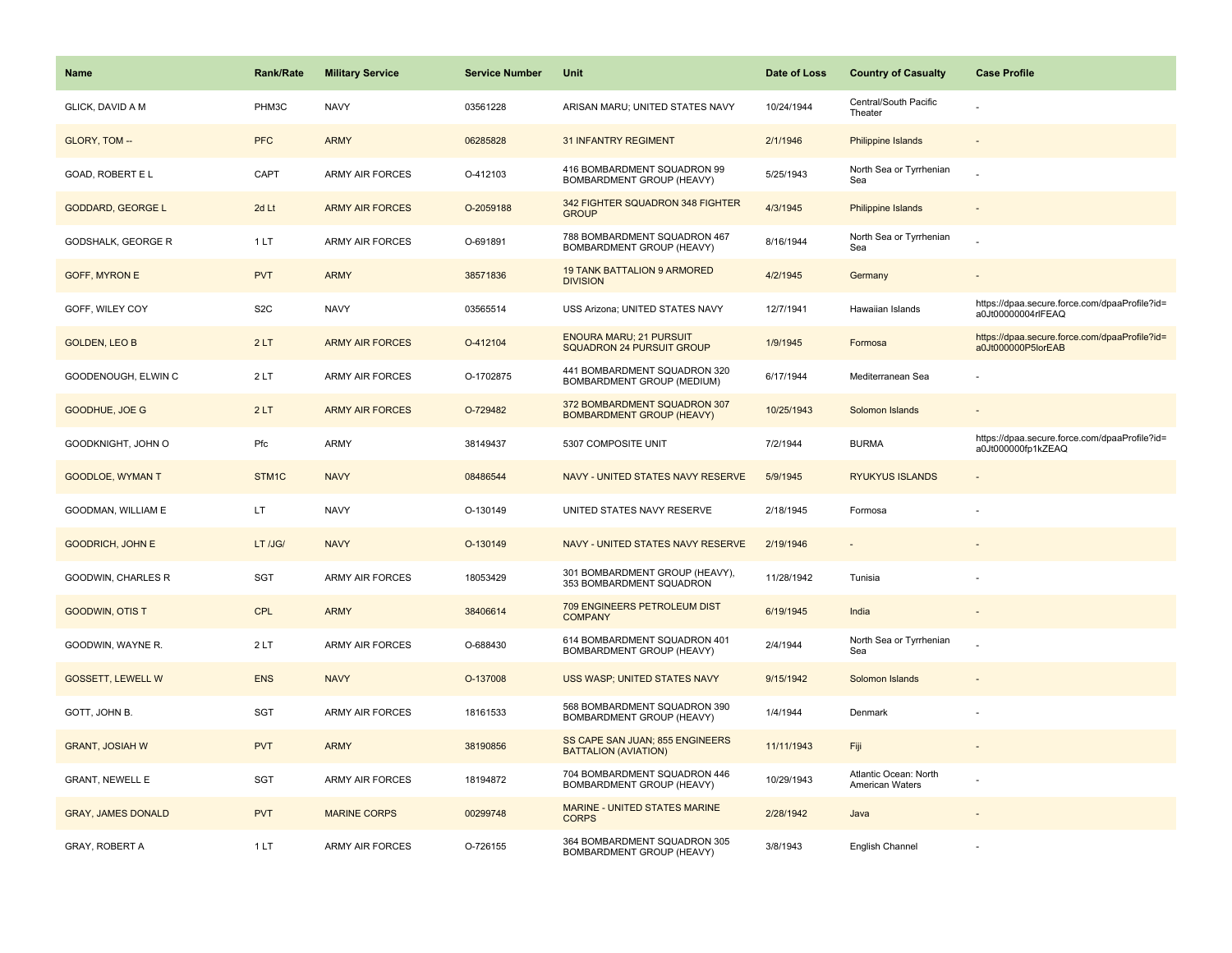| Name | Rank/Rate | Military Service | Service Number | Unit | Date of Loss | Country of Casualty | Case Profile |
|---|---|---|---|---|---|---|---|
| GLICK, DAVID A M | PHM3C | NAVY | 03561228 | ARISAN MARU; UNITED STATES NAVY | 10/24/1944 | Central/South Pacific Theater | - |
| GLORY, TOM -- | PFC | ARMY | 06285828 | 31 INFANTRY REGIMENT | 2/1/1946 | Philippine Islands | - |
| GOAD, ROBERT E L | CAPT | ARMY AIR FORCES | O-412103 | 416 BOMBARDMENT SQUADRON 99 BOMBARDMENT GROUP (HEAVY) | 5/25/1943 | North Sea or Tyrrhenian Sea | - |
| GODDARD, GEORGE L | 2d Lt | ARMY AIR FORCES | O-2059188 | 342 FIGHTER SQUADRON 348 FIGHTER GROUP | 4/3/1945 | Philippine Islands | - |
| GODSHALK, GEORGE R | 1 LT | ARMY AIR FORCES | O-691891 | 788 BOMBARDMENT SQUADRON 467 BOMBARDMENT GROUP (HEAVY) | 8/16/1944 | North Sea or Tyrrhenian Sea | - |
| GOFF, MYRON E | PVT | ARMY | 38571836 | 19 TANK BATTALION 9 ARMORED DIVISION | 4/2/1945 | Germany | - |
| GOFF, WILEY COY | S2C | NAVY | 03565514 | USS Arizona; UNITED STATES NAVY | 12/7/1941 | Hawaiian Islands | https://dpaa.secure.force.com/dpaaProfile?id=a0Jt00000004rlFEAQ |
| GOLDEN, LEO B | 2 LT | ARMY AIR FORCES | O-412104 | ENOURA MARU; 21 PURSUIT SQUADRON 24 PURSUIT GROUP | 1/9/1945 | Formosa | https://dpaa.secure.force.com/dpaaProfile?id=a0Jt000000P5lorEAB |
| GOODENOUGH, ELWIN C | 2 LT | ARMY AIR FORCES | O-1702875 | 441 BOMBARDMENT SQUADRON 320 BOMBARDMENT GROUP (MEDIUM) | 6/17/1944 | Mediterranean Sea | - |
| GOODHUE, JOE G | 2 LT | ARMY AIR FORCES | O-729482 | 372 BOMBARDMENT SQUADRON 307 BOMBARDMENT GROUP (HEAVY) | 10/25/1943 | Solomon Islands | - |
| GOODKNIGHT, JOHN O | Pfc | ARMY | 38149437 | 5307 COMPOSITE UNIT | 7/2/1944 | BURMA | https://dpaa.secure.force.com/dpaaProfile?id=a0Jt000000fp1kZEAQ |
| GOODLOE, WYMAN T | STM1C | NAVY | 08486544 | NAVY - UNITED STATES NAVY RESERVE | 5/9/1945 | RYUKYUS ISLANDS | - |
| GOODMAN, WILLIAM E | LT | NAVY | O-130149 | UNITED STATES NAVY RESERVE | 2/18/1945 | Formosa | - |
| GOODRICH, JOHN E | LT /JG/ | NAVY | O-130149 | NAVY - UNITED STATES NAVY RESERVE | 2/19/1946 | - | - |
| GOODWIN, CHARLES R | SGT | ARMY AIR FORCES | 18053429 | 301 BOMBARDMENT GROUP (HEAVY), 353 BOMBARDMENT SQUADRON | 11/28/1942 | Tunisia | - |
| GOODWIN, OTIS T | CPL | ARMY | 38406614 | 709 ENGINEERS PETROLEUM DIST COMPANY | 6/19/1945 | India | - |
| GOODWIN, WAYNE R. | 2 LT | ARMY AIR FORCES | O-688430 | 614 BOMBARDMENT SQUADRON 401 BOMBARDMENT GROUP (HEAVY) | 2/4/1944 | North Sea or Tyrrhenian Sea | - |
| GOSSETT, LEWELL W | ENS | NAVY | O-137008 | USS WASP; UNITED STATES NAVY | 9/15/1942 | Solomon Islands | - |
| GOTT, JOHN B. | SGT | ARMY AIR FORCES | 18161533 | 568 BOMBARDMENT SQUADRON 390 BOMBARDMENT GROUP (HEAVY) | 1/4/1944 | Denmark | - |
| GRANT, JOSIAH W | PVT | ARMY | 38190856 | SS CAPE SAN JUAN; 855 ENGINEERS BATTALION (AVIATION) | 11/11/1943 | Fiji | - |
| GRANT, NEWELL E | SGT | ARMY AIR FORCES | 18194872 | 704 BOMBARDMENT SQUADRON 446 BOMBARDMENT GROUP (HEAVY) | 10/29/1943 | Atlantic Ocean: North American Waters | - |
| GRAY, JAMES DONALD | PVT | MARINE CORPS | 00299748 | MARINE - UNITED STATES MARINE CORPS | 2/28/1942 | Java | - |
| GRAY, ROBERT A | 1 LT | ARMY AIR FORCES | O-726155 | 364 BOMBARDMENT SQUADRON 305 BOMBARDMENT GROUP (HEAVY) | 3/8/1943 | English Channel | - |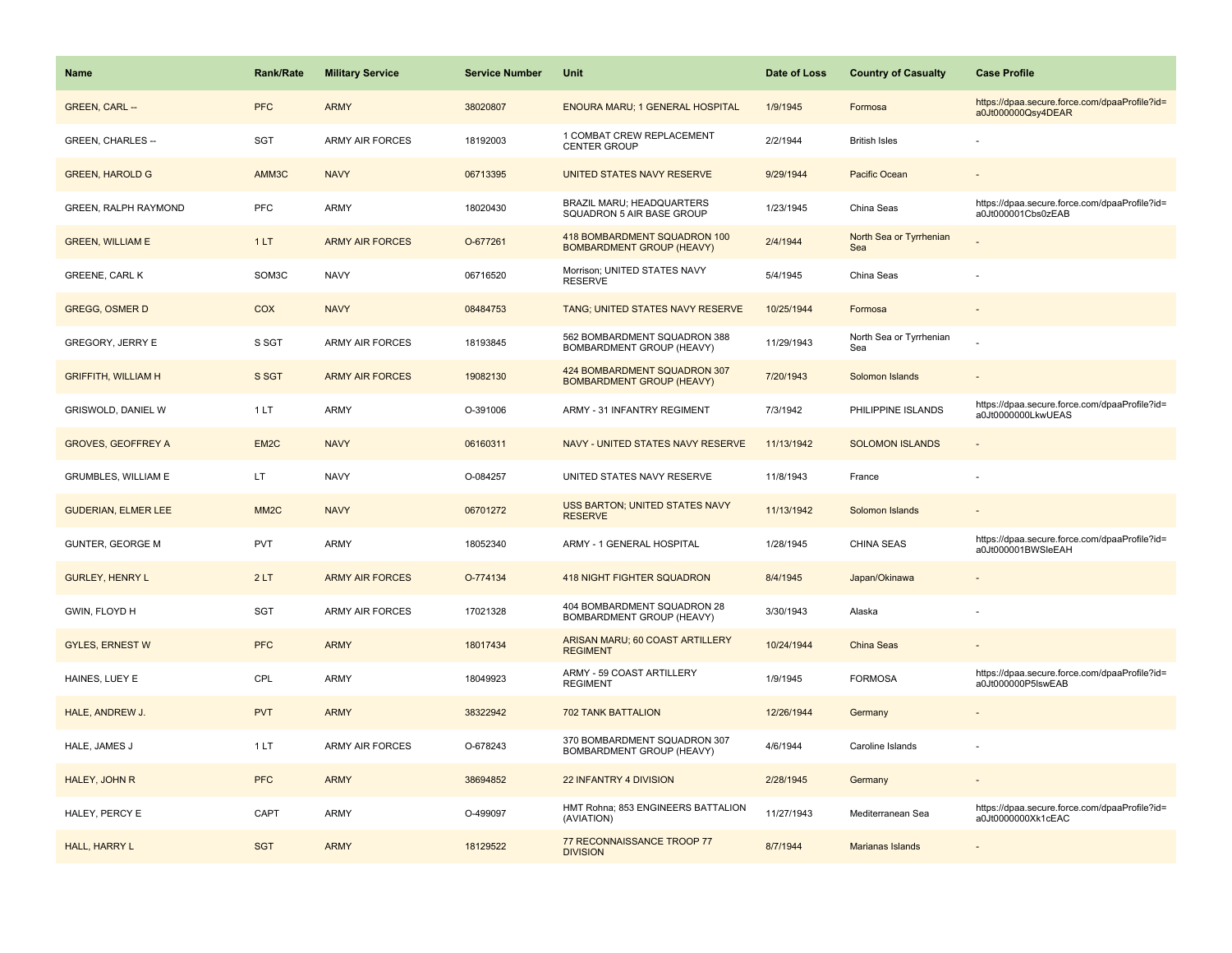| Name | Rank/Rate | Military Service | Service Number | Unit | Date of Loss | Country of Casualty | Case Profile |
|---|---|---|---|---|---|---|---|
| GREEN, CARL -- | PFC | ARMY | 38020807 | ENOURA MARU; 1 GENERAL HOSPITAL | 1/9/1945 | Formosa | https://dpaa.secure.force.com/dpaaProfile?id=a0Jt000000Qsy4DEAR |
| GREEN, CHARLES -- | SGT | ARMY AIR FORCES | 18192003 | 1 COMBAT CREW REPLACEMENT CENTER GROUP | 2/2/1944 | British Isles | - |
| GREEN, HAROLD G | AMM3C | NAVY | 06713395 | UNITED STATES NAVY RESERVE | 9/29/1944 | Pacific Ocean | - |
| GREEN, RALPH RAYMOND | PFC | ARMY | 18020430 | BRAZIL MARU; HEADQUARTERS SQUADRON 5 AIR BASE GROUP | 1/23/1945 | China Seas | https://dpaa.secure.force.com/dpaaProfile?id=a0Jt000001Cbs0zEAB |
| GREEN, WILLIAM E | 1 LT | ARMY AIR FORCES | O-677261 | 418 BOMBARDMENT SQUADRON 100 BOMBARDMENT GROUP (HEAVY) | 2/4/1944 | North Sea or Tyrrhenian Sea | - |
| GREENE, CARL K | SOM3C | NAVY | 06716520 | Morrison; UNITED STATES NAVY RESERVE | 5/4/1945 | China Seas | - |
| GREGG, OSMER D | COX | NAVY | 08484753 | TANG; UNITED STATES NAVY RESERVE | 10/25/1944 | Formosa | - |
| GREGORY, JERRY E | S SGT | ARMY AIR FORCES | 18193845 | 562 BOMBARDMENT SQUADRON 388 BOMBARDMENT GROUP (HEAVY) | 11/29/1943 | North Sea or Tyrrhenian Sea | - |
| GRIFFITH, WILLIAM H | S SGT | ARMY AIR FORCES | 19082130 | 424 BOMBARDMENT SQUADRON 307 BOMBARDMENT GROUP (HEAVY) | 7/20/1943 | Solomon Islands | - |
| GRISWOLD, DANIEL W | 1 LT | ARMY | O-391006 | ARMY - 31 INFANTRY REGIMENT | 7/3/1942 | PHILIPPINE ISLANDS | https://dpaa.secure.force.com/dpaaProfile?id=a0Jt0000000LkwUEAS |
| GROVES, GEOFFREY A | EM2C | NAVY | 06160311 | NAVY - UNITED STATES NAVY RESERVE | 11/13/1942 | SOLOMON ISLANDS | - |
| GRUMBLES, WILLIAM E | LT | NAVY | O-084257 | UNITED STATES NAVY RESERVE | 11/8/1943 | France | - |
| GUDERIAN, ELMER LEE | MM2C | NAVY | 06701272 | USS BARTON; UNITED STATES NAVY RESERVE | 11/13/1942 | Solomon Islands | - |
| GUNTER, GEORGE M | PVT | ARMY | 18052340 | ARMY - 1 GENERAL HOSPITAL | 1/28/1945 | CHINA SEAS | https://dpaa.secure.force.com/dpaaProfile?id=a0Jt000001BWSleEAH |
| GURLEY, HENRY L | 2 LT | ARMY AIR FORCES | O-774134 | 418 NIGHT FIGHTER SQUADRON | 8/4/1945 | Japan/Okinawa | - |
| GWIN, FLOYD H | SGT | ARMY AIR FORCES | 17021328 | 404 BOMBARDMENT SQUADRON 28 BOMBARDMENT GROUP (HEAVY) | 3/30/1943 | Alaska | - |
| GYLES, ERNEST W | PFC | ARMY | 18017434 | ARISAN MARU; 60 COAST ARTILLERY REGIMENT | 10/24/1944 | China Seas | - |
| HAINES, LUEY E | CPL | ARMY | 18049923 | ARMY - 59 COAST ARTILLERY REGIMENT | 1/9/1945 | FORMOSA | https://dpaa.secure.force.com/dpaaProfile?id=a0Jt000000P5lswEAB |
| HALE, ANDREW J. | PVT | ARMY | 38322942 | 702 TANK BATTALION | 12/26/1944 | Germany | - |
| HALE, JAMES J | 1 LT | ARMY AIR FORCES | O-678243 | 370 BOMBARDMENT SQUADRON 307 BOMBARDMENT GROUP (HEAVY) | 4/6/1944 | Caroline Islands | - |
| HALEY, JOHN R | PFC | ARMY | 38694852 | 22 INFANTRY 4 DIVISION | 2/28/1945 | Germany | - |
| HALEY, PERCY E | CAPT | ARMY | O-499097 | HMT Rohna; 853 ENGINEERS BATTALION (AVIATION) | 11/27/1943 | Mediterranean Sea | https://dpaa.secure.force.com/dpaaProfile?id=a0Jt0000000Xk1cEAC |
| HALL, HARRY L | SGT | ARMY | 18129522 | 77 RECONNAISSANCE TROOP 77 DIVISION | 8/7/1944 | Marianas Islands | - |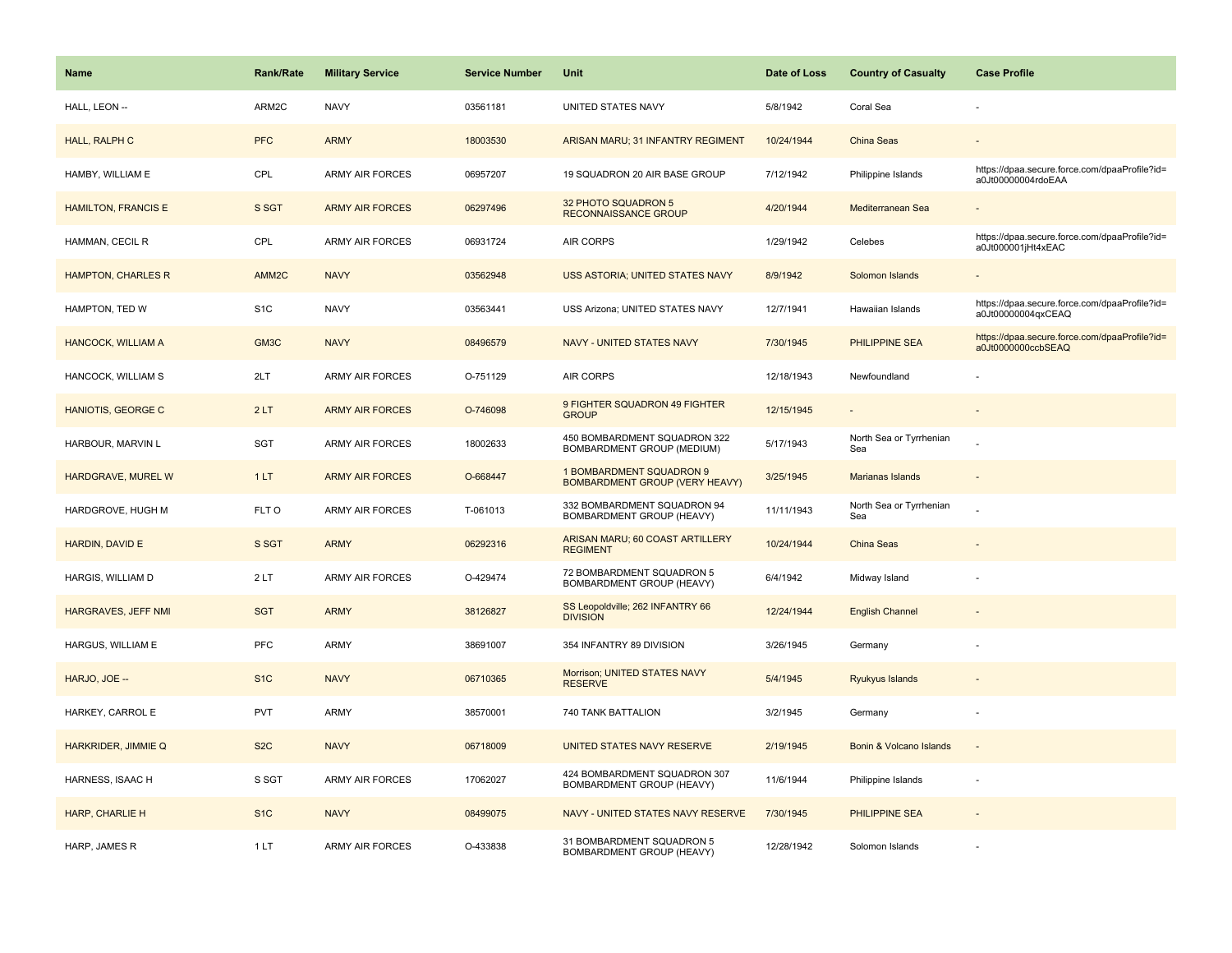| Name | Rank/Rate | Military Service | Service Number | Unit | Date of Loss | Country of Casualty | Case Profile |
| --- | --- | --- | --- | --- | --- | --- | --- |
| HALL, LEON -- | ARM2C | NAVY | 03561181 | UNITED STATES NAVY | 5/8/1942 | Coral Sea | - |
| HALL, RALPH C | PFC | ARMY | 18003530 | ARISAN MARU; 31 INFANTRY REGIMENT | 10/24/1944 | China Seas | - |
| HAMBY, WILLIAM E | CPL | ARMY AIR FORCES | 06957207 | 19 SQUADRON 20 AIR BASE GROUP | 7/12/1942 | Philippine Islands | https://dpaa.secure.force.com/dpaaProfile?id=a0Jt00000004rdoEAA |
| HAMILTON, FRANCIS E | S SGT | ARMY AIR FORCES | 06297496 | 32 PHOTO SQUADRON 5 RECONNAISSANCE GROUP | 4/20/1944 | Mediterranean Sea | - |
| HAMMAN, CECIL R | CPL | ARMY AIR FORCES | 06931724 | AIR CORPS | 1/29/1942 | Celebes | https://dpaa.secure.force.com/dpaaProfile?id=a0Jt000001jHt4xEAC |
| HAMPTON, CHARLES R | AMM2C | NAVY | 03562948 | USS ASTORIA; UNITED STATES NAVY | 8/9/1942 | Solomon Islands | - |
| HAMPTON, TED W | S1C | NAVY | 03563441 | USS Arizona; UNITED STATES NAVY | 12/7/1941 | Hawaiian Islands | https://dpaa.secure.force.com/dpaaProfile?id=a0Jt00000004qxCEAQ |
| HANCOCK, WILLIAM A | GM3C | NAVY | 08496579 | NAVY - UNITED STATES NAVY | 7/30/1945 | PHILIPPINE SEA | https://dpaa.secure.force.com/dpaaProfile?id=a0Jt0000000ccbSEAQ |
| HANCOCK, WILLIAM S | 2LT | ARMY AIR FORCES | O-751129 | AIR CORPS | 12/18/1943 | Newfoundland | - |
| HANIOTIS, GEORGE C | 2 LT | ARMY AIR FORCES | O-746098 | 9 FIGHTER SQUADRON 49 FIGHTER GROUP | 12/15/1945 | - | - |
| HARBOUR, MARVIN L | SGT | ARMY AIR FORCES | 18002633 | 450 BOMBARDMENT SQUADRON 322 BOMBARDMENT GROUP (MEDIUM) | 5/17/1943 | North Sea or Tyrrhenian Sea | - |
| HARDGRAVE, MUREL W | 1 LT | ARMY AIR FORCES | O-668447 | 1 BOMBARDMENT SQUADRON 9 BOMBARDMENT GROUP (VERY HEAVY) | 3/25/1945 | Marianas Islands | - |
| HARDGROVE, HUGH M | FLT O | ARMY AIR FORCES | T-061013 | 332 BOMBARDMENT SQUADRON 94 BOMBARDMENT GROUP (HEAVY) | 11/11/1943 | North Sea or Tyrrhenian Sea | - |
| HARDIN, DAVID E | S SGT | ARMY | 06292316 | ARISAN MARU; 60 COAST ARTILLERY REGIMENT | 10/24/1944 | China Seas | - |
| HARGIS, WILLIAM D | 2 LT | ARMY AIR FORCES | O-429474 | 72 BOMBARDMENT SQUADRON 5 BOMBARDMENT GROUP (HEAVY) | 6/4/1942 | Midway Island | - |
| HARGRAVES, JEFF NMI | SGT | ARMY | 38126827 | SS Leopoldville; 262 INFANTRY 66 DIVISION | 12/24/1944 | English Channel | - |
| HARGUS, WILLIAM E | PFC | ARMY | 38691007 | 354 INFANTRY 89 DIVISION | 3/26/1945 | Germany | - |
| HARJO, JOE -- | S1C | NAVY | 06710365 | Morrison; UNITED STATES NAVY RESERVE | 5/4/1945 | Ryukyus Islands | - |
| HARKEY, CARROL E | PVT | ARMY | 38570001 | 740 TANK BATTALION | 3/2/1945 | Germany | - |
| HARKRIDER, JIMMIE Q | S2C | NAVY | 06718009 | UNITED STATES NAVY RESERVE | 2/19/1945 | Bonin & Volcano Islands | - |
| HARNESS, ISAAC H | S SGT | ARMY AIR FORCES | 17062027 | 424 BOMBARDMENT SQUADRON 307 BOMBARDMENT GROUP (HEAVY) | 11/6/1944 | Philippine Islands | - |
| HARP, CHARLIE H | S1C | NAVY | 08499075 | NAVY - UNITED STATES NAVY RESERVE | 7/30/1945 | PHILIPPINE SEA | - |
| HARP, JAMES R | 1 LT | ARMY AIR FORCES | O-433838 | 31 BOMBARDMENT SQUADRON 5 BOMBARDMENT GROUP (HEAVY) | 12/28/1942 | Solomon Islands | - |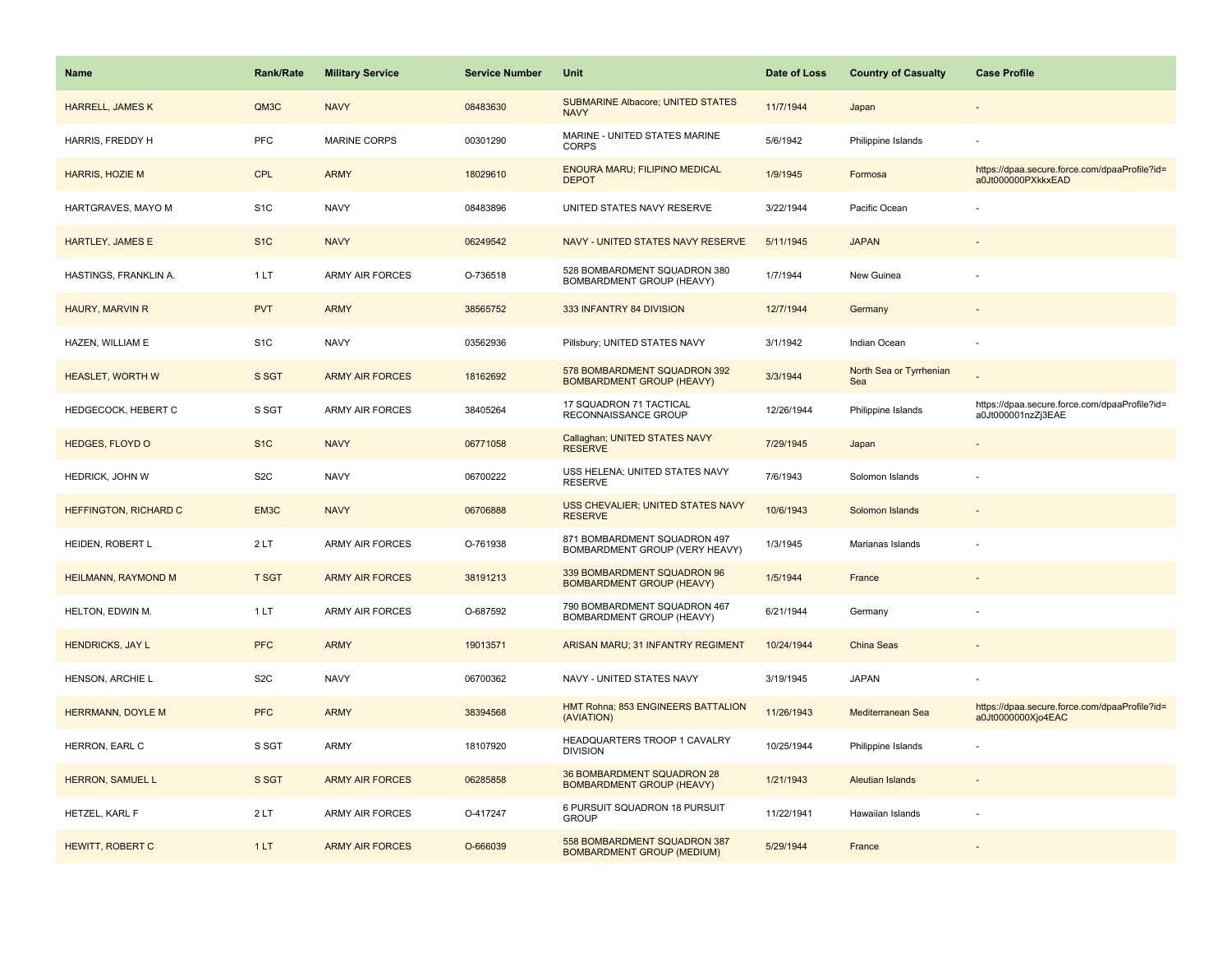| Name | Rank/Rate | Military Service | Service Number | Unit | Date of Loss | Country of Casualty | Case Profile |
|---|---|---|---|---|---|---|---|
| HARRELL, JAMES K | QM3C | NAVY | 08483630 | SUBMARINE Albacore; UNITED STATES NAVY | 11/7/1944 | Japan | - |
| HARRIS, FREDDY H | PFC | MARINE CORPS | 00301290 | MARINE - UNITED STATES MARINE CORPS | 5/6/1942 | Philippine Islands | - |
| HARRIS, HOZIE M | CPL | ARMY | 18029610 | ENOURA MARU; FILIPINO MEDICAL DEPOT | 1/9/1945 | Formosa | https://dpaa.secure.force.com/dpaaProfile?id=a0Jt000000PXkkxEAD |
| HARTGRAVES, MAYO M | S1C | NAVY | 08483896 | UNITED STATES NAVY RESERVE | 3/22/1944 | Pacific Ocean | - |
| HARTLEY, JAMES E | S1C | NAVY | 06249542 | NAVY - UNITED STATES NAVY RESERVE | 5/11/1945 | JAPAN | - |
| HASTINGS, FRANKLIN A. | 1 LT | ARMY AIR FORCES | O-736518 | 528 BOMBARDMENT SQUADRON 380 BOMBARDMENT GROUP (HEAVY) | 1/7/1944 | New Guinea | - |
| HAURY, MARVIN R | PVT | ARMY | 38565752 | 333 INFANTRY 84 DIVISION | 12/7/1944 | Germany | - |
| HAZEN, WILLIAM E | S1C | NAVY | 03562936 | Pillsbury; UNITED STATES NAVY | 3/1/1942 | Indian Ocean | - |
| HEASLET, WORTH W | S SGT | ARMY AIR FORCES | 18162692 | 578 BOMBARDMENT SQUADRON 392 BOMBARDMENT GROUP (HEAVY) | 3/3/1944 | North Sea or Tyrrhenian Sea | - |
| HEDGECOCK, HEBERT C | S SGT | ARMY AIR FORCES | 38405264 | 17 SQUADRON 71 TACTICAL RECONNAISSANCE GROUP | 12/26/1944 | Philippine Islands | https://dpaa.secure.force.com/dpaaProfile?id=a0Jt000001nzZj3EAE |
| HEDGES, FLOYD O | S1C | NAVY | 06771058 | Callaghan; UNITED STATES NAVY RESERVE | 7/29/1945 | Japan | - |
| HEDRICK, JOHN W | S2C | NAVY | 06700222 | USS HELENA; UNITED STATES NAVY RESERVE | 7/6/1943 | Solomon Islands | - |
| HEFFINGTON, RICHARD C | EM3C | NAVY | 06706888 | USS CHEVALIER; UNITED STATES NAVY RESERVE | 10/6/1943 | Solomon Islands | - |
| HEIDEN, ROBERT L | 2 LT | ARMY AIR FORCES | O-761938 | 871 BOMBARDMENT SQUADRON 497 BOMBARDMENT GROUP (VERY HEAVY) | 1/3/1945 | Marianas Islands | - |
| HEILMANN, RAYMOND M | T SGT | ARMY AIR FORCES | 38191213 | 339 BOMBARDMENT SQUADRON 96 BOMBARDMENT GROUP (HEAVY) | 1/5/1944 | France | - |
| HELTON, EDWIN M. | 1 LT | ARMY AIR FORCES | O-687592 | 790 BOMBARDMENT SQUADRON 467 BOMBARDMENT GROUP (HEAVY) | 6/21/1944 | Germany | - |
| HENDRICKS, JAY L | PFC | ARMY | 19013571 | ARISAN MARU; 31 INFANTRY REGIMENT | 10/24/1944 | China Seas | - |
| HENSON, ARCHIE L | S2C | NAVY | 06700362 | NAVY - UNITED STATES NAVY | 3/19/1945 | JAPAN | - |
| HERRMANN, DOYLE M | PFC | ARMY | 38394568 | HMT Rohna; 853 ENGINEERS BATTALION (AVIATION) | 11/26/1943 | Mediterranean Sea | https://dpaa.secure.force.com/dpaaProfile?id=a0Jt0000000Xjo4EAC |
| HERRON, EARL C | S SGT | ARMY | 18107920 | HEADQUARTERS TROOP 1 CAVALRY DIVISION | 10/25/1944 | Philippine Islands | - |
| HERRON, SAMUEL L | S SGT | ARMY AIR FORCES | 06285858 | 36 BOMBARDMENT SQUADRON 28 BOMBARDMENT GROUP (HEAVY) | 1/21/1943 | Aleutian Islands | - |
| HETZEL, KARL F | 2 LT | ARMY AIR FORCES | O-417247 | 6 PURSUIT SQUADRON 18 PURSUIT GROUP | 11/22/1941 | Hawaiian Islands | - |
| HEWITT, ROBERT C | 1 LT | ARMY AIR FORCES | O-666039 | 558 BOMBARDMENT SQUADRON 387 BOMBARDMENT GROUP (MEDIUM) | 5/29/1944 | France | - |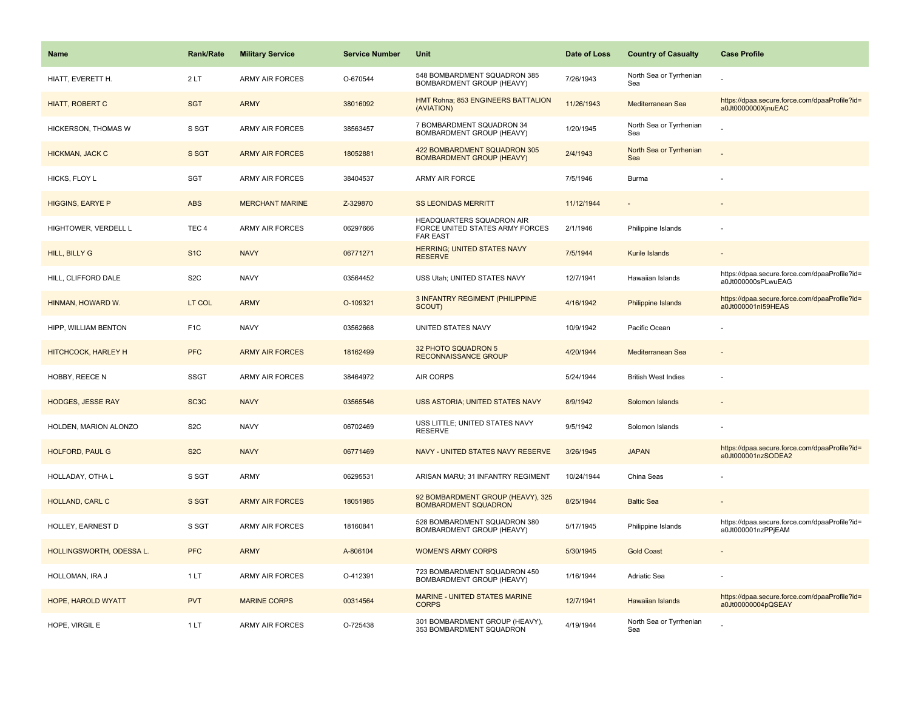| Name | Rank/Rate | Military Service | Service Number | Unit | Date of Loss | Country of Casualty | Case Profile |
|---|---|---|---|---|---|---|---|
| HIATT, EVERETT H. | 2 LT | ARMY AIR FORCES | O-670544 | 548 BOMBARDMENT SQUADRON 385 BOMBARDMENT GROUP (HEAVY) | 7/26/1943 | North Sea or Tyrrhenian Sea | - |
| HIATT, ROBERT C | SGT | ARMY | 38016092 | HMT Rohna; 853 ENGINEERS BATTALION (AVIATION) | 11/26/1943 | Mediterranean Sea | https://dpaa.secure.force.com/dpaaProfile?id=a0Jt0000000XjnuEAC |
| HICKERSON, THOMAS W | S SGT | ARMY AIR FORCES | 38563457 | 7 BOMBARDMENT SQUADRON 34 BOMBARDMENT GROUP (HEAVY) | 1/20/1945 | North Sea or Tyrrhenian Sea | - |
| HICKMAN, JACK C | S SGT | ARMY AIR FORCES | 18052881 | 422 BOMBARDMENT SQUADRON 305 BOMBARDMENT GROUP (HEAVY) | 2/4/1943 | North Sea or Tyrrhenian Sea | - |
| HICKS, FLOY L | SGT | ARMY AIR FORCES | 38404537 | ARMY AIR FORCE | 7/5/1946 | Burma | - |
| HIGGINS, EARYE P | ABS | MERCHANT MARINE | Z-329870 | SS LEONIDAS MERRITT | 11/12/1944 | - | - |
| HIGHTOWER, VERDELL L | TEC 4 | ARMY AIR FORCES | 06297666 | HEADQUARTERS SQUADRON AIR FORCE UNITED STATES ARMY FORCES FAR EAST | 2/1/1946 | Philippine Islands | - |
| HILL, BILLY G | S1C | NAVY | 06771271 | HERRING; UNITED STATES NAVY RESERVE | 7/5/1944 | Kurile Islands | - |
| HILL, CLIFFORD DALE | S2C | NAVY | 03564452 | USS Utah; UNITED STATES NAVY | 12/7/1941 | Hawaiian Islands | https://dpaa.secure.force.com/dpaaProfile?id=a0Jt000000sPLwuEAG |
| HINMAN, HOWARD W. | LT COL | ARMY | O-109321 | 3 INFANTRY REGIMENT (PHILIPPINE SCOUT) | 4/16/1942 | Philippine Islands | https://dpaa.secure.force.com/dpaaProfile?id=a0Jt000001nI59HEAS |
| HIPP, WILLIAM BENTON | F1C | NAVY | 03562668 | UNITED STATES NAVY | 10/9/1942 | Pacific Ocean | - |
| HITCHCOCK, HARLEY H | PFC | ARMY AIR FORCES | 18162499 | 32 PHOTO SQUADRON 5 RECONNAISSANCE GROUP | 4/20/1944 | Mediterranean Sea | - |
| HOBBY, REECE N | SSGT | ARMY AIR FORCES | 38464972 | AIR CORPS | 5/24/1944 | British West Indies | - |
| HODGES, JESSE RAY | SC3C | NAVY | 03565546 | USS ASTORIA; UNITED STATES NAVY | 8/9/1942 | Solomon Islands | - |
| HOLDEN, MARION ALONZO | S2C | NAVY | 06702469 | USS LITTLE; UNITED STATES NAVY RESERVE | 9/5/1942 | Solomon Islands | - |
| HOLFORD, PAUL G | S2C | NAVY | 06771469 | NAVY - UNITED STATES NAVY RESERVE | 3/26/1945 | JAPAN | https://dpaa.secure.force.com/dpaaProfile?id=a0Jt000001nzSODEA2 |
| HOLLADAY, OTHA L | S SGT | ARMY | 06295531 | ARISAN MARU; 31 INFANTRY REGIMENT | 10/24/1944 | China Seas | - |
| HOLLAND, CARL C | S SGT | ARMY AIR FORCES | 18051985 | 92 BOMBARDMENT GROUP (HEAVY), 325 BOMBARDMENT SQUADRON | 8/25/1944 | Baltic Sea | - |
| HOLLEY, EARNEST D | S SGT | ARMY AIR FORCES | 18160841 | 528 BOMBARDMENT SQUADRON 380 BOMBARDMENT GROUP (HEAVY) | 5/17/1945 | Philippine Islands | https://dpaa.secure.force.com/dpaaProfile?id=a0Jt000001nzPPjEAM |
| HOLLINGSWORTH, ODESSA L. | PFC | ARMY | A-806104 | WOMEN'S ARMY CORPS | 5/30/1945 | Gold Coast | - |
| HOLLOMAN, IRA J | 1 LT | ARMY AIR FORCES | O-412391 | 723 BOMBARDMENT SQUADRON 450 BOMBARDMENT GROUP (HEAVY) | 1/16/1944 | Adriatic Sea | - |
| HOPE, HAROLD WYATT | PVT | MARINE CORPS | 00314564 | MARINE - UNITED STATES MARINE CORPS | 12/7/1941 | Hawaiian Islands | https://dpaa.secure.force.com/dpaaProfile?id=a0Jt00000004pQSEAY |
| HOPE, VIRGIL E | 1 LT | ARMY AIR FORCES | O-725438 | 301 BOMBARDMENT GROUP (HEAVY), 353 BOMBARDMENT SQUADRON | 4/19/1944 | North Sea or Tyrrhenian Sea | - |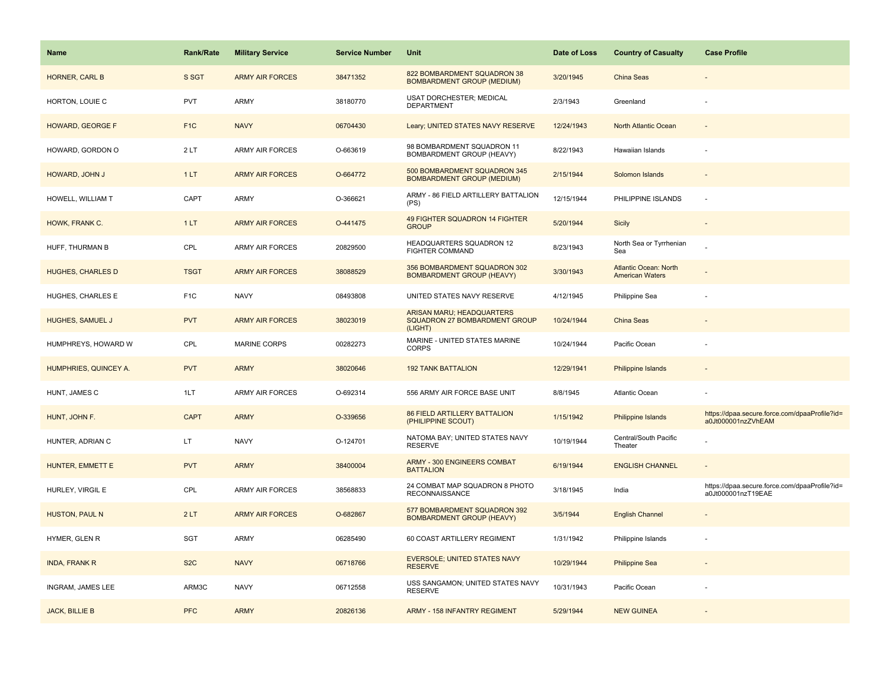| Name | Rank/Rate | Military Service | Service Number | Unit | Date of Loss | Country of Casualty | Case Profile |
|---|---|---|---|---|---|---|---|
| HORNER, CARL B | S SGT | ARMY AIR FORCES | 38471352 | 822 BOMBARDMENT SQUADRON 38 BOMBARDMENT GROUP (MEDIUM) | 3/20/1945 | China Seas | - |
| HORTON, LOUIE C | PVT | ARMY | 38180770 | USAT DORCHESTER; MEDICAL DEPARTMENT | 2/3/1943 | Greenland | - |
| HOWARD, GEORGE F | F1C | NAVY | 06704430 | Leary; UNITED STATES NAVY RESERVE | 12/24/1943 | North Atlantic Ocean | - |
| HOWARD, GORDON O | 2 LT | ARMY AIR FORCES | O-663619 | 98 BOMBARDMENT SQUADRON 11 BOMBARDMENT GROUP (HEAVY) | 8/22/1943 | Hawaiian Islands | - |
| HOWARD, JOHN J | 1 LT | ARMY AIR FORCES | O-664772 | 500 BOMBARDMENT SQUADRON 345 BOMBARDMENT GROUP (MEDIUM) | 2/15/1944 | Solomon Islands | - |
| HOWELL, WILLIAM T | CAPT | ARMY | O-366621 | ARMY - 86 FIELD ARTILLERY BATTALION (PS) | 12/15/1944 | PHILIPPINE ISLANDS | - |
| HOWK, FRANK C. | 1 LT | ARMY AIR FORCES | O-441475 | 49 FIGHTER SQUADRON 14 FIGHTER GROUP | 5/20/1944 | Sicily | - |
| HUFF, THURMAN B | CPL | ARMY AIR FORCES | 20829500 | HEADQUARTERS SQUADRON 12 FIGHTER COMMAND | 8/23/1943 | North Sea or Tyrrhenian Sea | - |
| HUGHES, CHARLES D | TSGT | ARMY AIR FORCES | 38088529 | 356 BOMBARDMENT SQUADRON 302 BOMBARDMENT GROUP (HEAVY) | 3/30/1943 | Atlantic Ocean: North American Waters | - |
| HUGHES, CHARLES E | F1C | NAVY | 08493808 | UNITED STATES NAVY RESERVE | 4/12/1945 | Philippine Sea | - |
| HUGHES, SAMUEL J | PVT | ARMY AIR FORCES | 38023019 | ARISAN MARU; HEADQUARTERS SQUADRON 27 BOMBARDMENT GROUP (LIGHT) | 10/24/1944 | China Seas | - |
| HUMPHREYS, HOWARD W | CPL | MARINE CORPS | 00282273 | MARINE - UNITED STATES MARINE CORPS | 10/24/1944 | Pacific Ocean | - |
| HUMPHRIES, QUINCEY A. | PVT | ARMY | 38020646 | 192 TANK BATTALION | 12/29/1941 | Philippine Islands | - |
| HUNT, JAMES C | 1LT | ARMY AIR FORCES | O-692314 | 556 ARMY AIR FORCE BASE UNIT | 8/8/1945 | Atlantic Ocean | - |
| HUNT, JOHN F. | CAPT | ARMY | O-339656 | 86 FIELD ARTILLERY BATTALION (PHILIPPINE SCOUT) | 1/15/1942 | Philippine Islands | https://dpaa.secure.force.com/dpaaProfile?id=a0Jt000001nzZVhEAM |
| HUNTER, ADRIAN C | LT | NAVY | O-124701 | NATOMA BAY; UNITED STATES NAVY RESERVE | 10/19/1944 | Central/South Pacific Theater | - |
| HUNTER, EMMETT E | PVT | ARMY | 38400004 | ARMY - 300 ENGINEERS COMBAT BATTALION | 6/19/1944 | ENGLISH CHANNEL | - |
| HURLEY, VIRGIL E | CPL | ARMY AIR FORCES | 38568833 | 24 COMBAT MAP SQUADRON 8 PHOTO RECONNAISSANCE | 3/18/1945 | India | https://dpaa.secure.force.com/dpaaProfile?id=a0Jt000001nzT19EAE |
| HUSTON, PAUL N | 2 LT | ARMY AIR FORCES | O-682867 | 577 BOMBARDMENT SQUADRON 392 BOMBARDMENT GROUP (HEAVY) | 3/5/1944 | English Channel | - |
| HYMER, GLEN R | SGT | ARMY | 06285490 | 60 COAST ARTILLERY REGIMENT | 1/31/1942 | Philippine Islands | - |
| INDA, FRANK R | S2C | NAVY | 06718766 | EVERSOLE; UNITED STATES NAVY RESERVE | 10/29/1944 | Philippine Sea | - |
| INGRAM, JAMES LEE | ARM3C | NAVY | 06712558 | USS SANGAMON; UNITED STATES NAVY RESERVE | 10/31/1943 | Pacific Ocean | - |
| JACK, BILLIE B | PFC | ARMY | 20826136 | ARMY - 158 INFANTRY REGIMENT | 5/29/1944 | NEW GUINEA | - |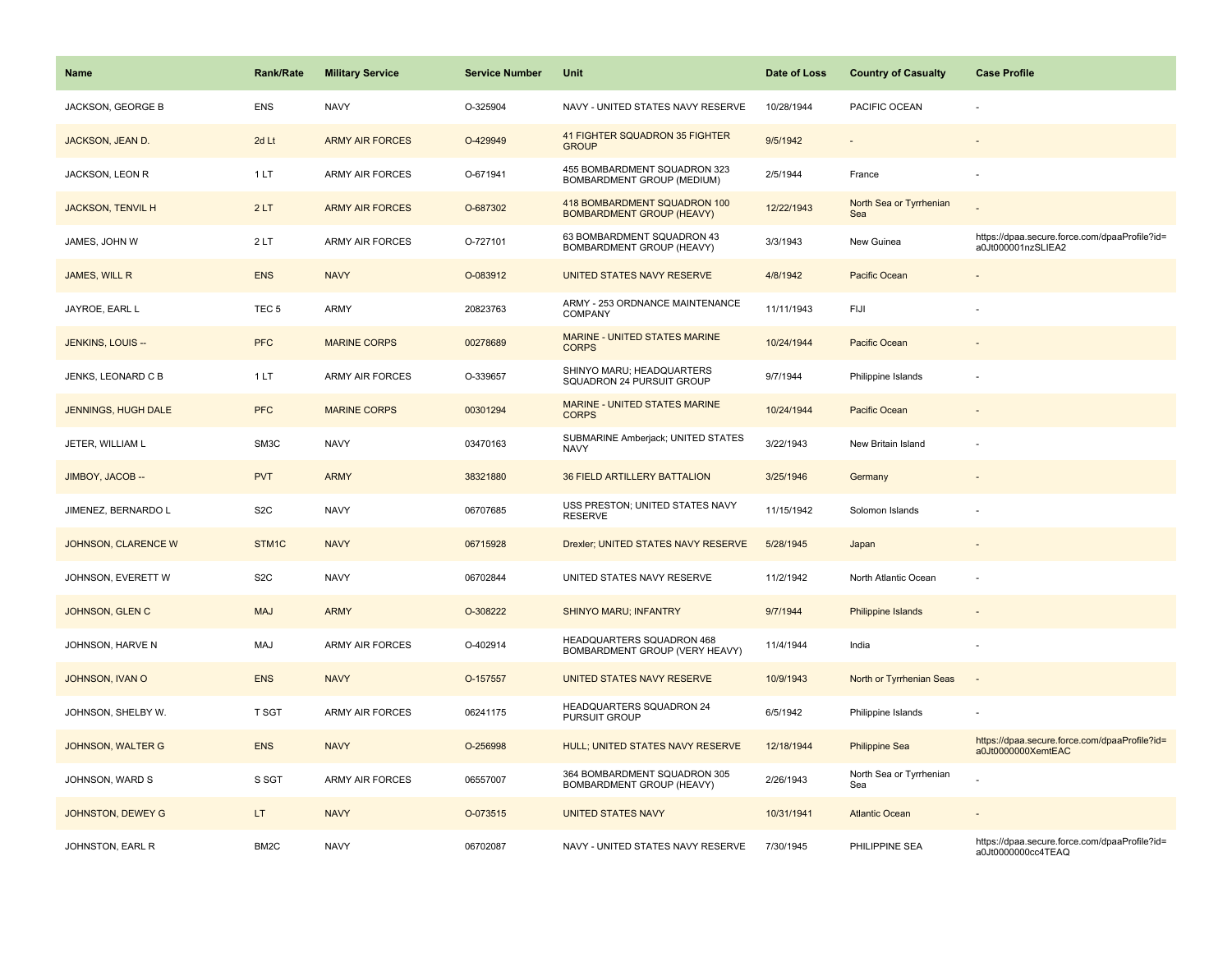| Name | Rank/Rate | Military Service | Service Number | Unit | Date of Loss | Country of Casualty | Case Profile |
|---|---|---|---|---|---|---|---|
| JACKSON, GEORGE B | ENS | NAVY | O-325904 | NAVY - UNITED STATES NAVY RESERVE | 10/28/1944 | PACIFIC OCEAN | - |
| JACKSON, JEAN D. | 2d Lt | ARMY AIR FORCES | O-429949 | 41 FIGHTER SQUADRON 35 FIGHTER GROUP | 9/5/1942 | - | - |
| JACKSON, LEON R | 1 LT | ARMY AIR FORCES | O-671941 | 455 BOMBARDMENT SQUADRON 323 BOMBARDMENT GROUP (MEDIUM) | 2/5/1944 | France | - |
| JACKSON, TENVIL H | 2 LT | ARMY AIR FORCES | O-687302 | 418 BOMBARDMENT SQUADRON 100 BOMBARDMENT GROUP (HEAVY) | 12/22/1943 | North Sea or Tyrrhenian Sea | - |
| JAMES, JOHN W | 2 LT | ARMY AIR FORCES | O-727101 | 63 BOMBARDMENT SQUADRON 43 BOMBARDMENT GROUP (HEAVY) | 3/3/1943 | New Guinea | https://dpaa.secure.force.com/dpaaProfile?id=a0Jt000001nzSLIEA2 |
| JAMES, WILL R | ENS | NAVY | O-083912 | UNITED STATES NAVY RESERVE | 4/8/1942 | Pacific Ocean | - |
| JAYROE, EARL L | TEC 5 | ARMY | 20823763 | ARMY - 253 ORDNANCE MAINTENANCE COMPANY | 11/11/1943 | FIJI | - |
| JENKINS, LOUIS -- | PFC | MARINE CORPS | 00278689 | MARINE - UNITED STATES MARINE CORPS | 10/24/1944 | Pacific Ocean | - |
| JENKS, LEONARD C B | 1 LT | ARMY AIR FORCES | O-339657 | SHINYO MARU; HEADQUARTERS SQUADRON 24 PURSUIT GROUP | 9/7/1944 | Philippine Islands | - |
| JENNINGS, HUGH DALE | PFC | MARINE CORPS | 00301294 | MARINE - UNITED STATES MARINE CORPS | 10/24/1944 | Pacific Ocean | - |
| JETER, WILLIAM L | SM3C | NAVY | 03470163 | SUBMARINE Amberjack; UNITED STATES NAVY | 3/22/1943 | New Britain Island | - |
| JIMBOY, JACOB -- | PVT | ARMY | 38321880 | 36 FIELD ARTILLERY BATTALION | 3/25/1946 | Germany | - |
| JIMENEZ, BERNARDO L | S2C | NAVY | 06707685 | USS PRESTON; UNITED STATES NAVY RESERVE | 11/15/1942 | Solomon Islands | - |
| JOHNSON, CLARENCE W | STM1C | NAVY | 06715928 | Drexler; UNITED STATES NAVY RESERVE | 5/28/1945 | Japan | - |
| JOHNSON, EVERETT W | S2C | NAVY | 06702844 | UNITED STATES NAVY RESERVE | 11/2/1942 | North Atlantic Ocean | - |
| JOHNSON, GLEN C | MAJ | ARMY | O-308222 | SHINYO MARU; INFANTRY | 9/7/1944 | Philippine Islands | - |
| JOHNSON, HARVE N | MAJ | ARMY AIR FORCES | O-402914 | HEADQUARTERS SQUADRON 468 BOMBARDMENT GROUP (VERY HEAVY) | 11/4/1944 | India | - |
| JOHNSON, IVAN O | ENS | NAVY | O-157557 | UNITED STATES NAVY RESERVE | 10/9/1943 | North or Tyrrhenian Seas | - |
| JOHNSON, SHELBY W. | T SGT | ARMY AIR FORCES | 06241175 | HEADQUARTERS SQUADRON 24 PURSUIT GROUP | 6/5/1942 | Philippine Islands | - |
| JOHNSON, WALTER G | ENS | NAVY | O-256998 | HULL; UNITED STATES NAVY RESERVE | 12/18/1944 | Philippine Sea | https://dpaa.secure.force.com/dpaaProfile?id=a0Jt0000000XemtEAC |
| JOHNSON, WARD S | S SGT | ARMY AIR FORCES | 06557007 | 364 BOMBARDMENT SQUADRON 305 BOMBARDMENT GROUP (HEAVY) | 2/26/1943 | North Sea or Tyrrhenian Sea | - |
| JOHNSTON, DEWEY G | LT | NAVY | O-073515 | UNITED STATES NAVY | 10/31/1941 | Atlantic Ocean | - |
| JOHNSTON, EARL R | BM2C | NAVY | 06702087 | NAVY - UNITED STATES NAVY RESERVE | 7/30/1945 | PHILIPPINE SEA | https://dpaa.secure.force.com/dpaaProfile?id=a0Jt0000000cc4TEAQ |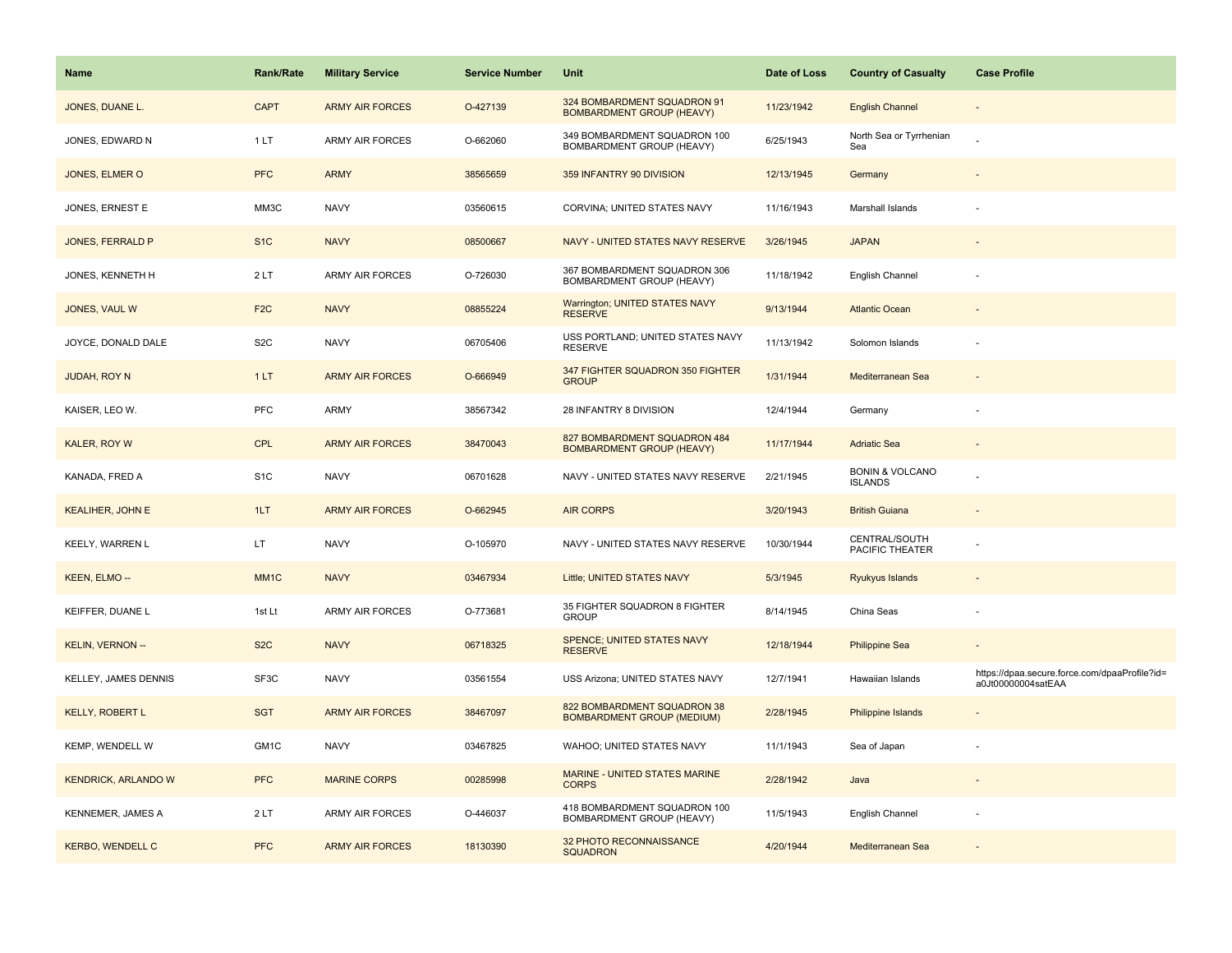| Name | Rank/Rate | Military Service | Service Number | Unit | Date of Loss | Country of Casualty | Case Profile |
|---|---|---|---|---|---|---|---|
| JONES, DUANE L. | CAPT | ARMY AIR FORCES | O-427139 | 324 BOMBARDMENT SQUADRON 91 BOMBARDMENT GROUP (HEAVY) | 11/23/1942 | English Channel | - |
| JONES, EDWARD N | 1 LT | ARMY AIR FORCES | O-662060 | 349 BOMBARDMENT SQUADRON 100 BOMBARDMENT GROUP (HEAVY) | 6/25/1943 | North Sea or Tyrrhenian Sea | - |
| JONES, ELMER O | PFC | ARMY | 38565659 | 359 INFANTRY 90 DIVISION | 12/13/1945 | Germany | - |
| JONES, ERNEST E | MM3C | NAVY | 03560615 | CORVINA; UNITED STATES NAVY | 11/16/1943 | Marshall Islands | - |
| JONES, FERRALD P | S1C | NAVY | 08500667 | NAVY - UNITED STATES NAVY RESERVE | 3/26/1945 | JAPAN | - |
| JONES, KENNETH H | 2 LT | ARMY AIR FORCES | O-726030 | 367 BOMBARDMENT SQUADRON 306 BOMBARDMENT GROUP (HEAVY) | 11/18/1942 | English Channel | - |
| JONES, VAUL W | F2C | NAVY | 08855224 | Warrington; UNITED STATES NAVY RESERVE | 9/13/1944 | Atlantic Ocean | - |
| JOYCE, DONALD DALE | S2C | NAVY | 06705406 | USS PORTLAND; UNITED STATES NAVY RESERVE | 11/13/1942 | Solomon Islands | - |
| JUDAH, ROY N | 1 LT | ARMY AIR FORCES | O-666949 | 347 FIGHTER SQUADRON 350 FIGHTER GROUP | 1/31/1944 | Mediterranean Sea | - |
| KAISER, LEO W. | PFC | ARMY | 38567342 | 28 INFANTRY 8 DIVISION | 12/4/1944 | Germany | - |
| KALER, ROY W | CPL | ARMY AIR FORCES | 38470043 | 827 BOMBARDMENT SQUADRON 484 BOMBARDMENT GROUP (HEAVY) | 11/17/1944 | Adriatic Sea | - |
| KANADA, FRED A | S1C | NAVY | 06701628 | NAVY - UNITED STATES NAVY RESERVE | 2/21/1945 | BONIN & VOLCANO ISLANDS | - |
| KEALIHER, JOHN E | 1LT | ARMY AIR FORCES | O-662945 | AIR CORPS | 3/20/1943 | British Guiana | - |
| KEELY, WARREN L | LT | NAVY | O-105970 | NAVY - UNITED STATES NAVY RESERVE | 10/30/1944 | CENTRAL/SOUTH PACIFIC THEATER | - |
| KEEN, ELMO -- | MM1C | NAVY | 03467934 | Little; UNITED STATES NAVY | 5/3/1945 | Ryukyus Islands | - |
| KEIFFER, DUANE L | 1st Lt | ARMY AIR FORCES | O-773681 | 35 FIGHTER SQUADRON 8 FIGHTER GROUP | 8/14/1945 | China Seas | - |
| KELIN, VERNON -- | S2C | NAVY | 06718325 | SPENCE; UNITED STATES NAVY RESERVE | 12/18/1944 | Philippine Sea | - |
| KELLEY, JAMES DENNIS | SF3C | NAVY | 03561554 | USS Arizona; UNITED STATES NAVY | 12/7/1941 | Hawaiian Islands | https://dpaa.secure.force.com/dpaaProfile?id=a0Jt00000004satEAA |
| KELLY, ROBERT L | SGT | ARMY AIR FORCES | 38467097 | 822 BOMBARDMENT SQUADRON 38 BOMBARDMENT GROUP (MEDIUM) | 2/28/1945 | Philippine Islands | - |
| KEMP, WENDELL W | GM1C | NAVY | 03467825 | WAHOO; UNITED STATES NAVY | 11/1/1943 | Sea of Japan | - |
| KENDRICK, ARLANDO W | PFC | MARINE CORPS | 00285998 | MARINE - UNITED STATES MARINE CORPS | 2/28/1942 | Java | - |
| KENNEMER, JAMES A | 2 LT | ARMY AIR FORCES | O-446037 | 418 BOMBARDMENT SQUADRON 100 BOMBARDMENT GROUP (HEAVY) | 11/5/1943 | English Channel | - |
| KERBO, WENDELL C | PFC | ARMY AIR FORCES | 18130390 | 32 PHOTO RECONNAISSANCE SQUADRON | 4/20/1944 | Mediterranean Sea | - |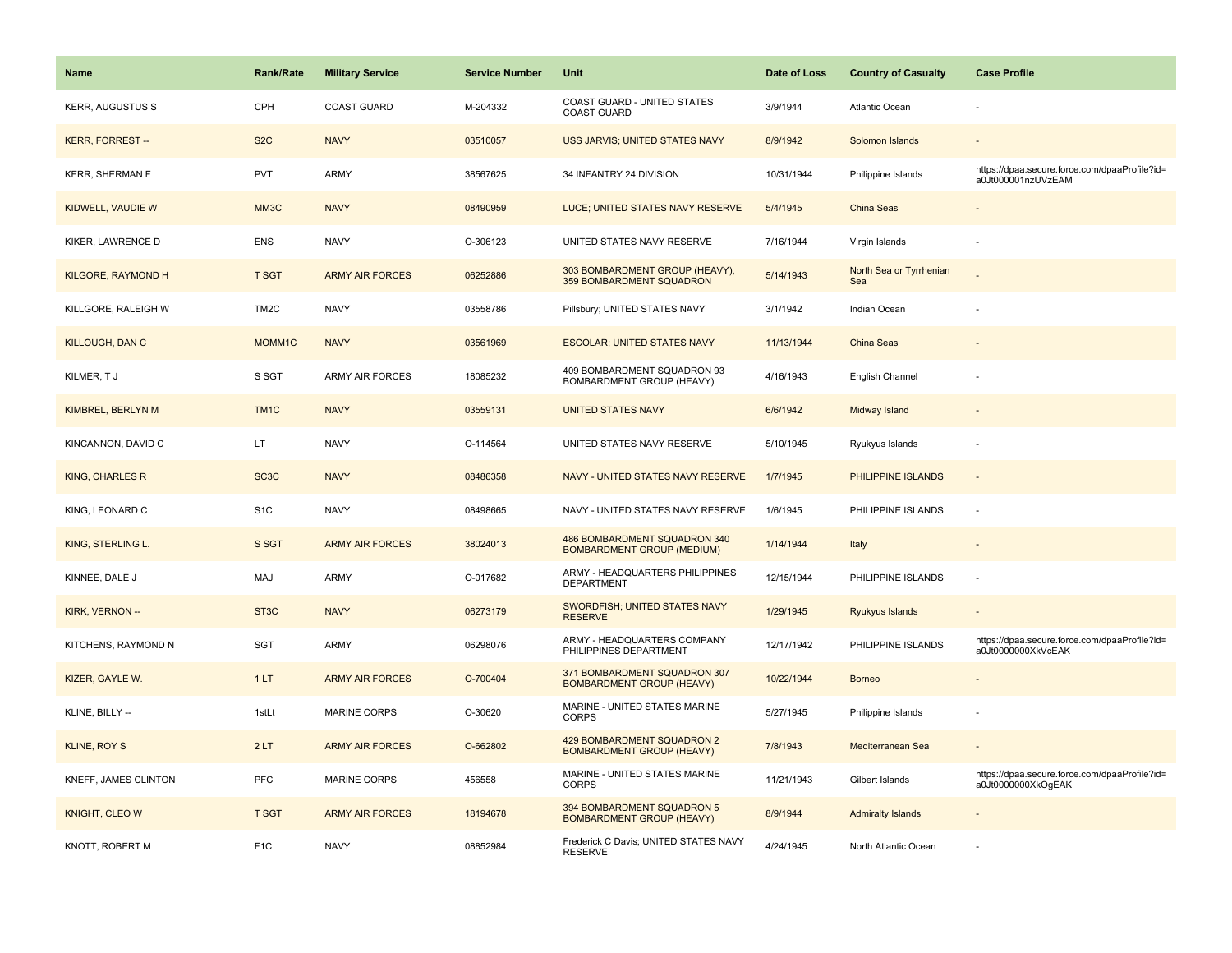| Name | Rank/Rate | Military Service | Service Number | Unit | Date of Loss | Country of Casualty | Case Profile |
|---|---|---|---|---|---|---|---|
| KERR, AUGUSTUS S | CPH | COAST GUARD | M-204332 | COAST GUARD - UNITED STATES COAST GUARD | 3/9/1944 | Atlantic Ocean | - |
| KERR, FORREST -- | S2C | NAVY | 03510057 | USS JARVIS; UNITED STATES NAVY | 8/9/1942 | Solomon Islands | - |
| KERR, SHERMAN F | PVT | ARMY | 38567625 | 34 INFANTRY 24 DIVISION | 10/31/1944 | Philippine Islands | https://dpaa.secure.force.com/dpaaProfile?id=a0Jt000001nzUVzEAM |
| KIDWELL, VAUDIE W | MM3C | NAVY | 08490959 | LUCE; UNITED STATES NAVY RESERVE | 5/4/1945 | China Seas | - |
| KIKER, LAWRENCE D | ENS | NAVY | O-306123 | UNITED STATES NAVY RESERVE | 7/16/1944 | Virgin Islands | - |
| KILGORE, RAYMOND H | T SGT | ARMY AIR FORCES | 06252886 | 303 BOMBARDMENT GROUP (HEAVY), 359 BOMBARDMENT SQUADRON | 5/14/1943 | North Sea or Tyrrhenian Sea | - |
| KILLGORE, RALEIGH W | TM2C | NAVY | 03558786 | Pillsbury; UNITED STATES NAVY | 3/1/1942 | Indian Ocean | - |
| KILLOUGH, DAN C | MOMM1C | NAVY | 03561969 | ESCOLAR; UNITED STATES NAVY | 11/13/1944 | China Seas | - |
| KILMER, T J | S SGT | ARMY AIR FORCES | 18085232 | 409 BOMBARDMENT SQUADRON 93 BOMBARDMENT GROUP (HEAVY) | 4/16/1943 | English Channel | - |
| KIMBREL, BERLYN M | TM1C | NAVY | 03559131 | UNITED STATES NAVY | 6/6/1942 | Midway Island | - |
| KINCANNON, DAVID C | LT | NAVY | O-114564 | UNITED STATES NAVY RESERVE | 5/10/1945 | Ryukyus Islands | - |
| KING, CHARLES R | SC3C | NAVY | 08486358 | NAVY - UNITED STATES NAVY RESERVE | 1/7/1945 | PHILIPPINE ISLANDS | - |
| KING, LEONARD C | S1C | NAVY | 08498665 | NAVY - UNITED STATES NAVY RESERVE | 1/6/1945 | PHILIPPINE ISLANDS | - |
| KING, STERLING L. | S SGT | ARMY AIR FORCES | 38024013 | 486 BOMBARDMENT SQUADRON 340 BOMBARDMENT GROUP (MEDIUM) | 1/14/1944 | Italy | - |
| KINNEE, DALE J | MAJ | ARMY | O-017682 | ARMY - HEADQUARTERS PHILIPPINES DEPARTMENT | 12/15/1944 | PHILIPPINE ISLANDS | - |
| KIRK, VERNON -- | ST3C | NAVY | 06273179 | SWORDFISH; UNITED STATES NAVY RESERVE | 1/29/1945 | Ryukyus Islands | - |
| KITCHENS, RAYMOND N | SGT | ARMY | 06298076 | ARMY - HEADQUARTERS COMPANY PHILIPPINES DEPARTMENT | 12/17/1942 | PHILIPPINE ISLANDS | https://dpaa.secure.force.com/dpaaProfile?id=a0Jt0000000XkVcEAK |
| KIZER, GAYLE W. | 1 LT | ARMY AIR FORCES | O-700404 | 371 BOMBARDMENT SQUADRON 307 BOMBARDMENT GROUP (HEAVY) | 10/22/1944 | Borneo | - |
| KLINE, BILLY -- | 1stLt | MARINE CORPS | O-30620 | MARINE - UNITED STATES MARINE CORPS | 5/27/1945 | Philippine Islands | - |
| KLINE, ROY S | 2 LT | ARMY AIR FORCES | O-662802 | 429 BOMBARDMENT SQUADRON 2 BOMBARDMENT GROUP (HEAVY) | 7/8/1943 | Mediterranean Sea | - |
| KNEFF, JAMES CLINTON | PFC | MARINE CORPS | 456558 | MARINE - UNITED STATES MARINE CORPS | 11/21/1943 | Gilbert Islands | https://dpaa.secure.force.com/dpaaProfile?id=a0Jt0000000XkOgEAK |
| KNIGHT, CLEO W | T SGT | ARMY AIR FORCES | 18194678 | 394 BOMBARDMENT SQUADRON 5 BOMBARDMENT GROUP (HEAVY) | 8/9/1944 | Admiralty Islands | - |
| KNOTT, ROBERT M | F1C | NAVY | 08852984 | Frederick C Davis; UNITED STATES NAVY RESERVE | 4/24/1945 | North Atlantic Ocean | - |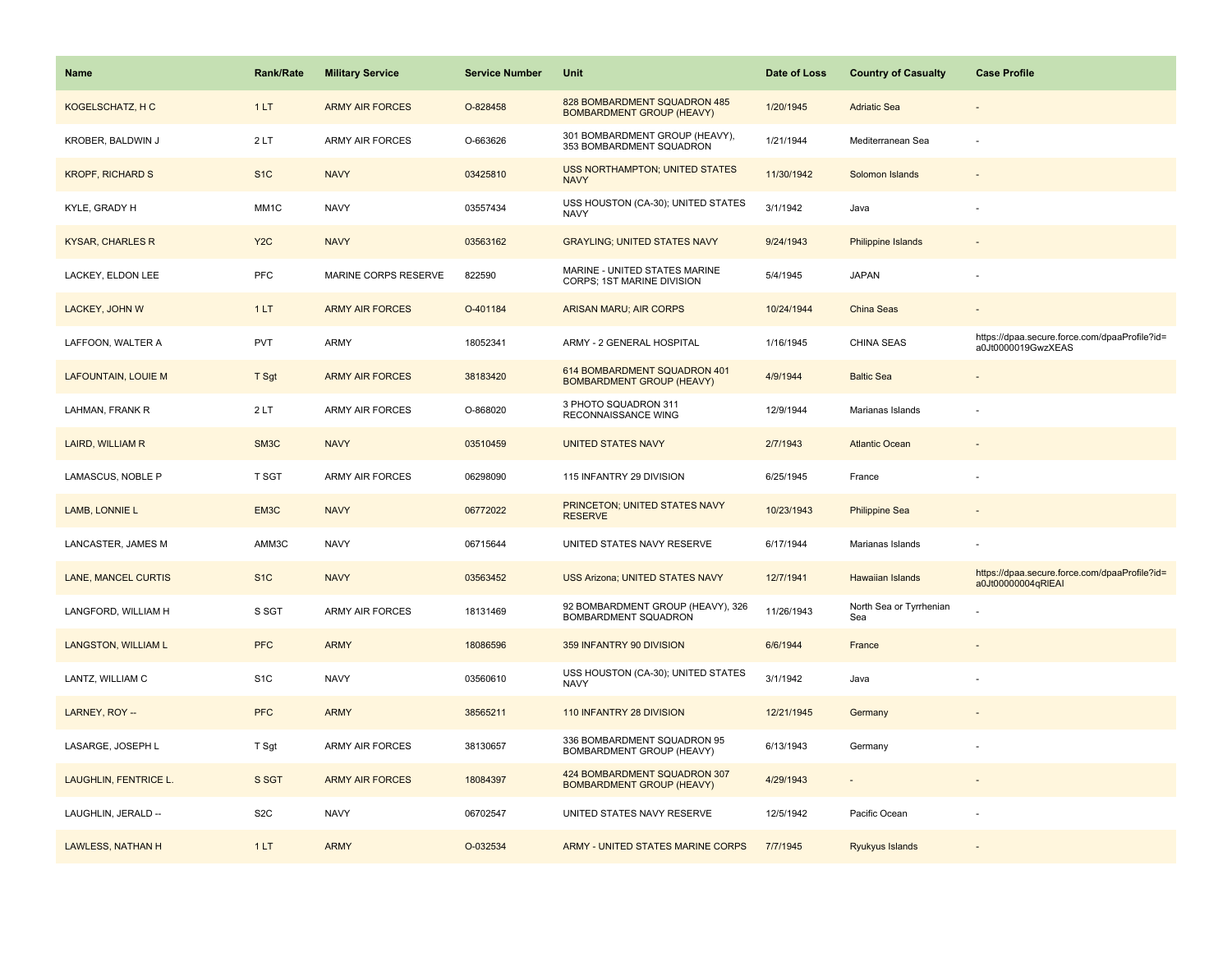| Name | Rank/Rate | Military Service | Service Number | Unit | Date of Loss | Country of Casualty | Case Profile |
|---|---|---|---|---|---|---|---|
| KOGELSCHATZ, H C | 1 LT | ARMY AIR FORCES | O-828458 | 828 BOMBARDMENT SQUADRON 485 BOMBARDMENT GROUP (HEAVY) | 1/20/1945 | Adriatic Sea | - |
| KROBER, BALDWIN J | 2 LT | ARMY AIR FORCES | O-663626 | 301 BOMBARDMENT GROUP (HEAVY), 353 BOMBARDMENT SQUADRON | 1/21/1944 | Mediterranean Sea | - |
| KROPF, RICHARD S | S1C | NAVY | 03425810 | USS NORTHAMPTON; UNITED STATES NAVY | 11/30/1942 | Solomon Islands | - |
| KYLE, GRADY H | MM1C | NAVY | 03557434 | USS HOUSTON (CA-30); UNITED STATES NAVY | 3/1/1942 | Java | - |
| KYSAR, CHARLES R | Y2C | NAVY | 03563162 | GRAYLING; UNITED STATES NAVY | 9/24/1943 | Philippine Islands | - |
| LACKEY, ELDON LEE | PFC | MARINE CORPS RESERVE | 822590 | MARINE - UNITED STATES MARINE CORPS; 1ST MARINE DIVISION | 5/4/1945 | JAPAN | - |
| LACKEY, JOHN W | 1 LT | ARMY AIR FORCES | O-401184 | ARISAN MARU; AIR CORPS | 10/24/1944 | China Seas | - |
| LAFFOON, WALTER A | PVT | ARMY | 18052341 | ARMY - 2 GENERAL HOSPITAL | 1/16/1945 | CHINA SEAS | https://dpaa.secure.force.com/dpaaProfile?id=a0Jt0000019GwzXEAS |
| LAFOUNTAIN, LOUIE M | T Sgt | ARMY AIR FORCES | 38183420 | 614 BOMBARDMENT SQUADRON 401 BOMBARDMENT GROUP (HEAVY) | 4/9/1944 | Baltic Sea | - |
| LAHMAN, FRANK R | 2 LT | ARMY AIR FORCES | O-868020 | 3 PHOTO SQUADRON 311 RECONNAISSANCE WING | 12/9/1944 | Marianas Islands | - |
| LAIRD, WILLIAM R | SM3C | NAVY | 03510459 | UNITED STATES NAVY | 2/7/1943 | Atlantic Ocean | - |
| LAMASCUS, NOBLE P | T SGT | ARMY AIR FORCES | 06298090 | 115 INFANTRY 29 DIVISION | 6/25/1945 | France | - |
| LAMB, LONNIE L | EM3C | NAVY | 06772022 | PRINCETON; UNITED STATES NAVY RESERVE | 10/23/1943 | Philippine Sea | - |
| LANCASTER, JAMES M | AMM3C | NAVY | 06715644 | UNITED STATES NAVY RESERVE | 6/17/1944 | Marianas Islands | - |
| LANE, MANCEL CURTIS | S1C | NAVY | 03563452 | USS Arizona; UNITED STATES NAVY | 12/7/1941 | Hawaiian Islands | https://dpaa.secure.force.com/dpaaProfile?id=a0Jt00000004qRlEAI |
| LANGFORD, WILLIAM H | S SGT | ARMY AIR FORCES | 18131469 | 92 BOMBARDMENT GROUP (HEAVY), 326 BOMBARDMENT SQUADRON | 11/26/1943 | North Sea or Tyrrhenian Sea | - |
| LANGSTON, WILLIAM L | PFC | ARMY | 18086596 | 359 INFANTRY 90 DIVISION | 6/6/1944 | France | - |
| LANTZ, WILLIAM C | S1C | NAVY | 03560610 | USS HOUSTON (CA-30); UNITED STATES NAVY | 3/1/1942 | Java | - |
| LARNEY, ROY -- | PFC | ARMY | 38565211 | 110 INFANTRY 28 DIVISION | 12/21/1945 | Germany | - |
| LASARGE, JOSEPH L | T Sgt | ARMY AIR FORCES | 38130657 | 336 BOMBARDMENT SQUADRON 95 BOMBARDMENT GROUP (HEAVY) | 6/13/1943 | Germany | - |
| LAUGHLIN, FENTRICE L. | S SGT | ARMY AIR FORCES | 18084397 | 424 BOMBARDMENT SQUADRON 307 BOMBARDMENT GROUP (HEAVY) | 4/29/1943 | - | - |
| LAUGHLIN, JERALD -- | S2C | NAVY | 06702547 | UNITED STATES NAVY RESERVE | 12/5/1942 | Pacific Ocean | - |
| LAWLESS, NATHAN H | 1 LT | ARMY | O-032534 | ARMY - UNITED STATES MARINE CORPS | 7/7/1945 | Ryukyus Islands | - |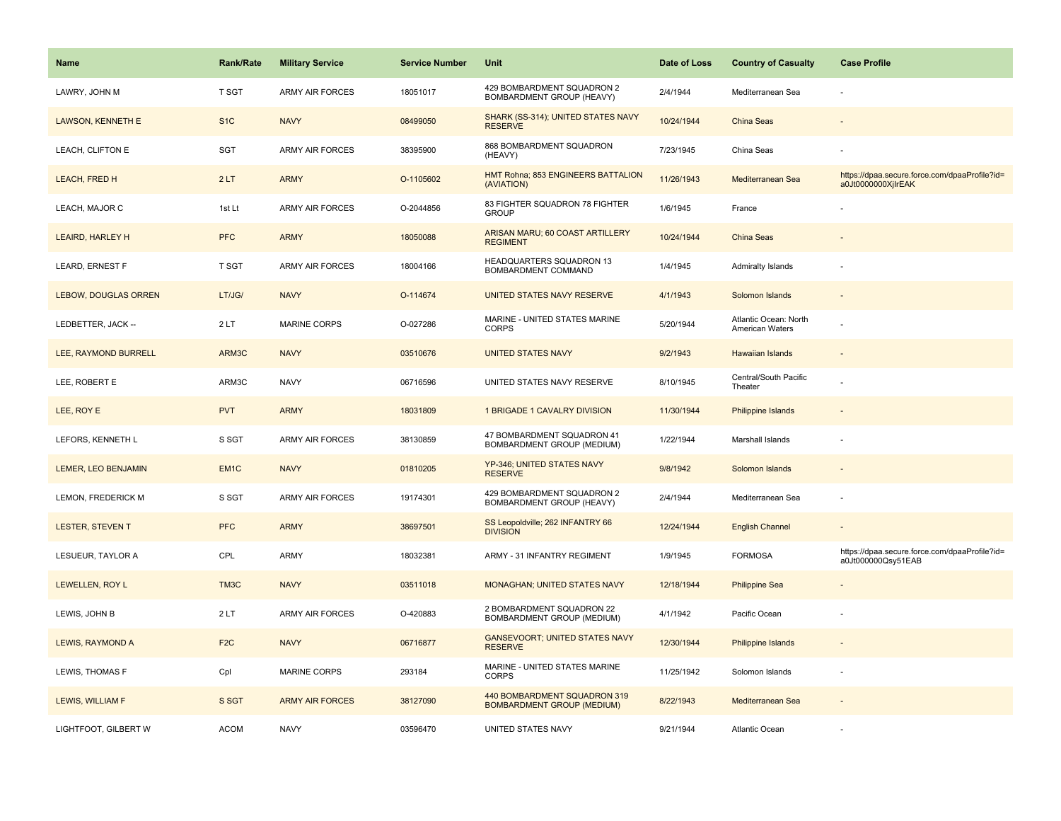| Name | Rank/Rate | Military Service | Service Number | Unit | Date of Loss | Country of Casualty | Case Profile |
|---|---|---|---|---|---|---|---|
| LAWRY, JOHN M | T SGT | ARMY AIR FORCES | 18051017 | 429 BOMBARDMENT SQUADRON 2 BOMBARDMENT GROUP (HEAVY) | 2/4/1944 | Mediterranean Sea | - |
| LAWSON, KENNETH E | S1C | NAVY | 08499050 | SHARK (SS-314); UNITED STATES NAVY RESERVE | 10/24/1944 | China Seas | - |
| LEACH, CLIFTON E | SGT | ARMY AIR FORCES | 38395900 | 868 BOMBARDMENT SQUADRON (HEAVY) | 7/23/1945 | China Seas | - |
| LEACH, FRED H | 2 LT | ARMY | O-1105602 | HMT Rohna; 853 ENGINEERS BATTALION (AVIATION) | 11/26/1943 | Mediterranean Sea | https://dpaa.secure.force.com/dpaaProfile?id=a0Jt0000000XjIrEAK |
| LEACH, MAJOR C | 1st Lt | ARMY AIR FORCES | O-2044856 | 83 FIGHTER SQUADRON 78 FIGHTER GROUP | 1/6/1945 | France | - |
| LEAIRD, HARLEY H | PFC | ARMY | 18050088 | ARISAN MARU; 60 COAST ARTILLERY REGIMENT | 10/24/1944 | China Seas | - |
| LEARD, ERNEST F | T SGT | ARMY AIR FORCES | 18004166 | HEADQUARTERS SQUADRON 13 BOMBARDMENT COMMAND | 1/4/1945 | Admiralty Islands | - |
| LEBOW, DOUGLAS ORREN | LT/JG/ | NAVY | O-114674 | UNITED STATES NAVY RESERVE | 4/1/1943 | Solomon Islands | - |
| LEDBETTER, JACK -- | 2 LT | MARINE CORPS | O-027286 | MARINE - UNITED STATES MARINE CORPS | 5/20/1944 | Atlantic Ocean: North American Waters | - |
| LEE, RAYMOND BURRELL | ARM3C | NAVY | 03510676 | UNITED STATES NAVY | 9/2/1943 | Hawaiian Islands | - |
| LEE, ROBERT E | ARM3C | NAVY | 06716596 | UNITED STATES NAVY RESERVE | 8/10/1945 | Central/South Pacific Theater | - |
| LEE, ROY E | PVT | ARMY | 18031809 | 1 BRIGADE 1 CAVALRY DIVISION | 11/30/1944 | Philippine Islands | - |
| LEFORS, KENNETH L | S SGT | ARMY AIR FORCES | 38130859 | 47 BOMBARDMENT SQUADRON 41 BOMBARDMENT GROUP (MEDIUM) | 1/22/1944 | Marshall Islands | - |
| LEMER, LEO BENJAMIN | EM1C | NAVY | 01810205 | YP-346; UNITED STATES NAVY RESERVE | 9/8/1942 | Solomon Islands | - |
| LEMON, FREDERICK M | S SGT | ARMY AIR FORCES | 19174301 | 429 BOMBARDMENT SQUADRON 2 BOMBARDMENT GROUP (HEAVY) | 2/4/1944 | Mediterranean Sea | - |
| LESTER, STEVEN T | PFC | ARMY | 38697501 | SS Leopoldville; 262 INFANTRY 66 DIVISION | 12/24/1944 | English Channel | - |
| LESUEUR, TAYLOR A | CPL | ARMY | 18032381 | ARMY - 31 INFANTRY REGIMENT | 1/9/1945 | FORMOSA | https://dpaa.secure.force.com/dpaaProfile?id=a0Jt000000Qsy51EAB |
| LEWELLEN, ROY L | TM3C | NAVY | 03511018 | MONAGHAN; UNITED STATES NAVY | 12/18/1944 | Philippine Sea | - |
| LEWIS, JOHN B | 2 LT | ARMY AIR FORCES | O-420883 | 2 BOMBARDMENT SQUADRON 22 BOMBARDMENT GROUP (MEDIUM) | 4/1/1942 | Pacific Ocean | - |
| LEWIS, RAYMOND A | F2C | NAVY | 06716877 | GANSEVOORT; UNITED STATES NAVY RESERVE | 12/30/1944 | Philippine Islands | - |
| LEWIS, THOMAS F | Cpl | MARINE CORPS | 293184 | MARINE - UNITED STATES MARINE CORPS | 11/25/1942 | Solomon Islands | - |
| LEWIS, WILLIAM F | S SGT | ARMY AIR FORCES | 38127090 | 440 BOMBARDMENT SQUADRON 319 BOMBARDMENT GROUP (MEDIUM) | 8/22/1943 | Mediterranean Sea | - |
| LIGHTFOOT, GILBERT W | ACOM | NAVY | 03596470 | UNITED STATES NAVY | 9/21/1944 | Atlantic Ocean | - |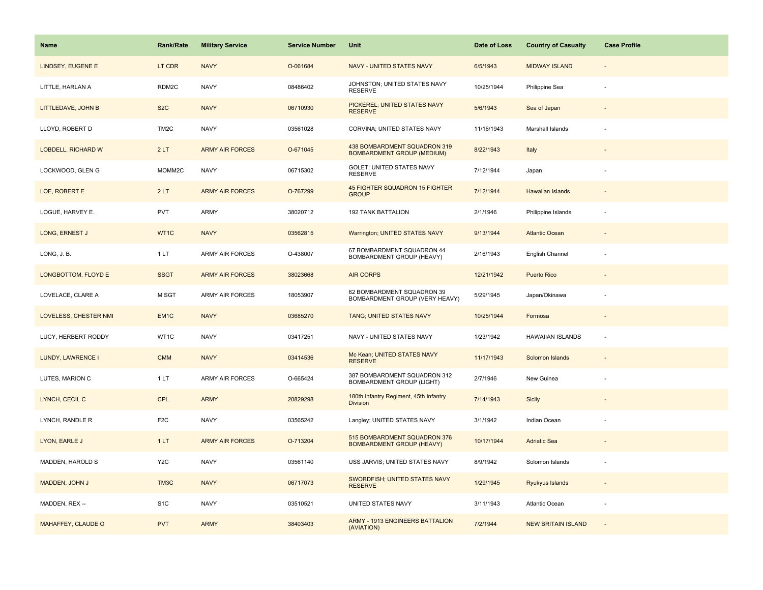| Name | Rank/Rate | Military Service | Service Number | Unit | Date of Loss | Country of Casualty | Case Profile |
|---|---|---|---|---|---|---|---|
| LINDSEY, EUGENE E | LT CDR | NAVY | O-061684 | NAVY - UNITED STATES NAVY | 6/5/1943 | MIDWAY ISLAND | - |
| LITTLE, HARLAN A | RDM2C | NAVY | 08486402 | JOHNSTON; UNITED STATES NAVY RESERVE | 10/25/1944 | Philippine Sea | - |
| LITTLEDAVE, JOHN B | S2C | NAVY | 06710930 | PICKEREL; UNITED STATES NAVY RESERVE | 5/6/1943 | Sea of Japan | - |
| LLOYD, ROBERT D | TM2C | NAVY | 03561028 | CORVINA; UNITED STATES NAVY | 11/16/1943 | Marshall Islands | - |
| LOBDELL, RICHARD W | 2 LT | ARMY AIR FORCES | O-671045 | 438 BOMBARDMENT SQUADRON 319 BOMBARDMENT GROUP (MEDIUM) | 8/22/1943 | Italy | - |
| LOCKWOOD, GLEN G | MOMM2C | NAVY | 06715302 | GOLET; UNITED STATES NAVY RESERVE | 7/12/1944 | Japan | - |
| LOE, ROBERT E | 2 LT | ARMY AIR FORCES | O-767299 | 45 FIGHTER SQUADRON 15 FIGHTER GROUP | 7/12/1944 | Hawaiian Islands | - |
| LOGUE, HARVEY E. | PVT | ARMY | 38020712 | 192 TANK BATTALION | 2/1/1946 | Philippine Islands | - |
| LONG, ERNEST J | WT1C | NAVY | 03562815 | Warrington; UNITED STATES NAVY | 9/13/1944 | Atlantic Ocean | - |
| LONG, J. B. | 1 LT | ARMY AIR FORCES | O-438007 | 67 BOMBARDMENT SQUADRON 44 BOMBARDMENT GROUP (HEAVY) | 2/16/1943 | English Channel | - |
| LONGBOTTOM, FLOYD E | SSGT | ARMY AIR FORCES | 38023668 | AIR CORPS | 12/21/1942 | Puerto Rico | - |
| LOVELACE, CLARE A | M SGT | ARMY AIR FORCES | 18053907 | 62 BOMBARDMENT SQUADRON 39 BOMBARDMENT GROUP (VERY HEAVY) | 5/29/1945 | Japan/Okinawa | - |
| LOVELESS, CHESTER NMI | EM1C | NAVY | 03685270 | TANG; UNITED STATES NAVY | 10/25/1944 | Formosa | - |
| LUCY, HERBERT RODDY | WT1C | NAVY | 03417251 | NAVY - UNITED STATES NAVY | 1/23/1942 | HAWAIIAN ISLANDS | - |
| LUNDY, LAWRENCE I | CMM | NAVY | 03414536 | Mc Kean; UNITED STATES NAVY RESERVE | 11/17/1943 | Solomon Islands | - |
| LUTES, MARION C | 1 LT | ARMY AIR FORCES | O-665424 | 387 BOMBARDMENT SQUADRON 312 BOMBARDMENT GROUP (LIGHT) | 2/7/1946 | New Guinea | - |
| LYNCH, CECIL C | CPL | ARMY | 20829298 | 180th Infantry Regiment, 45th Infantry Division | 7/14/1943 | Sicily | - |
| LYNCH, RANDLE R | F2C | NAVY | 03565242 | Langley; UNITED STATES NAVY | 3/1/1942 | Indian Ocean | - |
| LYON, EARLE J | 1 LT | ARMY AIR FORCES | O-713204 | 515 BOMBARDMENT SQUADRON 376 BOMBARDMENT GROUP (HEAVY) | 10/17/1944 | Adriatic Sea | - |
| MADDEN, HAROLD S | Y2C | NAVY | 03561140 | USS JARVIS; UNITED STATES NAVY | 8/9/1942 | Solomon Islands | - |
| MADDEN, JOHN J | TM3C | NAVY | 06717073 | SWORDFISH; UNITED STATES NAVY RESERVE | 1/29/1945 | Ryukyus Islands | - |
| MADDEN, REX -- | S1C | NAVY | 03510521 | UNITED STATES NAVY | 3/11/1943 | Atlantic Ocean | - |
| MAHAFFEY, CLAUDE O | PVT | ARMY | 38403403 | ARMY - 1913 ENGINEERS BATTALION (AVIATION) | 7/2/1944 | NEW BRITAIN ISLAND | - |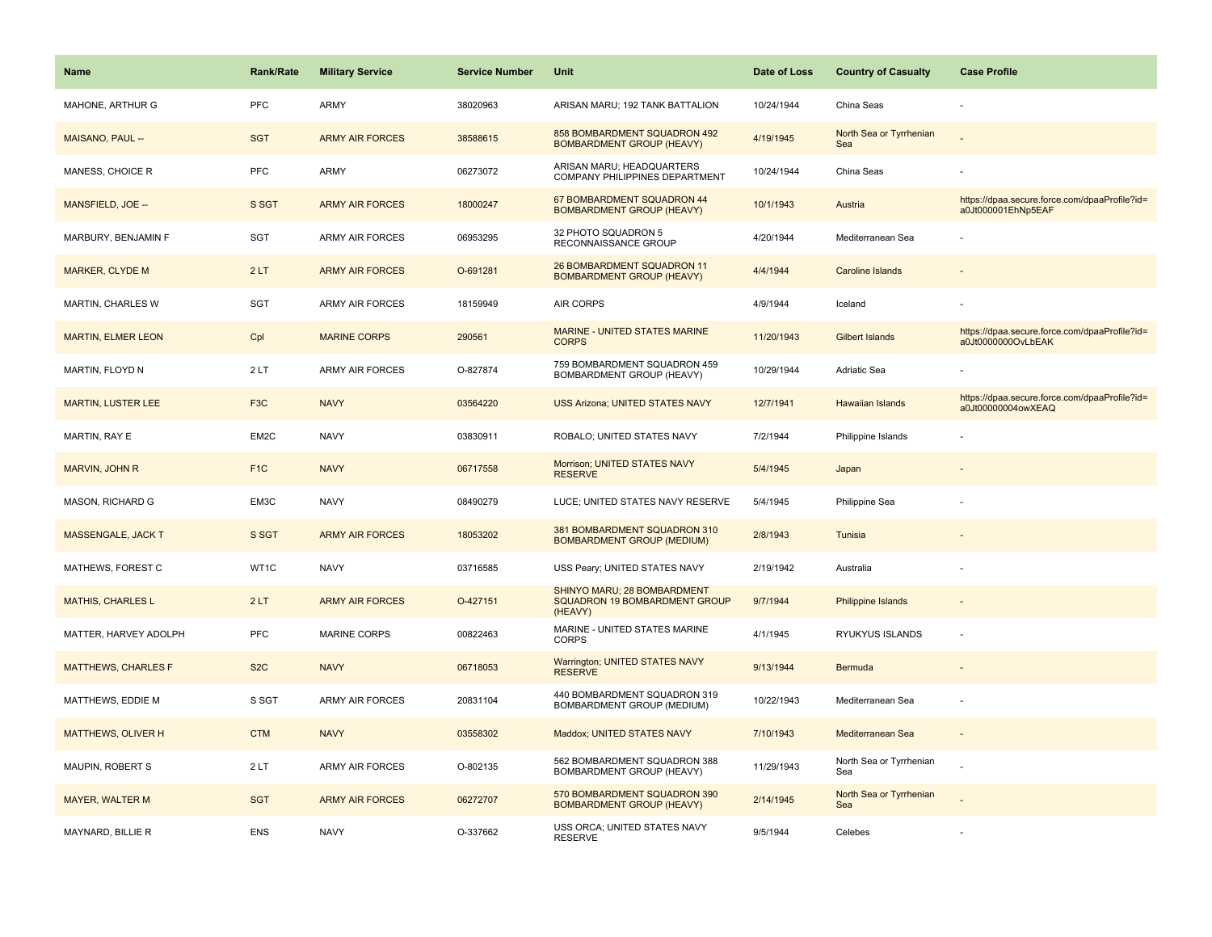| Name | Rank/Rate | Military Service | Service Number | Unit | Date of Loss | Country of Casualty | Case Profile |
| --- | --- | --- | --- | --- | --- | --- | --- |
| MAHONE, ARTHUR G | PFC | ARMY | 38020963 | ARISAN MARU; 192 TANK BATTALION | 10/24/1944 | China Seas | - |
| MAISANO, PAUL -- | SGT | ARMY AIR FORCES | 38588615 | 858 BOMBARDMENT SQUADRON 492 BOMBARDMENT GROUP (HEAVY) | 4/19/1945 | North Sea or Tyrrhenian Sea | - |
| MANESS, CHOICE R | PFC | ARMY | 06273072 | ARISAN MARU; HEADQUARTERS COMPANY PHILIPPINES DEPARTMENT | 10/24/1944 | China Seas | - |
| MANSFIELD, JOE -- | S SGT | ARMY AIR FORCES | 18000247 | 67 BOMBARDMENT SQUADRON 44 BOMBARDMENT GROUP (HEAVY) | 10/1/1943 | Austria | https://dpaa.secure.force.com/dpaaProfile?id=a0Jt000001EhNp5EAF |
| MARBURY, BENJAMIN F | SGT | ARMY AIR FORCES | 06953295 | 32 PHOTO SQUADRON 5 RECONNAISSANCE GROUP | 4/20/1944 | Mediterranean Sea | - |
| MARKER, CLYDE M | 2 LT | ARMY AIR FORCES | O-691281 | 26 BOMBARDMENT SQUADRON 11 BOMBARDMENT GROUP (HEAVY) | 4/4/1944 | Caroline Islands | - |
| MARTIN, CHARLES W | SGT | ARMY AIR FORCES | 18159949 | AIR CORPS | 4/9/1944 | Iceland | - |
| MARTIN, ELMER LEON | Cpl | MARINE CORPS | 290561 | MARINE - UNITED STATES MARINE CORPS | 11/20/1943 | Gilbert Islands | https://dpaa.secure.force.com/dpaaProfile?id=a0Jt0000000OvLbEAK |
| MARTIN, FLOYD N | 2 LT | ARMY AIR FORCES | O-827874 | 759 BOMBARDMENT SQUADRON 459 BOMBARDMENT GROUP (HEAVY) | 10/29/1944 | Adriatic Sea | - |
| MARTIN, LUSTER LEE | F3C | NAVY | 03564220 | USS Arizona; UNITED STATES NAVY | 12/7/1941 | Hawaiian Islands | https://dpaa.secure.force.com/dpaaProfile?id=a0Jt00000004owXEAQ |
| MARTIN, RAY E | EM2C | NAVY | 03830911 | ROBALO; UNITED STATES NAVY | 7/2/1944 | Philippine Islands | - |
| MARVIN, JOHN R | F1C | NAVY | 06717558 | Morrison; UNITED STATES NAVY RESERVE | 5/4/1945 | Japan | - |
| MASON, RICHARD G | EM3C | NAVY | 08490279 | LUCE; UNITED STATES NAVY RESERVE | 5/4/1945 | Philippine Sea | - |
| MASSENGALE, JACK T | S SGT | ARMY AIR FORCES | 18053202 | 381 BOMBARDMENT SQUADRON 310 BOMBARDMENT GROUP (MEDIUM) | 2/8/1943 | Tunisia | - |
| MATHEWS, FOREST C | WT1C | NAVY | 03716585 | USS Peary; UNITED STATES NAVY | 2/19/1942 | Australia | - |
| MATHIS, CHARLES L | 2 LT | ARMY AIR FORCES | O-427151 | SHINYO MARU; 28 BOMBARDMENT SQUADRON 19 BOMBARDMENT GROUP (HEAVY) | 9/7/1944 | Philippine Islands | - |
| MATTER, HARVEY ADOLPH | PFC | MARINE CORPS | 00822463 | MARINE - UNITED STATES MARINE CORPS | 4/1/1945 | RYUKYUS ISLANDS | - |
| MATTHEWS, CHARLES F | S2C | NAVY | 06718053 | Warrington; UNITED STATES NAVY RESERVE | 9/13/1944 | Bermuda | - |
| MATTHEWS, EDDIE M | S SGT | ARMY AIR FORCES | 20831104 | 440 BOMBARDMENT SQUADRON 319 BOMBARDMENT GROUP (MEDIUM) | 10/22/1943 | Mediterranean Sea | - |
| MATTHEWS, OLIVER H | CTM | NAVY | 03558302 | Maddox; UNITED STATES NAVY | 7/10/1943 | Mediterranean Sea | - |
| MAUPIN, ROBERT S | 2 LT | ARMY AIR FORCES | O-802135 | 562 BOMBARDMENT SQUADRON 388 BOMBARDMENT GROUP (HEAVY) | 11/29/1943 | North Sea or Tyrrhenian Sea | - |
| MAYER, WALTER M | SGT | ARMY AIR FORCES | 06272707 | 570 BOMBARDMENT SQUADRON 390 BOMBARDMENT GROUP (HEAVY) | 2/14/1945 | North Sea or Tyrrhenian Sea | - |
| MAYNARD, BILLIE R | ENS | NAVY | O-337662 | USS ORCA; UNITED STATES NAVY RESERVE | 9/5/1944 | Celebes | - |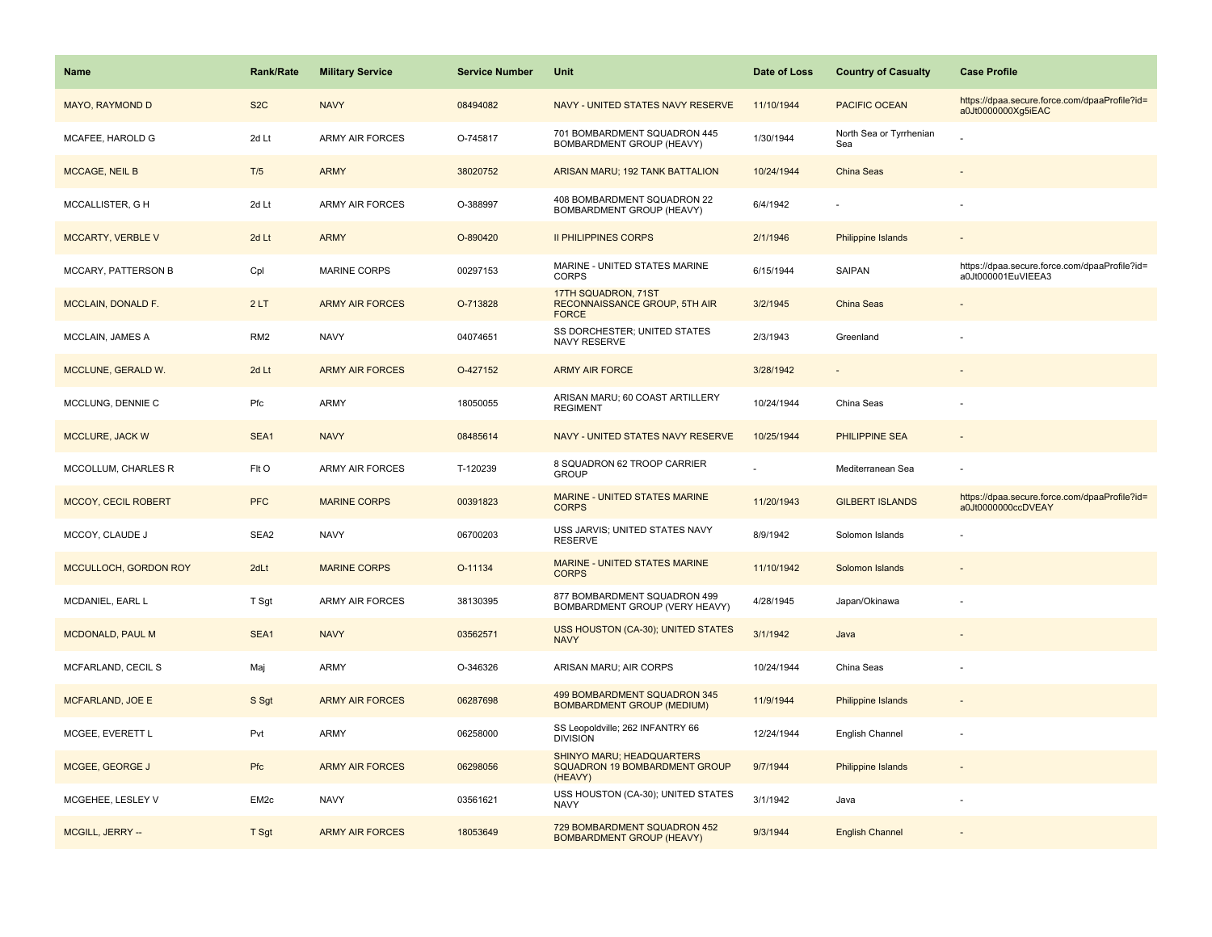| Name | Rank/Rate | Military Service | Service Number | Unit | Date of Loss | Country of Casualty | Case Profile |
|---|---|---|---|---|---|---|---|
| MAYO, RAYMOND D | S2C | NAVY | 08494082 | NAVY - UNITED STATES NAVY RESERVE | 11/10/1944 | PACIFIC OCEAN | https://dpaa.secure.force.com/dpaaProfile?id=a0Jt0000000Xg5iEAC |
| MCAFEE, HAROLD G | 2d Lt | ARMY AIR FORCES | O-745817 | 701 BOMBARDMENT SQUADRON 445 BOMBARDMENT GROUP (HEAVY) | 1/30/1944 | North Sea or Tyrrhenian Sea | - |
| MCCAGE, NEIL B | T/5 | ARMY | 38020752 | ARISAN MARU; 192 TANK BATTALION | 10/24/1944 | China Seas | - |
| MCCALLISTER, G H | 2d Lt | ARMY AIR FORCES | O-388997 | 408 BOMBARDMENT SQUADRON 22 BOMBARDMENT GROUP (HEAVY) | 6/4/1942 | - | - |
| MCCARTY, VERBLE V | 2d Lt | ARMY | O-890420 | II PHILIPPINES CORPS | 2/1/1946 | Philippine Islands | - |
| MCCARY, PATTERSON B | Cpl | MARINE CORPS | 00297153 | MARINE - UNITED STATES MARINE CORPS | 6/15/1944 | SAIPAN | https://dpaa.secure.force.com/dpaaProfile?id=a0Jt000001EuVIEEA3 |
| MCCLAIN, DONALD F. | 2 LT | ARMY AIR FORCES | O-713828 | 17TH SQUADRON, 71ST RECONNAISSANCE GROUP, 5TH AIR FORCE | 3/2/1945 | China Seas | - |
| MCCLAIN, JAMES A | RM2 | NAVY | 04074651 | SS DORCHESTER; UNITED STATES NAVY RESERVE | 2/3/1943 | Greenland | - |
| MCCLUNE, GERALD W. | 2d Lt | ARMY AIR FORCES | O-427152 | ARMY AIR FORCE | 3/28/1942 | - | - |
| MCCLUNG, DENNIE C | Pfc | ARMY | 18050055 | ARISAN MARU; 60 COAST ARTILLERY REGIMENT | 10/24/1944 | China Seas | - |
| MCCLURE, JACK W | SEA1 | NAVY | 08485614 | NAVY - UNITED STATES NAVY RESERVE | 10/25/1944 | PHILIPPINE SEA | - |
| MCCOLLUM, CHARLES R | Flt O | ARMY AIR FORCES | T-120239 | 8 SQUADRON 62 TROOP CARRIER GROUP | - | Mediterranean Sea | - |
| MCCOY, CECIL ROBERT | PFC | MARINE CORPS | 00391823 | MARINE - UNITED STATES MARINE CORPS | 11/20/1943 | GILBERT ISLANDS | https://dpaa.secure.force.com/dpaaProfile?id=a0Jt0000000ccDVEAY |
| MCCOY, CLAUDE J | SEA2 | NAVY | 06700203 | USS JARVIS; UNITED STATES NAVY RESERVE | 8/9/1942 | Solomon Islands | - |
| MCCULLOCH, GORDON ROY | 2dLt | MARINE CORPS | O-11134 | MARINE - UNITED STATES MARINE CORPS | 11/10/1942 | Solomon Islands | - |
| MCDANIEL, EARL L | T Sgt | ARMY AIR FORCES | 38130395 | 877 BOMBARDMENT SQUADRON 499 BOMBARDMENT GROUP (VERY HEAVY) | 4/28/1945 | Japan/Okinawa | - |
| MCDONALD, PAUL M | SEA1 | NAVY | 03562571 | USS HOUSTON (CA-30); UNITED STATES NAVY | 3/1/1942 | Java | - |
| MCFARLAND, CECIL S | Maj | ARMY | O-346326 | ARISAN MARU; AIR CORPS | 10/24/1944 | China Seas | - |
| MCFARLAND, JOE E | S Sgt | ARMY AIR FORCES | 06287698 | 499 BOMBARDMENT SQUADRON 345 BOMBARDMENT GROUP (MEDIUM) | 11/9/1944 | Philippine Islands | - |
| MCGEE, EVERETT L | Pvt | ARMY | 06258000 | SS Leopoldville; 262 INFANTRY 66 DIVISION | 12/24/1944 | English Channel | - |
| MCGEE, GEORGE J | Pfc | ARMY AIR FORCES | 06298056 | SHINYO MARU; HEADQUARTERS SQUADRON 19 BOMBARDMENT GROUP (HEAVY) | 9/7/1944 | Philippine Islands | - |
| MCGEHEE, LESLEY V | EM2c | NAVY | 03561621 | USS HOUSTON (CA-30); UNITED STATES NAVY | 3/1/1942 | Java | - |
| MCGILL, JERRY -- | T Sgt | ARMY AIR FORCES | 18053649 | 729 BOMBARDMENT SQUADRON 452 BOMBARDMENT GROUP (HEAVY) | 9/3/1944 | English Channel | - |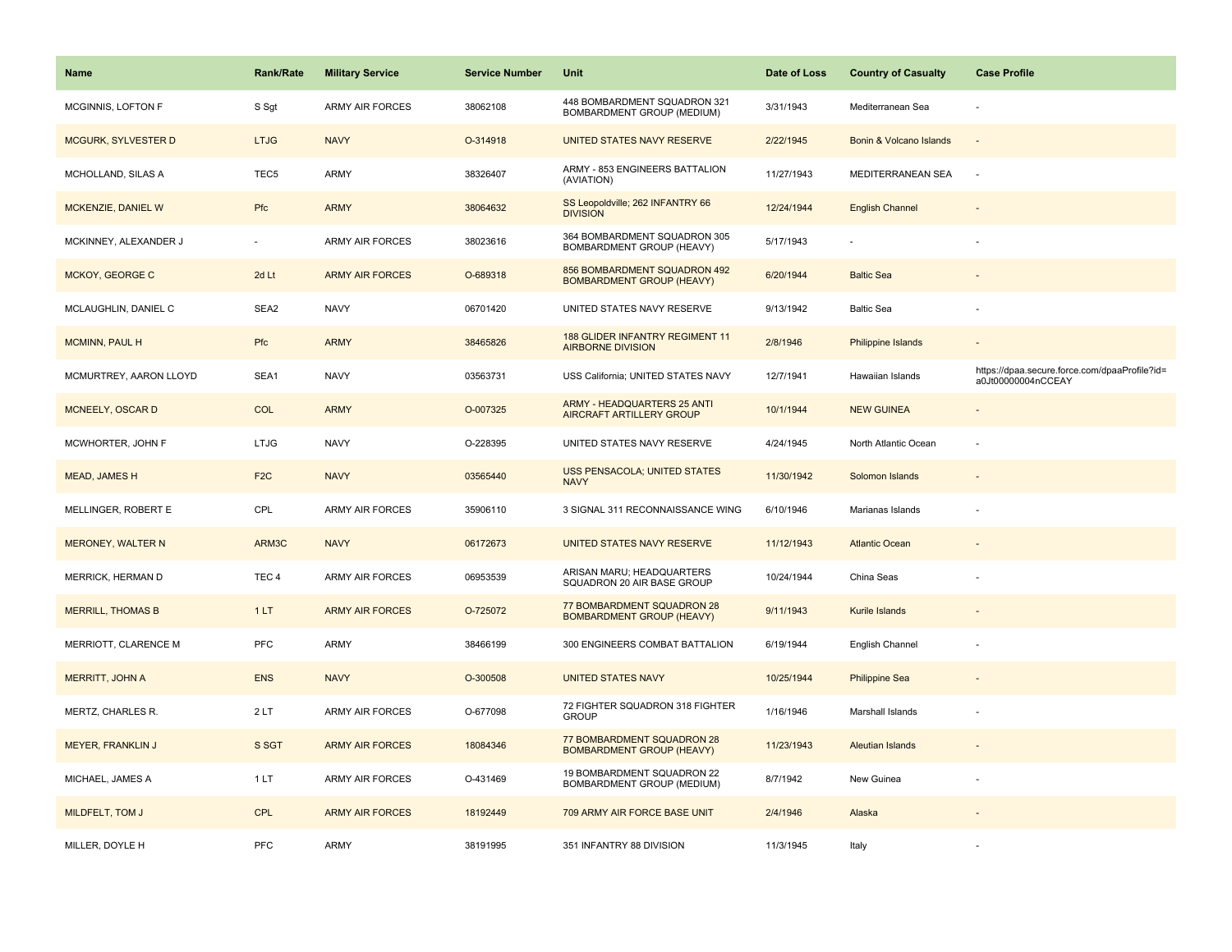| Name | Rank/Rate | Military Service | Service Number | Unit | Date of Loss | Country of Casualty | Case Profile |
|---|---|---|---|---|---|---|---|
| MCGINNIS, LOFTON F | S Sgt | ARMY AIR FORCES | 38062108 | 448 BOMBARDMENT SQUADRON 321 BOMBARDMENT GROUP (MEDIUM) | 3/31/1943 | Mediterranean Sea | - |
| MCGURK, SYLVESTER D | LTJG | NAVY | O-314918 | UNITED STATES NAVY RESERVE | 2/22/1945 | Bonin & Volcano Islands | - |
| MCHOLLAND, SILAS A | TEC5 | ARMY | 38326407 | ARMY - 853 ENGINEERS BATTALION (AVIATION) | 11/27/1943 | MEDITERRANEAN SEA | - |
| MCKENZIE, DANIEL W | Pfc | ARMY | 38064632 | SS Leopoldville; 262 INFANTRY 66 DIVISION | 12/24/1944 | English Channel | - |
| MCKINNEY, ALEXANDER J | - | ARMY AIR FORCES | 38023616 | 364 BOMBARDMENT SQUADRON 305 BOMBARDMENT GROUP (HEAVY) | 5/17/1943 | - | - |
| MCKOY, GEORGE C | 2d Lt | ARMY AIR FORCES | O-689318 | 856 BOMBARDMENT SQUADRON 492 BOMBARDMENT GROUP (HEAVY) | 6/20/1944 | Baltic Sea | - |
| MCLAUGHLIN, DANIEL C | SEA2 | NAVY | 06701420 | UNITED STATES NAVY RESERVE | 9/13/1942 | Baltic Sea | - |
| MCMINN, PAUL H | Pfc | ARMY | 38465826 | 188 GLIDER INFANTRY REGIMENT 11 AIRBORNE DIVISION | 2/8/1946 | Philippine Islands | - |
| MCMURTREY, AARON LLOYD | SEA1 | NAVY | 03563731 | USS California; UNITED STATES NAVY | 12/7/1941 | Hawaiian Islands | https://dpaa.secure.force.com/dpaaProfile?id=a0Jt00000004nCCEAY |
| MCNEELY, OSCAR D | COL | ARMY | O-007325 | ARMY - HEADQUARTERS 25 ANTI AIRCRAFT ARTILLERY GROUP | 10/1/1944 | NEW GUINEA | - |
| MCWHORTER, JOHN F | LTJG | NAVY | O-228395 | UNITED STATES NAVY RESERVE | 4/24/1945 | North Atlantic Ocean | - |
| MEAD, JAMES H | F2C | NAVY | 03565440 | USS PENSACOLA; UNITED STATES NAVY | 11/30/1942 | Solomon Islands | - |
| MELLINGER, ROBERT E | CPL | ARMY AIR FORCES | 35906110 | 3 SIGNAL 311 RECONNAISSANCE WING | 6/10/1946 | Marianas Islands | - |
| MERONEY, WALTER N | ARM3C | NAVY | 06172673 | UNITED STATES NAVY RESERVE | 11/12/1943 | Atlantic Ocean | - |
| MERRICK, HERMAN D | TEC 4 | ARMY AIR FORCES | 06953539 | ARISAN MARU; HEADQUARTERS SQUADRON 20 AIR BASE GROUP | 10/24/1944 | China Seas | - |
| MERRILL, THOMAS B | 1 LT | ARMY AIR FORCES | O-725072 | 77 BOMBARDMENT SQUADRON 28 BOMBARDMENT GROUP (HEAVY) | 9/11/1943 | Kurile Islands | - |
| MERRIOTT, CLARENCE M | PFC | ARMY | 38466199 | 300 ENGINEERS COMBAT BATTALION | 6/19/1944 | English Channel | - |
| MERRITT, JOHN A | ENS | NAVY | O-300508 | UNITED STATES NAVY | 10/25/1944 | Philippine Sea | - |
| MERTZ, CHARLES R. | 2 LT | ARMY AIR FORCES | O-677098 | 72 FIGHTER SQUADRON 318 FIGHTER GROUP | 1/16/1946 | Marshall Islands | - |
| MEYER, FRANKLIN J | S SGT | ARMY AIR FORCES | 18084346 | 77 BOMBARDMENT SQUADRON 28 BOMBARDMENT GROUP (HEAVY) | 11/23/1943 | Aleutian Islands | - |
| MICHAEL, JAMES A | 1 LT | ARMY AIR FORCES | O-431469 | 19 BOMBARDMENT SQUADRON 22 BOMBARDMENT GROUP (MEDIUM) | 8/7/1942 | New Guinea | - |
| MILDFELT, TOM J | CPL | ARMY AIR FORCES | 18192449 | 709 ARMY AIR FORCE BASE UNIT | 2/4/1946 | Alaska | - |
| MILLER, DOYLE H | PFC | ARMY | 38191995 | 351 INFANTRY 88 DIVISION | 11/3/1945 | Italy | - |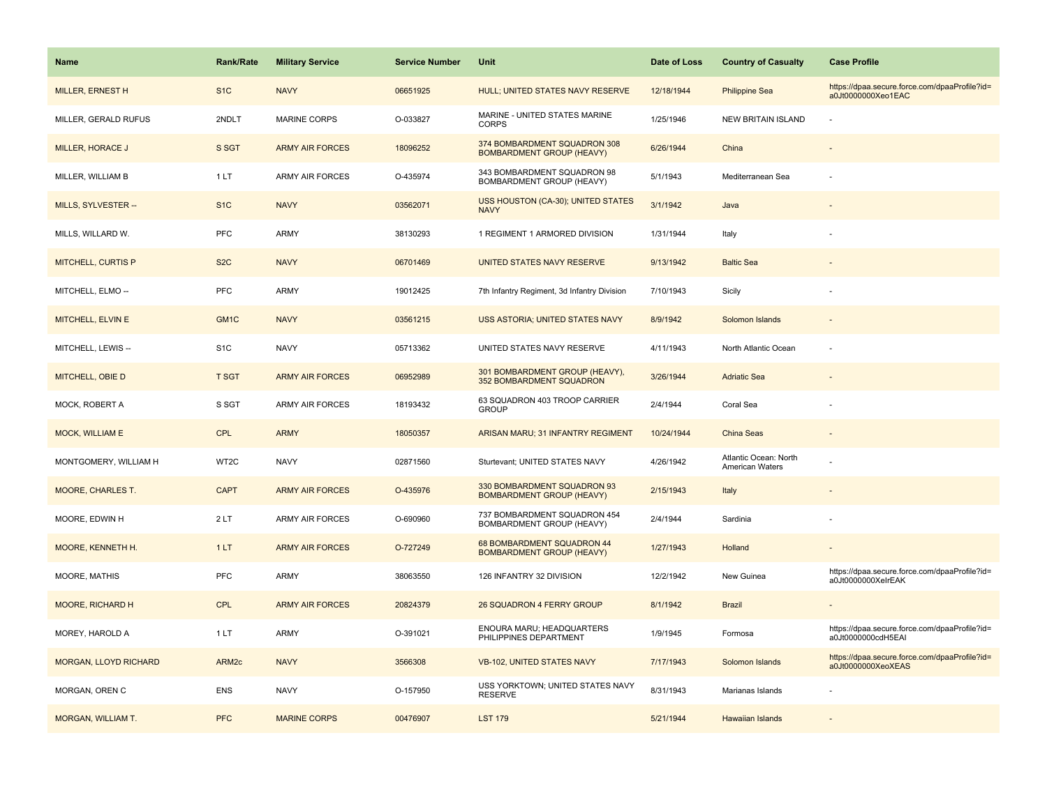| Name | Rank/Rate | Military Service | Service Number | Unit | Date of Loss | Country of Casualty | Case Profile |
|---|---|---|---|---|---|---|---|
| MILLER, ERNEST H | S1C | NAVY | 06651925 | HULL; UNITED STATES NAVY RESERVE | 12/18/1944 | Philippine Sea | https://dpaa.secure.force.com/dpaaProfile?id=a0Jt0000000Xeo1EAC |
| MILLER, GERALD RUFUS | 2NDLT | MARINE CORPS | O-033827 | MARINE - UNITED STATES MARINE CORPS | 1/25/1946 | NEW BRITAIN ISLAND | - |
| MILLER, HORACE J | S SGT | ARMY AIR FORCES | 18096252 | 374 BOMBARDMENT SQUADRON 308 BOMBARDMENT GROUP (HEAVY) | 6/26/1944 | China | - |
| MILLER, WILLIAM B | 1 LT | ARMY AIR FORCES | O-435974 | 343 BOMBARDMENT SQUADRON 98 BOMBARDMENT GROUP (HEAVY) | 5/1/1943 | Mediterranean Sea | - |
| MILLS, SYLVESTER -- | S1C | NAVY | 03562071 | USS HOUSTON (CA-30); UNITED STATES NAVY | 3/1/1942 | Java | - |
| MILLS, WILLARD W. | PFC | ARMY | 38130293 | 1 REGIMENT 1 ARMORED DIVISION | 1/31/1944 | Italy | - |
| MITCHELL, CURTIS P | S2C | NAVY | 06701469 | UNITED STATES NAVY RESERVE | 9/13/1942 | Baltic Sea | - |
| MITCHELL, ELMO -- | PFC | ARMY | 19012425 | 7th Infantry Regiment, 3d Infantry Division | 7/10/1943 | Sicily | - |
| MITCHELL, ELVIN E | GM1C | NAVY | 03561215 | USS ASTORIA; UNITED STATES NAVY | 8/9/1942 | Solomon Islands | - |
| MITCHELL, LEWIS -- | S1C | NAVY | 05713362 | UNITED STATES NAVY RESERVE | 4/11/1943 | North Atlantic Ocean | - |
| MITCHELL, OBIE D | T SGT | ARMY AIR FORCES | 06952989 | 301 BOMBARDMENT GROUP (HEAVY), 352 BOMBARDMENT SQUADRON | 3/26/1944 | Adriatic Sea | - |
| MOCK, ROBERT A | S SGT | ARMY AIR FORCES | 18193432 | 63 SQUADRON 403 TROOP CARRIER GROUP | 2/4/1944 | Coral Sea | - |
| MOCK, WILLIAM E | CPL | ARMY | 18050357 | ARISAN MARU; 31 INFANTRY REGIMENT | 10/24/1944 | China Seas | - |
| MONTGOMERY, WILLIAM H | WT2C | NAVY | 02871560 | Sturtevant; UNITED STATES NAVY | 4/26/1942 | Atlantic Ocean: North American Waters | - |
| MOORE, CHARLES T. | CAPT | ARMY AIR FORCES | O-435976 | 330 BOMBARDMENT SQUADRON 93 BOMBARDMENT GROUP (HEAVY) | 2/15/1943 | Italy | - |
| MOORE, EDWIN H | 2 LT | ARMY AIR FORCES | O-690960 | 737 BOMBARDMENT SQUADRON 454 BOMBARDMENT GROUP (HEAVY) | 2/4/1944 | Sardinia | - |
| MOORE, KENNETH H. | 1 LT | ARMY AIR FORCES | O-727249 | 68 BOMBARDMENT SQUADRON 44 BOMBARDMENT GROUP (HEAVY) | 1/27/1943 | Holland | - |
| MOORE, MATHIS | PFC | ARMY | 38063550 | 126 INFANTRY 32 DIVISION | 12/2/1942 | New Guinea | https://dpaa.secure.force.com/dpaaProfile?id=a0Jt0000000XeIrEAK |
| MOORE, RICHARD H | CPL | ARMY AIR FORCES | 20824379 | 26 SQUADRON 4 FERRY GROUP | 8/1/1942 | Brazil | - |
| MOREY, HAROLD A | 1 LT | ARMY | O-391021 | ENOURA MARU; HEADQUARTERS PHILIPPINES DEPARTMENT | 1/9/1945 | Formosa | https://dpaa.secure.force.com/dpaaProfile?id=a0Jt0000000cdH5EAI |
| MORGAN, LLOYD RICHARD | ARM2c | NAVY | 3566308 | VB-102, UNITED STATES NAVY | 7/17/1943 | Solomon Islands | https://dpaa.secure.force.com/dpaaProfile?id=a0Jt0000000XeoXEAS |
| MORGAN, OREN C | ENS | NAVY | O-157950 | USS YORKTOWN; UNITED STATES NAVY RESERVE | 8/31/1943 | Marianas Islands | - |
| MORGAN, WILLIAM T. | PFC | MARINE CORPS | 00476907 | LST 179 | 5/21/1944 | Hawaiian Islands | - |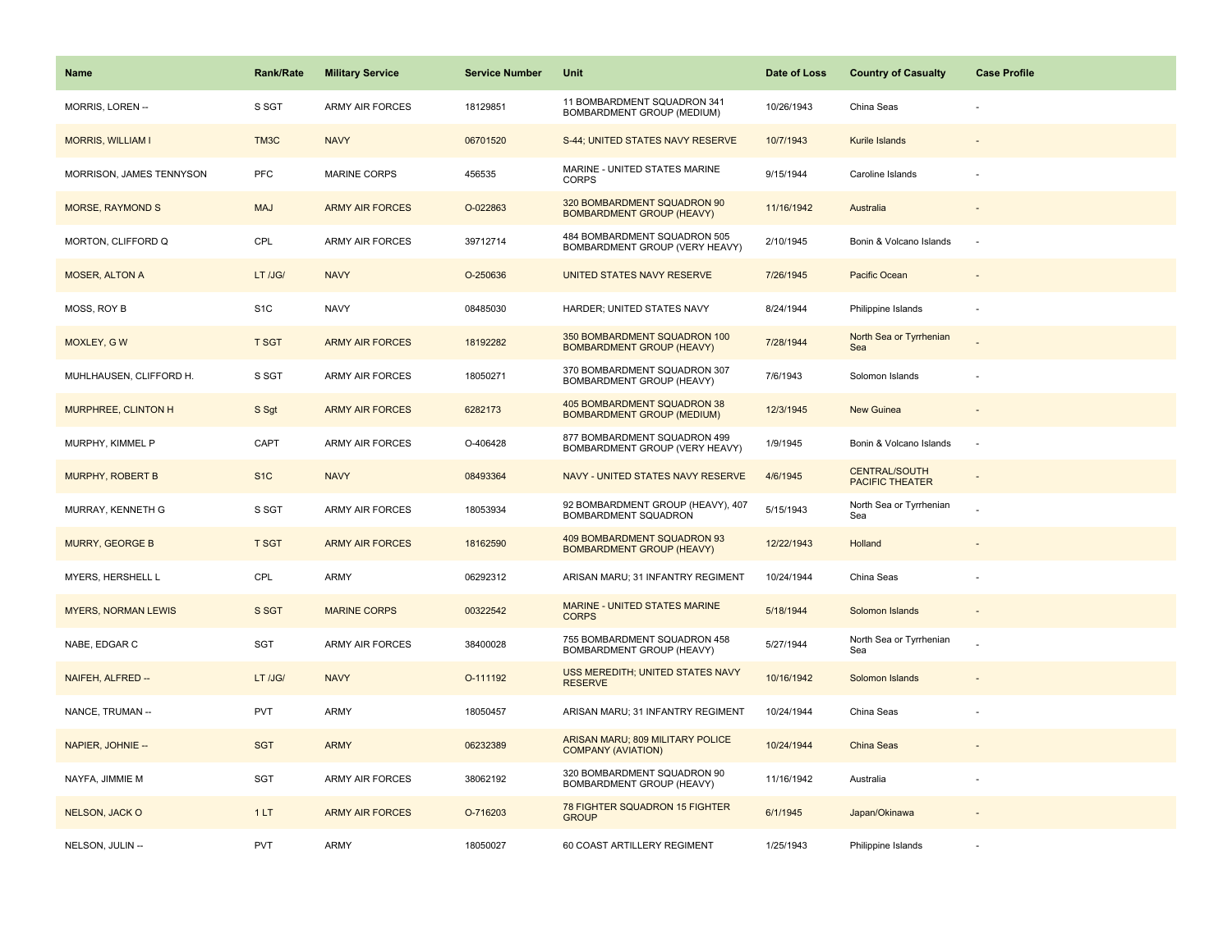| Name | Rank/Rate | Military Service | Service Number | Unit | Date of Loss | Country of Casualty | Case Profile |
|---|---|---|---|---|---|---|---|
| MORRIS, LOREN -- | S SGT | ARMY AIR FORCES | 18129851 | 11 BOMBARDMENT SQUADRON 341 BOMBARDMENT GROUP (MEDIUM) | 10/26/1943 | China Seas | - |
| MORRIS, WILLIAM I | TM3C | NAVY | 06701520 | S-44; UNITED STATES NAVY RESERVE | 10/7/1943 | Kurile Islands | - |
| MORRISON, JAMES TENNYSON | PFC | MARINE CORPS | 456535 | MARINE - UNITED STATES MARINE CORPS | 9/15/1944 | Caroline Islands | - |
| MORSE, RAYMOND S | MAJ | ARMY AIR FORCES | O-022863 | 320 BOMBARDMENT SQUADRON 90 BOMBARDMENT GROUP (HEAVY) | 11/16/1942 | Australia | - |
| MORTON, CLIFFORD Q | CPL | ARMY AIR FORCES | 39712714 | 484 BOMBARDMENT SQUADRON 505 BOMBARDMENT GROUP (VERY HEAVY) | 2/10/1945 | Bonin & Volcano Islands | - |
| MOSER, ALTON A | LT /JG/ | NAVY | O-250636 | UNITED STATES NAVY RESERVE | 7/26/1945 | Pacific Ocean | - |
| MOSS, ROY B | S1C | NAVY | 08485030 | HARDER; UNITED STATES NAVY | 8/24/1944 | Philippine Islands | - |
| MOXLEY, G W | T SGT | ARMY AIR FORCES | 18192282 | 350 BOMBARDMENT SQUADRON 100 BOMBARDMENT GROUP (HEAVY) | 7/28/1944 | North Sea or Tyrrhenian Sea | - |
| MUHLHAUSEN, CLIFFORD H. | S SGT | ARMY AIR FORCES | 18050271 | 370 BOMBARDMENT SQUADRON 307 BOMBARDMENT GROUP (HEAVY) | 7/6/1943 | Solomon Islands | - |
| MURPHREE, CLINTON H | S Sgt | ARMY AIR FORCES | 6282173 | 405 BOMBARDMENT SQUADRON 38 BOMBARDMENT GROUP (MEDIUM) | 12/3/1945 | New Guinea | - |
| MURPHY, KIMMEL P | CAPT | ARMY AIR FORCES | O-406428 | 877 BOMBARDMENT SQUADRON 499 BOMBARDMENT GROUP (VERY HEAVY) | 1/9/1945 | Bonin & Volcano Islands | - |
| MURPHY, ROBERT B | S1C | NAVY | 08493364 | NAVY - UNITED STATES NAVY RESERVE | 4/6/1945 | CENTRAL/SOUTH PACIFIC THEATER | - |
| MURRAY, KENNETH G | S SGT | ARMY AIR FORCES | 18053934 | 92 BOMBARDMENT GROUP (HEAVY), 407 BOMBARDMENT SQUADRON | 5/15/1943 | North Sea or Tyrrhenian Sea | - |
| MURRY, GEORGE B | T SGT | ARMY AIR FORCES | 18162590 | 409 BOMBARDMENT SQUADRON 93 BOMBARDMENT GROUP (HEAVY) | 12/22/1943 | Holland | - |
| MYERS, HERSHELL L | CPL | ARMY | 06292312 | ARISAN MARU; 31 INFANTRY REGIMENT | 10/24/1944 | China Seas | - |
| MYERS, NORMAN LEWIS | S SGT | MARINE CORPS | 00322542 | MARINE - UNITED STATES MARINE CORPS | 5/18/1944 | Solomon Islands | - |
| NABE, EDGAR C | SGT | ARMY AIR FORCES | 38400028 | 755 BOMBARDMENT SQUADRON 458 BOMBARDMENT GROUP (HEAVY) | 5/27/1944 | North Sea or Tyrrhenian Sea | - |
| NAIFEH, ALFRED -- | LT /JG/ | NAVY | O-111192 | USS MEREDITH; UNITED STATES NAVY RESERVE | 10/16/1942 | Solomon Islands | - |
| NANCE, TRUMAN -- | PVT | ARMY | 18050457 | ARISAN MARU; 31 INFANTRY REGIMENT | 10/24/1944 | China Seas | - |
| NAPIER, JOHNIE -- | SGT | ARMY | 06232389 | ARISAN MARU; 809 MILITARY POLICE COMPANY (AVIATION) | 10/24/1944 | China Seas | - |
| NAYFA, JIMMIE M | SGT | ARMY AIR FORCES | 38062192 | 320 BOMBARDMENT SQUADRON 90 BOMBARDMENT GROUP (HEAVY) | 11/16/1942 | Australia | - |
| NELSON, JACK O | 1 LT | ARMY AIR FORCES | O-716203 | 78 FIGHTER SQUADRON 15 FIGHTER GROUP | 6/1/1945 | Japan/Okinawa | - |
| NELSON, JULIN -- | PVT | ARMY | 18050027 | 60 COAST ARTILLERY REGIMENT | 1/25/1943 | Philippine Islands | - |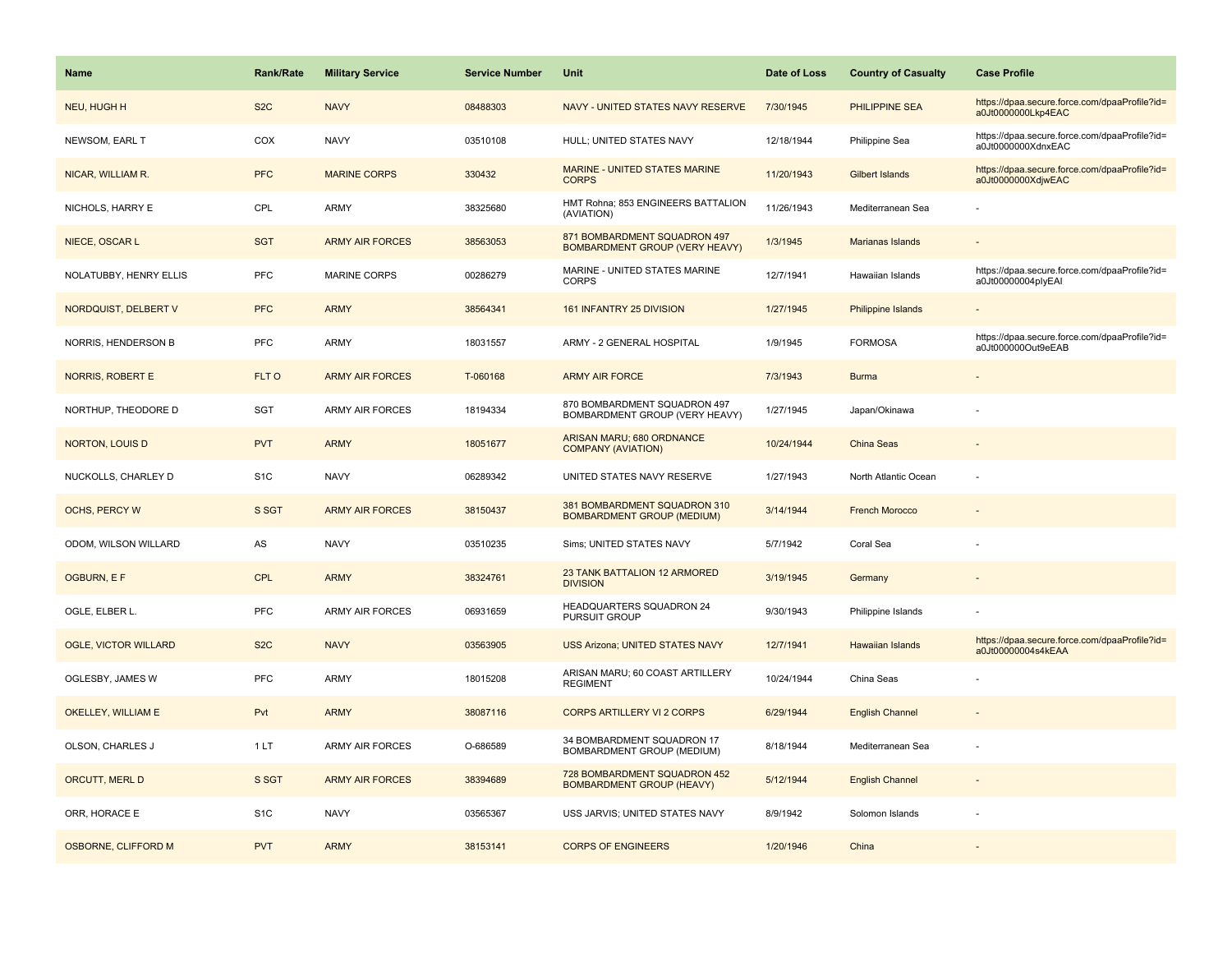| Name | Rank/Rate | Military Service | Service Number | Unit | Date of Loss | Country of Casualty | Case Profile |
|---|---|---|---|---|---|---|---|
| NEU, HUGH H | S2C | NAVY | 08488303 | NAVY - UNITED STATES NAVY RESERVE | 7/30/1945 | PHILIPPINE SEA | https://dpaa.secure.force.com/dpaaProfile?id=a0Jt0000000Lkp4EAC |
| NEWSOM, EARL T | COX | NAVY | 03510108 | HULL; UNITED STATES NAVY | 12/18/1944 | Philippine Sea | https://dpaa.secure.force.com/dpaaProfile?id=a0Jt0000000XdnxEAC |
| NICAR, WILLIAM R. | PFC | MARINE CORPS | 330432 | MARINE - UNITED STATES MARINE CORPS | 11/20/1943 | Gilbert Islands | https://dpaa.secure.force.com/dpaaProfile?id=a0Jt0000000XdjwEAC |
| NICHOLS, HARRY E | CPL | ARMY | 38325680 | HMT Rohna; 853 ENGINEERS BATTALION (AVIATION) | 11/26/1943 | Mediterranean Sea | - |
| NIECE, OSCAR L | SGT | ARMY AIR FORCES | 38563053 | 871 BOMBARDMENT SQUADRON 497 BOMBARDMENT GROUP (VERY HEAVY) | 1/3/1945 | Marianas Islands | - |
| NOLATUBBY, HENRY ELLIS | PFC | MARINE CORPS | 00286279 | MARINE - UNITED STATES MARINE CORPS | 12/7/1941 | Hawaiian Islands | https://dpaa.secure.force.com/dpaaProfile?id=a0Jt00000004plyEAI |
| NORDQUIST, DELBERT V | PFC | ARMY | 38564341 | 161 INFANTRY 25 DIVISION | 1/27/1945 | Philippine Islands | - |
| NORRIS, HENDERSON B | PFC | ARMY | 18031557 | ARMY - 2 GENERAL HOSPITAL | 1/9/1945 | FORMOSA | https://dpaa.secure.force.com/dpaaProfile?id=a0Jt000000Out9eEAB |
| NORRIS, ROBERT E | FLT O | ARMY AIR FORCES | T-060168 | ARMY AIR FORCE | 7/3/1943 | Burma | - |
| NORTHUP, THEODORE D | SGT | ARMY AIR FORCES | 18194334 | 870 BOMBARDMENT SQUADRON 497 BOMBARDMENT GROUP (VERY HEAVY) | 1/27/1945 | Japan/Okinawa | - |
| NORTON, LOUIS D | PVT | ARMY | 18051677 | ARISAN MARU; 680 ORDNANCE COMPANY (AVIATION) | 10/24/1944 | China Seas | - |
| NUCKOLLS, CHARLEY D | S1C | NAVY | 06289342 | UNITED STATES NAVY RESERVE | 1/27/1943 | North Atlantic Ocean | - |
| OCHS, PERCY W | S SGT | ARMY AIR FORCES | 38150437 | 381 BOMBARDMENT SQUADRON 310 BOMBARDMENT GROUP (MEDIUM) | 3/14/1944 | French Morocco | - |
| ODOM, WILSON WILLARD | AS | NAVY | 03510235 | Sims; UNITED STATES NAVY | 5/7/1942 | Coral Sea | - |
| OGBURN, E F | CPL | ARMY | 38324761 | 23 TANK BATTALION 12 ARMORED DIVISION | 3/19/1945 | Germany | - |
| OGLE, ELBER L. | PFC | ARMY AIR FORCES | 06931659 | HEADQUARTERS SQUADRON 24 PURSUIT GROUP | 9/30/1943 | Philippine Islands | - |
| OGLE, VICTOR WILLARD | S2C | NAVY | 03563905 | USS Arizona; UNITED STATES NAVY | 12/7/1941 | Hawaiian Islands | https://dpaa.secure.force.com/dpaaProfile?id=a0Jt00000004s4kEAA |
| OGLESBY, JAMES W | PFC | ARMY | 18015208 | ARISAN MARU; 60 COAST ARTILLERY REGIMENT | 10/24/1944 | China Seas | - |
| OKELLEY, WILLIAM E | Pvt | ARMY | 38087116 | CORPS ARTILLERY VI 2 CORPS | 6/29/1944 | English Channel | - |
| OLSON, CHARLES J | 1 LT | ARMY AIR FORCES | O-686589 | 34 BOMBARDMENT SQUADRON 17 BOMBARDMENT GROUP (MEDIUM) | 8/18/1944 | Mediterranean Sea | - |
| ORCUTT, MERL D | S SGT | ARMY AIR FORCES | 38394689 | 728 BOMBARDMENT SQUADRON 452 BOMBARDMENT GROUP (HEAVY) | 5/12/1944 | English Channel | - |
| ORR, HORACE E | S1C | NAVY | 03565367 | USS JARVIS; UNITED STATES NAVY | 8/9/1942 | Solomon Islands | - |
| OSBORNE, CLIFFORD M | PVT | ARMY | 38153141 | CORPS OF ENGINEERS | 1/20/1946 | China | - |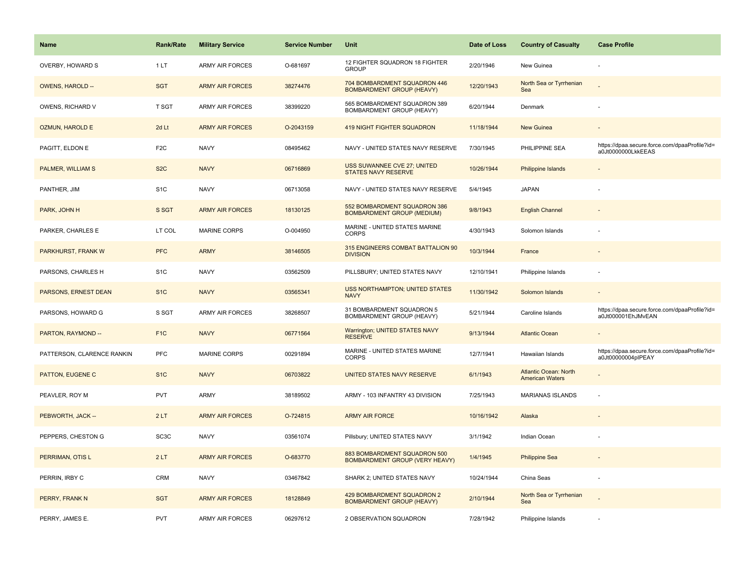| Name | Rank/Rate | Military Service | Service Number | Unit | Date of Loss | Country of Casualty | Case Profile |
| --- | --- | --- | --- | --- | --- | --- | --- |
| OVERBY, HOWARD S | 1 LT | ARMY AIR FORCES | O-681697 | 12 FIGHTER SQUADRON 18 FIGHTER GROUP | 2/20/1946 | New Guinea | - |
| OWENS, HAROLD -- | SGT | ARMY AIR FORCES | 38274476 | 704 BOMBARDMENT SQUADRON 446 BOMBARDMENT GROUP (HEAVY) | 12/20/1943 | North Sea or Tyrrhenian Sea | - |
| OWENS, RICHARD V | T SGT | ARMY AIR FORCES | 38399220 | 565 BOMBARDMENT SQUADRON 389 BOMBARDMENT GROUP (HEAVY) | 6/20/1944 | Denmark | - |
| OZMUN, HAROLD E | 2d Lt | ARMY AIR FORCES | O-2043159 | 419 NIGHT FIGHTER SQUADRON | 11/18/1944 | New Guinea | - |
| PAGITT, ELDON E | F2C | NAVY | 08495462 | NAVY - UNITED STATES NAVY RESERVE | 7/30/1945 | PHILIPPINE SEA | https://dpaa.secure.force.com/dpaaProfile?id=a0Jt0000000LkkEEAS |
| PALMER, WILLIAM S | S2C | NAVY | 06716869 | USS SUWANNEE CVE 27; UNITED STATES NAVY RESERVE | 10/26/1944 | Philippine Islands | - |
| PANTHER, JIM | S1C | NAVY | 06713058 | NAVY - UNITED STATES NAVY RESERVE | 5/4/1945 | JAPAN | - |
| PARK, JOHN H | S SGT | ARMY AIR FORCES | 18130125 | 552 BOMBARDMENT SQUADRON 386 BOMBARDMENT GROUP (MEDIUM) | 9/8/1943 | English Channel | - |
| PARKER, CHARLES E | LT COL | MARINE CORPS | O-004950 | MARINE - UNITED STATES MARINE CORPS | 4/30/1943 | Solomon Islands | - |
| PARKHURST, FRANK W | PFC | ARMY | 38146505 | 315 ENGINEERS COMBAT BATTALION 90 DIVISION | 10/3/1944 | France | - |
| PARSONS, CHARLES H | S1C | NAVY | 03562509 | PILLSBURY; UNITED STATES NAVY | 12/10/1941 | Philippine Islands | - |
| PARSONS, ERNEST DEAN | S1C | NAVY | 03565341 | USS NORTHAMPTON; UNITED STATES NAVY | 11/30/1942 | Solomon Islands | - |
| PARSONS, HOWARD G | S SGT | ARMY AIR FORCES | 38268507 | 31 BOMBARDMENT SQUADRON 5 BOMBARDMENT GROUP (HEAVY) | 5/21/1944 | Caroline Islands | https://dpaa.secure.force.com/dpaaProfile?id=a0Jt000001EhJMvEAN |
| PARTON, RAYMOND -- | F1C | NAVY | 06771564 | Warrington; UNITED STATES NAVY RESERVE | 9/13/1944 | Atlantic Ocean | - |
| PATTERSON, CLARENCE RANKIN | PFC | MARINE CORPS | 00291894 | MARINE - UNITED STATES MARINE CORPS | 12/7/1941 | Hawaiian Islands | https://dpaa.secure.force.com/dpaaProfile?id=a0Jt00000004pIPEAY |
| PATTON, EUGENE C | S1C | NAVY | 06703822 | UNITED STATES NAVY RESERVE | 6/1/1943 | Atlantic Ocean: North American Waters | - |
| PEAVLER, ROY M | PVT | ARMY | 38189502 | ARMY - 103 INFANTRY 43 DIVISION | 7/25/1943 | MARIANAS ISLANDS | - |
| PEBWORTH, JACK -- | 2 LT | ARMY AIR FORCES | O-724815 | ARMY AIR FORCE | 10/16/1942 | Alaska | - |
| PEPPERS, CHESTON G | SC3C | NAVY | 03561074 | Pillsbury; UNITED STATES NAVY | 3/1/1942 | Indian Ocean | - |
| PERRIMAN, OTIS L | 2 LT | ARMY AIR FORCES | O-683770 | 883 BOMBARDMENT SQUADRON 500 BOMBARDMENT GROUP (VERY HEAVY) | 1/4/1945 | Philippine Sea | - |
| PERRIN, IRBY C | CRM | NAVY | 03467842 | SHARK 2; UNITED STATES NAVY | 10/24/1944 | China Seas | - |
| PERRY, FRANK N | SGT | ARMY AIR FORCES | 18128849 | 429 BOMBARDMENT SQUADRON 2 BOMBARDMENT GROUP (HEAVY) | 2/10/1944 | North Sea or Tyrrhenian Sea | - |
| PERRY, JAMES E. | PVT | ARMY AIR FORCES | 06297612 | 2 OBSERVATION SQUADRON | 7/28/1942 | Philippine Islands | - |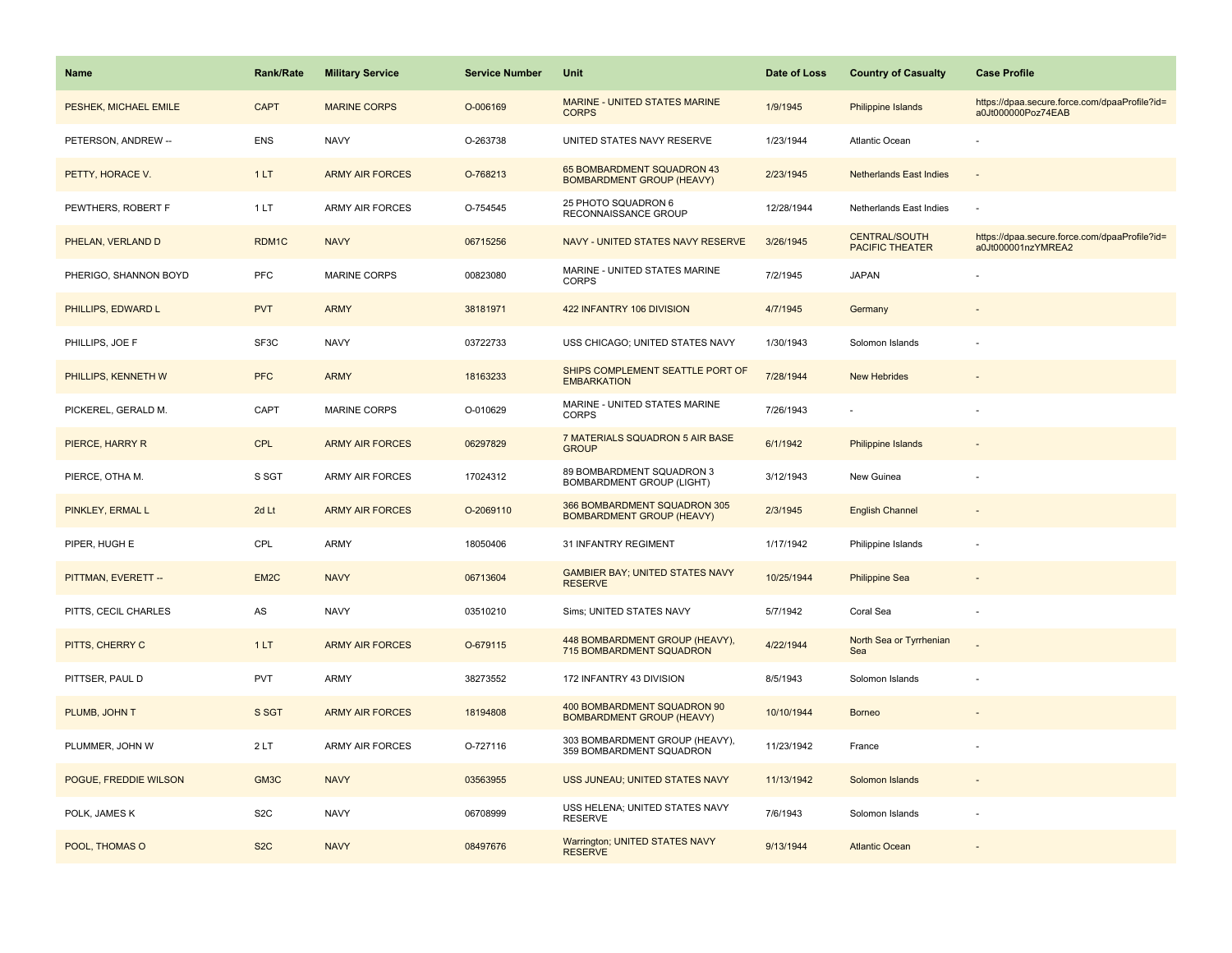| Name | Rank/Rate | Military Service | Service Number | Unit | Date of Loss | Country of Casualty | Case Profile |
| --- | --- | --- | --- | --- | --- | --- | --- |
| PESHEK, MICHAEL EMILE | CAPT | MARINE CORPS | O-006169 | MARINE - UNITED STATES MARINE CORPS | 1/9/1945 | Philippine Islands | https://dpaa.secure.force.com/dpaaProfile?id=a0Jt000000Poz74EAB |
| PETERSON, ANDREW -- | ENS | NAVY | O-263738 | UNITED STATES NAVY RESERVE | 1/23/1944 | Atlantic Ocean | - |
| PETTY, HORACE V. | 1 LT | ARMY AIR FORCES | O-768213 | 65 BOMBARDMENT SQUADRON 43 BOMBARDMENT GROUP (HEAVY) | 2/23/1945 | Netherlands East Indies | - |
| PEWTHERS, ROBERT F | 1 LT | ARMY AIR FORCES | O-754545 | 25 PHOTO SQUADRON 6 RECONNAISSANCE GROUP | 12/28/1944 | Netherlands East Indies | - |
| PHELAN, VERLAND D | RDM1C | NAVY | 06715256 | NAVY - UNITED STATES NAVY RESERVE | 3/26/1945 | CENTRAL/SOUTH PACIFIC THEATER | https://dpaa.secure.force.com/dpaaProfile?id=a0Jt000001nzYMREA2 |
| PHERIGO, SHANNON BOYD | PFC | MARINE CORPS | 00823080 | MARINE - UNITED STATES MARINE CORPS | 7/2/1945 | JAPAN | - |
| PHILLIPS, EDWARD L | PVT | ARMY | 38181971 | 422 INFANTRY 106 DIVISION | 4/7/1945 | Germany | - |
| PHILLIPS, JOE F | SF3C | NAVY | 03722733 | USS CHICAGO; UNITED STATES NAVY | 1/30/1943 | Solomon Islands | - |
| PHILLIPS, KENNETH W | PFC | ARMY | 18163233 | SHIPS COMPLEMENT SEATTLE PORT OF EMBARKATION | 7/28/1944 | New Hebrides | - |
| PICKEREL, GERALD M. | CAPT | MARINE CORPS | O-010629 | MARINE - UNITED STATES MARINE CORPS | 7/26/1943 | - | - |
| PIERCE, HARRY R | CPL | ARMY AIR FORCES | 06297829 | 7 MATERIALS SQUADRON 5 AIR BASE GROUP | 6/1/1942 | Philippine Islands | - |
| PIERCE, OTHA M. | S SGT | ARMY AIR FORCES | 17024312 | 89 BOMBARDMENT SQUADRON 3 BOMBARDMENT GROUP (LIGHT) | 3/12/1943 | New Guinea | - |
| PINKLEY, ERMAL L | 2d Lt | ARMY AIR FORCES | O-2069110 | 366 BOMBARDMENT SQUADRON 305 BOMBARDMENT GROUP (HEAVY) | 2/3/1945 | English Channel | - |
| PIPER, HUGH E | CPL | ARMY | 18050406 | 31 INFANTRY REGIMENT | 1/17/1942 | Philippine Islands | - |
| PITTMAN, EVERETT -- | EM2C | NAVY | 06713604 | GAMBIER BAY; UNITED STATES NAVY RESERVE | 10/25/1944 | Philippine Sea | - |
| PITTS, CECIL CHARLES | AS | NAVY | 03510210 | Sims; UNITED STATES NAVY | 5/7/1942 | Coral Sea | - |
| PITTS, CHERRY C | 1 LT | ARMY AIR FORCES | O-679115 | 448 BOMBARDMENT GROUP (HEAVY), 715 BOMBARDMENT SQUADRON | 4/22/1944 | North Sea or Tyrrhenian Sea | - |
| PITTSER, PAUL D | PVT | ARMY | 38273552 | 172 INFANTRY 43 DIVISION | 8/5/1943 | Solomon Islands | - |
| PLUMB, JOHN T | S SGT | ARMY AIR FORCES | 18194808 | 400 BOMBARDMENT SQUADRON 90 BOMBARDMENT GROUP (HEAVY) | 10/10/1944 | Borneo | - |
| PLUMMER, JOHN W | 2 LT | ARMY AIR FORCES | O-727116 | 303 BOMBARDMENT GROUP (HEAVY), 359 BOMBARDMENT SQUADRON | 11/23/1942 | France | - |
| POGUE, FREDDIE WILSON | GM3C | NAVY | 03563955 | USS JUNEAU; UNITED STATES NAVY | 11/13/1942 | Solomon Islands | - |
| POLK, JAMES K | S2C | NAVY | 06708999 | USS HELENA; UNITED STATES NAVY RESERVE | 7/6/1943 | Solomon Islands | - |
| POOL, THOMAS O | S2C | NAVY | 08497676 | Warrington; UNITED STATES NAVY RESERVE | 9/13/1944 | Atlantic Ocean | - |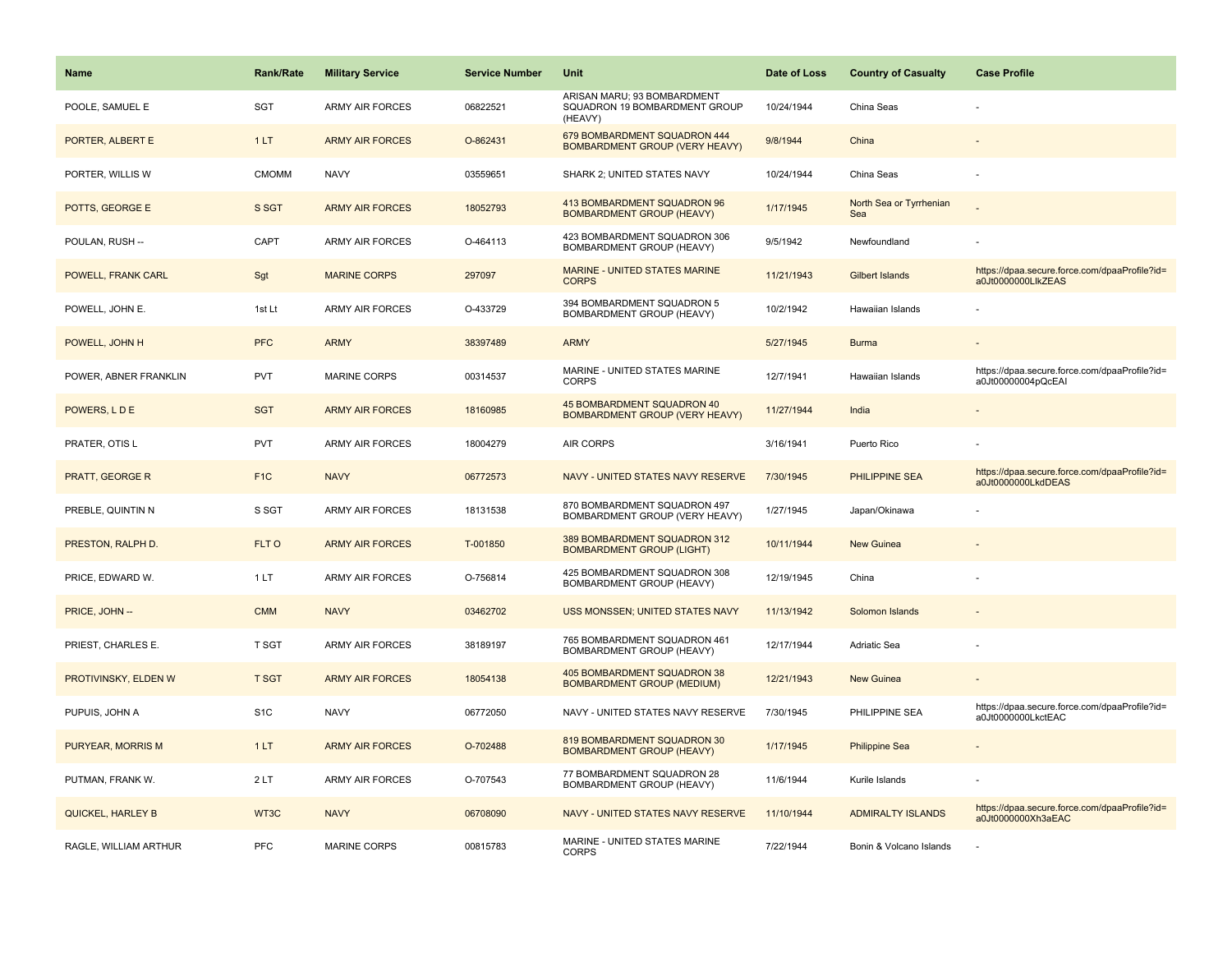| Name | Rank/Rate | Military Service | Service Number | Unit | Date of Loss | Country of Casualty | Case Profile |
|---|---|---|---|---|---|---|---|
| POOLE, SAMUEL E | SGT | ARMY AIR FORCES | 06822521 | ARISAN MARU; 93 BOMBARDMENT SQUADRON 19 BOMBARDMENT GROUP (HEAVY) | 10/24/1944 | China Seas | - |
| PORTER, ALBERT E | 1 LT | ARMY AIR FORCES | O-862431 | 679 BOMBARDMENT SQUADRON 444 BOMBARDMENT GROUP (VERY HEAVY) | 9/8/1944 | China | - |
| PORTER, WILLIS W | CMOMM | NAVY | 03559651 | SHARK 2; UNITED STATES NAVY | 10/24/1944 | China Seas | - |
| POTTS, GEORGE E | S SGT | ARMY AIR FORCES | 18052793 | 413 BOMBARDMENT SQUADRON 96 BOMBARDMENT GROUP (HEAVY) | 1/17/1945 | North Sea or Tyrrhenian Sea | - |
| POULAN, RUSH -- | CAPT | ARMY AIR FORCES | O-464113 | 423 BOMBARDMENT SQUADRON 306 BOMBARDMENT GROUP (HEAVY) | 9/5/1942 | Newfoundland | - |
| POWELL, FRANK CARL | Sgt | MARINE CORPS | 297097 | MARINE - UNITED STATES MARINE CORPS | 11/21/1943 | Gilbert Islands | https://dpaa.secure.force.com/dpaaProfile?id=a0Jt0000000LlkZEAS |
| POWELL, JOHN E. | 1st Lt | ARMY AIR FORCES | O-433729 | 394 BOMBARDMENT SQUADRON 5 BOMBARDMENT GROUP (HEAVY) | 10/2/1942 | Hawaiian Islands | - |
| POWELL, JOHN H | PFC | ARMY | 38397489 | ARMY | 5/27/1945 | Burma | - |
| POWER, ABNER FRANKLIN | PVT | MARINE CORPS | 00314537 | MARINE - UNITED STATES MARINE CORPS | 12/7/1941 | Hawaiian Islands | https://dpaa.secure.force.com/dpaaProfile?id=a0Jt00000004pQcEAI |
| POWERS, L D E | SGT | ARMY AIR FORCES | 18160985 | 45 BOMBARDMENT SQUADRON 40 BOMBARDMENT GROUP (VERY HEAVY) | 11/27/1944 | India | - |
| PRATER, OTIS L | PVT | ARMY AIR FORCES | 18004279 | AIR CORPS | 3/16/1941 | Puerto Rico | - |
| PRATT, GEORGE R | F1C | NAVY | 06772573 | NAVY - UNITED STATES NAVY RESERVE | 7/30/1945 | PHILIPPINE SEA | https://dpaa.secure.force.com/dpaaProfile?id=a0Jt0000000LkdDEAS |
| PREBLE, QUINTIN N | S SGT | ARMY AIR FORCES | 18131538 | 870 BOMBARDMENT SQUADRON 497 BOMBARDMENT GROUP (VERY HEAVY) | 1/27/1945 | Japan/Okinawa | - |
| PRESTON, RALPH D. | FLT O | ARMY AIR FORCES | T-001850 | 389 BOMBARDMENT SQUADRON 312 BOMBARDMENT GROUP (LIGHT) | 10/11/1944 | New Guinea | - |
| PRICE, EDWARD W. | 1 LT | ARMY AIR FORCES | O-756814 | 425 BOMBARDMENT SQUADRON 308 BOMBARDMENT GROUP (HEAVY) | 12/19/1945 | China | - |
| PRICE, JOHN -- | CMM | NAVY | 03462702 | USS MONSSEN; UNITED STATES NAVY | 11/13/1942 | Solomon Islands | - |
| PRIEST, CHARLES E. | T SGT | ARMY AIR FORCES | 38189197 | 765 BOMBARDMENT SQUADRON 461 BOMBARDMENT GROUP (HEAVY) | 12/17/1944 | Adriatic Sea | - |
| PROTIVINSKY, ELDEN W | T SGT | ARMY AIR FORCES | 18054138 | 405 BOMBARDMENT SQUADRON 38 BOMBARDMENT GROUP (MEDIUM) | 12/21/1943 | New Guinea | - |
| PUPUIS, JOHN A | S1C | NAVY | 06772050 | NAVY - UNITED STATES NAVY RESERVE | 7/30/1945 | PHILIPPINE SEA | https://dpaa.secure.force.com/dpaaProfile?id=a0Jt0000000LkctEAC |
| PURYEAR, MORRIS M | 1 LT | ARMY AIR FORCES | O-702488 | 819 BOMBARDMENT SQUADRON 30 BOMBARDMENT GROUP (HEAVY) | 1/17/1945 | Philippine Sea | - |
| PUTMAN, FRANK W. | 2 LT | ARMY AIR FORCES | O-707543 | 77 BOMBARDMENT SQUADRON 28 BOMBARDMENT GROUP (HEAVY) | 11/6/1944 | Kurile Islands | - |
| QUICKEL, HARLEY B | WT3C | NAVY | 06708090 | NAVY - UNITED STATES NAVY RESERVE | 11/10/1944 | ADMIRALTY ISLANDS | https://dpaa.secure.force.com/dpaaProfile?id=a0Jt0000000Xh3aEAC |
| RAGLE, WILLIAM ARTHUR | PFC | MARINE CORPS | 00815783 | MARINE - UNITED STATES MARINE CORPS | 7/22/1944 | Bonin & Volcano Islands | - |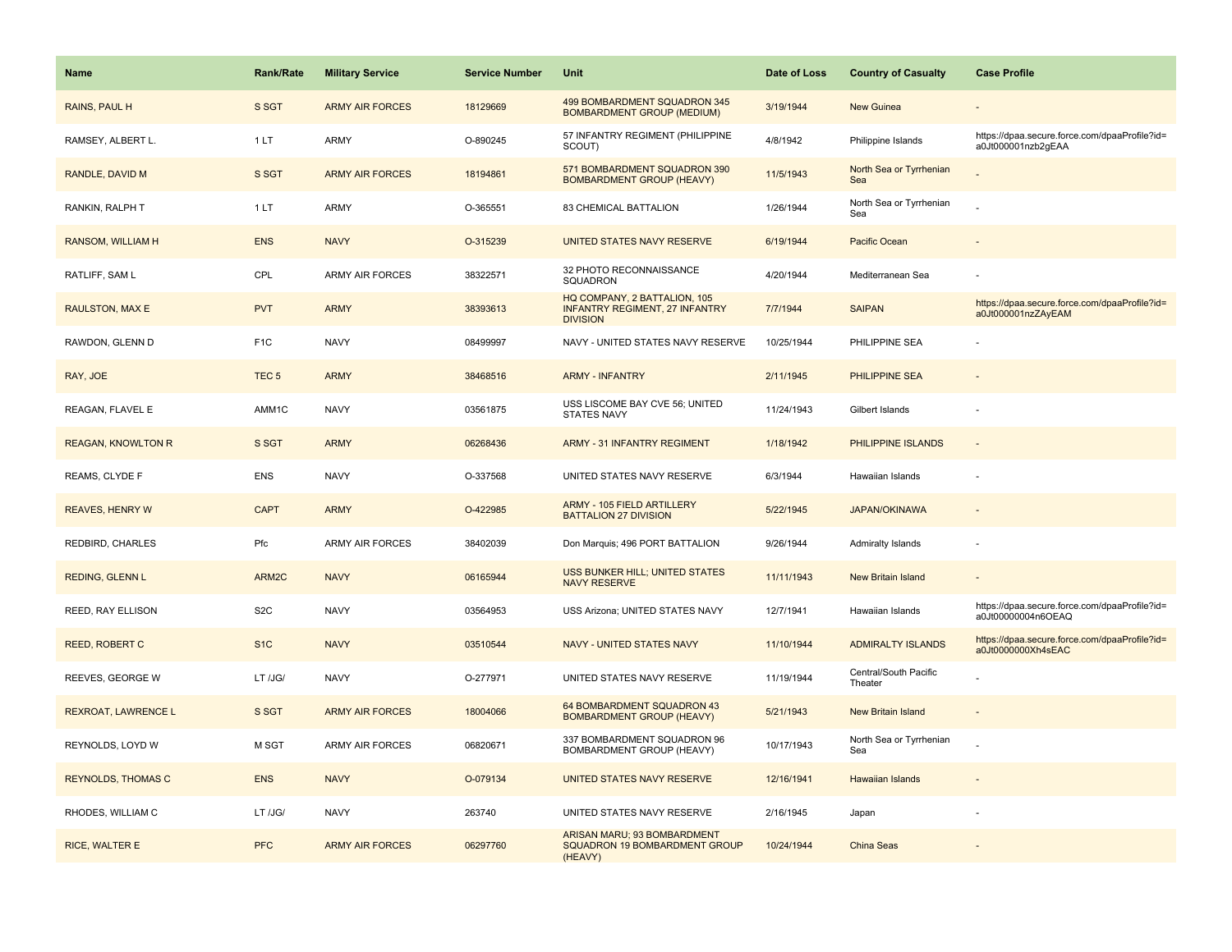| Name | Rank/Rate | Military Service | Service Number | Unit | Date of Loss | Country of Casualty | Case Profile |
|---|---|---|---|---|---|---|---|
| RAINS, PAUL H | S SGT | ARMY AIR FORCES | 18129669 | 499 BOMBARDMENT SQUADRON 345 BOMBARDMENT GROUP (MEDIUM) | 3/19/1944 | New Guinea | - |
| RAMSEY, ALBERT L. | 1 LT | ARMY | O-890245 | 57 INFANTRY REGIMENT (PHILIPPINE SCOUT) | 4/8/1942 | Philippine Islands | https://dpaa.secure.force.com/dpaaProfile?id=a0Jt000001nzb2gEAA |
| RANDLE, DAVID M | S SGT | ARMY AIR FORCES | 18194861 | 571 BOMBARDMENT SQUADRON 390 BOMBARDMENT GROUP (HEAVY) | 11/5/1943 | North Sea or Tyrrhenian Sea | - |
| RANKIN, RALPH T | 1 LT | ARMY | O-365551 | 83 CHEMICAL BATTALION | 1/26/1944 | North Sea or Tyrrhenian Sea | - |
| RANSOM, WILLIAM H | ENS | NAVY | O-315239 | UNITED STATES NAVY RESERVE | 6/19/1944 | Pacific Ocean | - |
| RATLIFF, SAM L | CPL | ARMY AIR FORCES | 38322571 | 32 PHOTO RECONNAISSANCE SQUADRON | 4/20/1944 | Mediterranean Sea | - |
| RAULSTON, MAX E | PVT | ARMY | 38393613 | HQ COMPANY, 2 BATTALION, 105 INFANTRY REGIMENT, 27 INFANTRY DIVISION | 7/7/1944 | SAIPAN | https://dpaa.secure.force.com/dpaaProfile?id=a0Jt000001nzZAyEAM |
| RAWDON, GLENN D | F1C | NAVY | 08499997 | NAVY - UNITED STATES NAVY RESERVE | 10/25/1944 | PHILIPPINE SEA | - |
| RAY, JOE | TEC 5 | ARMY | 38468516 | ARMY - INFANTRY | 2/11/1945 | PHILIPPINE SEA | - |
| REAGAN, FLAVEL E | AMM1C | NAVY | 03561875 | USS LISCOME BAY CVE 56; UNITED STATES NAVY | 11/24/1943 | Gilbert Islands | - |
| REAGAN, KNOWLTON R | S SGT | ARMY | 06268436 | ARMY - 31 INFANTRY REGIMENT | 1/18/1942 | PHILIPPINE ISLANDS | - |
| REAMS, CLYDE F | ENS | NAVY | O-337568 | UNITED STATES NAVY RESERVE | 6/3/1944 | Hawaiian Islands | - |
| REAVES, HENRY W | CAPT | ARMY | O-422985 | ARMY - 105 FIELD ARTILLERY BATTALION 27 DIVISION | 5/22/1945 | JAPAN/OKINAWA | - |
| REDBIRD, CHARLES | Pfc | ARMY AIR FORCES | 38402039 | Don Marquis; 496 PORT BATTALION | 9/26/1944 | Admiralty Islands | - |
| REDING, GLENN L | ARM2C | NAVY | 06165944 | USS BUNKER HILL; UNITED STATES NAVY RESERVE | 11/11/1943 | New Britain Island | - |
| REED, RAY ELLISON | S2C | NAVY | 03564953 | USS Arizona; UNITED STATES NAVY | 12/7/1941 | Hawaiian Islands | https://dpaa.secure.force.com/dpaaProfile?id=a0Jt00000004n6OEAQ |
| REED, ROBERT C | S1C | NAVY | 03510544 | NAVY - UNITED STATES NAVY | 11/10/1944 | ADMIRALTY ISLANDS | https://dpaa.secure.force.com/dpaaProfile?id=a0Jt0000000Xh4sEAC |
| REEVES, GEORGE W | LT /JG/ | NAVY | O-277971 | UNITED STATES NAVY RESERVE | 11/19/1944 | Central/South Pacific Theater | - |
| REXROAT, LAWRENCE L | S SGT | ARMY AIR FORCES | 18004066 | 64 BOMBARDMENT SQUADRON 43 BOMBARDMENT GROUP (HEAVY) | 5/21/1943 | New Britain Island | - |
| REYNOLDS, LOYD W | M SGT | ARMY AIR FORCES | 06820671 | 337 BOMBARDMENT SQUADRON 96 BOMBARDMENT GROUP (HEAVY) | 10/17/1943 | North Sea or Tyrrhenian Sea | - |
| REYNOLDS, THOMAS C | ENS | NAVY | O-079134 | UNITED STATES NAVY RESERVE | 12/16/1941 | Hawaiian Islands | - |
| RHODES, WILLIAM C | LT /JG/ | NAVY | 263740 | UNITED STATES NAVY RESERVE | 2/16/1945 | Japan | - |
| RICE, WALTER E | PFC | ARMY AIR FORCES | 06297760 | ARISAN MARU; 93 BOMBARDMENT SQUADRON 19 BOMBARDMENT GROUP (HEAVY) | 10/24/1944 | China Seas | - |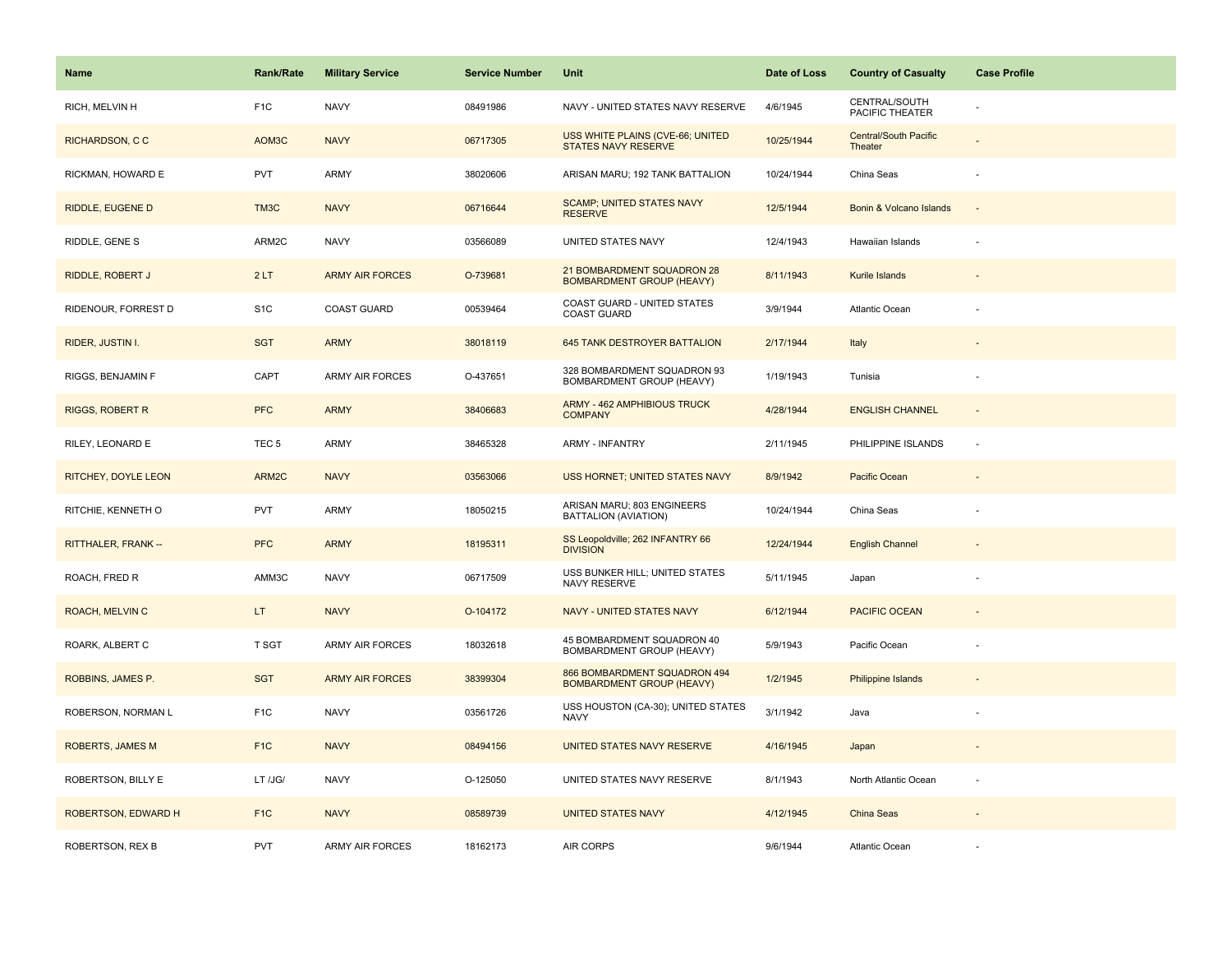| Name | Rank/Rate | Military Service | Service Number | Unit | Date of Loss | Country of Casualty | Case Profile |
|---|---|---|---|---|---|---|---|
| RICH, MELVIN H | F1C | NAVY | 08491986 | NAVY - UNITED STATES NAVY RESERVE | 4/6/1945 | CENTRAL/SOUTH PACIFIC THEATER | - |
| RICHARDSON, C C | AOM3C | NAVY | 06717305 | USS WHITE PLAINS (CVE-66; UNITED STATES NAVY RESERVE | 10/25/1944 | Central/South Pacific Theater | - |
| RICKMAN, HOWARD E | PVT | ARMY | 38020606 | ARISAN MARU; 192 TANK BATTALION | 10/24/1944 | China Seas | - |
| RIDDLE, EUGENE D | TM3C | NAVY | 06716644 | SCAMP; UNITED STATES NAVY RESERVE | 12/5/1944 | Bonin & Volcano Islands | - |
| RIDDLE, GENE S | ARM2C | NAVY | 03566089 | UNITED STATES NAVY | 12/4/1943 | Hawaiian Islands | - |
| RIDDLE, ROBERT J | 2 LT | ARMY AIR FORCES | O-739681 | 21 BOMBARDMENT SQUADRON 28 BOMBARDMENT GROUP (HEAVY) | 8/11/1943 | Kurile Islands | - |
| RIDENOUR, FORREST D | S1C | COAST GUARD | 00539464 | COAST GUARD - UNITED STATES COAST GUARD | 3/9/1944 | Atlantic Ocean | - |
| RIDER, JUSTIN I. | SGT | ARMY | 38018119 | 645 TANK DESTROYER BATTALION | 2/17/1944 | Italy | - |
| RIGGS, BENJAMIN F | CAPT | ARMY AIR FORCES | O-437651 | 328 BOMBARDMENT SQUADRON 93 BOMBARDMENT GROUP (HEAVY) | 1/19/1943 | Tunisia | - |
| RIGGS, ROBERT R | PFC | ARMY | 38406683 | ARMY - 462 AMPHIBIOUS TRUCK COMPANY | 4/28/1944 | ENGLISH CHANNEL | - |
| RILEY, LEONARD E | TEC 5 | ARMY | 38465328 | ARMY - INFANTRY | 2/11/1945 | PHILIPPINE ISLANDS | - |
| RITCHEY, DOYLE LEON | ARM2C | NAVY | 03563066 | USS HORNET; UNITED STATES NAVY | 8/9/1942 | Pacific Ocean | - |
| RITCHIE, KENNETH O | PVT | ARMY | 18050215 | ARISAN MARU; 803 ENGINEERS BATTALION (AVIATION) | 10/24/1944 | China Seas | - |
| RITTHALER, FRANK -- | PFC | ARMY | 18195311 | SS Leopoldville; 262 INFANTRY 66 DIVISION | 12/24/1944 | English Channel | - |
| ROACH, FRED R | AMM3C | NAVY | 06717509 | USS BUNKER HILL; UNITED STATES NAVY RESERVE | 5/11/1945 | Japan | - |
| ROACH, MELVIN C | LT | NAVY | O-104172 | NAVY - UNITED STATES NAVY | 6/12/1944 | PACIFIC OCEAN | - |
| ROARK, ALBERT C | T SGT | ARMY AIR FORCES | 18032618 | 45 BOMBARDMENT SQUADRON 40 BOMBARDMENT GROUP (HEAVY) | 5/9/1943 | Pacific Ocean | - |
| ROBBINS, JAMES P. | SGT | ARMY AIR FORCES | 38399304 | 866 BOMBARDMENT SQUADRON 494 BOMBARDMENT GROUP (HEAVY) | 1/2/1945 | Philippine Islands | - |
| ROBERSON, NORMAN L | F1C | NAVY | 03561726 | USS HOUSTON (CA-30); UNITED STATES NAVY | 3/1/1942 | Java | - |
| ROBERTS, JAMES M | F1C | NAVY | 08494156 | UNITED STATES NAVY RESERVE | 4/16/1945 | Japan | - |
| ROBERTSON, BILLY E | LT /JG/ | NAVY | O-125050 | UNITED STATES NAVY RESERVE | 8/1/1943 | North Atlantic Ocean | - |
| ROBERTSON, EDWARD H | F1C | NAVY | 08589739 | UNITED STATES NAVY | 4/12/1945 | China Seas | - |
| ROBERTSON, REX B | PVT | ARMY AIR FORCES | 18162173 | AIR CORPS | 9/6/1944 | Atlantic Ocean | - |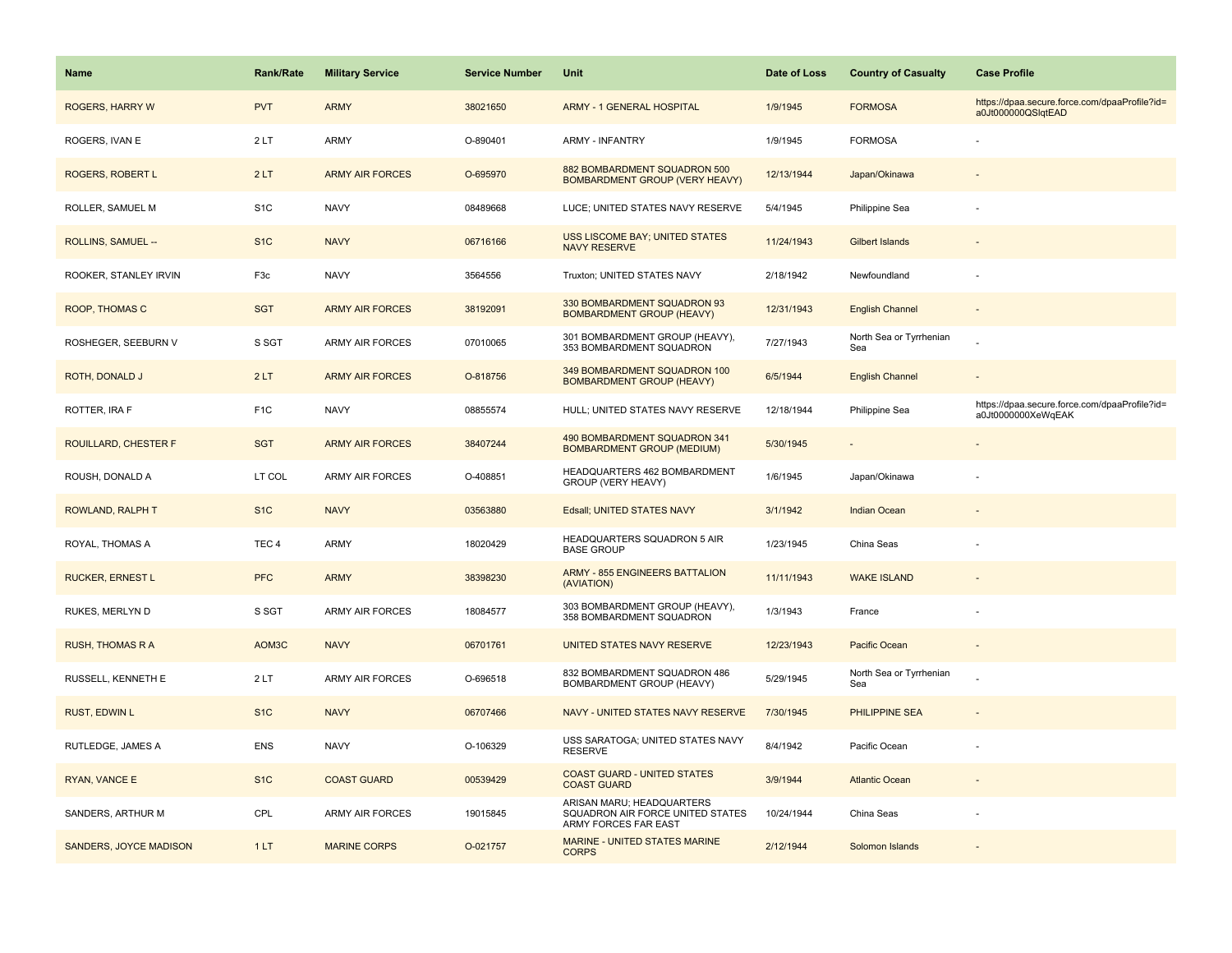| Name | Rank/Rate | Military Service | Service Number | Unit | Date of Loss | Country of Casualty | Case Profile |
|---|---|---|---|---|---|---|---|
| ROGERS, HARRY W | PVT | ARMY | 38021650 | ARMY - 1 GENERAL HOSPITAL | 1/9/1945 | FORMOSA | https://dpaa.secure.force.com/dpaaProfile?id=a0Jt000000QSlqtEAD |
| ROGERS, IVAN E | 2 LT | ARMY | O-890401 | ARMY - INFANTRY | 1/9/1945 | FORMOSA | - |
| ROGERS, ROBERT L | 2 LT | ARMY AIR FORCES | O-695970 | 882 BOMBARDMENT SQUADRON 500 BOMBARDMENT GROUP (VERY HEAVY) | 12/13/1944 | Japan/Okinawa | - |
| ROLLER, SAMUEL M | S1C | NAVY | 08489668 | LUCE; UNITED STATES NAVY RESERVE | 5/4/1945 | Philippine Sea | - |
| ROLLINS, SAMUEL -- | S1C | NAVY | 06716166 | USS LISCOME BAY; UNITED STATES NAVY RESERVE | 11/24/1943 | Gilbert Islands | - |
| ROOKER, STANLEY IRVIN | F3c | NAVY | 3564556 | Truxton; UNITED STATES NAVY | 2/18/1942 | Newfoundland | - |
| ROOP, THOMAS C | SGT | ARMY AIR FORCES | 38192091 | 330 BOMBARDMENT SQUADRON 93 BOMBARDMENT GROUP (HEAVY) | 12/31/1943 | English Channel | - |
| ROSHEGER, SEEBURN V | S SGT | ARMY AIR FORCES | 07010065 | 301 BOMBARDMENT GROUP (HEAVY), 353 BOMBARDMENT SQUADRON | 7/27/1943 | North Sea or Tyrrhenian Sea | - |
| ROTH, DONALD J | 2 LT | ARMY AIR FORCES | O-818756 | 349 BOMBARDMENT SQUADRON 100 BOMBARDMENT GROUP (HEAVY) | 6/5/1944 | English Channel | - |
| ROTTER, IRA F | F1C | NAVY | 08855574 | HULL; UNITED STATES NAVY RESERVE | 12/18/1944 | Philippine Sea | https://dpaa.secure.force.com/dpaaProfile?id=a0Jt0000000XeWqEAK |
| ROUILLARD, CHESTER F | SGT | ARMY AIR FORCES | 38407244 | 490 BOMBARDMENT SQUADRON 341 BOMBARDMENT GROUP (MEDIUM) | 5/30/1945 | - | - |
| ROUSH, DONALD A | LT COL | ARMY AIR FORCES | O-408851 | HEADQUARTERS 462 BOMBARDMENT GROUP (VERY HEAVY) | 1/6/1945 | Japan/Okinawa | - |
| ROWLAND, RALPH T | S1C | NAVY | 03563880 | Edsall; UNITED STATES NAVY | 3/1/1942 | Indian Ocean | - |
| ROYAL, THOMAS A | TEC 4 | ARMY | 18020429 | HEADQUARTERS SQUADRON 5 AIR BASE GROUP | 1/23/1945 | China Seas | - |
| RUCKER, ERNEST L | PFC | ARMY | 38398230 | ARMY - 855 ENGINEERS BATTALION (AVIATION) | 11/11/1943 | WAKE ISLAND | - |
| RUKES, MERLYN D | S SGT | ARMY AIR FORCES | 18084577 | 303 BOMBARDMENT GROUP (HEAVY), 358 BOMBARDMENT SQUADRON | 1/3/1943 | France | - |
| RUSH, THOMAS R A | AOM3C | NAVY | 06701761 | UNITED STATES NAVY RESERVE | 12/23/1943 | Pacific Ocean | - |
| RUSSELL, KENNETH E | 2 LT | ARMY AIR FORCES | O-696518 | 832 BOMBARDMENT SQUADRON 486 BOMBARDMENT GROUP (HEAVY) | 5/29/1945 | North Sea or Tyrrhenian Sea | - |
| RUST, EDWIN L | S1C | NAVY | 06707466 | NAVY - UNITED STATES NAVY RESERVE | 7/30/1945 | PHILIPPINE SEA | - |
| RUTLEDGE, JAMES A | ENS | NAVY | O-106329 | USS SARATOGA; UNITED STATES NAVY RESERVE | 8/4/1942 | Pacific Ocean | - |
| RYAN, VANCE E | S1C | COAST GUARD | 00539429 | COAST GUARD - UNITED STATES COAST GUARD | 3/9/1944 | Atlantic Ocean | - |
| SANDERS, ARTHUR M | CPL | ARMY AIR FORCES | 19015845 | ARISAN MARU; HEADQUARTERS SQUADRON AIR FORCE UNITED STATES ARMY FORCES FAR EAST | 10/24/1944 | China Seas | - |
| SANDERS, JOYCE MADISON | 1 LT | MARINE CORPS | O-021757 | MARINE - UNITED STATES MARINE CORPS | 2/12/1944 | Solomon Islands | - |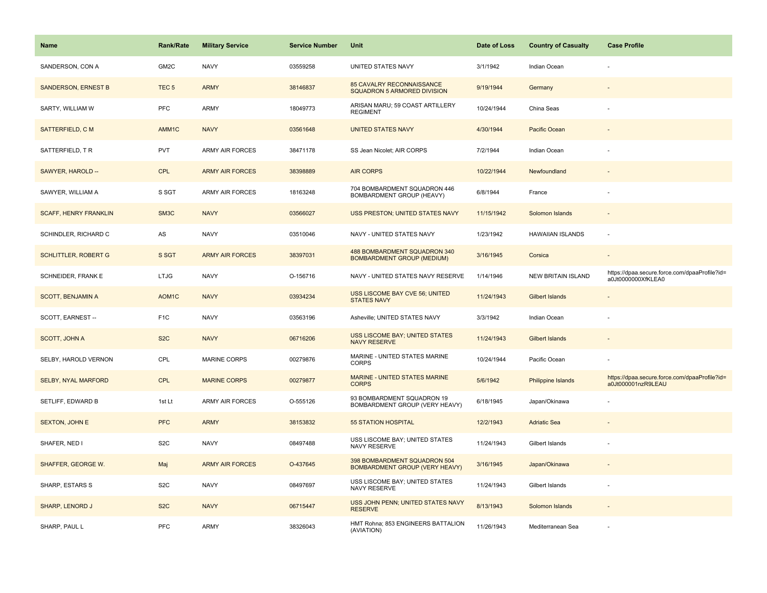| Name | Rank/Rate | Military Service | Service Number | Unit | Date of Loss | Country of Casualty | Case Profile |
|---|---|---|---|---|---|---|---|
| SANDERSON, CON A | GM2C | NAVY | 03559258 | UNITED STATES NAVY | 3/1/1942 | Indian Ocean | - |
| SANDERSON, ERNEST B | TEC 5 | ARMY | 38146837 | 85 CAVALRY RECONNAISSANCE SQUADRON 5 ARMORED DIVISION | 9/19/1944 | Germany | - |
| SARTY, WILLIAM W | PFC | ARMY | 18049773 | ARISAN MARU; 59 COAST ARTILLERY REGIMENT | 10/24/1944 | China Seas | - |
| SATTERFIELD, C M | AMM1C | NAVY | 03561648 | UNITED STATES NAVY | 4/30/1944 | Pacific Ocean | - |
| SATTERFIELD, T R | PVT | ARMY AIR FORCES | 38471178 | SS Jean Nicolet; AIR CORPS | 7/2/1944 | Indian Ocean | - |
| SAWYER, HAROLD -- | CPL | ARMY AIR FORCES | 38398889 | AIR CORPS | 10/22/1944 | Newfoundland | - |
| SAWYER, WILLIAM A | S SGT | ARMY AIR FORCES | 18163248 | 704 BOMBARDMENT SQUADRON 446 BOMBARDMENT GROUP (HEAVY) | 6/8/1944 | France | - |
| SCAFF, HENRY FRANKLIN | SM3C | NAVY | 03566027 | USS PRESTON; UNITED STATES NAVY | 11/15/1942 | Solomon Islands | - |
| SCHINDLER, RICHARD C | AS | NAVY | 03510046 | NAVY - UNITED STATES NAVY | 1/23/1942 | HAWAIIAN ISLANDS | - |
| SCHLITTLER, ROBERT G | S SGT | ARMY AIR FORCES | 38397031 | 488 BOMBARDMENT SQUADRON 340 BOMBARDMENT GROUP (MEDIUM) | 3/16/1945 | Corsica | - |
| SCHNEIDER, FRANK E | LTJG | NAVY | O-156716 | NAVY - UNITED STATES NAVY RESERVE | 1/14/1946 | NEW BRITAIN ISLAND | https://dpaa.secure.force.com/dpaaProfile?id=a0Jt0000000XfKLEA0 |
| SCOTT, BENJAMIN A | AOM1C | NAVY | 03934234 | USS LISCOME BAY CVE 56; UNITED STATES NAVY | 11/24/1943 | Gilbert Islands | - |
| SCOTT, EARNEST -- | F1C | NAVY | 03563196 | Asheville; UNITED STATES NAVY | 3/3/1942 | Indian Ocean | - |
| SCOTT, JOHN A | S2C | NAVY | 06716206 | USS LISCOME BAY; UNITED STATES NAVY RESERVE | 11/24/1943 | Gilbert Islands | - |
| SELBY, HAROLD VERNON | CPL | MARINE CORPS | 00279876 | MARINE - UNITED STATES MARINE CORPS | 10/24/1944 | Pacific Ocean | - |
| SELBY, NYAL MARFORD | CPL | MARINE CORPS | 00279877 | MARINE - UNITED STATES MARINE CORPS | 5/6/1942 | Philippine Islands | https://dpaa.secure.force.com/dpaaProfile?id=a0Jt000001nzR9LEAU |
| SETLIFF, EDWARD B | 1st Lt | ARMY AIR FORCES | O-555126 | 93 BOMBARDMENT SQUADRON 19 BOMBARDMENT GROUP (VERY HEAVY) | 6/18/1945 | Japan/Okinawa | - |
| SEXTON, JOHN E | PFC | ARMY | 38153832 | 55 STATION HOSPITAL | 12/2/1943 | Adriatic Sea | - |
| SHAFER, NED I | S2C | NAVY | 08497488 | USS LISCOME BAY; UNITED STATES NAVY RESERVE | 11/24/1943 | Gilbert Islands | - |
| SHAFFER, GEORGE W. | Maj | ARMY AIR FORCES | O-437645 | 398 BOMBARDMENT SQUADRON 504 BOMBARDMENT GROUP (VERY HEAVY) | 3/16/1945 | Japan/Okinawa | - |
| SHARP, ESTARS S | S2C | NAVY | 08497697 | USS LISCOME BAY; UNITED STATES NAVY RESERVE | 11/24/1943 | Gilbert Islands | - |
| SHARP, LENORD J | S2C | NAVY | 06715447 | USS JOHN PENN; UNITED STATES NAVY RESERVE | 8/13/1943 | Solomon Islands | - |
| SHARP, PAUL L | PFC | ARMY | 38326043 | HMT Rohna; 853 ENGINEERS BATTALION (AVIATION) | 11/26/1943 | Mediterranean Sea | - |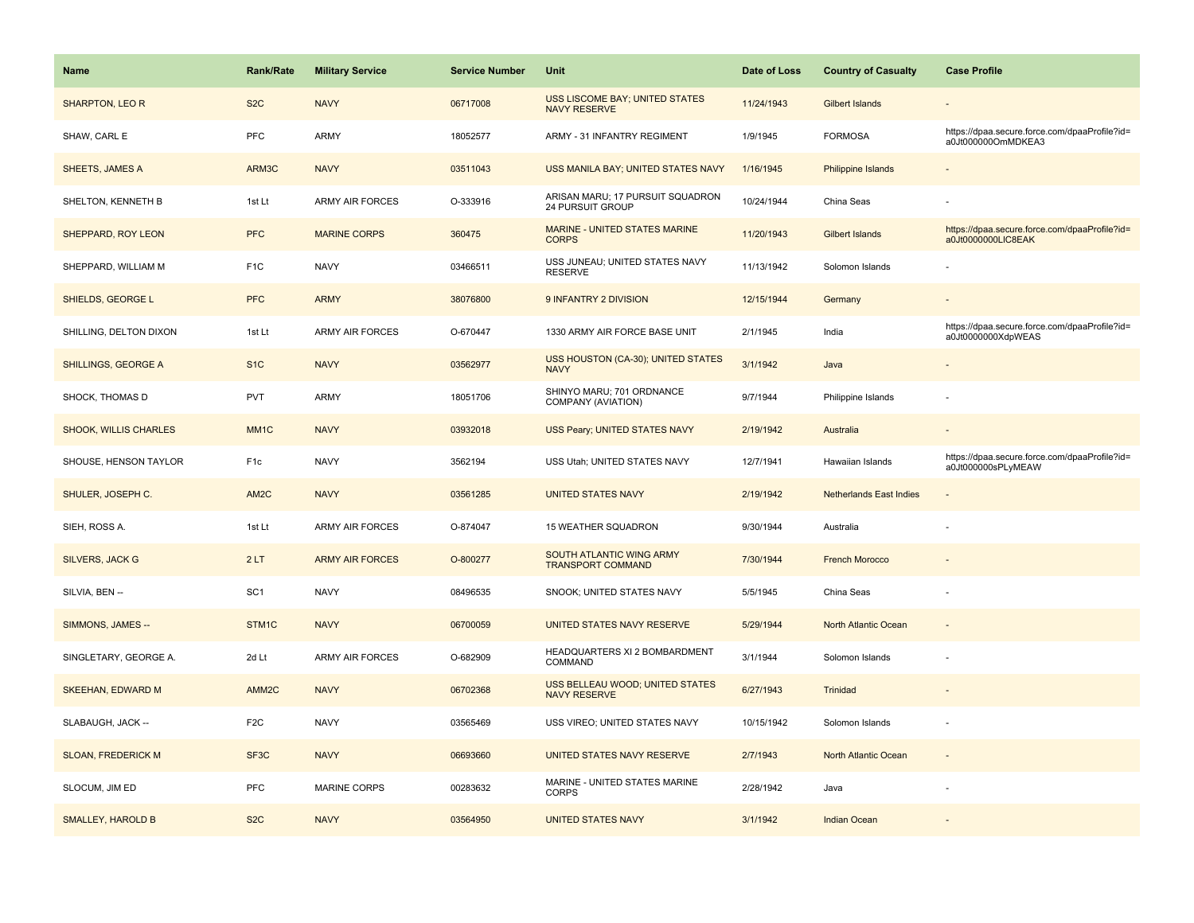| Name | Rank/Rate | Military Service | Service Number | Unit | Date of Loss | Country of Casualty | Case Profile |
| --- | --- | --- | --- | --- | --- | --- | --- |
| SHARPTON, LEO R | S2C | NAVY | 06717008 | USS LISCOME BAY; UNITED STATES NAVY RESERVE | 11/24/1943 | Gilbert Islands | - |
| SHAW, CARL E | PFC | ARMY | 18052577 | ARMY - 31 INFANTRY REGIMENT | 1/9/1945 | FORMOSA | https://dpaa.secure.force.com/dpaaProfile?id=a0Jt000000OmMDKEA3 |
| SHEETS, JAMES A | ARM3C | NAVY | 03511043 | USS MANILA BAY; UNITED STATES NAVY | 1/16/1945 | Philippine Islands | - |
| SHELTON, KENNETH B | 1st Lt | ARMY AIR FORCES | O-333916 | ARISAN MARU; 17 PURSUIT SQUADRON 24 PURSUIT GROUP | 10/24/1944 | China Seas | - |
| SHEPPARD, ROY LEON | PFC | MARINE CORPS | 360475 | MARINE - UNITED STATES MARINE CORPS | 11/20/1943 | Gilbert Islands | https://dpaa.secure.force.com/dpaaProfile?id=a0Jt0000000LlC8EAK |
| SHEPPARD, WILLIAM M | F1C | NAVY | 03466511 | USS JUNEAU; UNITED STATES NAVY RESERVE | 11/13/1942 | Solomon Islands | - |
| SHIELDS, GEORGE L | PFC | ARMY | 38076800 | 9 INFANTRY 2 DIVISION | 12/15/1944 | Germany | - |
| SHILLING, DELTON DIXON | 1st Lt | ARMY AIR FORCES | O-670447 | 1330 ARMY AIR FORCE BASE UNIT | 2/1/1945 | India | https://dpaa.secure.force.com/dpaaProfile?id=a0Jt0000000XdpWEAS |
| SHILLINGS, GEORGE A | S1C | NAVY | 03562977 | USS HOUSTON (CA-30); UNITED STATES NAVY | 3/1/1942 | Java | - |
| SHOCK, THOMAS D | PVT | ARMY | 18051706 | SHINYO MARU; 701 ORDNANCE COMPANY (AVIATION) | 9/7/1944 | Philippine Islands | - |
| SHOOK, WILLIS CHARLES | MM1C | NAVY | 03932018 | USS Peary; UNITED STATES NAVY | 2/19/1942 | Australia | - |
| SHOUSE, HENSON TAYLOR | F1c | NAVY | 3562194 | USS Utah; UNITED STATES NAVY | 12/7/1941 | Hawaiian Islands | https://dpaa.secure.force.com/dpaaProfile?id=a0Jt000000sPLyMEAW |
| SHULER, JOSEPH C. | AM2C | NAVY | 03561285 | UNITED STATES NAVY | 2/19/1942 | Netherlands East Indies | - |
| SIEH, ROSS A. | 1st Lt | ARMY AIR FORCES | O-874047 | 15 WEATHER SQUADRON | 9/30/1944 | Australia | - |
| SILVERS, JACK G | 2 LT | ARMY AIR FORCES | O-800277 | SOUTH ATLANTIC WING ARMY TRANSPORT COMMAND | 7/30/1944 | French Morocco | - |
| SILVIA, BEN -- | SC1 | NAVY | 08496535 | SNOOK; UNITED STATES NAVY | 5/5/1945 | China Seas | - |
| SIMMONS, JAMES -- | STM1C | NAVY | 06700059 | UNITED STATES NAVY RESERVE | 5/29/1944 | North Atlantic Ocean | - |
| SINGLETARY, GEORGE A. | 2d Lt | ARMY AIR FORCES | O-682909 | HEADQUARTERS XI 2 BOMBARDMENT COMMAND | 3/1/1944 | Solomon Islands | - |
| SKEEHAN, EDWARD M | AMM2C | NAVY | 06702368 | USS BELLEAU WOOD; UNITED STATES NAVY RESERVE | 6/27/1943 | Trinidad | - |
| SLABAUGH, JACK -- | F2C | NAVY | 03565469 | USS VIREO; UNITED STATES NAVY | 10/15/1942 | Solomon Islands | - |
| SLOAN, FREDERICK M | SF3C | NAVY | 06693660 | UNITED STATES NAVY RESERVE | 2/7/1943 | North Atlantic Ocean | - |
| SLOCUM, JIM ED | PFC | MARINE CORPS | 00283632 | MARINE - UNITED STATES MARINE CORPS | 2/28/1942 | Java | - |
| SMALLEY, HAROLD B | S2C | NAVY | 03564950 | UNITED STATES NAVY | 3/1/1942 | Indian Ocean | - |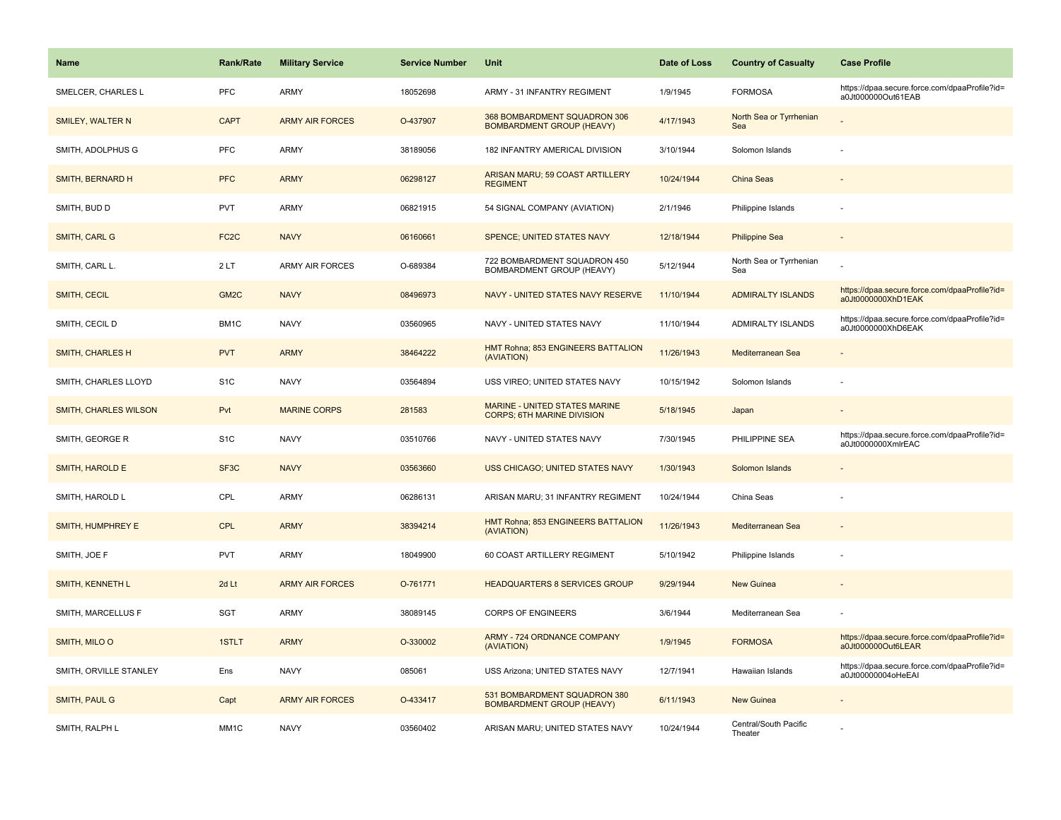| Name | Rank/Rate | Military Service | Service Number | Unit | Date of Loss | Country of Casualty | Case Profile |
| --- | --- | --- | --- | --- | --- | --- | --- |
| SMELCER, CHARLES L | PFC | ARMY | 18052698 | ARMY - 31 INFANTRY REGIMENT | 1/9/1945 | FORMOSA | https://dpaa.secure.force.com/dpaaProfile?id=a0Jt000000Out61EAB |
| SMILEY, WALTER N | CAPT | ARMY AIR FORCES | O-437907 | 368 BOMBARDMENT SQUADRON 306 BOMBARDMENT GROUP (HEAVY) | 4/17/1943 | North Sea or Tyrrhenian Sea | - |
| SMITH, ADOLPHUS G | PFC | ARMY | 38189056 | 182 INFANTRY AMERICAL DIVISION | 3/10/1944 | Solomon Islands | - |
| SMITH, BERNARD H | PFC | ARMY | 06298127 | ARISAN MARU; 59 COAST ARTILLERY REGIMENT | 10/24/1944 | China Seas | - |
| SMITH, BUD D | PVT | ARMY | 06821915 | 54 SIGNAL COMPANY (AVIATION) | 2/1/1946 | Philippine Islands | - |
| SMITH, CARL G | FC2C | NAVY | 06160661 | SPENCE; UNITED STATES NAVY | 12/18/1944 | Philippine Sea | - |
| SMITH, CARL L. | 2 LT | ARMY AIR FORCES | O-689384 | 722 BOMBARDMENT SQUADRON 450 BOMBARDMENT GROUP (HEAVY) | 5/12/1944 | North Sea or Tyrrhenian Sea | - |
| SMITH, CECIL | GM2C | NAVY | 08496973 | NAVY - UNITED STATES NAVY RESERVE | 11/10/1944 | ADMIRALTY ISLANDS | https://dpaa.secure.force.com/dpaaProfile?id=a0Jt0000000XhD1EAK |
| SMITH, CECIL D | BM1C | NAVY | 03560965 | NAVY - UNITED STATES NAVY | 11/10/1944 | ADMIRALTY ISLANDS | https://dpaa.secure.force.com/dpaaProfile?id=a0Jt0000000XhD6EAK |
| SMITH, CHARLES H | PVT | ARMY | 38464222 | HMT Rohna; 853 ENGINEERS BATTALION (AVIATION) | 11/26/1943 | Mediterranean Sea | - |
| SMITH, CHARLES LLOYD | S1C | NAVY | 03564894 | USS VIREO; UNITED STATES NAVY | 10/15/1942 | Solomon Islands | - |
| SMITH, CHARLES WILSON | Pvt | MARINE CORPS | 281583 | MARINE - UNITED STATES MARINE CORPS; 6TH MARINE DIVISION | 5/18/1945 | Japan | - |
| SMITH, GEORGE R | S1C | NAVY | 03510766 | NAVY - UNITED STATES NAVY | 7/30/1945 | PHILIPPINE SEA | https://dpaa.secure.force.com/dpaaProfile?id=a0Jt0000000XmlrEAC |
| SMITH, HAROLD E | SF3C | NAVY | 03563660 | USS CHICAGO; UNITED STATES NAVY | 1/30/1943 | Solomon Islands | - |
| SMITH, HAROLD L | CPL | ARMY | 06286131 | ARISAN MARU; 31 INFANTRY REGIMENT | 10/24/1944 | China Seas | - |
| SMITH, HUMPHREY E | CPL | ARMY | 38394214 | HMT Rohna; 853 ENGINEERS BATTALION (AVIATION) | 11/26/1943 | Mediterranean Sea | - |
| SMITH, JOE F | PVT | ARMY | 18049900 | 60 COAST ARTILLERY REGIMENT | 5/10/1942 | Philippine Islands | - |
| SMITH, KENNETH L | 2d Lt | ARMY AIR FORCES | O-761771 | HEADQUARTERS 8 SERVICES GROUP | 9/29/1944 | New Guinea | - |
| SMITH, MARCELLUS F | SGT | ARMY | 38089145 | CORPS OF ENGINEERS | 3/6/1944 | Mediterranean Sea | - |
| SMITH, MILO O | 1STLT | ARMY | O-330002 | ARMY - 724 ORDNANCE COMPANY (AVIATION) | 1/9/1945 | FORMOSA | https://dpaa.secure.force.com/dpaaProfile?id=a0Jt000000Out6LEAR |
| SMITH, ORVILLE STANLEY | Ens | NAVY | 085061 | USS Arizona; UNITED STATES NAVY | 12/7/1941 | Hawaiian Islands | https://dpaa.secure.force.com/dpaaProfile?id=a0Jt00000004oHeEAI |
| SMITH, PAUL G | Capt | ARMY AIR FORCES | O-433417 | 531 BOMBARDMENT SQUADRON 380 BOMBARDMENT GROUP (HEAVY) | 6/11/1943 | New Guinea | - |
| SMITH, RALPH L | MM1C | NAVY | 03560402 | ARISAN MARU; UNITED STATES NAVY | 10/24/1944 | Central/South Pacific Theater | - |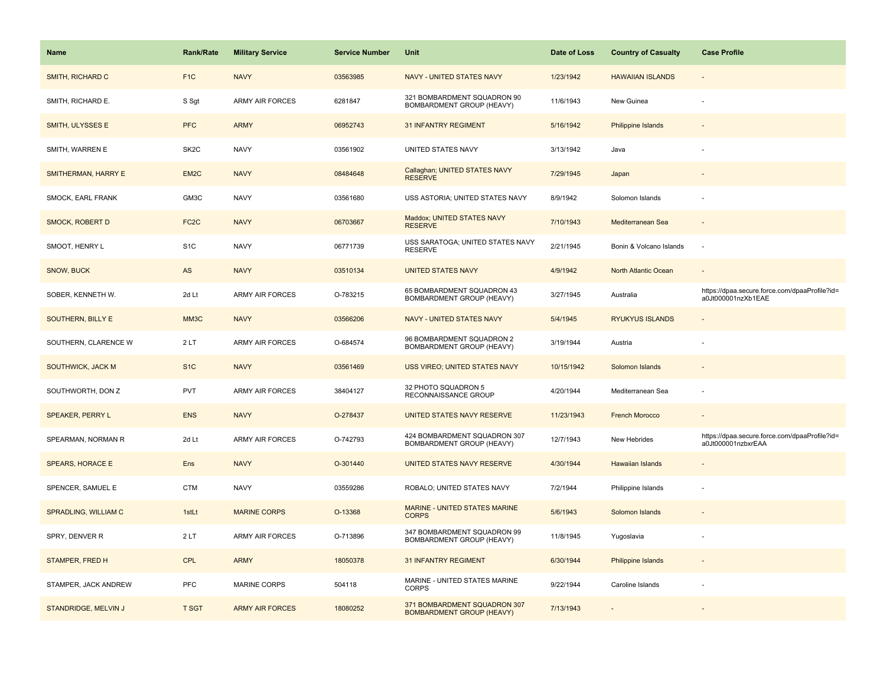| Name | Rank/Rate | Military Service | Service Number | Unit | Date of Loss | Country of Casualty | Case Profile |
| --- | --- | --- | --- | --- | --- | --- | --- |
| SMITH, RICHARD C | F1C | NAVY | 03563985 | NAVY - UNITED STATES NAVY | 1/23/1942 | HAWAIIAN ISLANDS | - |
| SMITH, RICHARD E. | S Sgt | ARMY AIR FORCES | 6281847 | 321 BOMBARDMENT SQUADRON 90 BOMBARDMENT GROUP (HEAVY) | 11/6/1943 | New Guinea | - |
| SMITH, ULYSSES E | PFC | ARMY | 06952743 | 31 INFANTRY REGIMENT | 5/16/1942 | Philippine Islands | - |
| SMITH, WARREN E | SK2C | NAVY | 03561902 | UNITED STATES NAVY | 3/13/1942 | Java | - |
| SMITHERMAN, HARRY E | EM2C | NAVY | 08484648 | Callaghan; UNITED STATES NAVY RESERVE | 7/29/1945 | Japan | - |
| SMOCK, EARL FRANK | GM3C | NAVY | 03561680 | USS ASTORIA; UNITED STATES NAVY | 8/9/1942 | Solomon Islands | - |
| SMOCK, ROBERT D | FC2C | NAVY | 06703667 | Maddox; UNITED STATES NAVY RESERVE | 7/10/1943 | Mediterranean Sea | - |
| SMOOT, HENRY L | S1C | NAVY | 06771739 | USS SARATOGA; UNITED STATES NAVY RESERVE | 2/21/1945 | Bonin & Volcano Islands | - |
| SNOW, BUCK | AS | NAVY | 03510134 | UNITED STATES NAVY | 4/9/1942 | North Atlantic Ocean | - |
| SOBER, KENNETH W. | 2d Lt | ARMY AIR FORCES | O-783215 | 65 BOMBARDMENT SQUADRON 43 BOMBARDMENT GROUP (HEAVY) | 3/27/1945 | Australia | https://dpaa.secure.force.com/dpaaProfile?id=a0Jt000001nzXb1EAE |
| SOUTHERN, BILLY E | MM3C | NAVY | 03566206 | NAVY - UNITED STATES NAVY | 5/4/1945 | RYUKYUS ISLANDS | - |
| SOUTHERN, CLARENCE W | 2 LT | ARMY AIR FORCES | O-684574 | 96 BOMBARDMENT SQUADRON 2 BOMBARDMENT GROUP (HEAVY) | 3/19/1944 | Austria | - |
| SOUTHWICK, JACK M | S1C | NAVY | 03561469 | USS VIREO; UNITED STATES NAVY | 10/15/1942 | Solomon Islands | - |
| SOUTHWORTH, DON Z | PVT | ARMY AIR FORCES | 38404127 | 32 PHOTO SQUADRON 5 RECONNAISSANCE GROUP | 4/20/1944 | Mediterranean Sea | - |
| SPEAKER, PERRY L | ENS | NAVY | O-278437 | UNITED STATES NAVY RESERVE | 11/23/1943 | French Morocco | - |
| SPEARMAN, NORMAN R | 2d Lt | ARMY AIR FORCES | O-742793 | 424 BOMBARDMENT SQUADRON 307 BOMBARDMENT GROUP (HEAVY) | 12/7/1943 | New Hebrides | https://dpaa.secure.force.com/dpaaProfile?id=a0Jt000001nzbxrEAA |
| SPEARS, HORACE E | Ens | NAVY | O-301440 | UNITED STATES NAVY RESERVE | 4/30/1944 | Hawaiian Islands | - |
| SPENCER, SAMUEL E | CTM | NAVY | 03559286 | ROBALO; UNITED STATES NAVY | 7/2/1944 | Philippine Islands | - |
| SPRADLING, WILLIAM C | 1stLt | MARINE CORPS | O-13368 | MARINE - UNITED STATES MARINE CORPS | 5/6/1943 | Solomon Islands | - |
| SPRY, DENVER R | 2 LT | ARMY AIR FORCES | O-713896 | 347 BOMBARDMENT SQUADRON 99 BOMBARDMENT GROUP (HEAVY) | 11/8/1945 | Yugoslavia | - |
| STAMPER, FRED H | CPL | ARMY | 18050378 | 31 INFANTRY REGIMENT | 6/30/1944 | Philippine Islands | - |
| STAMPER, JACK ANDREW | PFC | MARINE CORPS | 504118 | MARINE - UNITED STATES MARINE CORPS | 9/22/1944 | Caroline Islands | - |
| STANDRIDGE, MELVIN J | T SGT | ARMY AIR FORCES | 18080252 | 371 BOMBARDMENT SQUADRON 307 BOMBARDMENT GROUP (HEAVY) | 7/13/1943 | - | - |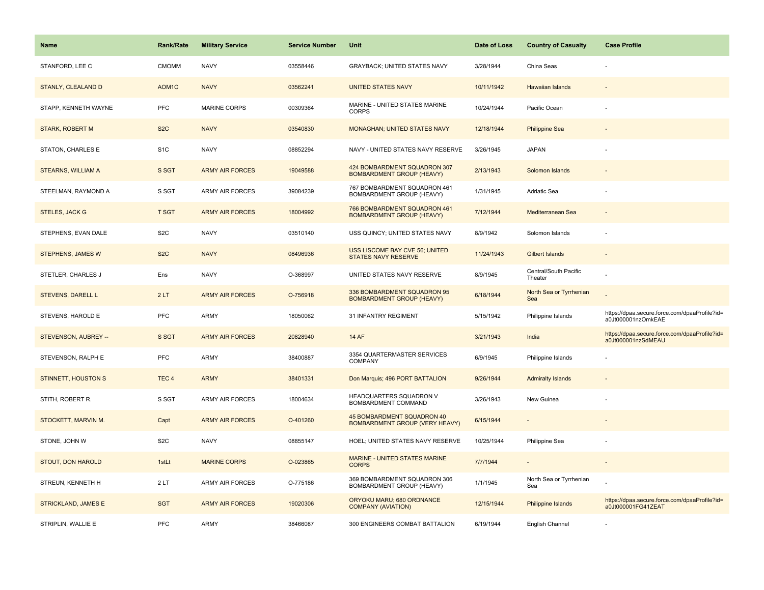| Name | Rank/Rate | Military Service | Service Number | Unit | Date of Loss | Country of Casualty | Case Profile |
|---|---|---|---|---|---|---|---|
| STANFORD, LEE C | CMOMM | NAVY | 03558446 | GRAYBACK; UNITED STATES NAVY | 3/28/1944 | China Seas | - |
| STANLY, CLEALAND D | AOM1C | NAVY | 03562241 | UNITED STATES NAVY | 10/11/1942 | Hawaiian Islands | - |
| STAPP, KENNETH WAYNE | PFC | MARINE CORPS | 00309364 | MARINE - UNITED STATES MARINE CORPS | 10/24/1944 | Pacific Ocean | - |
| STARK, ROBERT M | S2C | NAVY | 03540830 | MONAGHAN; UNITED STATES NAVY | 12/18/1944 | Philippine Sea | - |
| STATON, CHARLES E | S1C | NAVY | 08852294 | NAVY - UNITED STATES NAVY RESERVE | 3/26/1945 | JAPAN | - |
| STEARNS, WILLIAM A | S SGT | ARMY AIR FORCES | 19049588 | 424 BOMBARDMENT SQUADRON 307 BOMBARDMENT GROUP (HEAVY) | 2/13/1943 | Solomon Islands | - |
| STEELMAN, RAYMOND A | S SGT | ARMY AIR FORCES | 39084239 | 767 BOMBARDMENT SQUADRON 461 BOMBARDMENT GROUP (HEAVY) | 1/31/1945 | Adriatic Sea | - |
| STELES, JACK G | T SGT | ARMY AIR FORCES | 18004992 | 766 BOMBARDMENT SQUADRON 461 BOMBARDMENT GROUP (HEAVY) | 7/12/1944 | Mediterranean Sea | - |
| STEPHENS, EVAN DALE | S2C | NAVY | 03510140 | USS QUINCY; UNITED STATES NAVY | 8/9/1942 | Solomon Islands | - |
| STEPHENS, JAMES W | S2C | NAVY | 08496936 | USS LISCOME BAY CVE 56; UNITED STATES NAVY RESERVE | 11/24/1943 | Gilbert Islands | - |
| STETLER, CHARLES J | Ens | NAVY | O-368997 | UNITED STATES NAVY RESERVE | 8/9/1945 | Central/South Pacific Theater | - |
| STEVENS, DARELL L | 2 LT | ARMY AIR FORCES | O-756918 | 336 BOMBARDMENT SQUADRON 95 BOMBARDMENT GROUP (HEAVY) | 6/18/1944 | North Sea or Tyrrhenian Sea | - |
| STEVENS, HAROLD E | PFC | ARMY | 18050062 | 31 INFANTRY REGIMENT | 5/15/1942 | Philippine Islands | https://dpaa.secure.force.com/dpaaProfile?id=a0Jt000001nzOmkEAE |
| STEVENSON, AUBREY -- | S SGT | ARMY AIR FORCES | 20828940 | 14 AF | 3/21/1943 | India | https://dpaa.secure.force.com/dpaaProfile?id=a0Jt000001nzSdMEAU |
| STEVENSON, RALPH E | PFC | ARMY | 38400887 | 3354 QUARTERMASTER SERVICES COMPANY | 6/9/1945 | Philippine Islands | - |
| STINNETT, HOUSTON S | TEC 4 | ARMY | 38401331 | Don Marquis; 496 PORT BATTALION | 9/26/1944 | Admiralty Islands | - |
| STITH, ROBERT R. | S SGT | ARMY AIR FORCES | 18004634 | HEADQUARTERS SQUADRON V BOMBARDMENT COMMAND | 3/26/1943 | New Guinea | - |
| STOCKETT, MARVIN M. | Capt | ARMY AIR FORCES | O-401260 | 45 BOMBARDMENT SQUADRON 40 BOMBARDMENT GROUP (VERY HEAVY) | 6/15/1944 | - | - |
| STONE, JOHN W | S2C | NAVY | 08855147 | HOEL; UNITED STATES NAVY RESERVE | 10/25/1944 | Philippine Sea | - |
| STOUT, DON HAROLD | 1stLt | MARINE CORPS | O-023865 | MARINE - UNITED STATES MARINE CORPS | 7/7/1944 | - | - |
| STREUN, KENNETH H | 2 LT | ARMY AIR FORCES | O-775186 | 369 BOMBARDMENT SQUADRON 306 BOMBARDMENT GROUP (HEAVY) | 1/1/1945 | North Sea or Tyrrhenian Sea | - |
| STRICKLAND, JAMES E | SGT | ARMY AIR FORCES | 19020306 | ORYOKU MARU; 680 ORDNANCE COMPANY (AVIATION) | 12/15/1944 | Philippine Islands | https://dpaa.secure.force.com/dpaaProfile?id=a0Jt000001FG41ZEAT |
| STRIPLIN, WALLIE E | PFC | ARMY | 38466087 | 300 ENGINEERS COMBAT BATTALION | 6/19/1944 | English Channel | - |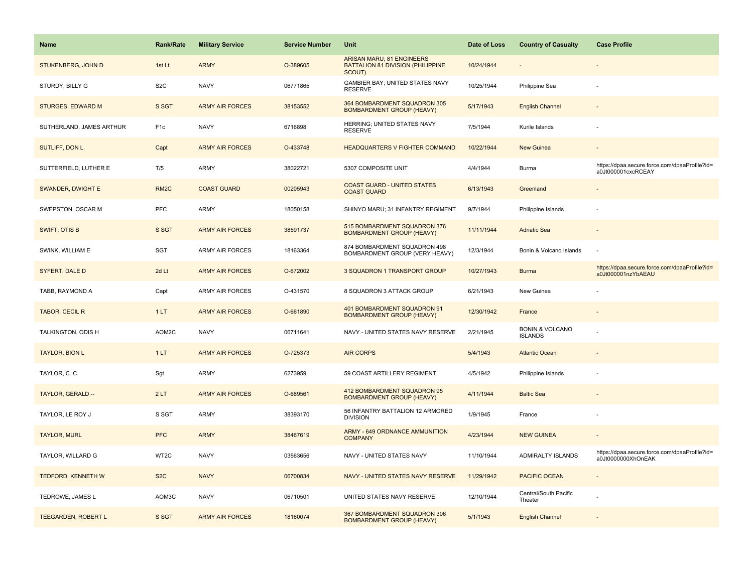| Name | Rank/Rate | Military Service | Service Number | Unit | Date of Loss | Country of Casualty | Case Profile |
|---|---|---|---|---|---|---|---|
| STUKENBERG, JOHN D | 1st Lt | ARMY | O-389605 | ARISAN MARU; 81 ENGINEERS BATTALION 81 DIVISION (PHILIPPINE SCOUT) | 10/24/1944 | - | - |
| STURDY, BILLY G | S2C | NAVY | 06771865 | GAMBIER BAY; UNITED STATES NAVY RESERVE | 10/25/1944 | Philippine Sea | - |
| STURGES, EDWARD M | S SGT | ARMY AIR FORCES | 38153552 | 364 BOMBARDMENT SQUADRON 305 BOMBARDMENT GROUP (HEAVY) | 5/17/1943 | English Channel | - |
| SUTHERLAND, JAMES ARTHUR | F1c | NAVY | 6716898 | HERRING; UNITED STATES NAVY RESERVE | 7/5/1944 | Kurile Islands | - |
| SUTLIFF, DON L. | Capt | ARMY AIR FORCES | O-433748 | HEADQUARTERS V FIGHTER COMMAND | 10/22/1944 | New Guinea | - |
| SUTTERFIELD, LUTHER E | T/5 | ARMY | 38022721 | 5307 COMPOSITE UNIT | 4/4/1944 | Burma | https://dpaa.secure.force.com/dpaaProfile?id=a0Jt000001cxcRCEAY |
| SWANDER, DWIGHT E | RM2C | COAST GUARD | 00205943 | COAST GUARD - UNITED STATES COAST GUARD | 6/13/1943 | Greenland | - |
| SWEPSTON, OSCAR M | PFC | ARMY | 18050158 | SHINYO MARU; 31 INFANTRY REGIMENT | 9/7/1944 | Philippine Islands | - |
| SWIFT, OTIS B | S SGT | ARMY AIR FORCES | 38591737 | 515 BOMBARDMENT SQUADRON 376 BOMBARDMENT GROUP (HEAVY) | 11/11/1944 | Adriatic Sea | - |
| SWINK, WILLIAM E | SGT | ARMY AIR FORCES | 18163364 | 874 BOMBARDMENT SQUADRON 498 BOMBARDMENT GROUP (VERY HEAVY) | 12/3/1944 | Bonin & Volcano Islands | - |
| SYFERT, DALE D | 2d Lt | ARMY AIR FORCES | O-672002 | 3 SQUADRON 1 TRANSPORT GROUP | 10/27/1943 | Burma | https://dpaa.secure.force.com/dpaaProfile?id=a0Jt000001nzYbAEAU |
| TABB, RAYMOND A | Capt | ARMY AIR FORCES | O-431570 | 8 SQUADRON 3 ATTACK GROUP | 6/21/1943 | New Guinea | - |
| TABOR, CECIL R | 1 LT | ARMY AIR FORCES | O-661890 | 401 BOMBARDMENT SQUADRON 91 BOMBARDMENT GROUP (HEAVY) | 12/30/1942 | France | - |
| TALKINGTON, ODIS H | AOM2C | NAVY | 06711641 | NAVY - UNITED STATES NAVY RESERVE | 2/21/1945 | BONIN & VOLCANO ISLANDS | - |
| TAYLOR, BION L | 1 LT | ARMY AIR FORCES | O-725373 | AIR CORPS | 5/4/1943 | Atlantic Ocean | - |
| TAYLOR, C. C. | Sgt | ARMY | 6273959 | 59 COAST ARTILLERY REGIMENT | 4/5/1942 | Philippine Islands | - |
| TAYLOR, GERALD -- | 2 LT | ARMY AIR FORCES | O-689561 | 412 BOMBARDMENT SQUADRON 95 BOMBARDMENT GROUP (HEAVY) | 4/11/1944 | Baltic Sea | - |
| TAYLOR, LE ROY J | S SGT | ARMY | 38393170 | 56 INFANTRY BATTALION 12 ARMORED DIVISION | 1/9/1945 | France | - |
| TAYLOR, MURL | PFC | ARMY | 38467619 | ARMY - 649 ORDNANCE AMMUNITION COMPANY | 4/23/1944 | NEW GUINEA | - |
| TAYLOR, WILLARD G | WT2C | NAVY | 03563656 | NAVY - UNITED STATES NAVY | 11/10/1944 | ADMIRALTY ISLANDS | https://dpaa.secure.force.com/dpaaProfile?id=a0Jt0000000XhOnEAK |
| TEDFORD, KENNETH W | S2C | NAVY | 06700834 | NAVY - UNITED STATES NAVY RESERVE | 11/29/1942 | PACIFIC OCEAN | - |
| TEDROWE, JAMES L | AOM3C | NAVY | 06710501 | UNITED STATES NAVY RESERVE | 12/10/1944 | Central/South Pacific Theater | - |
| TEEGARDEN, ROBERT L | S SGT | ARMY AIR FORCES | 18160074 | 367 BOMBARDMENT SQUADRON 306 BOMBARDMENT GROUP (HEAVY) | 5/1/1943 | English Channel | - |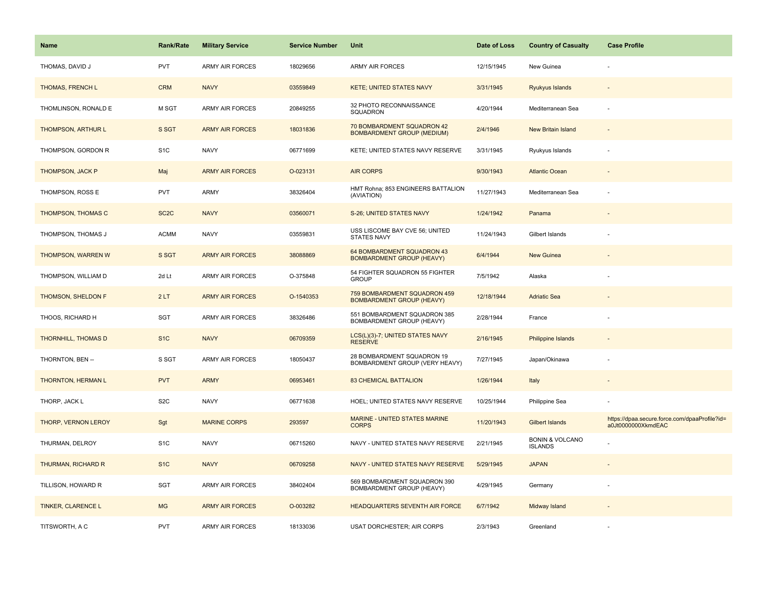| Name | Rank/Rate | Military Service | Service Number | Unit | Date of Loss | Country of Casualty | Case Profile |
|---|---|---|---|---|---|---|---|
| THOMAS, DAVID J | PVT | ARMY AIR FORCES | 18029656 | ARMY AIR FORCES | 12/15/1945 | New Guinea | - |
| THOMAS, FRENCH L | CRM | NAVY | 03559849 | KETE; UNITED STATES NAVY | 3/31/1945 | Ryukyus Islands | - |
| THOMLINSON, RONALD E | M SGT | ARMY AIR FORCES | 20849255 | 32 PHOTO RECONNAISSANCE SQUADRON | 4/20/1944 | Mediterranean Sea | - |
| THOMPSON, ARTHUR L | S SGT | ARMY AIR FORCES | 18031836 | 70 BOMBARDMENT SQUADRON 42 BOMBARDMENT GROUP (MEDIUM) | 2/4/1946 | New Britain Island | - |
| THOMPSON, GORDON R | S1C | NAVY | 06771699 | KETE; UNITED STATES NAVY RESERVE | 3/31/1945 | Ryukyus Islands | - |
| THOMPSON, JACK P | Maj | ARMY AIR FORCES | O-023131 | AIR CORPS | 9/30/1943 | Atlantic Ocean | - |
| THOMPSON, ROSS E | PVT | ARMY | 38326404 | HMT Rohna; 853 ENGINEERS BATTALION (AVIATION) | 11/27/1943 | Mediterranean Sea | - |
| THOMPSON, THOMAS C | SC2C | NAVY | 03560071 | S-26; UNITED STATES NAVY | 1/24/1942 | Panama | - |
| THOMPSON, THOMAS J | ACMM | NAVY | 03559831 | USS LISCOME BAY CVE 56; UNITED STATES NAVY | 11/24/1943 | Gilbert Islands | - |
| THOMPSON, WARREN W | S SGT | ARMY AIR FORCES | 38088869 | 64 BOMBARDMENT SQUADRON 43 BOMBARDMENT GROUP (HEAVY) | 6/4/1944 | New Guinea | - |
| THOMPSON, WILLIAM D | 2d Lt | ARMY AIR FORCES | O-375848 | 54 FIGHTER SQUADRON 55 FIGHTER GROUP | 7/5/1942 | Alaska | - |
| THOMSON, SHELDON F | 2 LT | ARMY AIR FORCES | O-1540353 | 759 BOMBARDMENT SQUADRON 459 BOMBARDMENT GROUP (HEAVY) | 12/18/1944 | Adriatic Sea | - |
| THOOS, RICHARD H | SGT | ARMY AIR FORCES | 38326486 | 551 BOMBARDMENT SQUADRON 385 BOMBARDMENT GROUP (HEAVY) | 2/28/1944 | France | - |
| THORNHILL, THOMAS D | S1C | NAVY | 06709359 | LCS(L)(3)-7; UNITED STATES NAVY RESERVE | 2/16/1945 | Philippine Islands | - |
| THORNTON, BEN -- | S SGT | ARMY AIR FORCES | 18050437 | 28 BOMBARDMENT SQUADRON 19 BOMBARDMENT GROUP (VERY HEAVY) | 7/27/1945 | Japan/Okinawa | - |
| THORNTON, HERMAN L | PVT | ARMY | 06953461 | 83 CHEMICAL BATTALION | 1/26/1944 | Italy | - |
| THORP, JACK L | S2C | NAVY | 06771638 | HOEL; UNITED STATES NAVY RESERVE | 10/25/1944 | Philippine Sea | - |
| THORP, VERNON LEROY | Sgt | MARINE CORPS | 293597 | MARINE - UNITED STATES MARINE CORPS | 11/20/1943 | Gilbert Islands | https://dpaa.secure.force.com/dpaaProfile?id=a0Jt0000000XkmdEAC |
| THURMAN, DELROY | S1C | NAVY | 06715260 | NAVY - UNITED STATES NAVY RESERVE | 2/21/1945 | BONIN & VOLCANO ISLANDS | - |
| THURMAN, RICHARD R | S1C | NAVY | 06709258 | NAVY - UNITED STATES NAVY RESERVE | 5/29/1945 | JAPAN | - |
| TILLISON, HOWARD R | SGT | ARMY AIR FORCES | 38402404 | 569 BOMBARDMENT SQUADRON 390 BOMBARDMENT GROUP (HEAVY) | 4/29/1945 | Germany | - |
| TINKER, CLARENCE L | MG | ARMY AIR FORCES | O-003282 | HEADQUARTERS SEVENTH AIR FORCE | 6/7/1942 | Midway Island | - |
| TITSWORTH, A C | PVT | ARMY AIR FORCES | 18133036 | USAT DORCHESTER; AIR CORPS | 2/3/1943 | Greenland | - |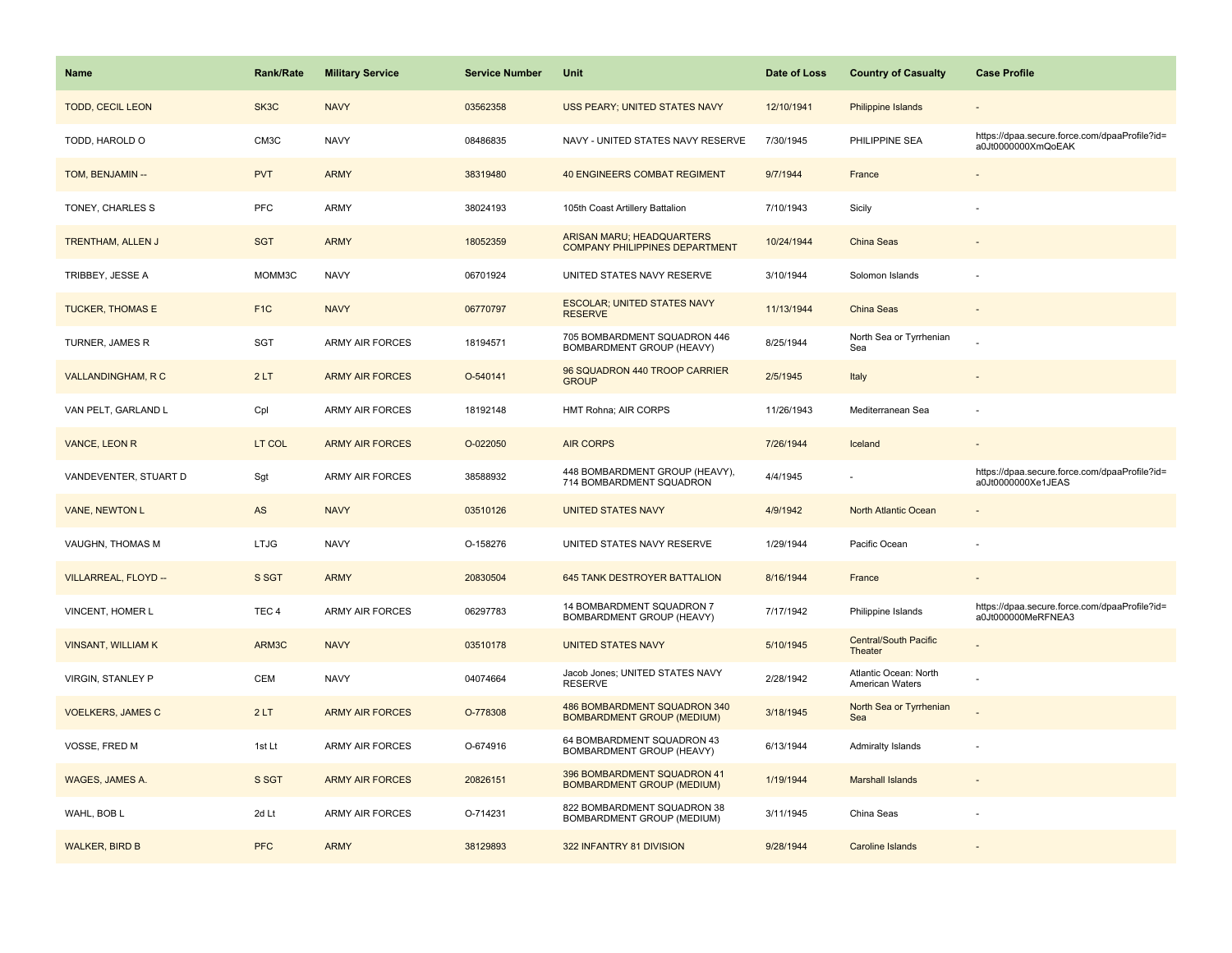| Name | Rank/Rate | Military Service | Service Number | Unit | Date of Loss | Country of Casualty | Case Profile |
|---|---|---|---|---|---|---|---|
| TODD, CECIL LEON | SK3C | NAVY | 03562358 | USS PEARY; UNITED STATES NAVY | 12/10/1941 | Philippine Islands | - |
| TODD, HAROLD O | CM3C | NAVY | 08486835 | NAVY - UNITED STATES NAVY RESERVE | 7/30/1945 | PHILIPPINE SEA | https://dpaa.secure.force.com/dpaaProfile?id=a0Jt0000000XmQoEAK |
| TOM, BENJAMIN -- | PVT | ARMY | 38319480 | 40 ENGINEERS COMBAT REGIMENT | 9/7/1944 | France | - |
| TONEY, CHARLES S | PFC | ARMY | 38024193 | 105th Coast Artillery Battalion | 7/10/1943 | Sicily | - |
| TRENTHAM, ALLEN J | SGT | ARMY | 18052359 | ARISAN MARU; HEADQUARTERS COMPANY PHILIPPINES DEPARTMENT | 10/24/1944 | China Seas | - |
| TRIBBEY, JESSE A | MOMM3C | NAVY | 06701924 | UNITED STATES NAVY RESERVE | 3/10/1944 | Solomon Islands | - |
| TUCKER, THOMAS E | F1C | NAVY | 06770797 | ESCOLAR; UNITED STATES NAVY RESERVE | 11/13/1944 | China Seas | - |
| TURNER, JAMES R | SGT | ARMY AIR FORCES | 18194571 | 705 BOMBARDMENT SQUADRON 446 BOMBARDMENT GROUP (HEAVY) | 8/25/1944 | North Sea or Tyrrhenian Sea | - |
| VALLANDINGHAM, R C | 2 LT | ARMY AIR FORCES | O-540141 | 96 SQUADRON 440 TROOP CARRIER GROUP | 2/5/1945 | Italy | - |
| VAN PELT, GARLAND L | Cpl | ARMY AIR FORCES | 18192148 | HMT Rohna; AIR CORPS | 11/26/1943 | Mediterranean Sea | - |
| VANCE, LEON R | LT COL | ARMY AIR FORCES | O-022050 | AIR CORPS | 7/26/1944 | Iceland | - |
| VANDEVENTER, STUART D | Sgt | ARMY AIR FORCES | 38588932 | 448 BOMBARDMENT GROUP (HEAVY), 714 BOMBARDMENT SQUADRON | 4/4/1945 | - | https://dpaa.secure.force.com/dpaaProfile?id=a0Jt0000000Xe1JEAS |
| VANE, NEWTON L | AS | NAVY | 03510126 | UNITED STATES NAVY | 4/9/1942 | North Atlantic Ocean | - |
| VAUGHN, THOMAS M | LTJG | NAVY | O-158276 | UNITED STATES NAVY RESERVE | 1/29/1944 | Pacific Ocean | - |
| VILLARREAL, FLOYD -- | S SGT | ARMY | 20830504 | 645 TANK DESTROYER BATTALION | 8/16/1944 | France | - |
| VINCENT, HOMER L | TEC 4 | ARMY AIR FORCES | 06297783 | 14 BOMBARDMENT SQUADRON 7 BOMBARDMENT GROUP (HEAVY) | 7/17/1942 | Philippine Islands | https://dpaa.secure.force.com/dpaaProfile?id=a0Jt000000MeRFNEA3 |
| VINSANT, WILLIAM K | ARM3C | NAVY | 03510178 | UNITED STATES NAVY | 5/10/1945 | Central/South Pacific Theater | - |
| VIRGIN, STANLEY P | CEM | NAVY | 04074664 | Jacob Jones; UNITED STATES NAVY RESERVE | 2/28/1942 | Atlantic Ocean: North American Waters | - |
| VOELKERS, JAMES C | 2 LT | ARMY AIR FORCES | O-778308 | 486 BOMBARDMENT SQUADRON 340 BOMBARDMENT GROUP (MEDIUM) | 3/18/1945 | North Sea or Tyrrhenian Sea | - |
| VOSSE, FRED M | 1st Lt | ARMY AIR FORCES | O-674916 | 64 BOMBARDMENT SQUADRON 43 BOMBARDMENT GROUP (HEAVY) | 6/13/1944 | Admiralty Islands | - |
| WAGES, JAMES A. | S SGT | ARMY AIR FORCES | 20826151 | 396 BOMBARDMENT SQUADRON 41 BOMBARDMENT GROUP (MEDIUM) | 1/19/1944 | Marshall Islands | - |
| WAHL, BOB L | 2d Lt | ARMY AIR FORCES | O-714231 | 822 BOMBARDMENT SQUADRON 38 BOMBARDMENT GROUP (MEDIUM) | 3/11/1945 | China Seas | - |
| WALKER, BIRD B | PFC | ARMY | 38129893 | 322 INFANTRY 81 DIVISION | 9/28/1944 | Caroline Islands | - |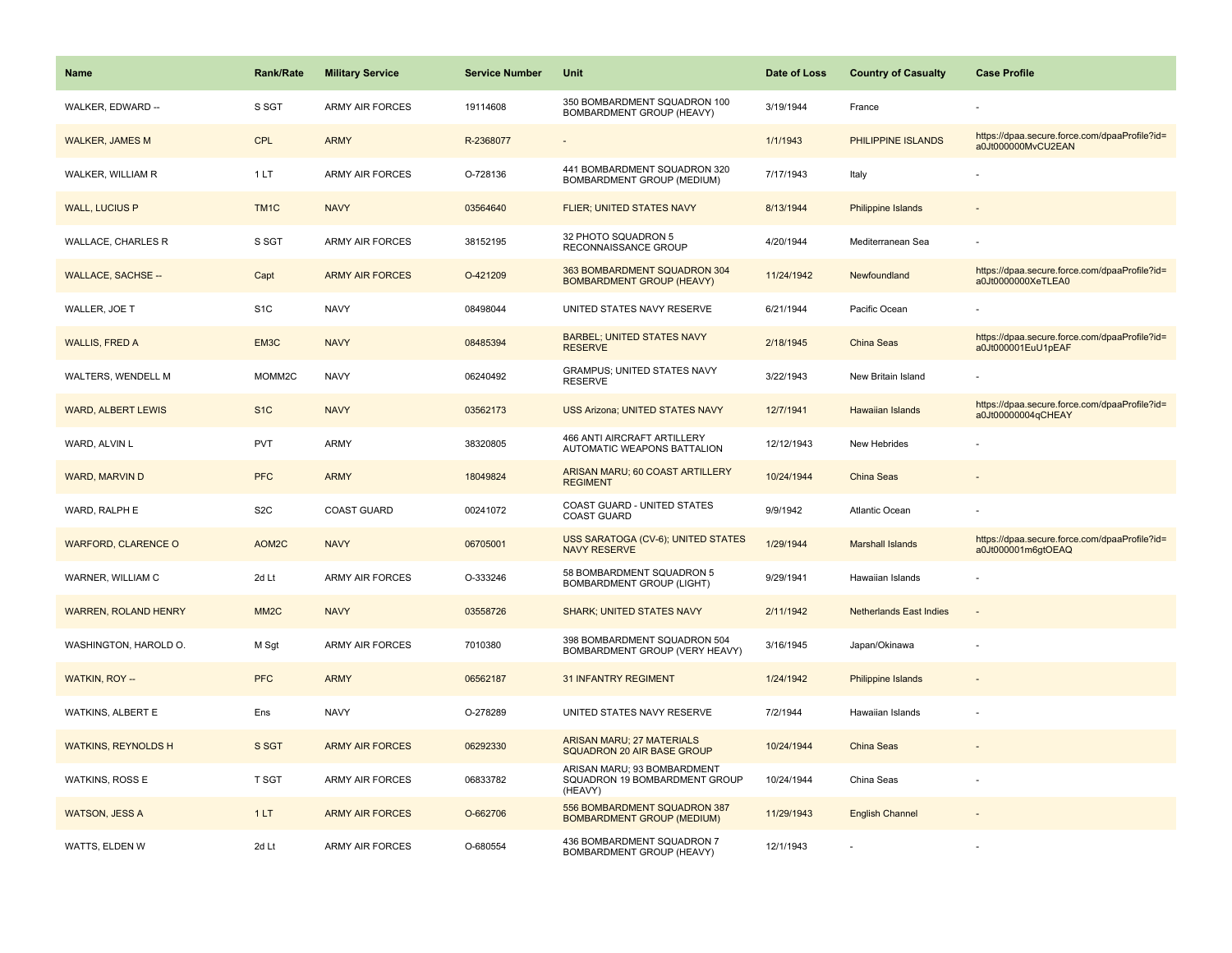| Name | Rank/Rate | Military Service | Service Number | Unit | Date of Loss | Country of Casualty | Case Profile |
|---|---|---|---|---|---|---|---|
| WALKER, EDWARD -- | S SGT | ARMY AIR FORCES | 19114608 | 350 BOMBARDMENT SQUADRON 100 BOMBARDMENT GROUP (HEAVY) | 3/19/1944 | France | - |
| WALKER, JAMES M | CPL | ARMY | R-2368077 | - | 1/1/1943 | PHILIPPINE ISLANDS | https://dpaa.secure.force.com/dpaaProfile?id=a0Jt000000MvCU2EAN |
| WALKER, WILLIAM R | 1 LT | ARMY AIR FORCES | O-728136 | 441 BOMBARDMENT SQUADRON 320 BOMBARDMENT GROUP (MEDIUM) | 7/17/1943 | Italy | - |
| WALL, LUCIUS P | TM1C | NAVY | 03564640 | FLIER; UNITED STATES NAVY | 8/13/1944 | Philippine Islands | - |
| WALLACE, CHARLES R | S SGT | ARMY AIR FORCES | 38152195 | 32 PHOTO SQUADRON 5 RECONNAISSANCE GROUP | 4/20/1944 | Mediterranean Sea | - |
| WALLACE, SACHSE -- | Capt | ARMY AIR FORCES | O-421209 | 363 BOMBARDMENT SQUADRON 304 BOMBARDMENT GROUP (HEAVY) | 11/24/1942 | Newfoundland | https://dpaa.secure.force.com/dpaaProfile?id=a0Jt0000000XeTLEA0 |
| WALLER, JOE T | S1C | NAVY | 08498044 | UNITED STATES NAVY RESERVE | 6/21/1944 | Pacific Ocean | - |
| WALLIS, FRED A | EM3C | NAVY | 08485394 | BARBEL; UNITED STATES NAVY RESERVE | 2/18/1945 | China Seas | https://dpaa.secure.force.com/dpaaProfile?id=a0Jt000001EuU1pEAF |
| WALTERS, WENDELL M | MOMM2C | NAVY | 06240492 | GRAMPUS; UNITED STATES NAVY RESERVE | 3/22/1943 | New Britain Island | - |
| WARD, ALBERT LEWIS | S1C | NAVY | 03562173 | USS Arizona; UNITED STATES NAVY | 12/7/1941 | Hawaiian Islands | https://dpaa.secure.force.com/dpaaProfile?id=a0Jt00000004qCHEAY |
| WARD, ALVIN L | PVT | ARMY | 38320805 | 466 ANTI AIRCRAFT ARTILLERY AUTOMATIC WEAPONS BATTALION | 12/12/1943 | New Hebrides | - |
| WARD, MARVIN D | PFC | ARMY | 18049824 | ARISAN MARU; 60 COAST ARTILLERY REGIMENT | 10/24/1944 | China Seas | - |
| WARD, RALPH E | S2C | COAST GUARD | 00241072 | COAST GUARD - UNITED STATES COAST GUARD | 9/9/1942 | Atlantic Ocean | - |
| WARFORD, CLARENCE O | AOM2C | NAVY | 06705001 | USS SARATOGA (CV-6); UNITED STATES NAVY RESERVE | 1/29/1944 | Marshall Islands | https://dpaa.secure.force.com/dpaaProfile?id=a0Jt000001m6gtOEAQ |
| WARNER, WILLIAM C | 2d Lt | ARMY AIR FORCES | O-333246 | 58 BOMBARDMENT SQUADRON 5 BOMBARDMENT GROUP (LIGHT) | 9/29/1941 | Hawaiian Islands | - |
| WARREN, ROLAND HENRY | MM2C | NAVY | 03558726 | SHARK; UNITED STATES NAVY | 2/11/1942 | Netherlands East Indies | - |
| WASHINGTON, HAROLD O. | M Sgt | ARMY AIR FORCES | 7010380 | 398 BOMBARDMENT SQUADRON 504 BOMBARDMENT GROUP (VERY HEAVY) | 3/16/1945 | Japan/Okinawa | - |
| WATKIN, ROY -- | PFC | ARMY | 06562187 | 31 INFANTRY REGIMENT | 1/24/1942 | Philippine Islands | - |
| WATKINS, ALBERT E | Ens | NAVY | O-278289 | UNITED STATES NAVY RESERVE | 7/2/1944 | Hawaiian Islands | - |
| WATKINS, REYNOLDS H | S SGT | ARMY AIR FORCES | 06292330 | ARISAN MARU; 27 MATERIALS SQUADRON 20 AIR BASE GROUP | 10/24/1944 | China Seas | - |
| WATKINS, ROSS E | T SGT | ARMY AIR FORCES | 06833782 | ARISAN MARU; 93 BOMBARDMENT SQUADRON 19 BOMBARDMENT GROUP (HEAVY) | 10/24/1944 | China Seas | - |
| WATSON, JESS A | 1 LT | ARMY AIR FORCES | O-662706 | 556 BOMBARDMENT SQUADRON 387 BOMBARDMENT GROUP (MEDIUM) | 11/29/1943 | English Channel | - |
| WATTS, ELDEN W | 2d Lt | ARMY AIR FORCES | O-680554 | 436 BOMBARDMENT SQUADRON 7 BOMBARDMENT GROUP (HEAVY) | 12/1/1943 | - | - |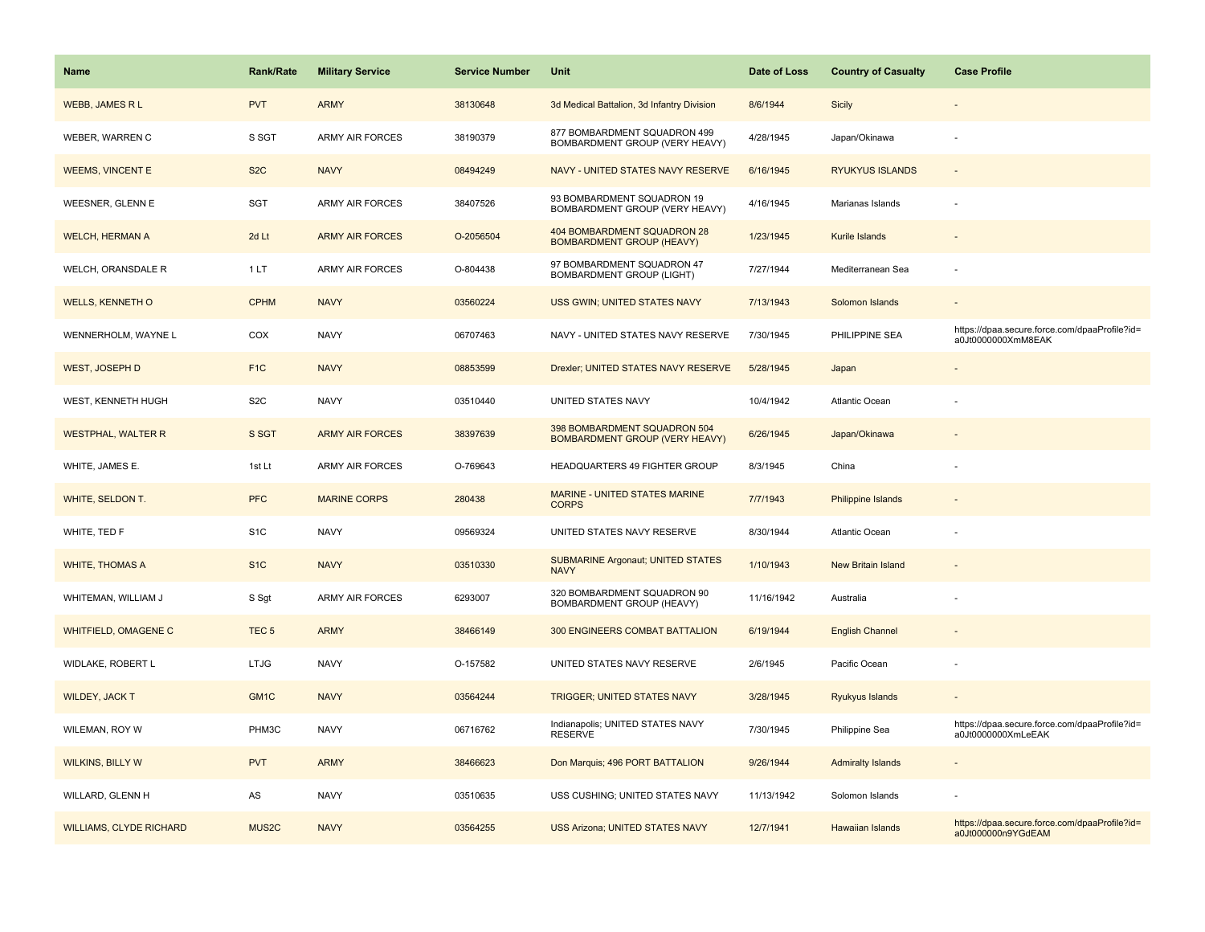| Name | Rank/Rate | Military Service | Service Number | Unit | Date of Loss | Country of Casualty | Case Profile |
|---|---|---|---|---|---|---|---|
| WEBB, JAMES R L | PVT | ARMY | 38130648 | 3d Medical Battalion, 3d Infantry Division | 8/6/1944 | Sicily | - |
| WEBER, WARREN C | S SGT | ARMY AIR FORCES | 38190379 | 877 BOMBARDMENT SQUADRON 499 BOMBARDMENT GROUP (VERY HEAVY) | 4/28/1945 | Japan/Okinawa | - |
| WEEMS, VINCENT E | S2C | NAVY | 08494249 | NAVY - UNITED STATES NAVY RESERVE | 6/16/1945 | RYUKYUS ISLANDS | - |
| WEESNER, GLENN E | SGT | ARMY AIR FORCES | 38407526 | 93 BOMBARDMENT SQUADRON 19 BOMBARDMENT GROUP (VERY HEAVY) | 4/16/1945 | Marianas Islands | - |
| WELCH, HERMAN A | 2d Lt | ARMY AIR FORCES | O-2056504 | 404 BOMBARDMENT SQUADRON 28 BOMBARDMENT GROUP (HEAVY) | 1/23/1945 | Kurile Islands | - |
| WELCH, ORANSDALE R | 1 LT | ARMY AIR FORCES | O-804438 | 97 BOMBARDMENT SQUADRON 47 BOMBARDMENT GROUP (LIGHT) | 7/27/1944 | Mediterranean Sea | - |
| WELLS, KENNETH O | CPHM | NAVY | 03560224 | USS GWIN; UNITED STATES NAVY | 7/13/1943 | Solomon Islands | - |
| WENNERHOLM, WAYNE L | COX | NAVY | 06707463 | NAVY - UNITED STATES NAVY RESERVE | 7/30/1945 | PHILIPPINE SEA | https://dpaa.secure.force.com/dpaaProfile?id=a0Jt0000000XmM8EAK |
| WEST, JOSEPH D | F1C | NAVY | 08853599 | Drexler; UNITED STATES NAVY RESERVE | 5/28/1945 | Japan | - |
| WEST, KENNETH HUGH | S2C | NAVY | 03510440 | UNITED STATES NAVY | 10/4/1942 | Atlantic Ocean | - |
| WESTPHAL, WALTER R | S SGT | ARMY AIR FORCES | 38397639 | 398 BOMBARDMENT SQUADRON 504 BOMBARDMENT GROUP (VERY HEAVY) | 6/26/1945 | Japan/Okinawa | - |
| WHITE, JAMES E. | 1st Lt | ARMY AIR FORCES | O-769643 | HEADQUARTERS 49 FIGHTER GROUP | 8/3/1945 | China | - |
| WHITE, SELDON T. | PFC | MARINE CORPS | 280438 | MARINE - UNITED STATES MARINE CORPS | 7/7/1943 | Philippine Islands | - |
| WHITE, TED F | S1C | NAVY | 09569324 | UNITED STATES NAVY RESERVE | 8/30/1944 | Atlantic Ocean | - |
| WHITE, THOMAS A | S1C | NAVY | 03510330 | SUBMARINE Argonaut; UNITED STATES NAVY | 1/10/1943 | New Britain Island | - |
| WHITEMAN, WILLIAM J | S Sgt | ARMY AIR FORCES | 6293007 | 320 BOMBARDMENT SQUADRON 90 BOMBARDMENT GROUP (HEAVY) | 11/16/1942 | Australia | - |
| WHITFIELD, OMAGENE C | TEC 5 | ARMY | 38466149 | 300 ENGINEERS COMBAT BATTALION | 6/19/1944 | English Channel | - |
| WIDLAKE, ROBERT L | LTJG | NAVY | O-157582 | UNITED STATES NAVY RESERVE | 2/6/1945 | Pacific Ocean | - |
| WILDEY, JACK T | GM1C | NAVY | 03564244 | TRIGGER; UNITED STATES NAVY | 3/28/1945 | Ryukyus Islands | - |
| WILEMAN, ROY W | PHM3C | NAVY | 06716762 | Indianapolis; UNITED STATES NAVY RESERVE | 7/30/1945 | Philippine Sea | https://dpaa.secure.force.com/dpaaProfile?id=a0Jt0000000XmLeEAK |
| WILKINS, BILLY W | PVT | ARMY | 38466623 | Don Marquis; 496 PORT BATTALION | 9/26/1944 | Admiralty Islands | - |
| WILLARD, GLENN H | AS | NAVY | 03510635 | USS CUSHING; UNITED STATES NAVY | 11/13/1942 | Solomon Islands | - |
| WILLIAMS, CLYDE RICHARD | MUS2C | NAVY | 03564255 | USS Arizona; UNITED STATES NAVY | 12/7/1941 | Hawaiian Islands | https://dpaa.secure.force.com/dpaaProfile?id=a0Jt000000n9YGdEAM |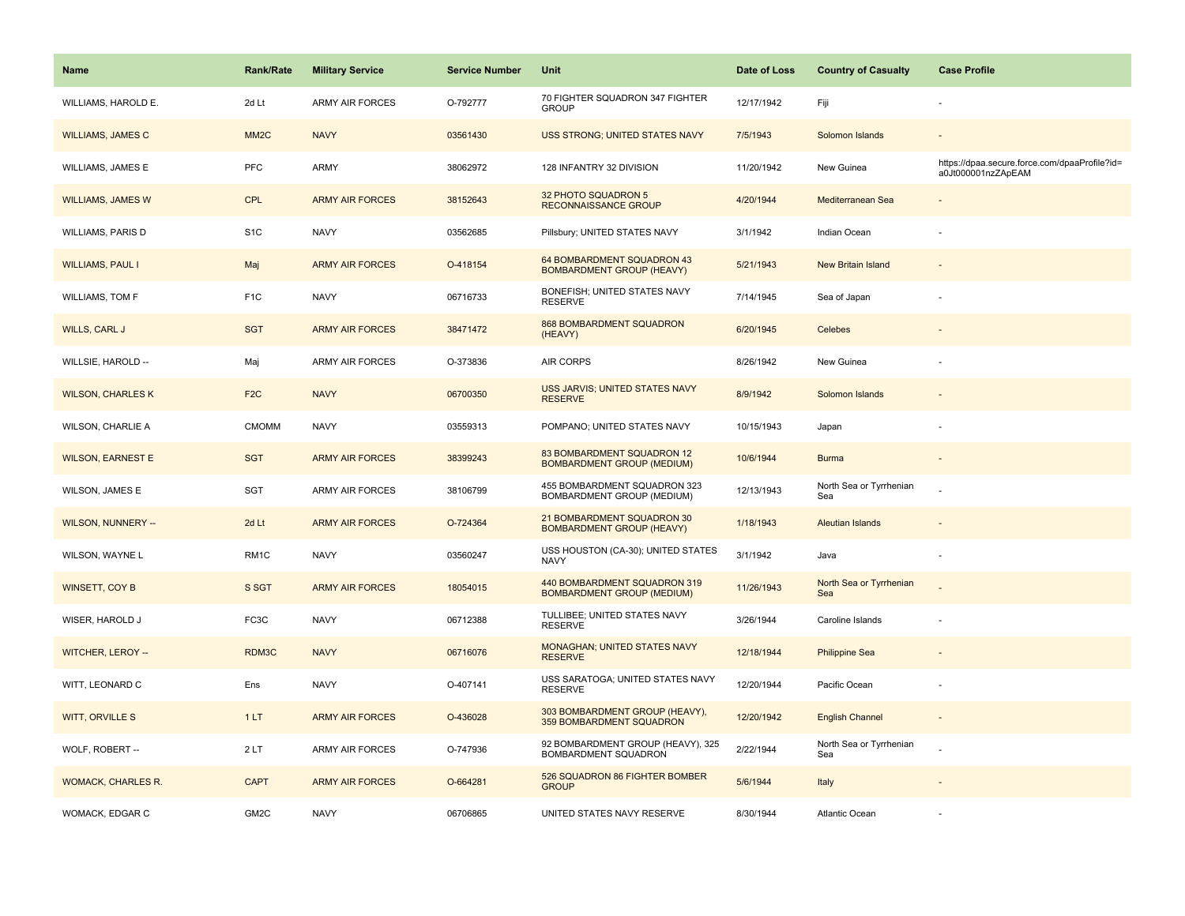| Name | Rank/Rate | Military Service | Service Number | Unit | Date of Loss | Country of Casualty | Case Profile |
|---|---|---|---|---|---|---|---|
| WILLIAMS, HAROLD E. | 2d Lt | ARMY AIR FORCES | O-792777 | 70 FIGHTER SQUADRON 347 FIGHTER GROUP | 12/17/1942 | Fiji | - |
| WILLIAMS, JAMES C | MM2C | NAVY | 03561430 | USS STRONG; UNITED STATES NAVY | 7/5/1943 | Solomon Islands | - |
| WILLIAMS, JAMES E | PFC | ARMY | 38062972 | 128 INFANTRY 32 DIVISION | 11/20/1942 | New Guinea | https://dpaa.secure.force.com/dpaaProfile?id=a0Jt000001nzZApEAM |
| WILLIAMS, JAMES W | CPL | ARMY AIR FORCES | 38152643 | 32 PHOTO SQUADRON 5 RECONNAISSANCE GROUP | 4/20/1944 | Mediterranean Sea | - |
| WILLIAMS, PARIS D | S1C | NAVY | 03562685 | Pillsbury; UNITED STATES NAVY | 3/1/1942 | Indian Ocean | - |
| WILLIAMS, PAUL I | Maj | ARMY AIR FORCES | O-418154 | 64 BOMBARDMENT SQUADRON 43 BOMBARDMENT GROUP (HEAVY) | 5/21/1943 | New Britain Island | - |
| WILLIAMS, TOM F | F1C | NAVY | 06716733 | BONEFISH; UNITED STATES NAVY RESERVE | 7/14/1945 | Sea of Japan | - |
| WILLS, CARL J | SGT | ARMY AIR FORCES | 38471472 | 868 BOMBARDMENT SQUADRON (HEAVY) | 6/20/1945 | Celebes | - |
| WILLSIE, HAROLD -- | Maj | ARMY AIR FORCES | O-373836 | AIR CORPS | 8/26/1942 | New Guinea | - |
| WILSON, CHARLES K | F2C | NAVY | 06700350 | USS JARVIS; UNITED STATES NAVY RESERVE | 8/9/1942 | Solomon Islands | - |
| WILSON, CHARLIE A | CMOMM | NAVY | 03559313 | POMPANO; UNITED STATES NAVY | 10/15/1943 | Japan | - |
| WILSON, EARNEST E | SGT | ARMY AIR FORCES | 38399243 | 83 BOMBARDMENT SQUADRON 12 BOMBARDMENT GROUP (MEDIUM) | 10/6/1944 | Burma | - |
| WILSON, JAMES E | SGT | ARMY AIR FORCES | 38106799 | 455 BOMBARDMENT SQUADRON 323 BOMBARDMENT GROUP (MEDIUM) | 12/13/1943 | North Sea or Tyrrhenian Sea | - |
| WILSON, NUNNERY -- | 2d Lt | ARMY AIR FORCES | O-724364 | 21 BOMBARDMENT SQUADRON 30 BOMBARDMENT GROUP (HEAVY) | 1/18/1943 | Aleutian Islands | - |
| WILSON, WAYNE L | RM1C | NAVY | 03560247 | USS HOUSTON (CA-30); UNITED STATES NAVY | 3/1/1942 | Java | - |
| WINSETT, COY B | S SGT | ARMY AIR FORCES | 18054015 | 440 BOMBARDMENT SQUADRON 319 BOMBARDMENT GROUP (MEDIUM) | 11/26/1943 | North Sea or Tyrrhenian Sea | - |
| WISER, HAROLD J | FC3C | NAVY | 06712388 | TULLIBEE; UNITED STATES NAVY RESERVE | 3/26/1944 | Caroline Islands | - |
| WITCHER, LEROY -- | RDM3C | NAVY | 06716076 | MONAGHAN; UNITED STATES NAVY RESERVE | 12/18/1944 | Philippine Sea | - |
| WITT, LEONARD C | Ens | NAVY | O-407141 | USS SARATOGA; UNITED STATES NAVY RESERVE | 12/20/1944 | Pacific Ocean | - |
| WITT, ORVILLE S | 1 LT | ARMY AIR FORCES | O-436028 | 303 BOMBARDMENT GROUP (HEAVY), 359 BOMBARDMENT SQUADRON | 12/20/1942 | English Channel | - |
| WOLF, ROBERT -- | 2 LT | ARMY AIR FORCES | O-747936 | 92 BOMBARDMENT GROUP (HEAVY), 325 BOMBARDMENT SQUADRON | 2/22/1944 | North Sea or Tyrrhenian Sea | - |
| WOMACK, CHARLES R. | CAPT | ARMY AIR FORCES | O-664281 | 526 SQUADRON 86 FIGHTER BOMBER GROUP | 5/6/1944 | Italy | - |
| WOMACK, EDGAR C | GM2C | NAVY | 06706865 | UNITED STATES NAVY RESERVE | 8/30/1944 | Atlantic Ocean | - |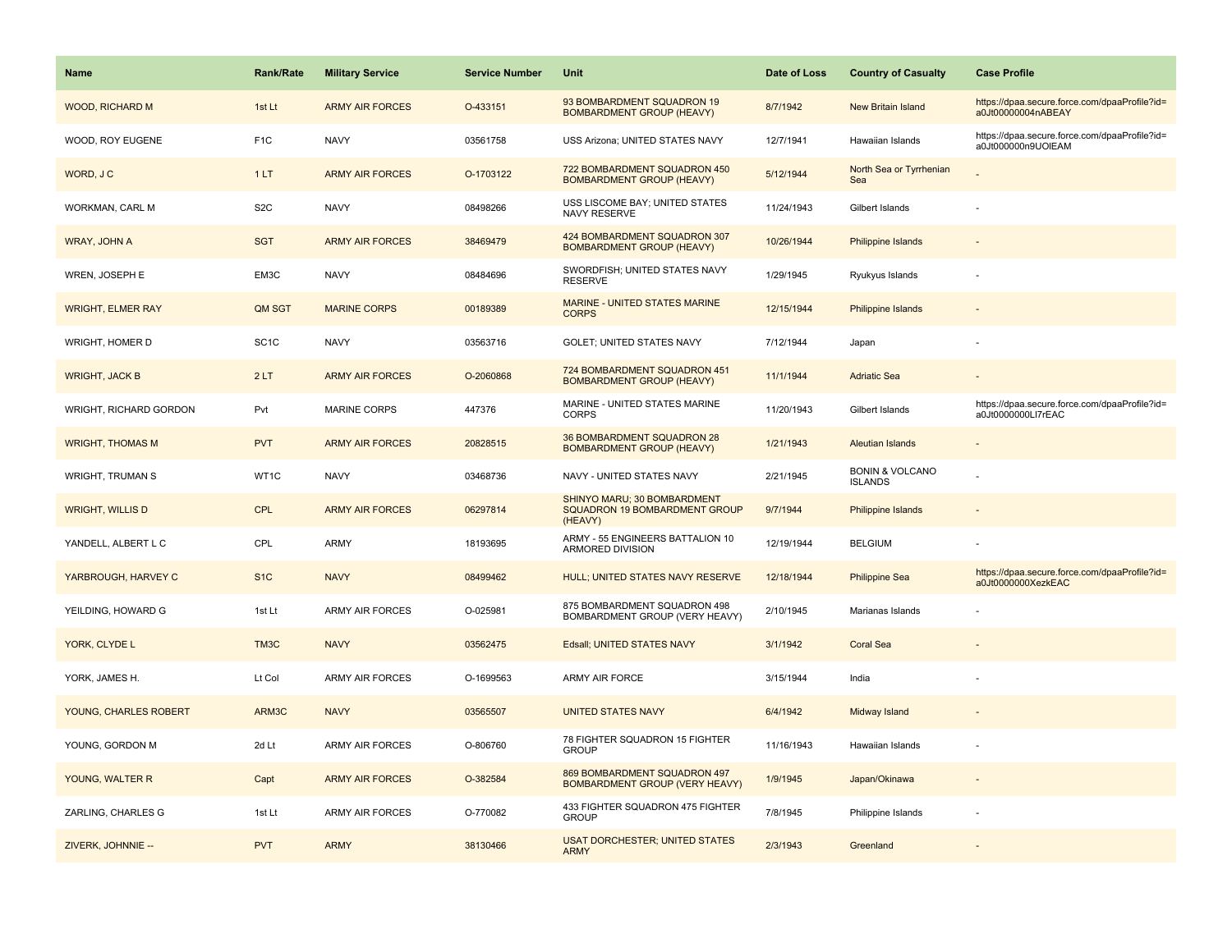| Name | Rank/Rate | Military Service | Service Number | Unit | Date of Loss | Country of Casualty | Case Profile |
| --- | --- | --- | --- | --- | --- | --- | --- |
| WOOD, RICHARD M | 1st Lt | ARMY AIR FORCES | O-433151 | 93 BOMBARDMENT SQUADRON 19 BOMBARDMENT GROUP (HEAVY) | 8/7/1942 | New Britain Island | https://dpaa.secure.force.com/dpaaProfile?id=a0Jt00000004nABEAY |
| WOOD, ROY EUGENE | F1C | NAVY | 03561758 | USS Arizona; UNITED STATES NAVY | 12/7/1941 | Hawaiian Islands | https://dpaa.secure.force.com/dpaaProfile?id=a0Jt000000n9UOIEAM |
| WORD, J C | 1 LT | ARMY AIR FORCES | O-1703122 | 722 BOMBARDMENT SQUADRON 450 BOMBARDMENT GROUP (HEAVY) | 5/12/1944 | North Sea or Tyrrhenian Sea | - |
| WORKMAN, CARL M | S2C | NAVY | 08498266 | USS LISCOME BAY; UNITED STATES NAVY RESERVE | 11/24/1943 | Gilbert Islands | - |
| WRAY, JOHN A | SGT | ARMY AIR FORCES | 38469479 | 424 BOMBARDMENT SQUADRON 307 BOMBARDMENT GROUP (HEAVY) | 10/26/1944 | Philippine Islands | - |
| WREN, JOSEPH E | EM3C | NAVY | 08484696 | SWORDFISH; UNITED STATES NAVY RESERVE | 1/29/1945 | Ryukyus Islands | - |
| WRIGHT, ELMER RAY | QM SGT | MARINE CORPS | 00189389 | MARINE - UNITED STATES MARINE CORPS | 12/15/1944 | Philippine Islands | - |
| WRIGHT, HOMER D | SC1C | NAVY | 03563716 | GOLET; UNITED STATES NAVY | 7/12/1944 | Japan | - |
| WRIGHT, JACK B | 2 LT | ARMY AIR FORCES | O-2060868 | 724 BOMBARDMENT SQUADRON 451 BOMBARDMENT GROUP (HEAVY) | 11/1/1944 | Adriatic Sea | - |
| WRIGHT, RICHARD GORDON | Pvt | MARINE CORPS | 447376 | MARINE - UNITED STATES MARINE CORPS | 11/20/1943 | Gilbert Islands | https://dpaa.secure.force.com/dpaaProfile?id=a0Jt0000000LI7rEAC |
| WRIGHT, THOMAS M | PVT | ARMY AIR FORCES | 20828515 | 36 BOMBARDMENT SQUADRON 28 BOMBARDMENT GROUP (HEAVY) | 1/21/1943 | Aleutian Islands | - |
| WRIGHT, TRUMAN S | WT1C | NAVY | 03468736 | NAVY - UNITED STATES NAVY | 2/21/1945 | BONIN & VOLCANO ISLANDS | - |
| WRIGHT, WILLIS D | CPL | ARMY AIR FORCES | 06297814 | SHINYO MARU; 30 BOMBARDMENT SQUADRON 19 BOMBARDMENT GROUP (HEAVY) | 9/7/1944 | Philippine Islands | - |
| YANDELL, ALBERT L C | CPL | ARMY | 18193695 | ARMY - 55 ENGINEERS BATTALION 10 ARMORED DIVISION | 12/19/1944 | BELGIUM | - |
| YARBROUGH, HARVEY C | S1C | NAVY | 08499462 | HULL; UNITED STATES NAVY RESERVE | 12/18/1944 | Philippine Sea | https://dpaa.secure.force.com/dpaaProfile?id=a0Jt0000000XezkEAC |
| YEILDING, HOWARD G | 1st Lt | ARMY AIR FORCES | O-025981 | 875 BOMBARDMENT SQUADRON 498 BOMBARDMENT GROUP (VERY HEAVY) | 2/10/1945 | Marianas Islands | - |
| YORK, CLYDE L | TM3C | NAVY | 03562475 | Edsall; UNITED STATES NAVY | 3/1/1942 | Coral Sea | - |
| YORK, JAMES H. | Lt Col | ARMY AIR FORCES | O-1699563 | ARMY AIR FORCE | 3/15/1944 | India | - |
| YOUNG, CHARLES ROBERT | ARM3C | NAVY | 03565507 | UNITED STATES NAVY | 6/4/1942 | Midway Island | - |
| YOUNG, GORDON M | 2d Lt | ARMY AIR FORCES | O-806760 | 78 FIGHTER SQUADRON 15 FIGHTER GROUP | 11/16/1943 | Hawaiian Islands | - |
| YOUNG, WALTER R | Capt | ARMY AIR FORCES | O-382584 | 869 BOMBARDMENT SQUADRON 497 BOMBARDMENT GROUP (VERY HEAVY) | 1/9/1945 | Japan/Okinawa | - |
| ZARLING, CHARLES G | 1st Lt | ARMY AIR FORCES | O-770082 | 433 FIGHTER SQUADRON 475 FIGHTER GROUP | 7/8/1945 | Philippine Islands | - |
| ZIVERK, JOHNNIE -- | PVT | ARMY | 38130466 | USAT DORCHESTER; UNITED STATES ARMY | 2/3/1943 | Greenland | - |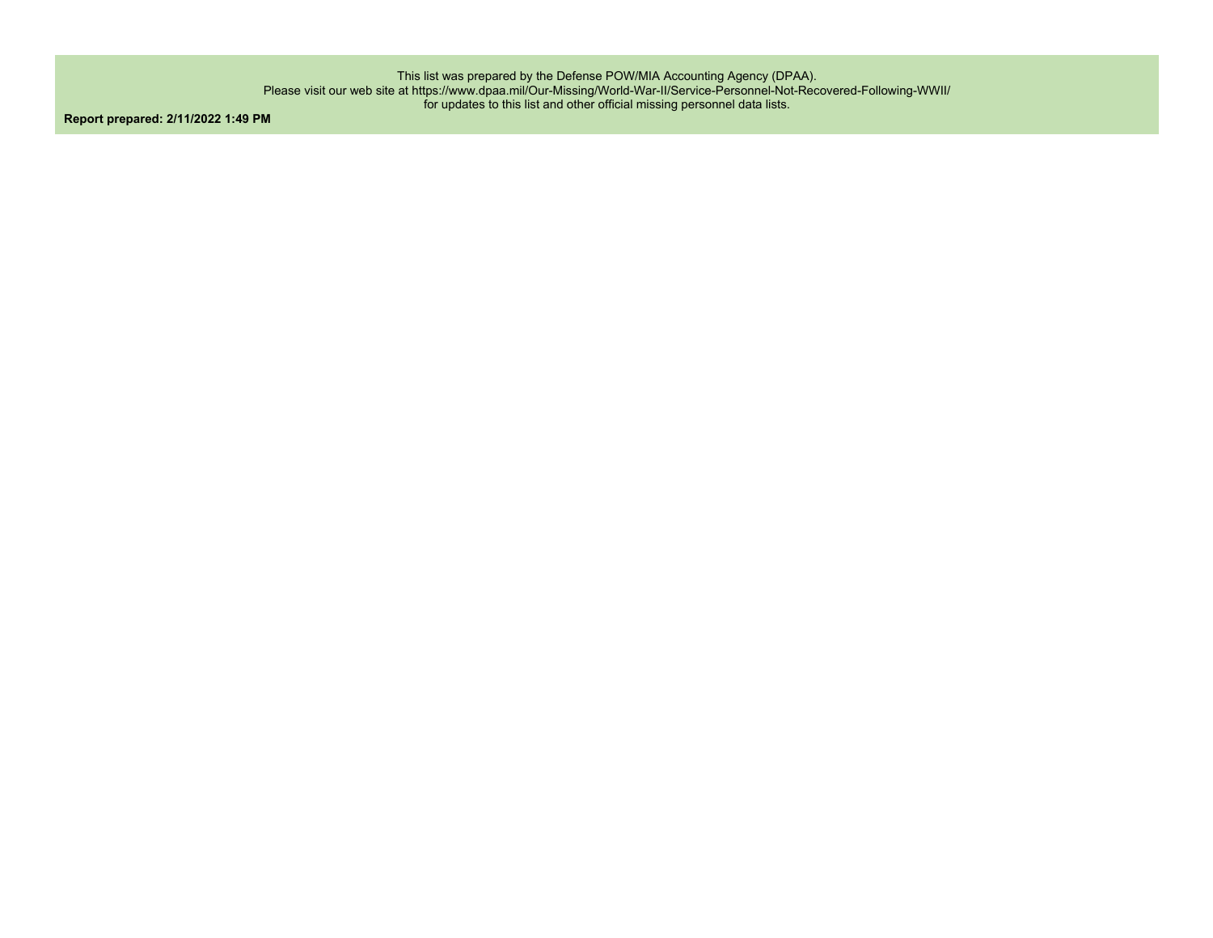This list was prepared by the Defense POW/MIA Accounting Agency (DPAA).
Please visit our web site at https://www.dpaa.mil/Our-Missing/World-War-II/Service-Personnel-Not-Recovered-Following-WWII/
for updates to this list and other official missing personnel data lists.

**Report prepared: 2/11/2022 1:49 PM**